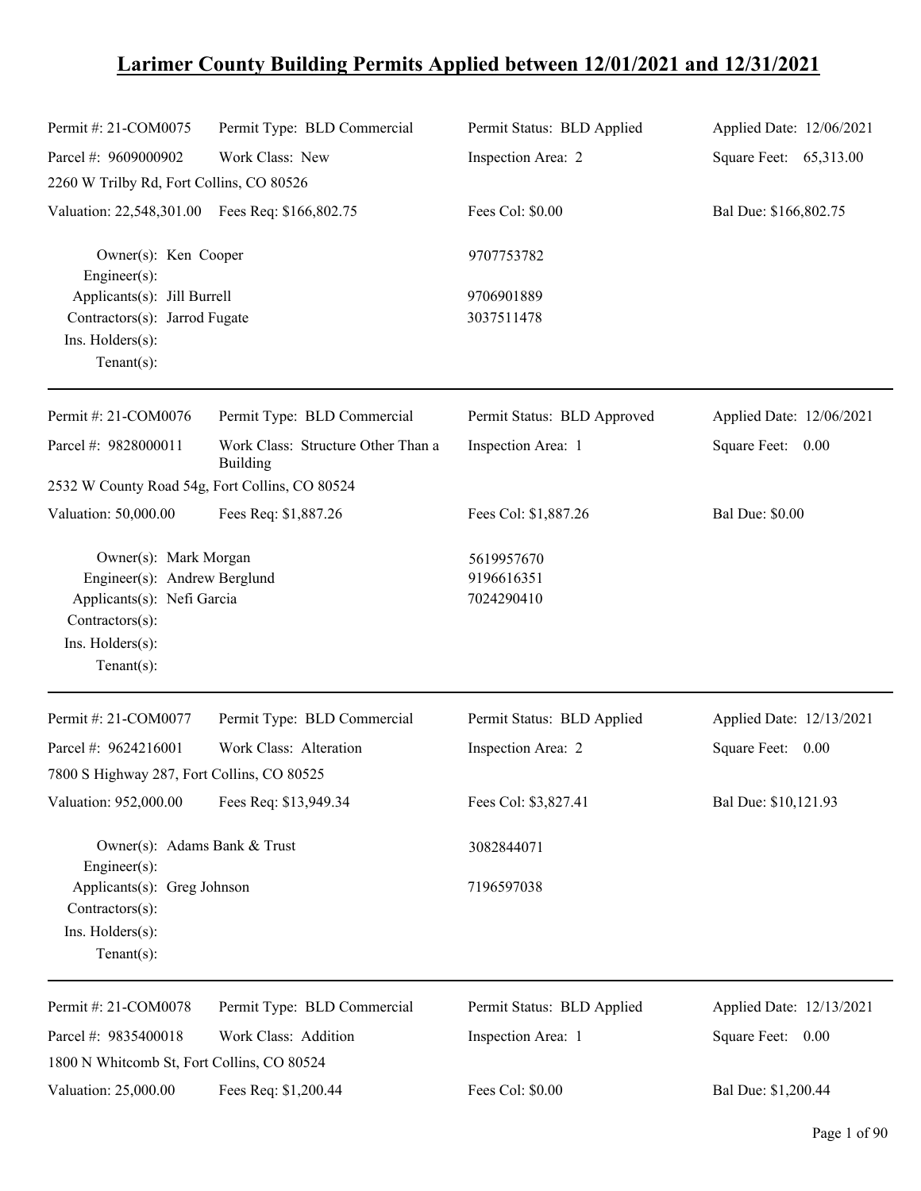# Larimer County Building Permits Applied between 12/01/2021 and 12/31/2021

| Permit #: 21-COM0075 | Permit Type: BLD Commercial | Permit Status: BLD Applied | Applied Date: 12/06/2021 |
|---|---|---|---|
| Parcel #: 9609000902 | Work Class: New | Inspection Area: 2 | Square Feet: 65,313.00 |
| 2260 W Trilby Rd, Fort Collins, CO 80526 | | | |
| Valuation: 22,548,301.00 | Fees Req: $166,802.75 | Fees Col: $0.00 | Bal Due: $166,802.75 |

Owner(s): Ken Cooper — 9707753782
Engineer(s):
Applicants(s): Jill Burrell — 9706901889
Contractors(s): Jarrod Fugate — 3037511478
Ins. Holders(s):
Tenant(s):

---

| Permit #: 21-COM0076 | Permit Type: BLD Commercial | Permit Status: BLD Approved | Applied Date: 12/06/2021 |
|---|---|---|---|
| Parcel #: 9828000011 | Work Class: Structure Other Than a Building | Inspection Area: 1 | Square Feet: 0.00 |
| 2532 W County Road 54g, Fort Collins, CO 80524 | | | |
| Valuation: 50,000.00 | Fees Req: $1,887.26 | Fees Col: $1,887.26 | Bal Due: $0.00 |

Owner(s): Mark Morgan — 5619957670
Engineer(s): Andrew Berglund — 9196616351
Applicants(s): Nefi Garcia — 7024290410
Contractors(s):
Ins. Holders(s):
Tenant(s):

---

| Permit #: 21-COM0077 | Permit Type: BLD Commercial | Permit Status: BLD Applied | Applied Date: 12/13/2021 |
|---|---|---|---|
| Parcel #: 9624216001 | Work Class: Alteration | Inspection Area: 2 | Square Feet: 0.00 |
| 7800 S Highway 287, Fort Collins, CO 80525 | | | |
| Valuation: 952,000.00 | Fees Req: $13,949.34 | Fees Col: $3,827.41 | Bal Due: $10,121.93 |

Owner(s): Adams Bank & Trust — 3082844071
Engineer(s):
Applicants(s): Greg Johnson — 7196597038
Contractors(s):
Ins. Holders(s):
Tenant(s):

---

| Permit #: 21-COM0078 | Permit Type: BLD Commercial | Permit Status: BLD Applied | Applied Date: 12/13/2021 |
|---|---|---|---|
| Parcel #: 9835400018 | Work Class: Addition | Inspection Area: 1 | Square Feet: 0.00 |
| 1800 N Whitcomb St, Fort Collins, CO 80524 | | | |
| Valuation: 25,000.00 | Fees Req: $1,200.44 | Fees Col: $0.00 | Bal Due: $1,200.44 |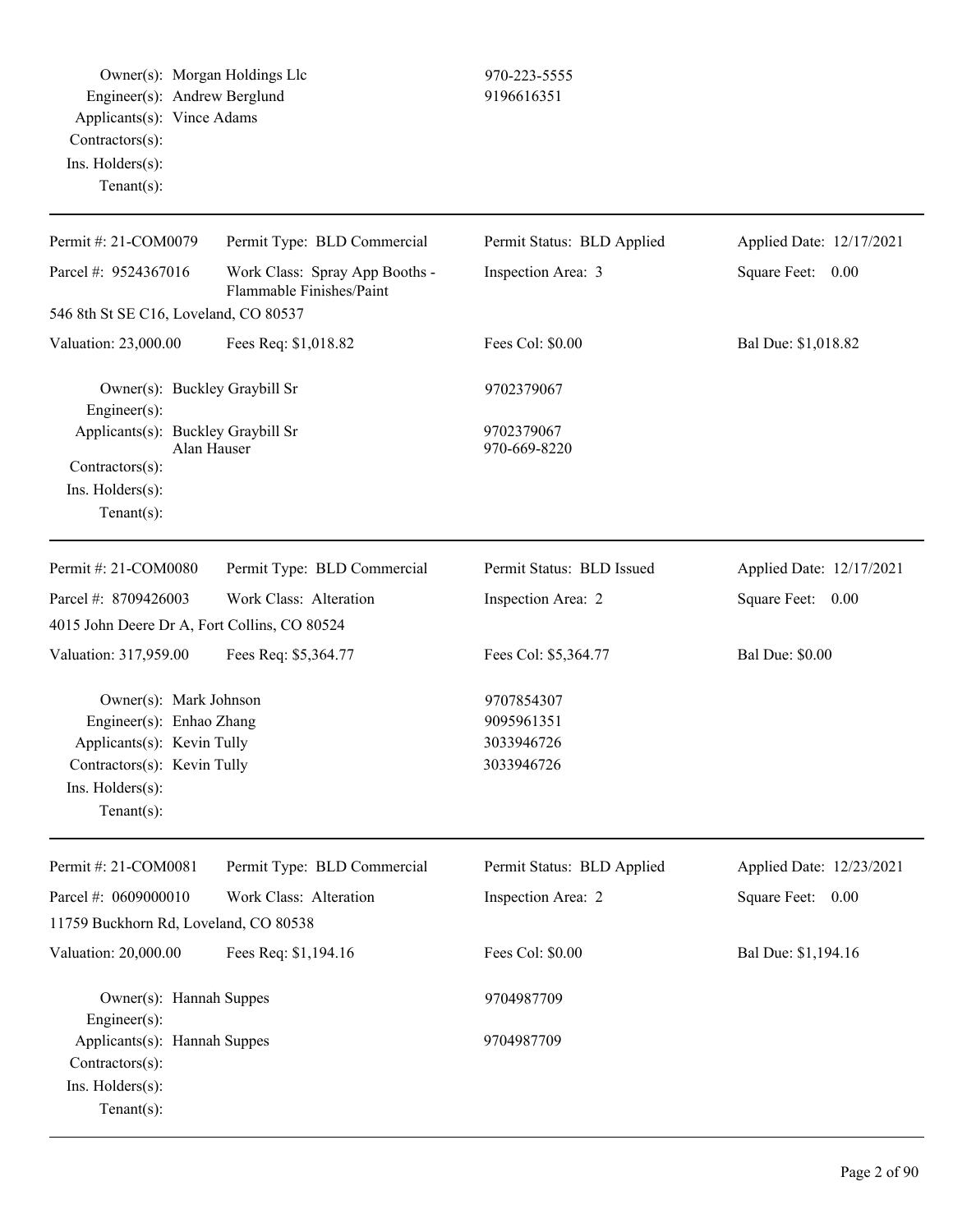Owner(s): Morgan Holdings Llc 970-223-5555
Engineer(s): Andrew Berglund 9196616351
Applicants(s): Vince Adams
Contractors(s):
Ins. Holders(s):
Tenant(s):

---

| Permit #: 21-COM0079 | Permit Type: BLD Commercial | Permit Status: BLD Applied | Applied Date: 12/17/2021 |
|---|---|---|---|
| Parcel #: 9524367016 | Work Class: Spray App Booths - Flammable Finishes/Paint | Inspection Area: 3 | Square Feet: 0.00 |
| 546 8th St SE C16, Loveland, CO 80537 | | | |
| Valuation: 23,000.00 | Fees Req: $1,018.82 | Fees Col: $0.00 | Bal Due: $1,018.82 |

Owner(s): Buckley Graybill Sr 9702379067
Engineer(s):
Applicants(s): Buckley Graybill Sr 9702379067
Alan Hauser 970-669-8220
Contractors(s):
Ins. Holders(s):
Tenant(s):

---

| Permit #: 21-COM0080 | Permit Type: BLD Commercial | Permit Status: BLD Issued | Applied Date: 12/17/2021 |
|---|---|---|---|
| Parcel #: 8709426003 | Work Class: Alteration | Inspection Area: 2 | Square Feet: 0.00 |
| 4015 John Deere Dr A, Fort Collins, CO 80524 | | | |
| Valuation: 317,959.00 | Fees Req: $5,364.77 | Fees Col: $5,364.77 | Bal Due: $0.00 |

Owner(s): Mark Johnson 9707854307
Engineer(s): Enhao Zhang 9095961351
Applicants(s): Kevin Tully 3033946726
Contractors(s): Kevin Tully 3033946726
Ins. Holders(s):
Tenant(s):

---

| Permit #: 21-COM0081 | Permit Type: BLD Commercial | Permit Status: BLD Applied | Applied Date: 12/23/2021 |
|---|---|---|---|
| Parcel #: 0609000010 | Work Class: Alteration | Inspection Area: 2 | Square Feet: 0.00 |
| 11759 Buckhorn Rd, Loveland, CO 80538 | | | |
| Valuation: 20,000.00 | Fees Req: $1,194.16 | Fees Col: $0.00 | Bal Due: $1,194.16 |

Owner(s): Hannah Suppes 9704987709
Engineer(s):
Applicants(s): Hannah Suppes 9704987709
Contractors(s):
Ins. Holders(s):
Tenant(s):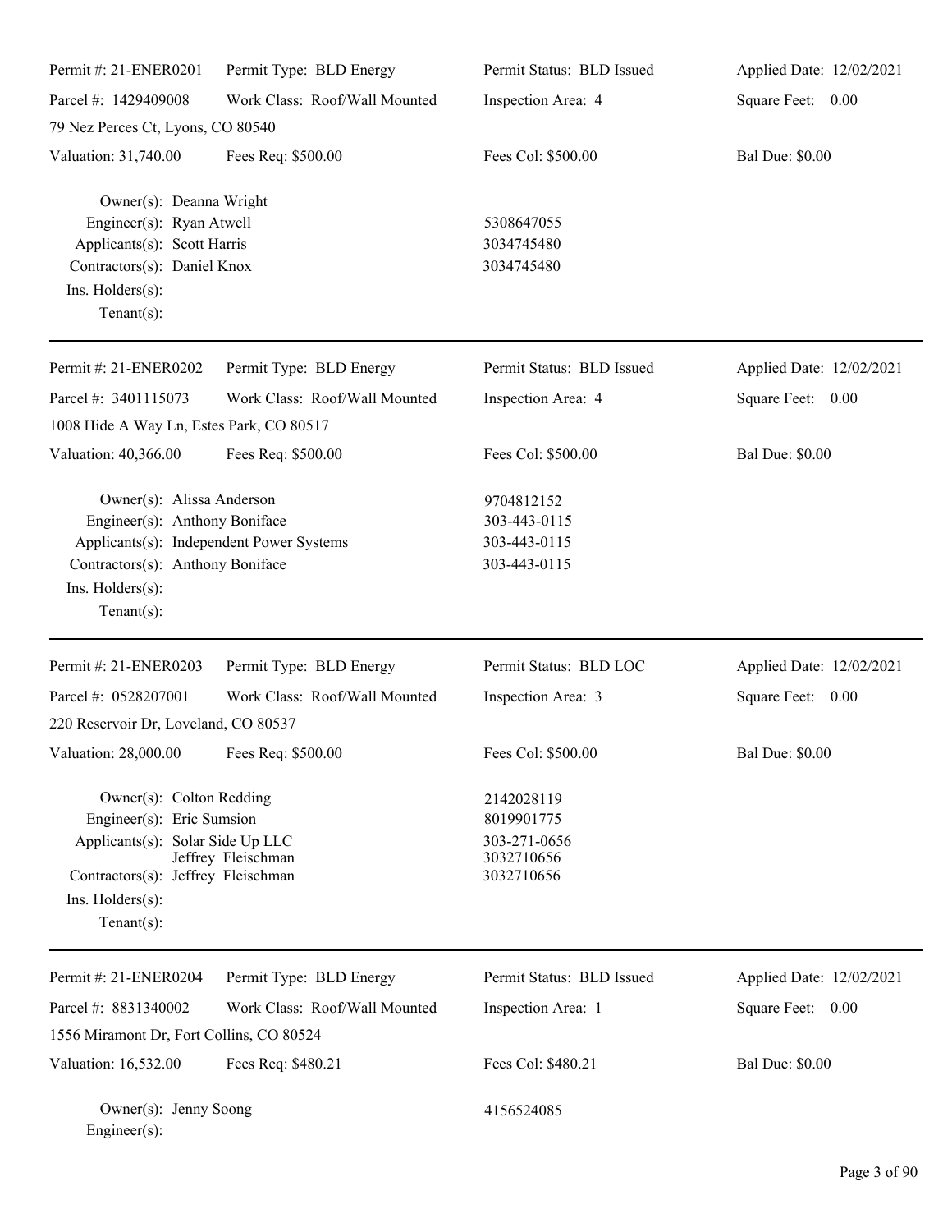| Permit #: 21-ENER0201 | Permit Type: BLD Energy | Permit Status: BLD Issued | Applied Date: 12/02/2021 |
|---|---|---|---|
| Parcel #: 1429409008 | Work Class: Roof/Wall Mounted | Inspection Area: 4 | Square Feet: 0.00 |
| 79 Nez Perces Ct, Lyons, CO 80540 | | | |
| Valuation: 31,740.00 | Fees Req: $500.00 | Fees Col: $500.00 | Bal Due: $0.00 |

| Role | Name | Phone |
|---|---|---|
| Owner(s): | Deanna Wright | |
| Engineer(s): | Ryan Atwell | 5308647055 |
| Applicants(s): | Scott Harris | 3034745480 |
| Contractors(s): | Daniel Knox | 3034745480 |
| Ins. Holders(s): | | |
| Tenant(s): | | |

---

| Permit #: 21-ENER0202 | Permit Type: BLD Energy | Permit Status: BLD Issued | Applied Date: 12/02/2021 |
|---|---|---|---|
| Parcel #: 3401115073 | Work Class: Roof/Wall Mounted | Inspection Area: 4 | Square Feet: 0.00 |
| 1008 Hide A Way Ln, Estes Park, CO 80517 | | | |
| Valuation: 40,366.00 | Fees Req: $500.00 | Fees Col: $500.00 | Bal Due: $0.00 |

| Role | Name | Phone |
|---|---|---|
| Owner(s): | Alissa Anderson | 9704812152 |
| Engineer(s): | Anthony Boniface | 303-443-0115 |
| Applicants(s): | Independent Power Systems | 303-443-0115 |
| Contractors(s): | Anthony Boniface | 303-443-0115 |
| Ins. Holders(s): | | |
| Tenant(s): | | |

---

| Permit #: 21-ENER0203 | Permit Type: BLD Energy | Permit Status: BLD LOC | Applied Date: 12/02/2021 |
|---|---|---|---|
| Parcel #: 0528207001 | Work Class: Roof/Wall Mounted | Inspection Area: 3 | Square Feet: 0.00 |
| 220 Reservoir Dr, Loveland, CO 80537 | | | |
| Valuation: 28,000.00 | Fees Req: $500.00 | Fees Col: $500.00 | Bal Due: $0.00 |

| Role | Name | Phone |
|---|---|---|
| Owner(s): | Colton Redding | 2142028119 |
| Engineer(s): | Eric Sumsion | 8019901775 |
| Applicants(s): | Solar Side Up LLC | 303-271-0656 |
| | Jeffrey Fleischman | 3032710656 |
| Contractors(s): | Jeffrey Fleischman | 3032710656 |
| Ins. Holders(s): | | |
| Tenant(s): | | |

---

| Permit #: 21-ENER0204 | Permit Type: BLD Energy | Permit Status: BLD Issued | Applied Date: 12/02/2021 |
|---|---|---|---|
| Parcel #: 8831340002 | Work Class: Roof/Wall Mounted | Inspection Area: 1 | Square Feet: 0.00 |
| 1556 Miramont Dr, Fort Collins, CO 80524 | | | |
| Valuation: 16,532.00 | Fees Req: $480.21 | Fees Col: $480.21 | Bal Due: $0.00 |

| Role | Name | Phone |
|---|---|---|
| Owner(s): | Jenny Soong | 4156524085 |
| Engineer(s): | | |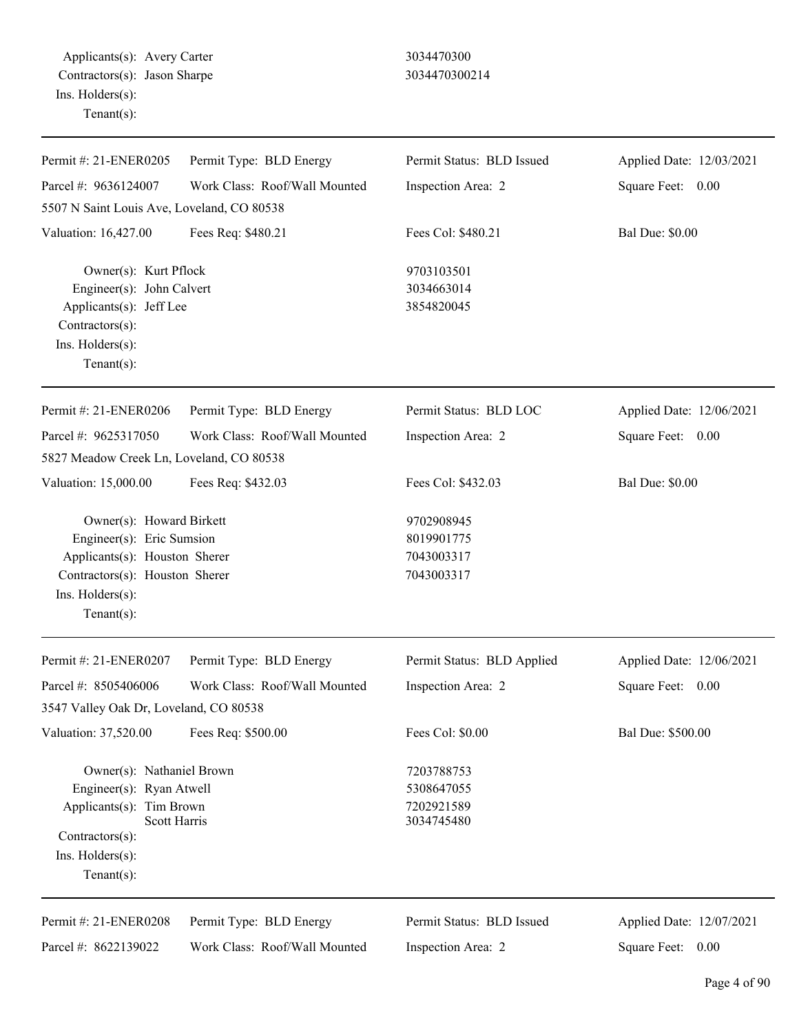Applicants(s): Avery Carter 3034470300
Contractors(s): Jason Sharpe 3034470300214
Ins. Holders(s):
Tenant(s):

---

| Permit #: 21-ENER0205 | Permit Type: BLD Energy | Permit Status: BLD Issued | Applied Date: 12/03/2021 |
|---|---|---|---|
| Parcel #: 9636124007 | Work Class: Roof/Wall Mounted | Inspection Area: 2 | Square Feet: 0.00 |
| 5507 N Saint Louis Ave, Loveland, CO 80538 | | | |
| Valuation: 16,427.00 | Fees Req: $480.21 | Fees Col: $480.21 | Bal Due: $0.00 |

Owner(s): Kurt Pflock 9703103501
Engineer(s): John Calvert 3034663014
Applicants(s): Jeff Lee 3854820045
Contractors(s):
Ins. Holders(s):
Tenant(s):

---

| Permit #: 21-ENER0206 | Permit Type: BLD Energy | Permit Status: BLD LOC | Applied Date: 12/06/2021 |
|---|---|---|---|
| Parcel #: 9625317050 | Work Class: Roof/Wall Mounted | Inspection Area: 2 | Square Feet: 0.00 |
| 5827 Meadow Creek Ln, Loveland, CO 80538 | | | |
| Valuation: 15,000.00 | Fees Req: $432.03 | Fees Col: $432.03 | Bal Due: $0.00 |

Owner(s): Howard Birkett 9702908945
Engineer(s): Eric Sumsion 8019901775
Applicants(s): Houston Sherer 7043003317
Contractors(s): Houston Sherer 7043003317
Ins. Holders(s):
Tenant(s):

---

| Permit #: 21-ENER0207 | Permit Type: BLD Energy | Permit Status: BLD Applied | Applied Date: 12/06/2021 |
|---|---|---|---|
| Parcel #: 8505406006 | Work Class: Roof/Wall Mounted | Inspection Area: 2 | Square Feet: 0.00 |
| 3547 Valley Oak Dr, Loveland, CO 80538 | | | |
| Valuation: 37,520.00 | Fees Req: $500.00 | Fees Col: $0.00 | Bal Due: $500.00 |

Owner(s): Nathaniel Brown 7203788753
Engineer(s): Ryan Atwell 5308647055
Applicants(s): Tim Brown 7202921589
Scott Harris 3034745480
Contractors(s):
Ins. Holders(s):
Tenant(s):

---

| Permit #: 21-ENER0208 | Permit Type: BLD Energy | Permit Status: BLD Issued | Applied Date: 12/07/2021 |
|---|---|---|---|
| Parcel #: 8622139022 | Work Class: Roof/Wall Mounted | Inspection Area: 2 | Square Feet: 0.00 |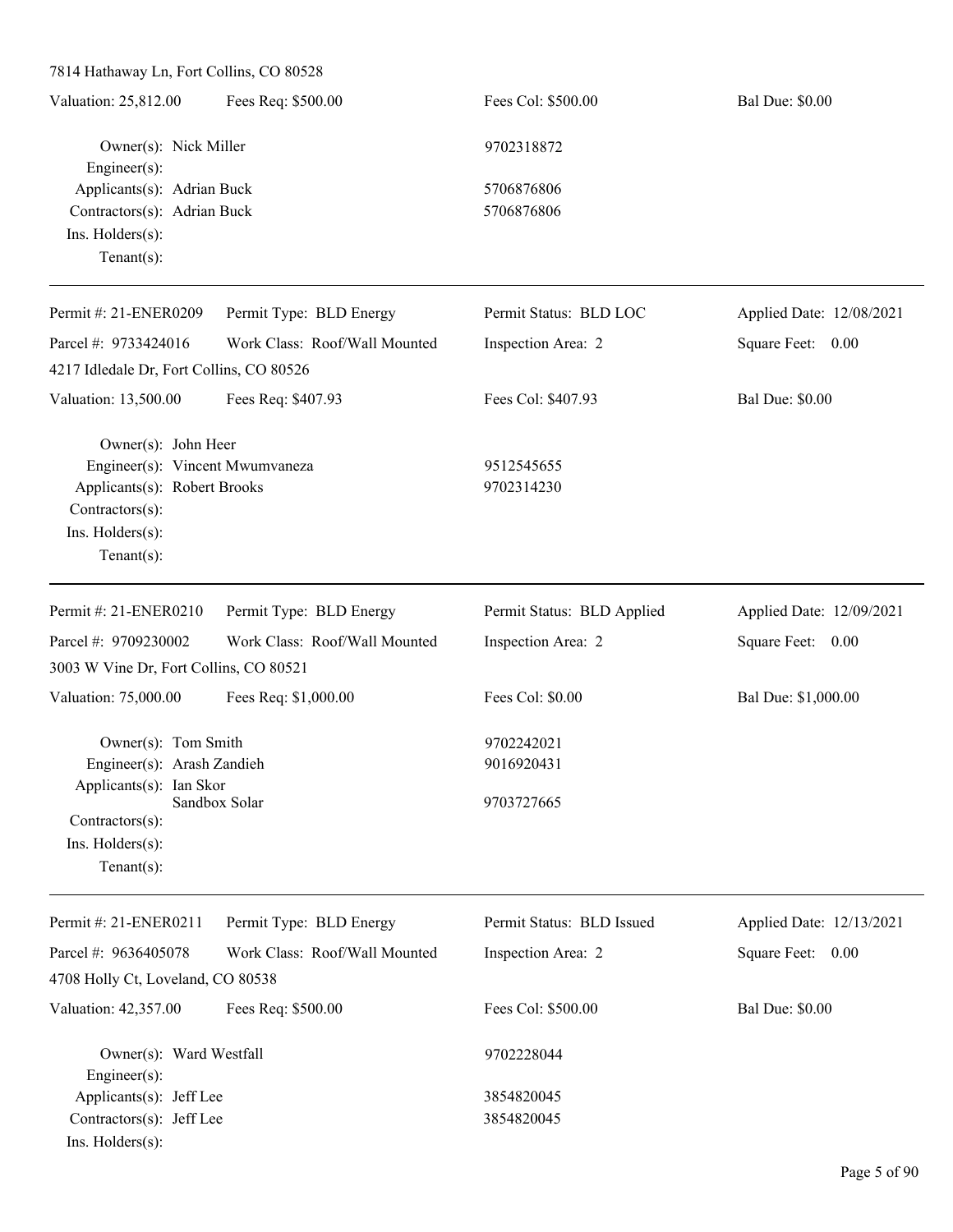7814 Hathaway Ln, Fort Collins, CO 80528

Valuation: 25,812.00 | Fees Req: $500.00 | Fees Col: $500.00 | Bal Due: $0.00

Owner(s): Nick Miller 9702318872
Engineer(s):
Applicants(s): Adrian Buck 5706876806
Contractors(s): Adrian Buck 5706876806
Ins. Holders(s):
Tenant(s):

---

Permit #: 21-ENER0209 | Permit Type: BLD Energy | Permit Status: BLD LOC | Applied Date: 12/08/2021
Parcel #: 9733424016 | Work Class: Roof/Wall Mounted | Inspection Area: 2 | Square Feet: 0.00
4217 Idledale Dr, Fort Collins, CO 80526

Valuation: 13,500.00 | Fees Req: $407.93 | Fees Col: $407.93 | Bal Due: $0.00

Owner(s): John Heer
Engineer(s): Vincent Mwumvaneza 9512545655
Applicants(s): Robert Brooks 9702314230
Contractors(s):
Ins. Holders(s):
Tenant(s):

---

Permit #: 21-ENER0210 | Permit Type: BLD Energy | Permit Status: BLD Applied | Applied Date: 12/09/2021
Parcel #: 9709230002 | Work Class: Roof/Wall Mounted | Inspection Area: 2 | Square Feet: 0.00
3003 W Vine Dr, Fort Collins, CO 80521

Valuation: 75,000.00 | Fees Req: $1,000.00 | Fees Col: $0.00 | Bal Due: $1,000.00

Owner(s): Tom Smith 9702242021
Engineer(s): Arash Zandieh 9016920431
Applicants(s): Ian Skor
Sandbox Solar 9703727665
Contractors(s):
Ins. Holders(s):
Tenant(s):

---

Permit #: 21-ENER0211 | Permit Type: BLD Energy | Permit Status: BLD Issued | Applied Date: 12/13/2021
Parcel #: 9636405078 | Work Class: Roof/Wall Mounted | Inspection Area: 2 | Square Feet: 0.00
4708 Holly Ct, Loveland, CO 80538

Valuation: 42,357.00 | Fees Req: $500.00 | Fees Col: $500.00 | Bal Due: $0.00

Owner(s): Ward Westfall 9702228044
Engineer(s):
Applicants(s): Jeff Lee 3854820045
Contractors(s): Jeff Lee 3854820045
Ins. Holders(s):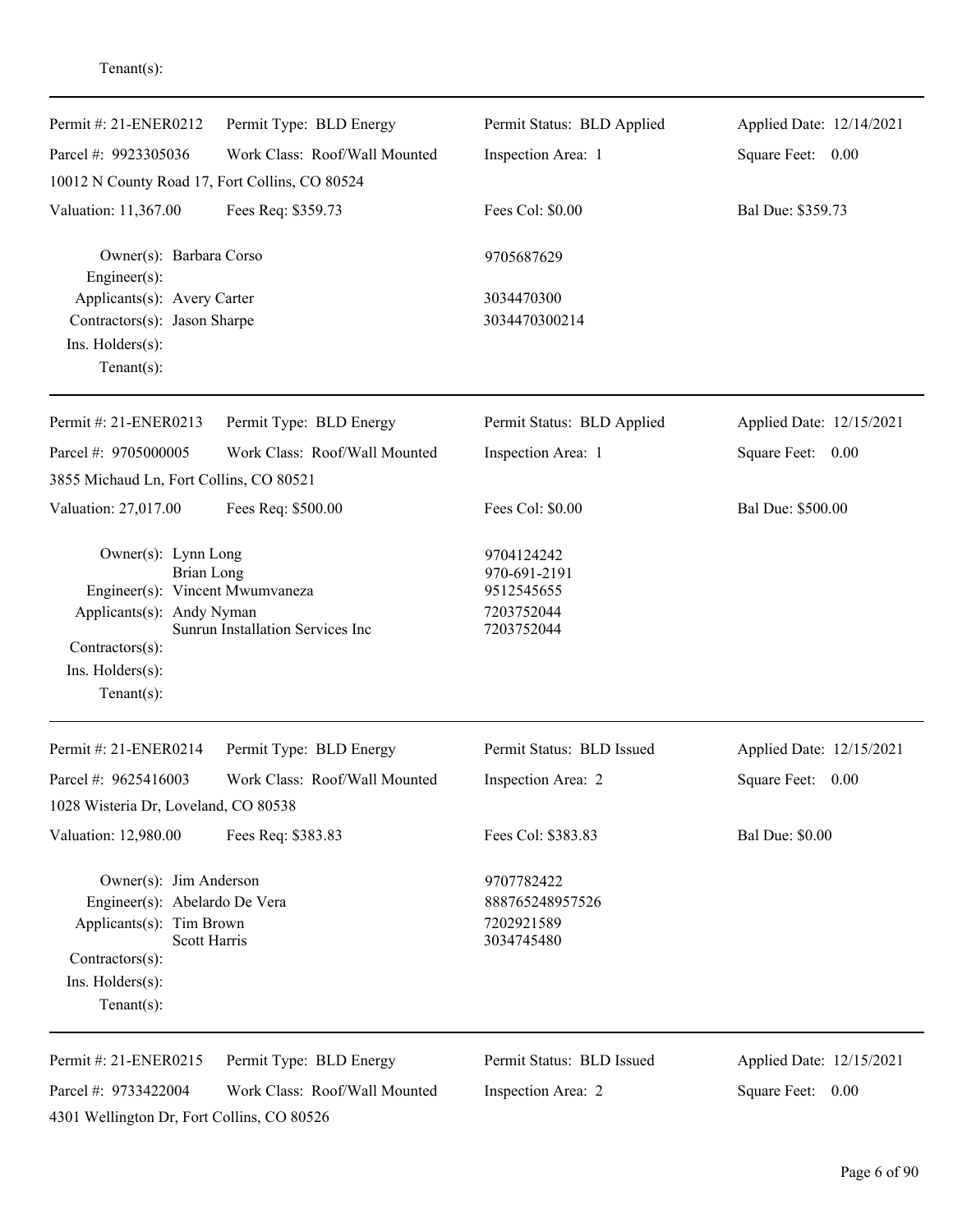Tenant(s):

---

| | | | |
|---|---|---|---|
| Permit #: 21-ENER0212 | Permit Type: BLD Energy | Permit Status: BLD Applied | Applied Date: 12/14/2021 |
| Parcel #: 9923305036 | Work Class: Roof/Wall Mounted | Inspection Area: 1 | Square Feet: 0.00 |
| 10012 N County Road 17, Fort Collins, CO 80524 | | | |
| Valuation: 11,367.00 | Fees Req: $359.73 | Fees Col: $0.00 | Bal Due: $359.73 |

Owner(s): Barbara Corso — 9705687629
Engineer(s):
Applicants(s): Avery Carter — 3034470300
Contractors(s): Jason Sharpe — 3034470300214
Ins. Holders(s):
Tenant(s):

---

| | | | |
|---|---|---|---|
| Permit #: 21-ENER0213 | Permit Type: BLD Energy | Permit Status: BLD Applied | Applied Date: 12/15/2021 |
| Parcel #: 9705000005 | Work Class: Roof/Wall Mounted | Inspection Area: 1 | Square Feet: 0.00 |
| 3855 Michaud Ln, Fort Collins, CO 80521 | | | |
| Valuation: 27,017.00 | Fees Req: $500.00 | Fees Col: $0.00 | Bal Due: $500.00 |

Owner(s): Lynn Long — 9704124242
Brian Long — 970-691-2191
Engineer(s): Vincent Mwumvaneza — 9512545655
Applicants(s): Andy Nyman — 7203752044
Sunrun Installation Services Inc — 7203752044
Contractors(s):
Ins. Holders(s):
Tenant(s):

---

| | | | |
|---|---|---|---|
| Permit #: 21-ENER0214 | Permit Type: BLD Energy | Permit Status: BLD Issued | Applied Date: 12/15/2021 |
| Parcel #: 9625416003 | Work Class: Roof/Wall Mounted | Inspection Area: 2 | Square Feet: 0.00 |
| 1028 Wisteria Dr, Loveland, CO 80538 | | | |
| Valuation: 12,980.00 | Fees Req: $383.83 | Fees Col: $383.83 | Bal Due: $0.00 |

Owner(s): Jim Anderson — 9707782422
Engineer(s): Abelardo De Vera — 888765248957526
Applicants(s): Tim Brown — 7202921589
Scott Harris — 3034745480
Contractors(s):
Ins. Holders(s):
Tenant(s):

---

| | | | |
|---|---|---|---|
| Permit #: 21-ENER0215 | Permit Type: BLD Energy | Permit Status: BLD Issued | Applied Date: 12/15/2021 |
| Parcel #: 9733422004 | Work Class: Roof/Wall Mounted | Inspection Area: 2 | Square Feet: 0.00 |
| 4301 Wellington Dr, Fort Collins, CO 80526 | | | |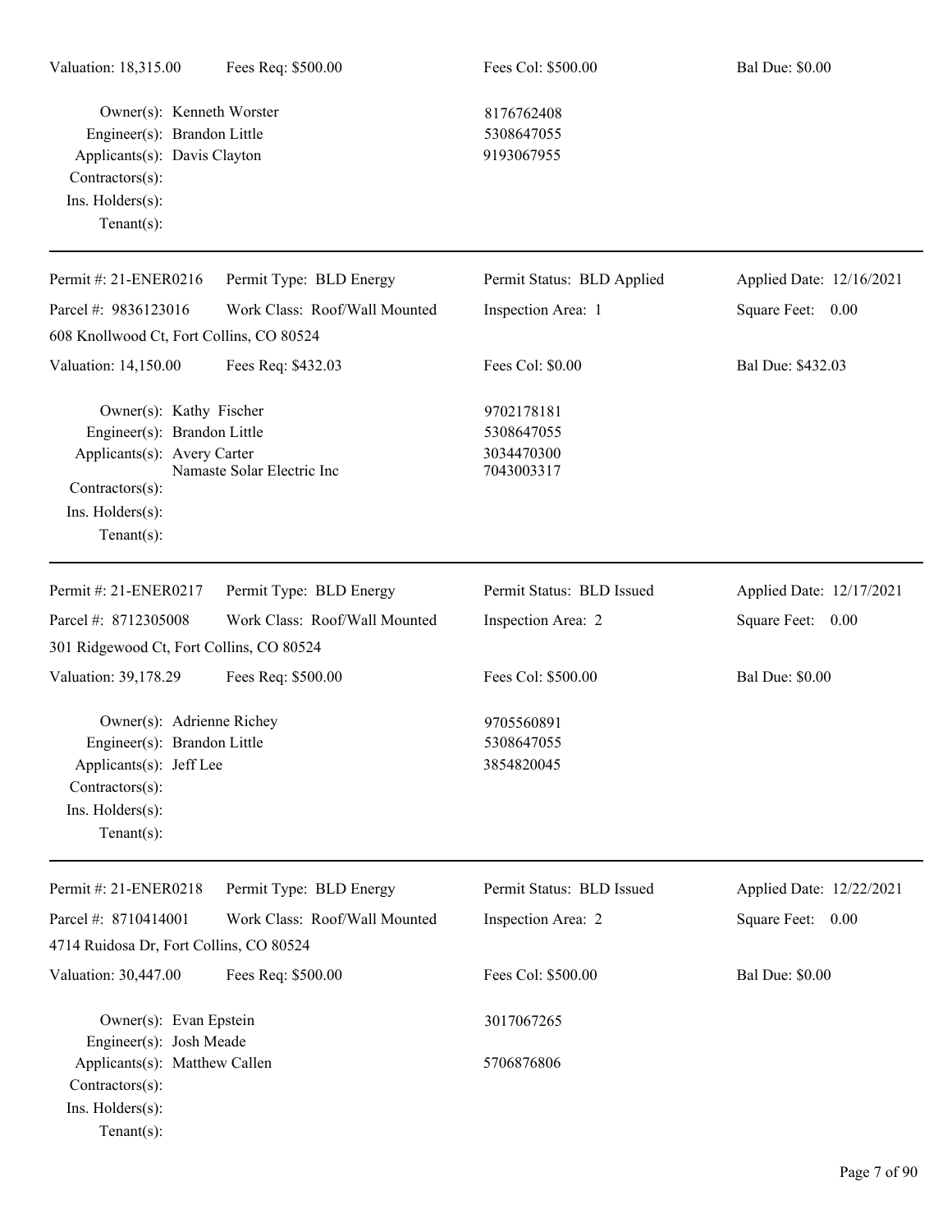Valuation: 18,315.00 | Fees Req: $500.00 | Fees Col: $500.00 | Bal Due: $0.00

Owner(s): Kenneth Worster 8176762408
Engineer(s): Brandon Little 5308647055
Applicants(s): Davis Clayton 9193067955
Contractors(s):
Ins. Holders(s):
Tenant(s):

---

Permit #: 21-ENER0216 | Permit Type: BLD Energy | Permit Status: BLD Applied | Applied Date: 12/16/2021
Parcel #: 9836123016 | Work Class: Roof/Wall Mounted | Inspection Area: 1 | Square Feet: 0.00
608 Knollwood Ct, Fort Collins, CO 80524
Valuation: 14,150.00 | Fees Req: $432.03 | Fees Col: $0.00 | Bal Due: $432.03

Owner(s): Kathy Fischer 9702178181
Engineer(s): Brandon Little 5308647055
Applicants(s): Avery Carter 3034470300
Namaste Solar Electric Inc 7043003317
Contractors(s):
Ins. Holders(s):
Tenant(s):

---

Permit #: 21-ENER0217 | Permit Type: BLD Energy | Permit Status: BLD Issued | Applied Date: 12/17/2021
Parcel #: 8712305008 | Work Class: Roof/Wall Mounted | Inspection Area: 2 | Square Feet: 0.00
301 Ridgewood Ct, Fort Collins, CO 80524
Valuation: 39,178.29 | Fees Req: $500.00 | Fees Col: $500.00 | Bal Due: $0.00

Owner(s): Adrienne Richey 9705560891
Engineer(s): Brandon Little 5308647055
Applicants(s): Jeff Lee 3854820045
Contractors(s):
Ins. Holders(s):
Tenant(s):

---

Permit #: 21-ENER0218 | Permit Type: BLD Energy | Permit Status: BLD Issued | Applied Date: 12/22/2021
Parcel #: 8710414001 | Work Class: Roof/Wall Mounted | Inspection Area: 2 | Square Feet: 0.00
4714 Ruidosa Dr, Fort Collins, CO 80524
Valuation: 30,447.00 | Fees Req: $500.00 | Fees Col: $500.00 | Bal Due: $0.00

Owner(s): Evan Epstein 3017067265
Engineer(s): Josh Meade
Applicants(s): Matthew Callen 5706876806
Contractors(s):
Ins. Holders(s):
Tenant(s):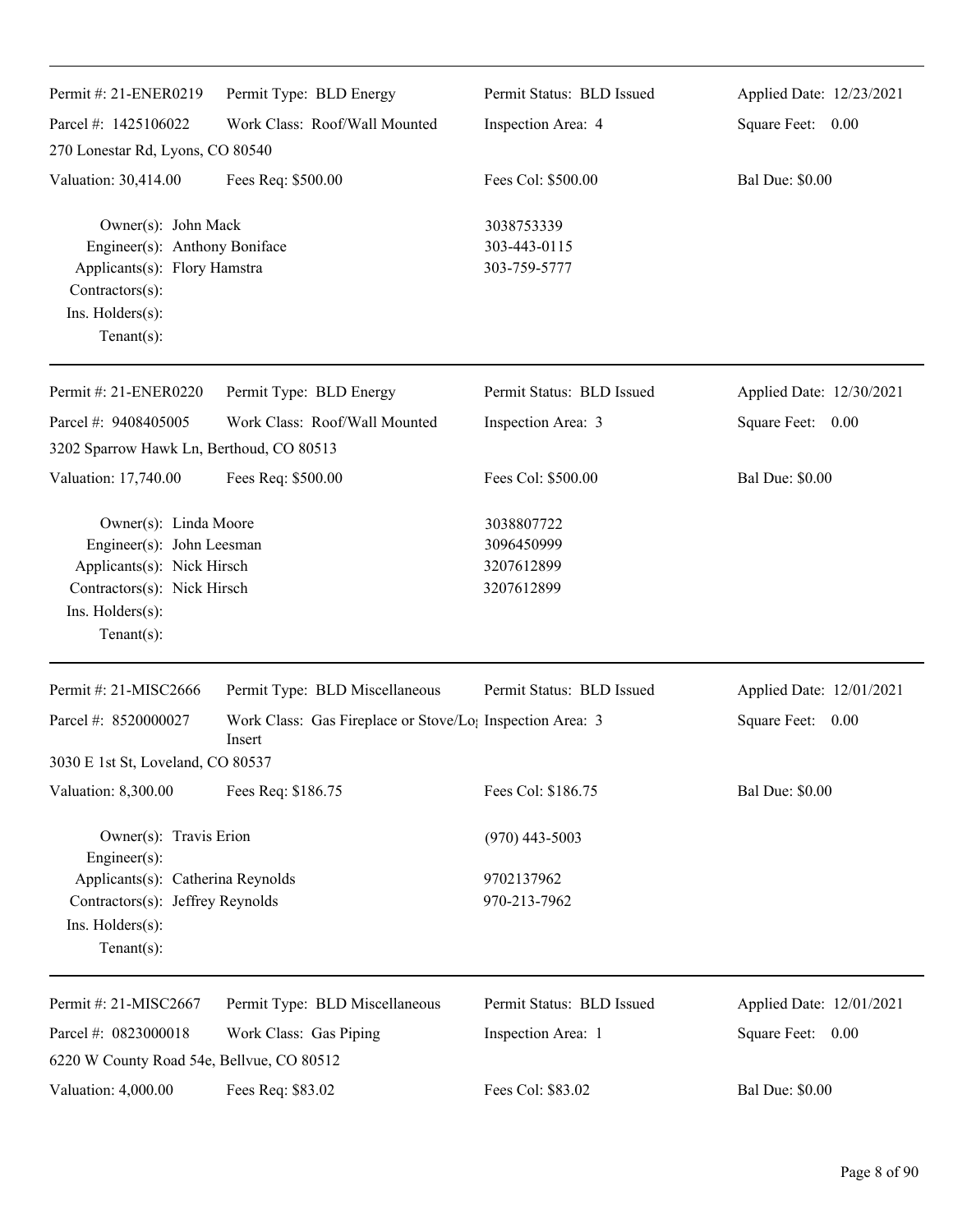Permit #: 21-ENER0219 | Permit Type: BLD Energy | Permit Status: BLD Issued | Applied Date: 12/23/2021
Parcel #: 1425106022 | Work Class: Roof/Wall Mounted | Inspection Area: 4 | Square Feet: 0.00
270 Lonestar Rd, Lyons, CO 80540
Valuation: 30,414.00 | Fees Req: $500.00 | Fees Col: $500.00 | Bal Due: $0.00

Owner(s): John Mack 3038753339
Engineer(s): Anthony Boniface 303-443-0115
Applicants(s): Flory Hamstra 303-759-5777
Contractors(s):
Ins. Holders(s):
Tenant(s):

---

Permit #: 21-ENER0220 | Permit Type: BLD Energy | Permit Status: BLD Issued | Applied Date: 12/30/2021
Parcel #: 9408405005 | Work Class: Roof/Wall Mounted | Inspection Area: 3 | Square Feet: 0.00
3202 Sparrow Hawk Ln, Berthoud, CO 80513
Valuation: 17,740.00 | Fees Req: $500.00 | Fees Col: $500.00 | Bal Due: $0.00

Owner(s): Linda Moore 3038807722
Engineer(s): John Leesman 3096450999
Applicants(s): Nick Hirsch 3207612899
Contractors(s): Nick Hirsch 3207612899
Ins. Holders(s):
Tenant(s):

---

Permit #: 21-MISC2666 | Permit Type: BLD Miscellaneous | Permit Status: BLD Issued | Applied Date: 12/01/2021
Parcel #: 8520000027 | Work Class: Gas Fireplace or Stove/Log Insert | Inspection Area: 3 | Square Feet: 0.00
3030 E 1st St, Loveland, CO 80537
Valuation: 8,300.00 | Fees Req: $186.75 | Fees Col: $186.75 | Bal Due: $0.00

Owner(s): Travis Erion (970) 443-5003
Engineer(s):
Applicants(s): Catherina Reynolds 9702137962
Contractors(s): Jeffrey Reynolds 970-213-7962
Ins. Holders(s):
Tenant(s):

---

Permit #: 21-MISC2667 | Permit Type: BLD Miscellaneous | Permit Status: BLD Issued | Applied Date: 12/01/2021
Parcel #: 0823000018 | Work Class: Gas Piping | Inspection Area: 1 | Square Feet: 0.00
6220 W County Road 54e, Bellvue, CO 80512
Valuation: 4,000.00 | Fees Req: $83.02 | Fees Col: $83.02 | Bal Due: $0.00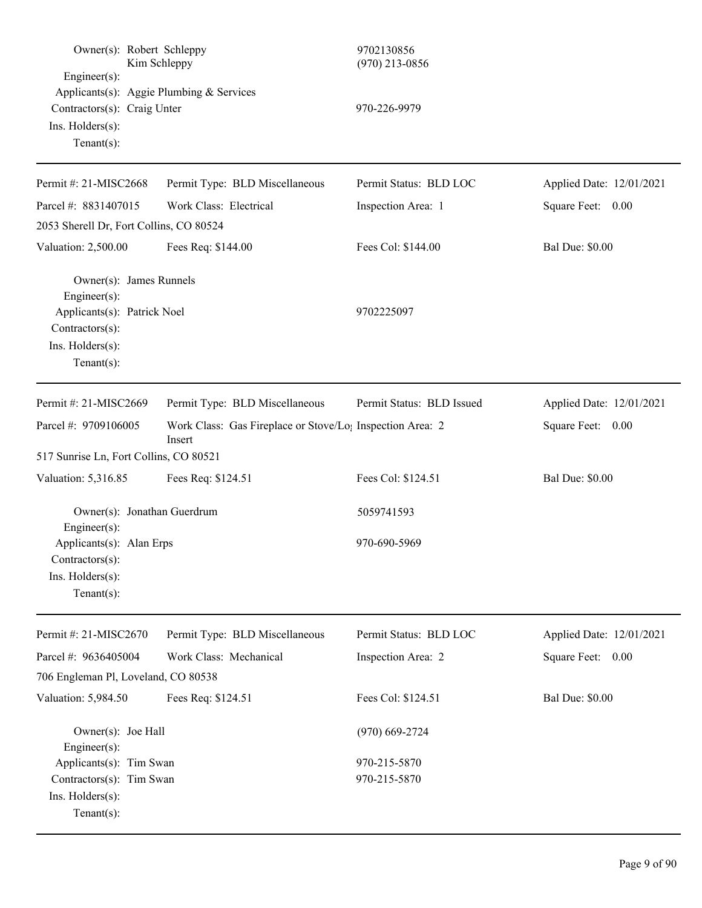Owner(s): Robert Schleppy 9702130856
Kim Schleppy (970) 213-0856
Engineer(s):
Applicants(s): Aggie Plumbing & Services
Contractors(s): Craig Unter 970-226-9979
Ins. Holders(s):
Tenant(s):

---

| Permit #: 21-MISC2668 | Permit Type: BLD Miscellaneous | Permit Status: BLD LOC | Applied Date: 12/01/2021 |
|---|---|---|---|
| Parcel #: 8831407015 | Work Class: Electrical | Inspection Area: 1 | Square Feet: 0.00 |
| 2053 Sherell Dr, Fort Collins, CO 80524 | | | |
| Valuation: 2,500.00 | Fees Req: $144.00 | Fees Col: $144.00 | Bal Due: $0.00 |

Owner(s): James Runnels
Engineer(s):
Applicants(s): Patrick Noel 9702225097
Contractors(s):
Ins. Holders(s):
Tenant(s):

---

| Permit #: 21-MISC2669 | Permit Type: BLD Miscellaneous | Permit Status: BLD Issued | Applied Date: 12/01/2021 |
|---|---|---|---|
| Parcel #: 9709106005 | Work Class: Gas Fireplace or Stove/Log Insert | Inspection Area: 2 | Square Feet: 0.00 |
| 517 Sunrise Ln, Fort Collins, CO 80521 | | | |
| Valuation: 5,316.85 | Fees Req: $124.51 | Fees Col: $124.51 | Bal Due: $0.00 |

Owner(s): Jonathan Guerdrum 5059741593
Engineer(s):
Applicants(s): Alan Erps 970-690-5969
Contractors(s):
Ins. Holders(s):
Tenant(s):

---

| Permit #: 21-MISC2670 | Permit Type: BLD Miscellaneous | Permit Status: BLD LOC | Applied Date: 12/01/2021 |
|---|---|---|---|
| Parcel #: 9636405004 | Work Class: Mechanical | Inspection Area: 2 | Square Feet: 0.00 |
| 706 Engleman Pl, Loveland, CO 80538 | | | |
| Valuation: 5,984.50 | Fees Req: $124.51 | Fees Col: $124.51 | Bal Due: $0.00 |

Owner(s): Joe Hall (970) 669-2724
Engineer(s):
Applicants(s): Tim Swan 970-215-5870
Contractors(s): Tim Swan 970-215-5870
Ins. Holders(s):
Tenant(s):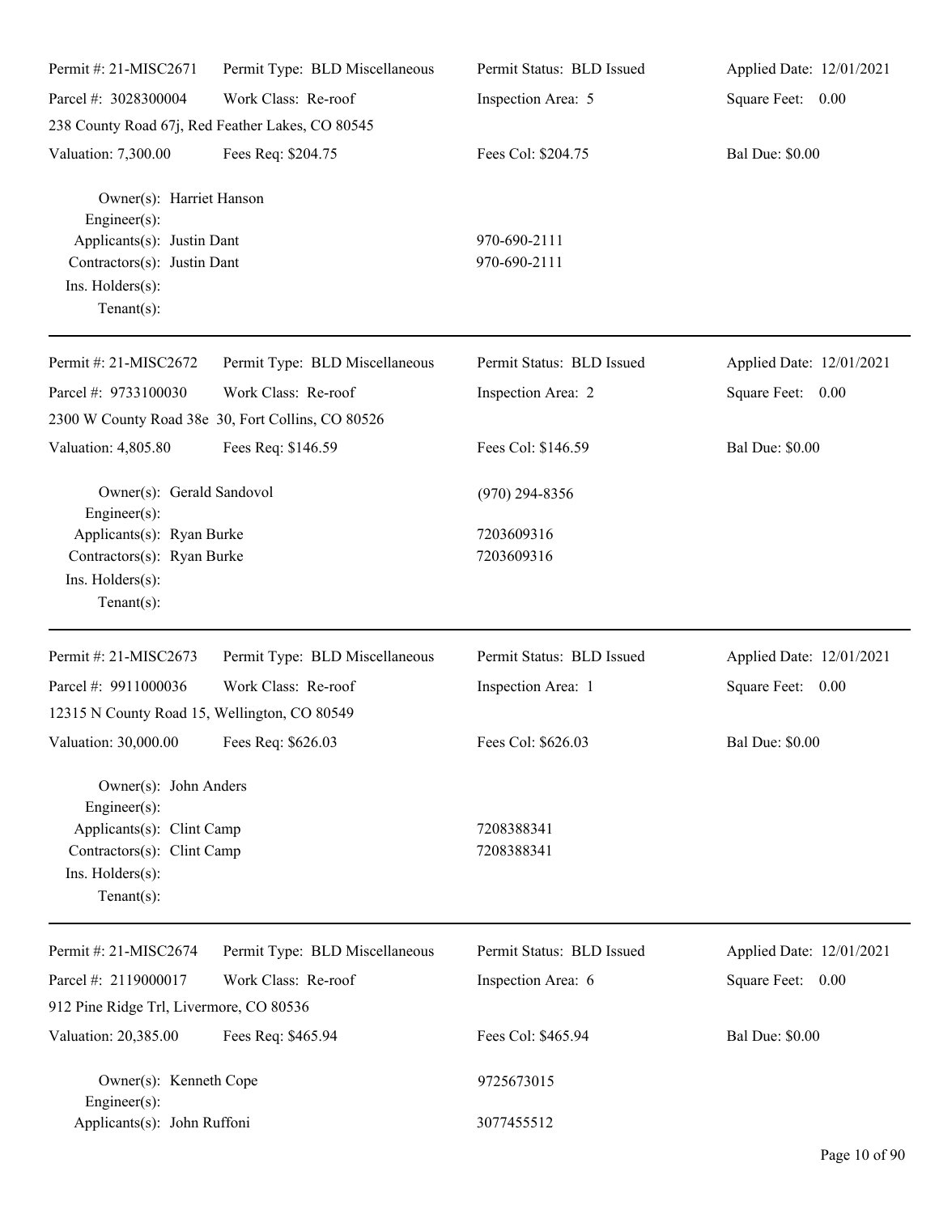Permit #: 21-MISC2671 | Permit Type: BLD Miscellaneous | Permit Status: BLD Issued | Applied Date: 12/01/2021

Parcel #: 3028300004 | Work Class: Re-roof | Inspection Area: 5 | Square Feet: 0.00

238 County Road 67j, Red Feather Lakes, CO 80545

Valuation: 7,300.00 | Fees Req: $204.75 | Fees Col: $204.75 | Bal Due: $0.00

Owner(s): Harriet Hanson
Engineer(s):
Applicants(s): Justin Dant 970-690-2111
Contractors(s): Justin Dant 970-690-2111
Ins. Holders(s):
Tenant(s):

---

Permit #: 21-MISC2672 | Permit Type: BLD Miscellaneous | Permit Status: BLD Issued | Applied Date: 12/01/2021

Parcel #: 9733100030 | Work Class: Re-roof | Inspection Area: 2 | Square Feet: 0.00

2300 W County Road 38e 30, Fort Collins, CO 80526

Valuation: 4,805.80 | Fees Req: $146.59 | Fees Col: $146.59 | Bal Due: $0.00

Owner(s): Gerald Sandovol (970) 294-8356
Engineer(s):
Applicants(s): Ryan Burke 7203609316
Contractors(s): Ryan Burke 7203609316
Ins. Holders(s):
Tenant(s):

---

Permit #: 21-MISC2673 | Permit Type: BLD Miscellaneous | Permit Status: BLD Issued | Applied Date: 12/01/2021

Parcel #: 9911000036 | Work Class: Re-roof | Inspection Area: 1 | Square Feet: 0.00

12315 N County Road 15, Wellington, CO 80549

Valuation: 30,000.00 | Fees Req: $626.03 | Fees Col: $626.03 | Bal Due: $0.00

Owner(s): John Anders
Engineer(s):
Applicants(s): Clint Camp 7208388341
Contractors(s): Clint Camp 7208388341
Ins. Holders(s):
Tenant(s):

---

Permit #: 21-MISC2674 | Permit Type: BLD Miscellaneous | Permit Status: BLD Issued | Applied Date: 12/01/2021

Parcel #: 2119000017 | Work Class: Re-roof | Inspection Area: 6 | Square Feet: 0.00

912 Pine Ridge Trl, Livermore, CO 80536

Valuation: 20,385.00 | Fees Req: $465.94 | Fees Col: $465.94 | Bal Due: $0.00

Owner(s): Kenneth Cope 9725673015
Engineer(s):
Applicants(s): John Ruffoni 3077455512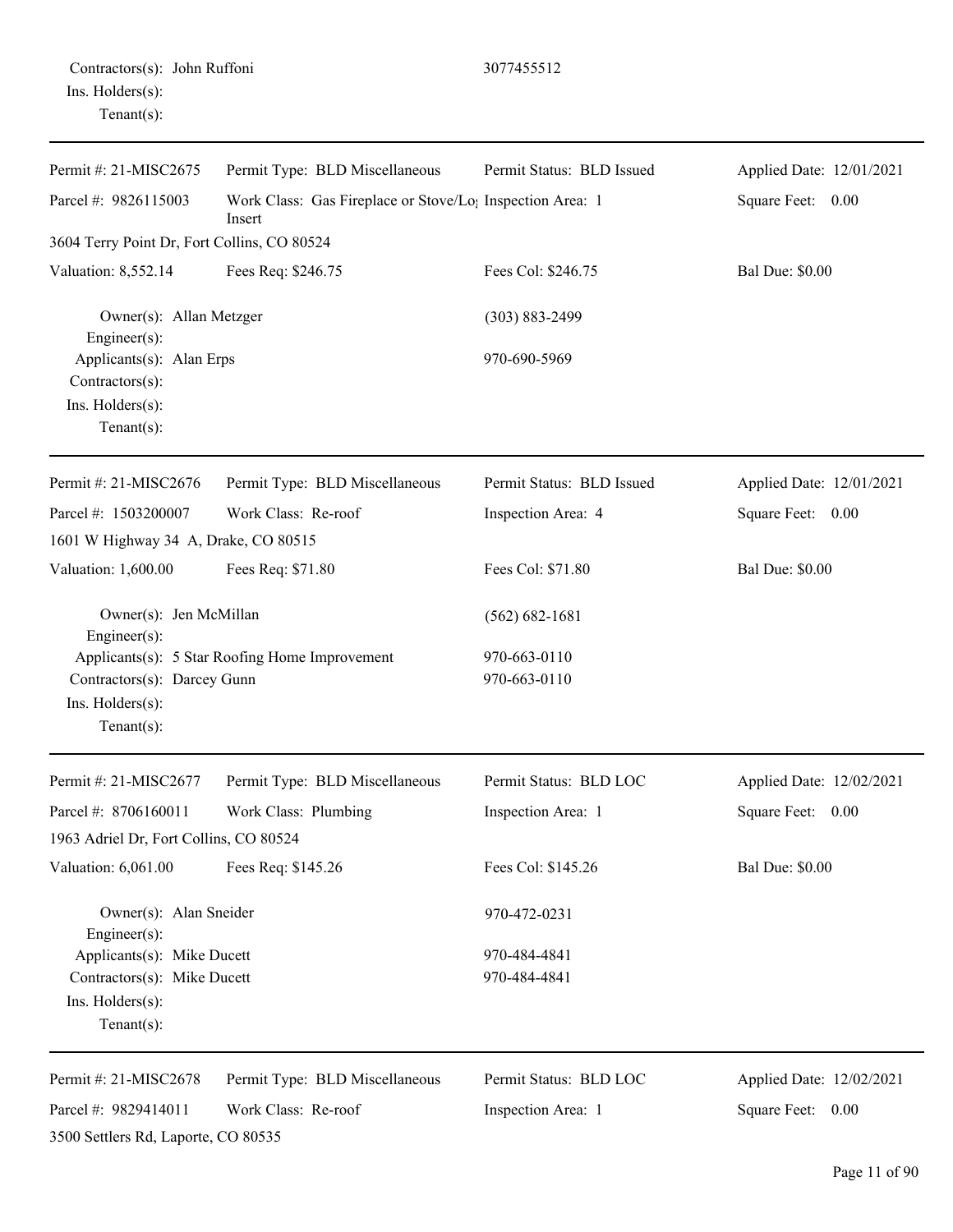Contractors(s): John Ruffoni 3077455512
Ins. Holders(s):
Tenant(s):

---

Permit #: 21-MISC2675 Permit Type: BLD Miscellaneous Permit Status: BLD Issued Applied Date: 12/01/2021
Parcel #: 9826115003 Work Class: Gas Fireplace or Stove/Log Insert Inspection Area: 1 Square Feet: 0.00
3604 Terry Point Dr, Fort Collins, CO 80524
Valuation: 8,552.14 Fees Req: $246.75 Fees Col: $246.75 Bal Due: $0.00

Owner(s): Allan Metzger (303) 883-2499
Engineer(s):
Applicants(s): Alan Erps 970-690-5969
Contractors(s):
Ins. Holders(s):
Tenant(s):

---

Permit #: 21-MISC2676 Permit Type: BLD Miscellaneous Permit Status: BLD Issued Applied Date: 12/01/2021
Parcel #: 1503200007 Work Class: Re-roof Inspection Area: 4 Square Feet: 0.00
1601 W Highway 34 A, Drake, CO 80515
Valuation: 1,600.00 Fees Req: $71.80 Fees Col: $71.80 Bal Due: $0.00

Owner(s): Jen McMillan (562) 682-1681
Engineer(s):
Applicants(s): 5 Star Roofing Home Improvement 970-663-0110
Contractors(s): Darcey Gunn 970-663-0110
Ins. Holders(s):
Tenant(s):

---

Permit #: 21-MISC2677 Permit Type: BLD Miscellaneous Permit Status: BLD LOC Applied Date: 12/02/2021
Parcel #: 8706160011 Work Class: Plumbing Inspection Area: 1 Square Feet: 0.00
1963 Adriel Dr, Fort Collins, CO 80524
Valuation: 6,061.00 Fees Req: $145.26 Fees Col: $145.26 Bal Due: $0.00

Owner(s): Alan Sneider 970-472-0231
Engineer(s):
Applicants(s): Mike Ducett 970-484-4841
Contractors(s): Mike Ducett 970-484-4841
Ins. Holders(s):
Tenant(s):

---

Permit #: 21-MISC2678 Permit Type: BLD Miscellaneous Permit Status: BLD LOC Applied Date: 12/02/2021
Parcel #: 9829414011 Work Class: Re-roof Inspection Area: 1 Square Feet: 0.00
3500 Settlers Rd, Laporte, CO 80535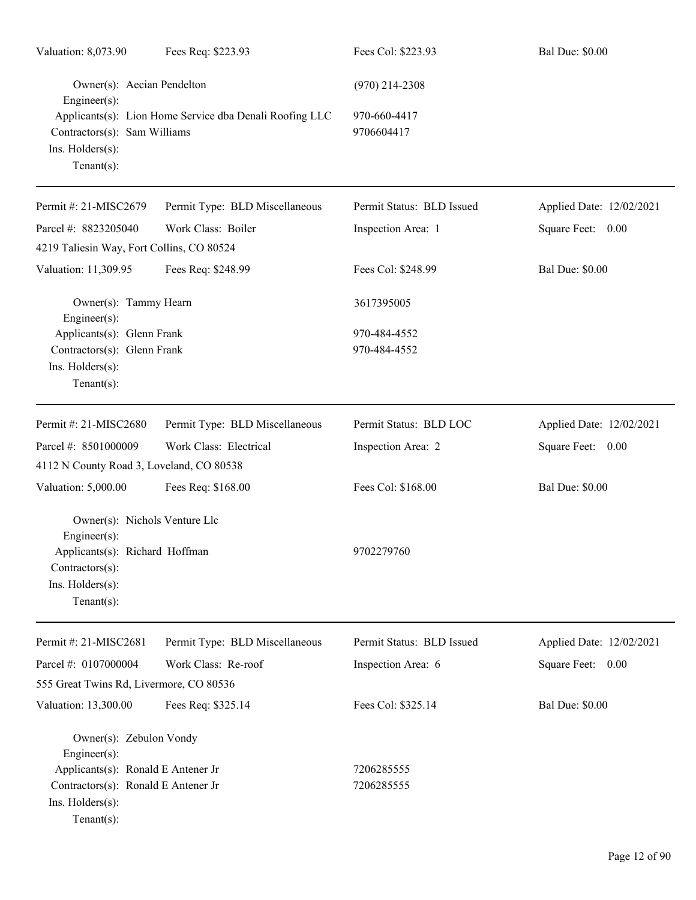Valuation: 8,073.90 | Fees Req: $223.93 | Fees Col: $223.93 | Bal Due: $0.00

Owner(s): Aecian Pendelton (970) 214-2308
Engineer(s):
Applicants(s): Lion Home Service dba Denali Roofing LLC 970-660-4417
Contractors(s): Sam Williams 9706604417
Ins. Holders(s):
Tenant(s):

---

Permit #: 21-MISC2679 | Permit Type: BLD Miscellaneous | Permit Status: BLD Issued | Applied Date: 12/02/2021
Parcel #: 8823205040 | Work Class: Boiler | Inspection Area: 1 | Square Feet: 0.00
4219 Taliesin Way, Fort Collins, CO 80524
Valuation: 11,309.95 | Fees Req: $248.99 | Fees Col: $248.99 | Bal Due: $0.00

Owner(s): Tammy Hearn 3617395005
Engineer(s):
Applicants(s): Glenn Frank 970-484-4552
Contractors(s): Glenn Frank 970-484-4552
Ins. Holders(s):
Tenant(s):

---

Permit #: 21-MISC2680 | Permit Type: BLD Miscellaneous | Permit Status: BLD LOC | Applied Date: 12/02/2021
Parcel #: 8501000009 | Work Class: Electrical | Inspection Area: 2 | Square Feet: 0.00
4112 N County Road 3, Loveland, CO 80538
Valuation: 5,000.00 | Fees Req: $168.00 | Fees Col: $168.00 | Bal Due: $0.00

Owner(s): Nichols Venture Llc
Engineer(s):
Applicants(s): Richard Hoffman 9702279760
Contractors(s):
Ins. Holders(s):
Tenant(s):

---

Permit #: 21-MISC2681 | Permit Type: BLD Miscellaneous | Permit Status: BLD Issued | Applied Date: 12/02/2021
Parcel #: 0107000004 | Work Class: Re-roof | Inspection Area: 6 | Square Feet: 0.00
555 Great Twins Rd, Livermore, CO 80536
Valuation: 13,300.00 | Fees Req: $325.14 | Fees Col: $325.14 | Bal Due: $0.00

Owner(s): Zebulon Vondy
Engineer(s):
Applicants(s): Ronald E Antener Jr 7206285555
Contractors(s): Ronald E Antener Jr 7206285555
Ins. Holders(s):
Tenant(s):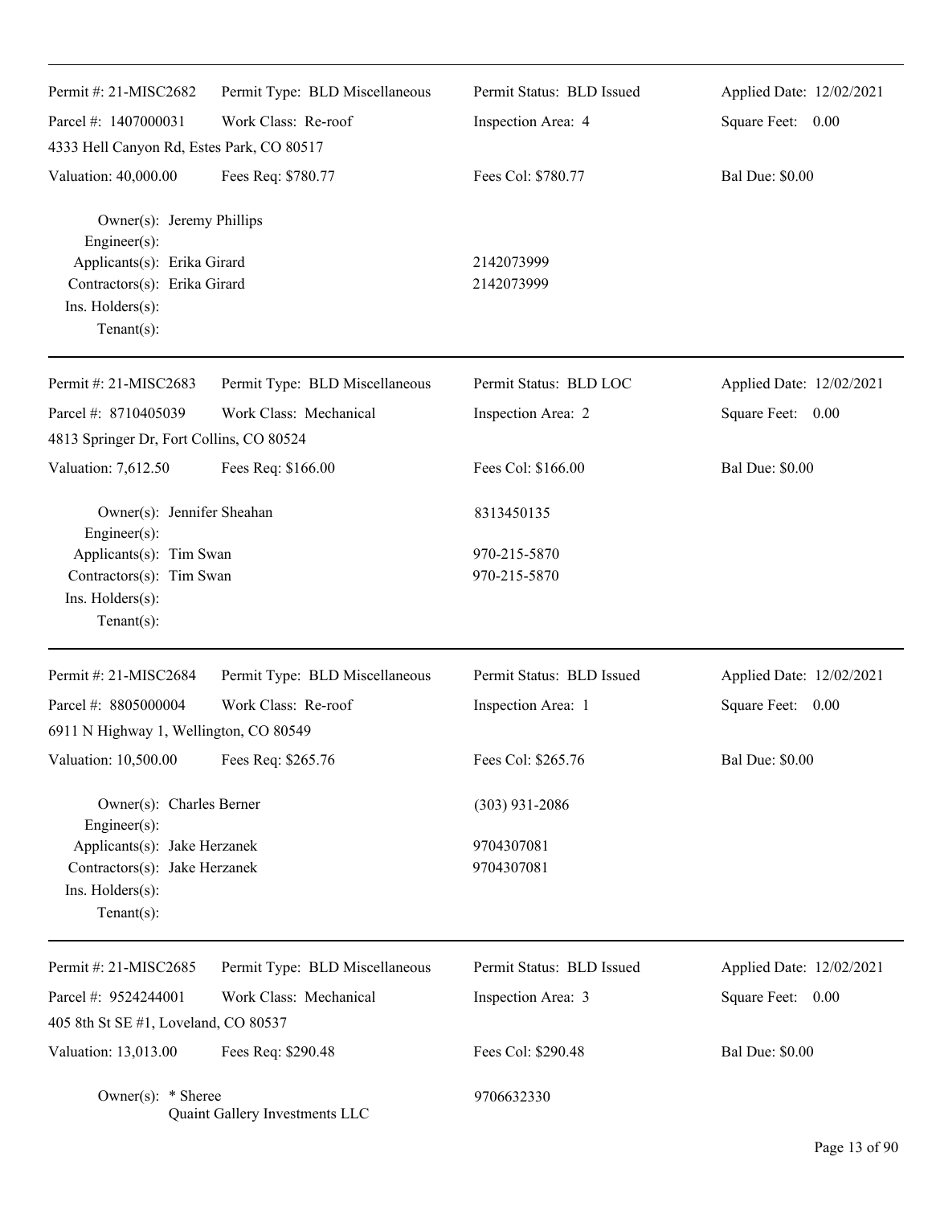| Permit #: 21-MISC2682 | Permit Type: BLD Miscellaneous | Permit Status: BLD Issued | Applied Date: 12/02/2021 |
|---|---|---|---|
| Parcel #: 1407000031 | Work Class: Re-roof | Inspection Area: 4 | Square Feet: 0.00 |
| 4333 Hell Canyon Rd, Estes Park, CO 80517 | | | |
| Valuation: 40,000.00 | Fees Req: $780.77 | Fees Col: $780.77 | Bal Due: $0.00 |

Owner(s): Jeremy Phillips
Engineer(s):
Applicants(s): Erika Girard — 2142073999
Contractors(s): Erika Girard — 2142073999
Ins. Holders(s):
Tenant(s):

---

| Permit #: 21-MISC2683 | Permit Type: BLD Miscellaneous | Permit Status: BLD LOC | Applied Date: 12/02/2021 |
|---|---|---|---|
| Parcel #: 8710405039 | Work Class: Mechanical | Inspection Area: 2 | Square Feet: 0.00 |
| 4813 Springer Dr, Fort Collins, CO 80524 | | | |
| Valuation: 7,612.50 | Fees Req: $166.00 | Fees Col: $166.00 | Bal Due: $0.00 |

Owner(s): Jennifer Sheahan — 8313450135
Engineer(s):
Applicants(s): Tim Swan — 970-215-5870
Contractors(s): Tim Swan — 970-215-5870
Ins. Holders(s):
Tenant(s):

---

| Permit #: 21-MISC2684 | Permit Type: BLD Miscellaneous | Permit Status: BLD Issued | Applied Date: 12/02/2021 |
|---|---|---|---|
| Parcel #: 8805000004 | Work Class: Re-roof | Inspection Area: 1 | Square Feet: 0.00 |
| 6911 N Highway 1, Wellington, CO 80549 | | | |
| Valuation: 10,500.00 | Fees Req: $265.76 | Fees Col: $265.76 | Bal Due: $0.00 |

Owner(s): Charles Berner — (303) 931-2086
Engineer(s):
Applicants(s): Jake Herzanek — 9704307081
Contractors(s): Jake Herzanek — 9704307081
Ins. Holders(s):
Tenant(s):

---

| Permit #: 21-MISC2685 | Permit Type: BLD Miscellaneous | Permit Status: BLD Issued | Applied Date: 12/02/2021 |
|---|---|---|---|
| Parcel #: 9524244001 | Work Class: Mechanical | Inspection Area: 3 | Square Feet: 0.00 |
| 405 8th St SE #1, Loveland, CO 80537 | | | |
| Valuation: 13,013.00 | Fees Req: $290.48 | Fees Col: $290.48 | Bal Due: $0.00 |

Owner(s): * Sheree, Quaint Gallery Investments LLC — 9706632330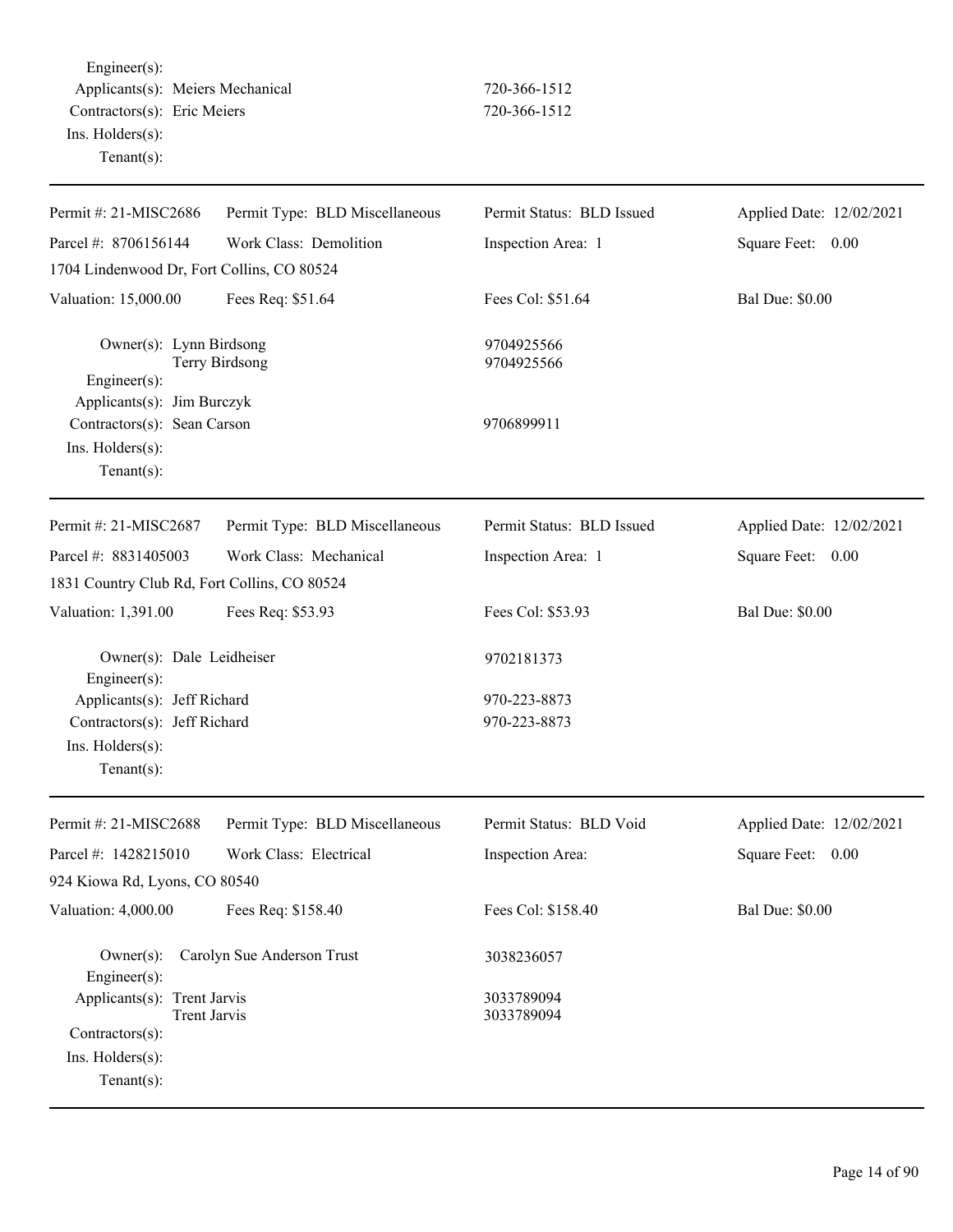Engineer(s):
Applicants(s): Meiers Mechanical 720-366-1512
Contractors(s): Eric Meiers 720-366-1512
Ins. Holders(s):
Tenant(s):

---

| Permit #: 21-MISC2686 | Permit Type: BLD Miscellaneous | Permit Status: BLD Issued | Applied Date: 12/02/2021 |
|---|---|---|---|
| Parcel #: 8706156144 | Work Class: Demolition | Inspection Area: 1 | Square Feet: 0.00 |
| 1704 Lindenwood Dr, Fort Collins, CO 80524 | | | |
| Valuation: 15,000.00 | Fees Req: $51.64 | Fees Col: $51.64 | Bal Due: $0.00 |

Owner(s): Lynn Birdsong 9704925566
Terry Birdsong 9704925566
Engineer(s):
Applicants(s): Jim Burczyk
Contractors(s): Sean Carson 9706899911
Ins. Holders(s):
Tenant(s):

---

| Permit #: 21-MISC2687 | Permit Type: BLD Miscellaneous | Permit Status: BLD Issued | Applied Date: 12/02/2021 |
|---|---|---|---|
| Parcel #: 8831405003 | Work Class: Mechanical | Inspection Area: 1 | Square Feet: 0.00 |
| 1831 Country Club Rd, Fort Collins, CO 80524 | | | |
| Valuation: 1,391.00 | Fees Req: $53.93 | Fees Col: $53.93 | Bal Due: $0.00 |

Owner(s): Dale Leidheiser 9702181373
Engineer(s):
Applicants(s): Jeff Richard 970-223-8873
Contractors(s): Jeff Richard 970-223-8873
Ins. Holders(s):
Tenant(s):

---

| Permit #: 21-MISC2688 | Permit Type: BLD Miscellaneous | Permit Status: BLD Void | Applied Date: 12/02/2021 |
|---|---|---|---|
| Parcel #: 1428215010 | Work Class: Electrical | Inspection Area: | Square Feet: 0.00 |
| 924 Kiowa Rd, Lyons, CO 80540 | | | |
| Valuation: 4,000.00 | Fees Req: $158.40 | Fees Col: $158.40 | Bal Due: $0.00 |

Owner(s): Carolyn Sue Anderson Trust 3038236057
Engineer(s):
Applicants(s): Trent Jarvis 3033789094
Trent Jarvis 3033789094
Contractors(s):
Ins. Holders(s):
Tenant(s):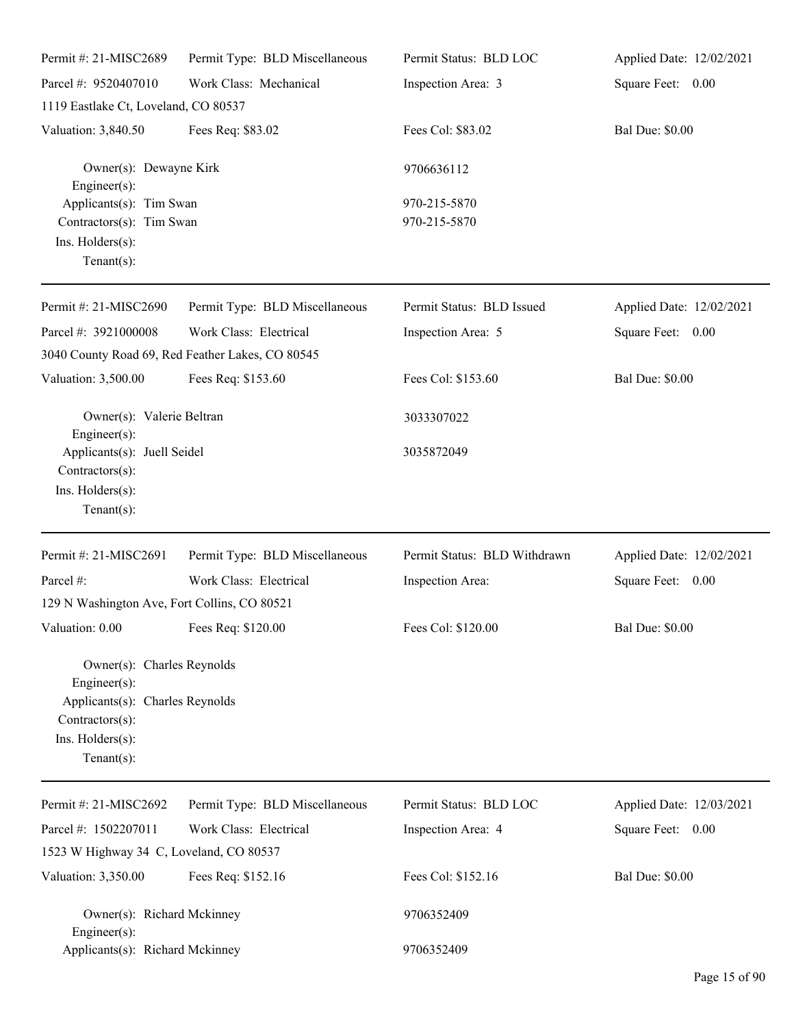| Permit #: 21-MISC2689 | Permit Type: BLD Miscellaneous | Permit Status: BLD LOC | Applied Date: 12/02/2021 |
|---|---|---|---|
| Parcel #: 9520407010 | Work Class: Mechanical | Inspection Area: 3 | Square Feet: 0.00 |
| 1119 Eastlake Ct, Loveland, CO 80537 | | | |
| Valuation: 3,840.50 | Fees Req: $83.02 | Fees Col: $83.02 | Bal Due: $0.00 |

Owner(s): Dewayne Kirk — 9706636112
Engineer(s):
Applicants(s): Tim Swan — 970-215-5870
Contractors(s): Tim Swan — 970-215-5870
Ins. Holders(s):
Tenant(s):

---

| Permit #: 21-MISC2690 | Permit Type: BLD Miscellaneous | Permit Status: BLD Issued | Applied Date: 12/02/2021 |
|---|---|---|---|
| Parcel #: 3921000008 | Work Class: Electrical | Inspection Area: 5 | Square Feet: 0.00 |
| 3040 County Road 69, Red Feather Lakes, CO 80545 | | | |
| Valuation: 3,500.00 | Fees Req: $153.60 | Fees Col: $153.60 | Bal Due: $0.00 |

Owner(s): Valerie Beltran — 3033307022
Engineer(s):
Applicants(s): Juell Seidel — 3035872049
Contractors(s):
Ins. Holders(s):
Tenant(s):

---

| Permit #: 21-MISC2691 | Permit Type: BLD Miscellaneous | Permit Status: BLD Withdrawn | Applied Date: 12/02/2021 |
|---|---|---|---|
| Parcel #: | Work Class: Electrical | Inspection Area: | Square Feet: 0.00 |
| 129 N Washington Ave, Fort Collins, CO 80521 | | | |
| Valuation: 0.00 | Fees Req: $120.00 | Fees Col: $120.00 | Bal Due: $0.00 |

Owner(s): Charles Reynolds
Engineer(s):
Applicants(s): Charles Reynolds
Contractors(s):
Ins. Holders(s):
Tenant(s):

---

| Permit #: 21-MISC2692 | Permit Type: BLD Miscellaneous | Permit Status: BLD LOC | Applied Date: 12/03/2021 |
|---|---|---|---|
| Parcel #: 1502207011 | Work Class: Electrical | Inspection Area: 4 | Square Feet: 0.00 |
| 1523 W Highway 34 C, Loveland, CO 80537 | | | |
| Valuation: 3,350.00 | Fees Req: $152.16 | Fees Col: $152.16 | Bal Due: $0.00 |

Owner(s): Richard Mckinney — 9706352409
Engineer(s):
Applicants(s): Richard Mckinney — 9706352409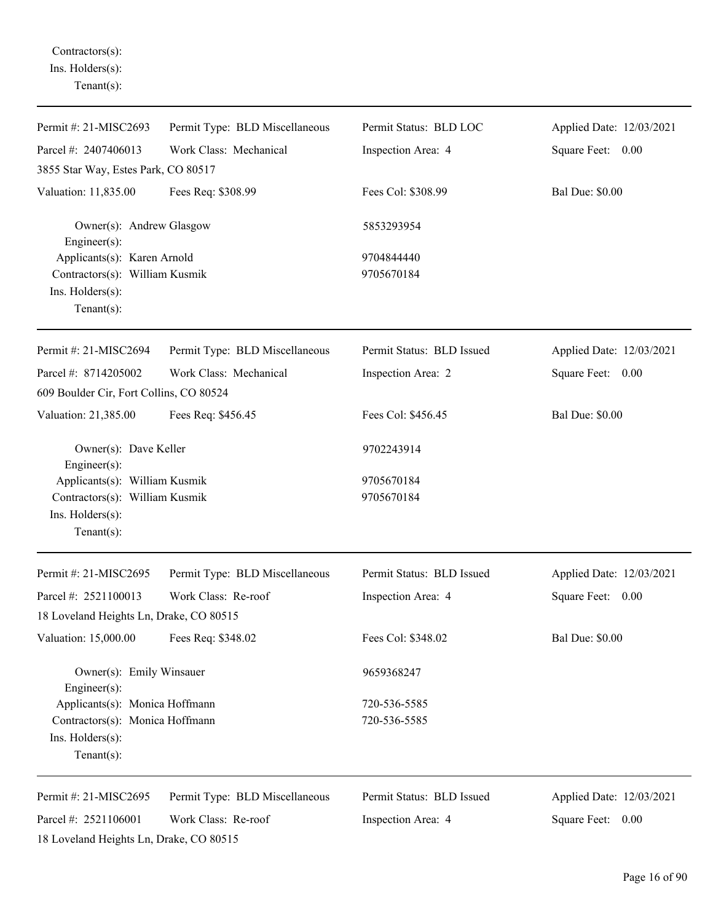Contractors(s):
Ins. Holders(s):
Tenant(s):

---

| Permit #: 21-MISC2693 | Permit Type: BLD Miscellaneous | Permit Status: BLD LOC | Applied Date: 12/03/2021 |
|---|---|---|---|
| Parcel #: 2407406013 | Work Class: Mechanical | Inspection Area: 4 | Square Feet: 0.00 |
| 3855 Star Way, Estes Park, CO 80517 | | | |
| Valuation: 11,835.00 | Fees Req: $308.99 | Fees Col: $308.99 | Bal Due: $0.00 |

Owner(s): Andrew Glasgow 5853293954
Engineer(s):
Applicants(s): Karen Arnold 9704844440
Contractors(s): William Kusmik 9705670184
Ins. Holders(s):
Tenant(s):

---

| Permit #: 21-MISC2694 | Permit Type: BLD Miscellaneous | Permit Status: BLD Issued | Applied Date: 12/03/2021 |
|---|---|---|---|
| Parcel #: 8714205002 | Work Class: Mechanical | Inspection Area: 2 | Square Feet: 0.00 |
| 609 Boulder Cir, Fort Collins, CO 80524 | | | |
| Valuation: 21,385.00 | Fees Req: $456.45 | Fees Col: $456.45 | Bal Due: $0.00 |

Owner(s): Dave Keller 9702243914
Engineer(s):
Applicants(s): William Kusmik 9705670184
Contractors(s): William Kusmik 9705670184
Ins. Holders(s):
Tenant(s):

---

| Permit #: 21-MISC2695 | Permit Type: BLD Miscellaneous | Permit Status: BLD Issued | Applied Date: 12/03/2021 |
|---|---|---|---|
| Parcel #: 2521100013 | Work Class: Re-roof | Inspection Area: 4 | Square Feet: 0.00 |
| 18 Loveland Heights Ln, Drake, CO 80515 | | | |
| Valuation: 15,000.00 | Fees Req: $348.02 | Fees Col: $348.02 | Bal Due: $0.00 |

Owner(s): Emily Winsauer 9659368247
Engineer(s):
Applicants(s): Monica Hoffmann 720-536-5585
Contractors(s): Monica Hoffmann 720-536-5585
Ins. Holders(s):
Tenant(s):

---

| Permit #: 21-MISC2695 | Permit Type: BLD Miscellaneous | Permit Status: BLD Issued | Applied Date: 12/03/2021 |
|---|---|---|---|
| Parcel #: 2521106001 | Work Class: Re-roof | Inspection Area: 4 | Square Feet: 0.00 |
| 18 Loveland Heights Ln, Drake, CO 80515 | | | |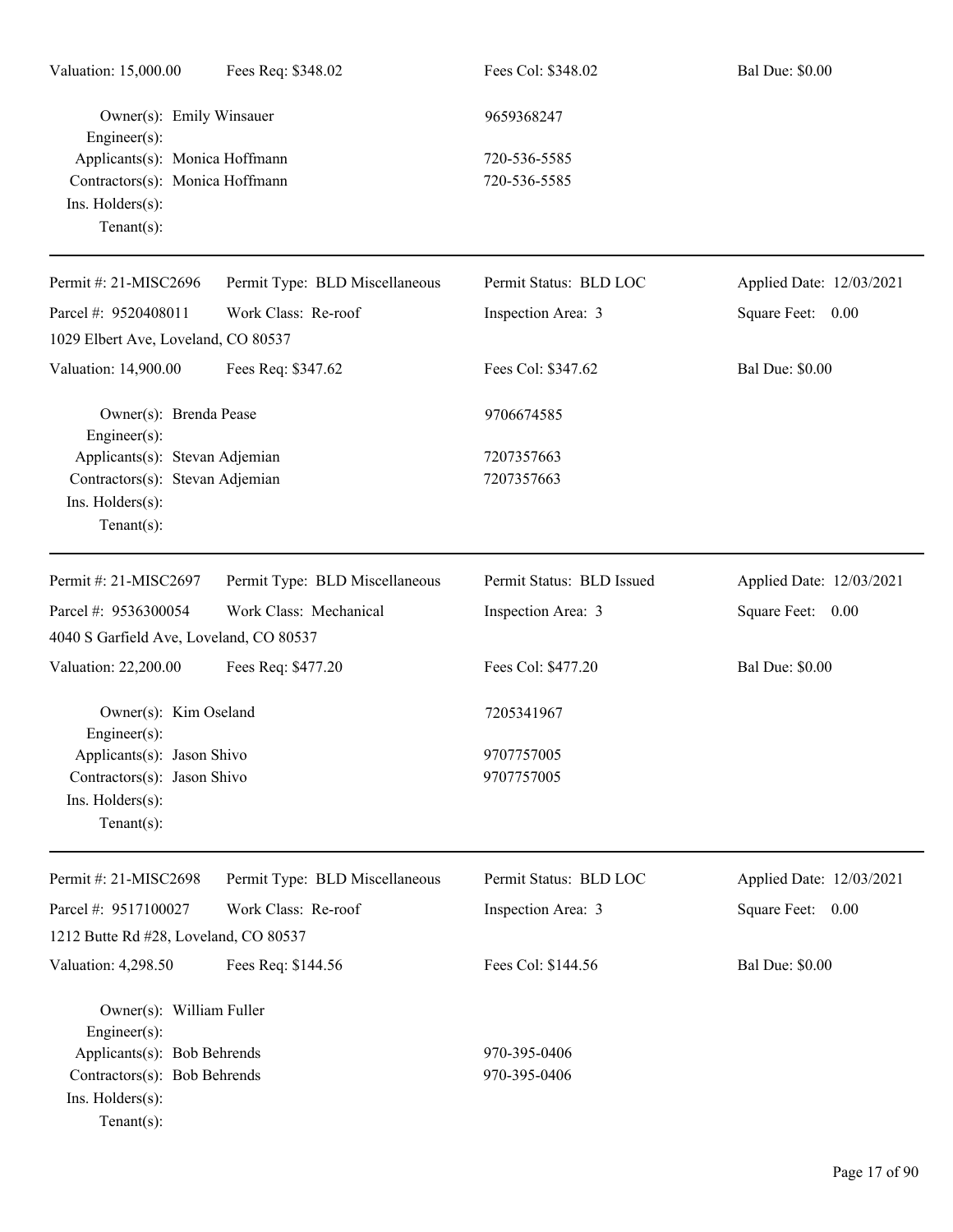Valuation: 15,000.00 | Fees Req: $348.02 | Fees Col: $348.02 | Bal Due: $0.00

Owner(s): Emily Winsauer — 9659368247
Engineer(s):
Applicants(s): Monica Hoffmann — 720-536-5585
Contractors(s): Monica Hoffmann — 720-536-5585
Ins. Holders(s):
Tenant(s):

---

Permit #: 21-MISC2696 | Permit Type: BLD Miscellaneous | Permit Status: BLD LOC | Applied Date: 12/03/2021
Parcel #: 9520408011 | Work Class: Re-roof | Inspection Area: 3 | Square Feet: 0.00
1029 Elbert Ave, Loveland, CO 80537
Valuation: 14,900.00 | Fees Req: $347.62 | Fees Col: $347.62 | Bal Due: $0.00

Owner(s): Brenda Pease — 9706674585
Engineer(s):
Applicants(s): Stevan Adjemian — 7207357663
Contractors(s): Stevan Adjemian — 7207357663
Ins. Holders(s):
Tenant(s):

---

Permit #: 21-MISC2697 | Permit Type: BLD Miscellaneous | Permit Status: BLD Issued | Applied Date: 12/03/2021
Parcel #: 9536300054 | Work Class: Mechanical | Inspection Area: 3 | Square Feet: 0.00
4040 S Garfield Ave, Loveland, CO 80537
Valuation: 22,200.00 | Fees Req: $477.20 | Fees Col: $477.20 | Bal Due: $0.00

Owner(s): Kim Oseland — 7205341967
Engineer(s):
Applicants(s): Jason Shivo — 9707757005
Contractors(s): Jason Shivo — 9707757005
Ins. Holders(s):
Tenant(s):

---

Permit #: 21-MISC2698 | Permit Type: BLD Miscellaneous | Permit Status: BLD LOC | Applied Date: 12/03/2021
Parcel #: 9517100027 | Work Class: Re-roof | Inspection Area: 3 | Square Feet: 0.00
1212 Butte Rd #28, Loveland, CO 80537
Valuation: 4,298.50 | Fees Req: $144.56 | Fees Col: $144.56 | Bal Due: $0.00

Owner(s): William Fuller
Engineer(s):
Applicants(s): Bob Behrends — 970-395-0406
Contractors(s): Bob Behrends — 970-395-0406
Ins. Holders(s):
Tenant(s):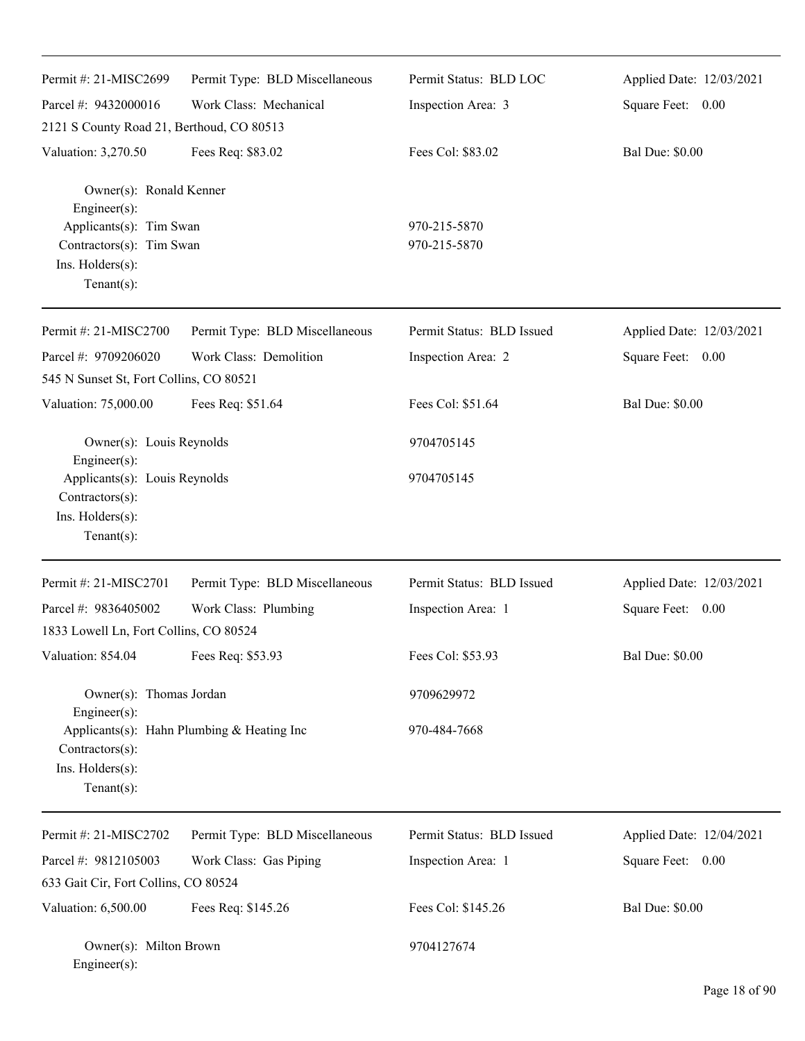Permit #: 21-MISC2699 | Permit Type: BLD Miscellaneous | Permit Status: BLD LOC | Applied Date: 12/03/2021

Parcel #: 9432000016 | Work Class: Mechanical | Inspection Area: 3 | Square Feet: 0.00

2121 S County Road 21, Berthoud, CO 80513

Valuation: 3,270.50 | Fees Req: $83.02 | Fees Col: $83.02 | Bal Due: $0.00

Owner(s): Ronald Kenner
Engineer(s):
Applicants(s): Tim Swan 970-215-5870
Contractors(s): Tim Swan 970-215-5870
Ins. Holders(s):
Tenant(s):

---

Permit #: 21-MISC2700 | Permit Type: BLD Miscellaneous | Permit Status: BLD Issued | Applied Date: 12/03/2021

Parcel #: 9709206020 | Work Class: Demolition | Inspection Area: 2 | Square Feet: 0.00

545 N Sunset St, Fort Collins, CO 80521

Valuation: 75,000.00 | Fees Req: $51.64 | Fees Col: $51.64 | Bal Due: $0.00

Owner(s): Louis Reynolds 9704705145
Engineer(s):
Applicants(s): Louis Reynolds 9704705145
Contractors(s):
Ins. Holders(s):
Tenant(s):

---

Permit #: 21-MISC2701 | Permit Type: BLD Miscellaneous | Permit Status: BLD Issued | Applied Date: 12/03/2021

Parcel #: 9836405002 | Work Class: Plumbing | Inspection Area: 1 | Square Feet: 0.00

1833 Lowell Ln, Fort Collins, CO 80524

Valuation: 854.04 | Fees Req: $53.93 | Fees Col: $53.93 | Bal Due: $0.00

Owner(s): Thomas Jordan 9709629972
Engineer(s):
Applicants(s): Hahn Plumbing & Heating Inc 970-484-7668
Contractors(s):
Ins. Holders(s):
Tenant(s):

---

Permit #: 21-MISC2702 | Permit Type: BLD Miscellaneous | Permit Status: BLD Issued | Applied Date: 12/04/2021

Parcel #: 9812105003 | Work Class: Gas Piping | Inspection Area: 1 | Square Feet: 0.00

633 Gait Cir, Fort Collins, CO 80524

Valuation: 6,500.00 | Fees Req: $145.26 | Fees Col: $145.26 | Bal Due: $0.00

Owner(s): Milton Brown 9704127674
Engineer(s):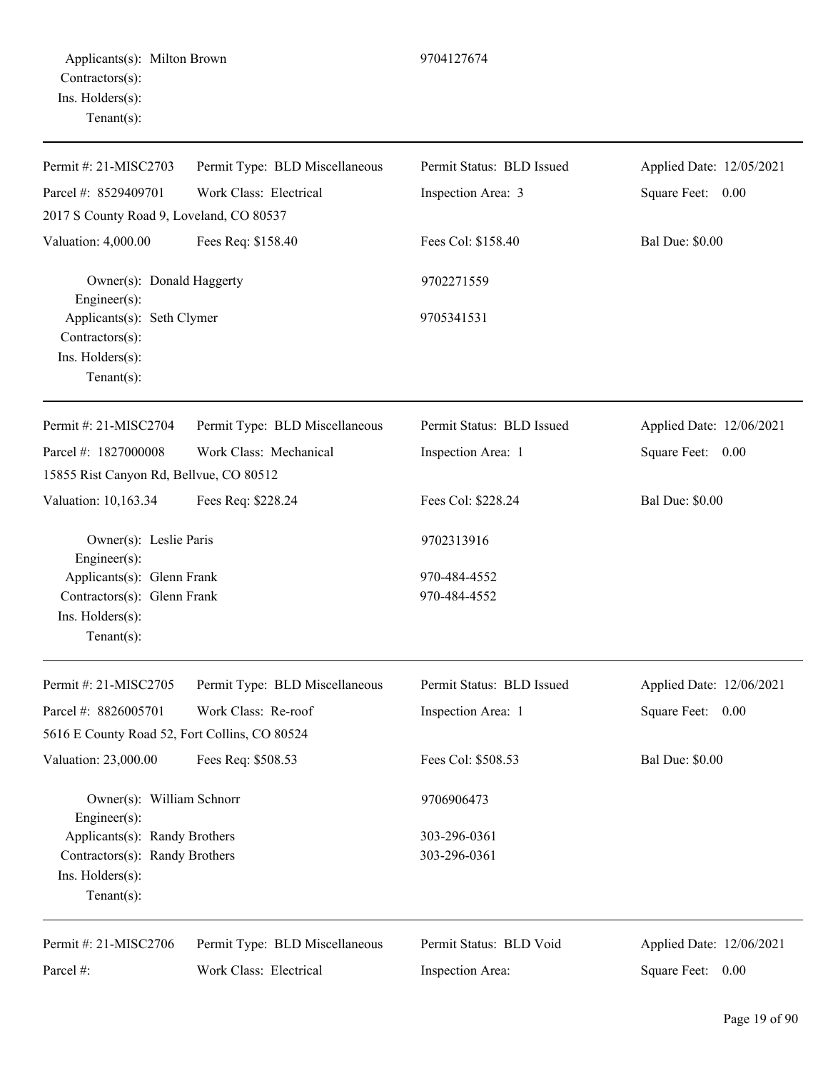Applicants(s): Milton Brown 9704127674
Contractors(s):
Ins. Holders(s):
Tenant(s):

---

| Permit #: 21-MISC2703 | Permit Type: BLD Miscellaneous | Permit Status: BLD Issued | Applied Date: 12/05/2021 |
|---|---|---|---|
| Parcel #: 8529409701 | Work Class: Electrical | Inspection Area: 3 | Square Feet: 0.00 |
| 2017 S County Road 9, Loveland, CO 80537 | | | |
| Valuation: 4,000.00 | Fees Req: $158.40 | Fees Col: $158.40 | Bal Due: $0.00 |

Owner(s): Donald Haggerty 9702271559
Engineer(s):
Applicants(s): Seth Clymer 9705341531
Contractors(s):
Ins. Holders(s):
Tenant(s):

---

| Permit #: 21-MISC2704 | Permit Type: BLD Miscellaneous | Permit Status: BLD Issued | Applied Date: 12/06/2021 |
|---|---|---|---|
| Parcel #: 1827000008 | Work Class: Mechanical | Inspection Area: 1 | Square Feet: 0.00 |
| 15855 Rist Canyon Rd, Bellvue, CO 80512 | | | |
| Valuation: 10,163.34 | Fees Req: $228.24 | Fees Col: $228.24 | Bal Due: $0.00 |

Owner(s): Leslie Paris 9702313916
Engineer(s):
Applicants(s): Glenn Frank 970-484-4552
Contractors(s): Glenn Frank 970-484-4552
Ins. Holders(s):
Tenant(s):

---

| Permit #: 21-MISC2705 | Permit Type: BLD Miscellaneous | Permit Status: BLD Issued | Applied Date: 12/06/2021 |
|---|---|---|---|
| Parcel #: 8826005701 | Work Class: Re-roof | Inspection Area: 1 | Square Feet: 0.00 |
| 5616 E County Road 52, Fort Collins, CO 80524 | | | |
| Valuation: 23,000.00 | Fees Req: $508.53 | Fees Col: $508.53 | Bal Due: $0.00 |

Owner(s): William Schnorr 9706906473
Engineer(s):
Applicants(s): Randy Brothers 303-296-0361
Contractors(s): Randy Brothers 303-296-0361
Ins. Holders(s):
Tenant(s):

---

| Permit #: 21-MISC2706 | Permit Type: BLD Miscellaneous | Permit Status: BLD Void | Applied Date: 12/06/2021 |
|---|---|---|---|
| Parcel #: | Work Class: Electrical | Inspection Area: | Square Feet: 0.00 |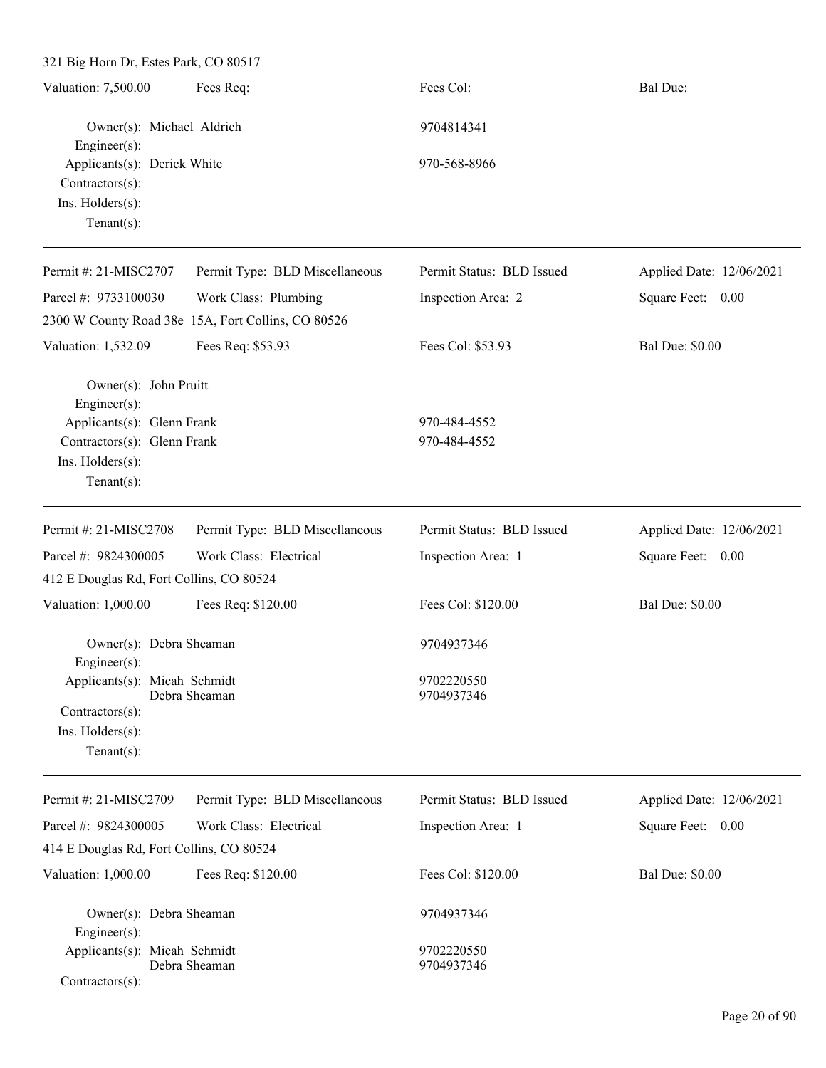321 Big Horn Dr, Estes Park, CO 80517

| Valuation: 7,500.00 | Fees Req: | Fees Col: | Bal Due: |
|---|---|---|---|

Owner(s): Michael Aldrich — 9704814341
Engineer(s):
Applicants(s): Derick White — 970-568-8966
Contractors(s):
Ins. Holders(s):
Tenant(s):

---

| Permit #: 21-MISC2707 | Permit Type: BLD Miscellaneous | Permit Status: BLD Issued | Applied Date: 12/06/2021 |
|---|---|---|---|
| Parcel #: 9733100030 | Work Class: Plumbing | Inspection Area: 2 | Square Feet: 0.00 |

2300 W County Road 38e 15A, Fort Collins, CO 80526

| Valuation: 1,532.09 | Fees Req: $53.93 | Fees Col: $53.93 | Bal Due: $0.00 |
|---|---|---|---|

Owner(s): John Pruitt
Engineer(s):
Applicants(s): Glenn Frank — 970-484-4552
Contractors(s): Glenn Frank — 970-484-4552
Ins. Holders(s):
Tenant(s):

---

| Permit #: 21-MISC2708 | Permit Type: BLD Miscellaneous | Permit Status: BLD Issued | Applied Date: 12/06/2021 |
|---|---|---|---|
| Parcel #: 9824300005 | Work Class: Electrical | Inspection Area: 1 | Square Feet: 0.00 |

412 E Douglas Rd, Fort Collins, CO 80524

| Valuation: 1,000.00 | Fees Req: $120.00 | Fees Col: $120.00 | Bal Due: $0.00 |
|---|---|---|---|

Owner(s): Debra Sheaman — 9704937346
Engineer(s):
Applicants(s): Micah Schmidt — 9702220550
Debra Sheaman — 9704937346
Contractors(s):
Ins. Holders(s):
Tenant(s):

---

| Permit #: 21-MISC2709 | Permit Type: BLD Miscellaneous | Permit Status: BLD Issued | Applied Date: 12/06/2021 |
|---|---|---|---|
| Parcel #: 9824300005 | Work Class: Electrical | Inspection Area: 1 | Square Feet: 0.00 |

414 E Douglas Rd, Fort Collins, CO 80524

| Valuation: 1,000.00 | Fees Req: $120.00 | Fees Col: $120.00 | Bal Due: $0.00 |
|---|---|---|---|

Owner(s): Debra Sheaman — 9704937346
Engineer(s):
Applicants(s): Micah Schmidt — 9702220550
Debra Sheaman — 9704937346
Contractors(s):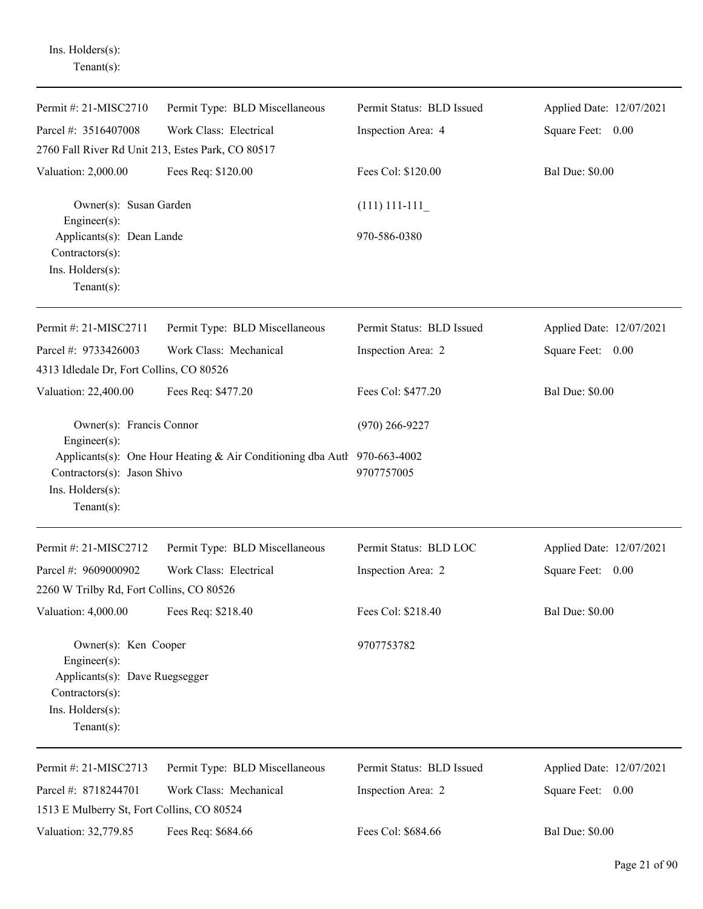Ins. Holders(s):
Tenant(s):

---

| Permit #: 21-MISC2710 | Permit Type: BLD Miscellaneous | Permit Status: BLD Issued | Applied Date: 12/07/2021 |
|---|---|---|---|
| Parcel #: 3516407008 | Work Class: Electrical | Inspection Area: 4 | Square Feet: 0.00 |
| 2760 Fall River Rd Unit 213, Estes Park, CO 80517 | | | |
| Valuation: 2,000.00 | Fees Req: $120.00 | Fees Col: $120.00 | Bal Due: $0.00 |

Owner(s): Susan Garden — (111) 111-111_
Engineer(s):
Applicants(s): Dean Lande — 970-586-0380
Contractors(s):
Ins. Holders(s):
Tenant(s):

---

| Permit #: 21-MISC2711 | Permit Type: BLD Miscellaneous | Permit Status: BLD Issued | Applied Date: 12/07/2021 |
|---|---|---|---|
| Parcel #: 9733426003 | Work Class: Mechanical | Inspection Area: 2 | Square Feet: 0.00 |
| 4313 Idledale Dr, Fort Collins, CO 80526 | | | |
| Valuation: 22,400.00 | Fees Req: $477.20 | Fees Col: $477.20 | Bal Due: $0.00 |

Owner(s): Francis Connor — (970) 266-9227
Engineer(s):
Applicants(s): One Hour Heating & Air Conditioning dba Auth — 970-663-4002
Contractors(s): Jason Shivo — 9707757005
Ins. Holders(s):
Tenant(s):

---

| Permit #: 21-MISC2712 | Permit Type: BLD Miscellaneous | Permit Status: BLD LOC | Applied Date: 12/07/2021 |
|---|---|---|---|
| Parcel #: 9609000902 | Work Class: Electrical | Inspection Area: 2 | Square Feet: 0.00 |
| 2260 W Trilby Rd, Fort Collins, CO 80526 | | | |
| Valuation: 4,000.00 | Fees Req: $218.40 | Fees Col: $218.40 | Bal Due: $0.00 |

Owner(s): Ken Cooper — 9707753782
Engineer(s):
Applicants(s): Dave Ruegsegger
Contractors(s):
Ins. Holders(s):
Tenant(s):

---

| Permit #: 21-MISC2713 | Permit Type: BLD Miscellaneous | Permit Status: BLD Issued | Applied Date: 12/07/2021 |
|---|---|---|---|
| Parcel #: 8718244701 | Work Class: Mechanical | Inspection Area: 2 | Square Feet: 0.00 |
| 1513 E Mulberry St, Fort Collins, CO 80524 | | | |
| Valuation: 32,779.85 | Fees Req: $684.66 | Fees Col: $684.66 | Bal Due: $0.00 |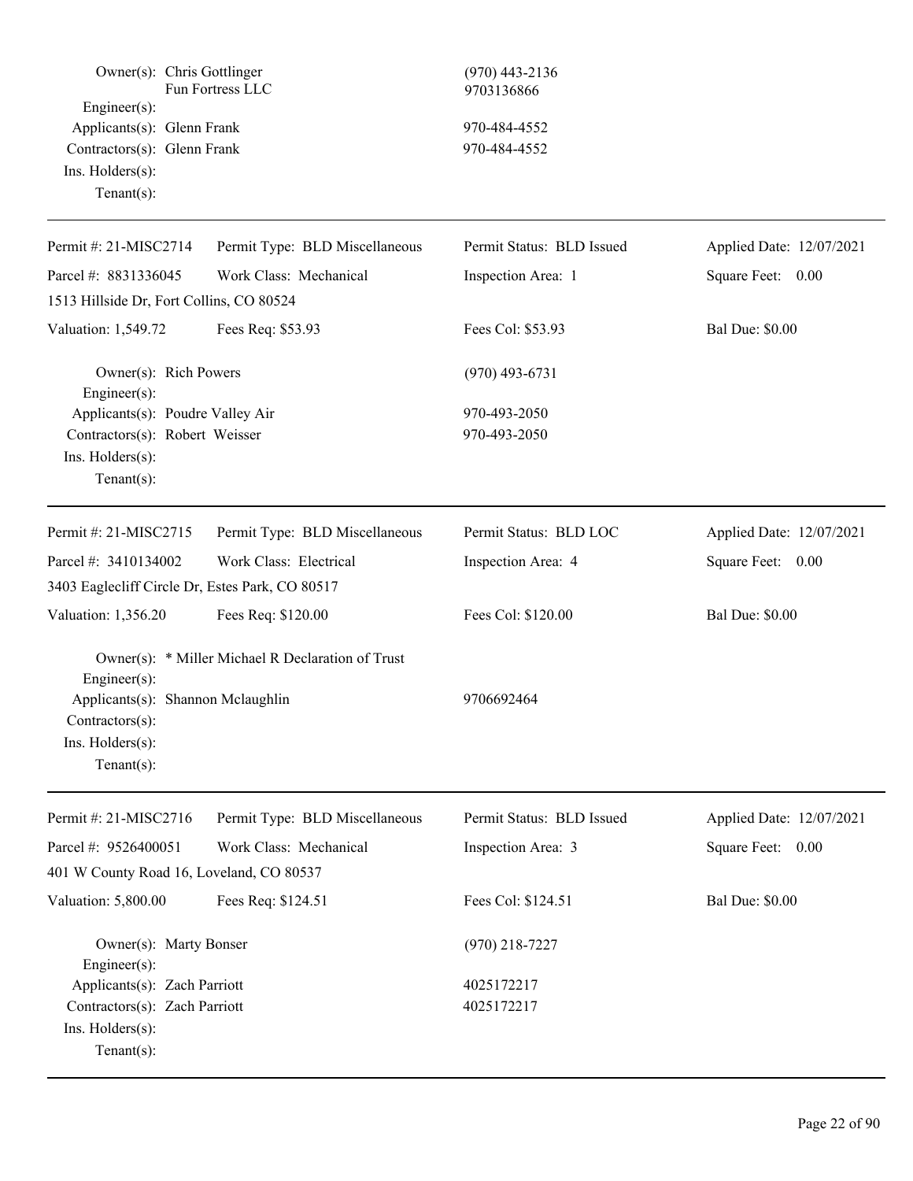Owner(s): Chris Gottlinger (970) 443-2136
Fun Fortress LLC 9703136866
Engineer(s):
Applicants(s): Glenn Frank 970-484-4552
Contractors(s): Glenn Frank 970-484-4552
Ins. Holders(s):
Tenant(s):

---

Permit #: 21-MISC2714 | Permit Type: BLD Miscellaneous | Permit Status: BLD Issued | Applied Date: 12/07/2021
Parcel #: 8831336045 | Work Class: Mechanical | Inspection Area: 1 | Square Feet: 0.00
1513 Hillside Dr, Fort Collins, CO 80524
Valuation: 1,549.72 | Fees Req: $53.93 | Fees Col: $53.93 | Bal Due: $0.00

Owner(s): Rich Powers (970) 493-6731
Engineer(s):
Applicants(s): Poudre Valley Air 970-493-2050
Contractors(s): Robert Weisser 970-493-2050
Ins. Holders(s):
Tenant(s):

---

Permit #: 21-MISC2715 | Permit Type: BLD Miscellaneous | Permit Status: BLD LOC | Applied Date: 12/07/2021
Parcel #: 3410134002 | Work Class: Electrical | Inspection Area: 4 | Square Feet: 0.00
3403 Eaglecliff Circle Dr, Estes Park, CO 80517
Valuation: 1,356.20 | Fees Req: $120.00 | Fees Col: $120.00 | Bal Due: $0.00

Owner(s): * Miller Michael R Declaration of Trust
Engineer(s):
Applicants(s): Shannon Mclaughlin 9706692464
Contractors(s):
Ins. Holders(s):
Tenant(s):

---

Permit #: 21-MISC2716 | Permit Type: BLD Miscellaneous | Permit Status: BLD Issued | Applied Date: 12/07/2021
Parcel #: 9526400051 | Work Class: Mechanical | Inspection Area: 3 | Square Feet: 0.00
401 W County Road 16, Loveland, CO 80537
Valuation: 5,800.00 | Fees Req: $124.51 | Fees Col: $124.51 | Bal Due: $0.00

Owner(s): Marty Bonser (970) 218-7227
Engineer(s):
Applicants(s): Zach Parriott 4025172217
Contractors(s): Zach Parriott 4025172217
Ins. Holders(s):
Tenant(s):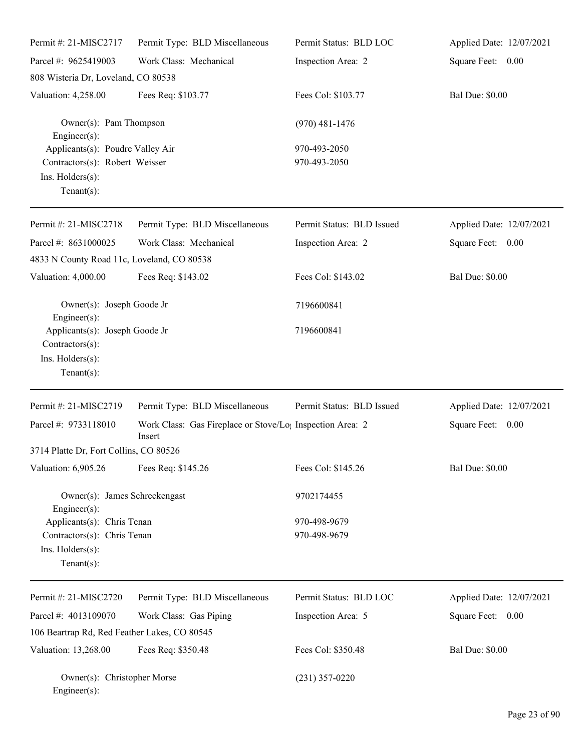| Permit #: 21-MISC2717 | Permit Type: BLD Miscellaneous | Permit Status: BLD LOC | Applied Date: 12/07/2021 |
|---|---|---|---|
| Parcel #: 9625419003 | Work Class: Mechanical | Inspection Area: 2 | Square Feet: 0.00 |
| 808 Wisteria Dr, Loveland, CO 80538 | | | |
| Valuation: 4,258.00 | Fees Req: $103.77 | Fees Col: $103.77 | Bal Due: $0.00 |

Owner(s): Pam Thompson (970) 481-1476
Engineer(s):
Applicants(s): Poudre Valley Air 970-493-2050
Contractors(s): Robert Weisser 970-493-2050
Ins. Holders(s):
Tenant(s):

---

| Permit #: 21-MISC2718 | Permit Type: BLD Miscellaneous | Permit Status: BLD Issued | Applied Date: 12/07/2021 |
|---|---|---|---|
| Parcel #: 8631000025 | Work Class: Mechanical | Inspection Area: 2 | Square Feet: 0.00 |
| 4833 N County Road 11c, Loveland, CO 80538 | | | |
| Valuation: 4,000.00 | Fees Req: $143.02 | Fees Col: $143.02 | Bal Due: $0.00 |

Owner(s): Joseph Goode Jr 7196600841
Engineer(s):
Applicants(s): Joseph Goode Jr 7196600841
Contractors(s):
Ins. Holders(s):
Tenant(s):

---

| Permit #: 21-MISC2719 | Permit Type: BLD Miscellaneous | Permit Status: BLD Issued | Applied Date: 12/07/2021 |
|---|---|---|---|
| Parcel #: 9733118010 | Work Class: Gas Fireplace or Stove/Log Insert | Inspection Area: 2 | Square Feet: 0.00 |
| 3714 Platte Dr, Fort Collins, CO 80526 | | | |
| Valuation: 6,905.26 | Fees Req: $145.26 | Fees Col: $145.26 | Bal Due: $0.00 |

Owner(s): James Schreckengast 9702174455
Engineer(s):
Applicants(s): Chris Tenan 970-498-9679
Contractors(s): Chris Tenan 970-498-9679
Ins. Holders(s):
Tenant(s):

---

| Permit #: 21-MISC2720 | Permit Type: BLD Miscellaneous | Permit Status: BLD LOC | Applied Date: 12/07/2021 |
|---|---|---|---|
| Parcel #: 4013109070 | Work Class: Gas Piping | Inspection Area: 5 | Square Feet: 0.00 |
| 106 Beartrap Rd, Red Feather Lakes, CO 80545 | | | |
| Valuation: 13,268.00 | Fees Req: $350.48 | Fees Col: $350.48 | Bal Due: $0.00 |

Owner(s): Christopher Morse (231) 357-0220
Engineer(s):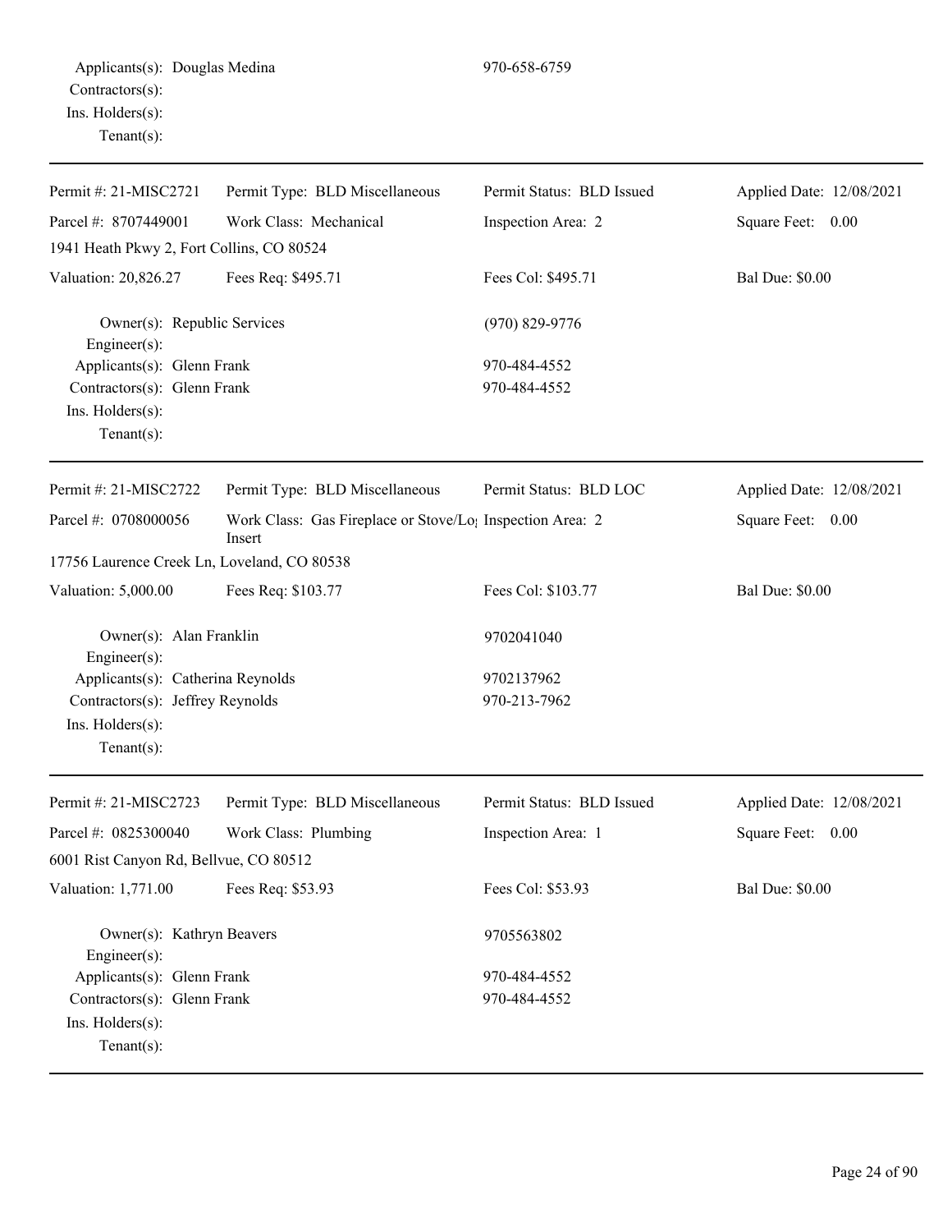Applicants(s): Douglas Medina 970-658-6759
Contractors(s):
Ins. Holders(s):
Tenant(s):

---

| Permit #: 21-MISC2721 | Permit Type: BLD Miscellaneous | Permit Status: BLD Issued | Applied Date: 12/08/2021 |
|---|---|---|---|
| Parcel #: 8707449001 | Work Class: Mechanical | Inspection Area: 2 | Square Feet: 0.00 |
| 1941 Heath Pkwy 2, Fort Collins, CO 80524 | | | |
| Valuation: 20,826.27 | Fees Req: $495.71 | Fees Col: $495.71 | Bal Due: $0.00 |

Owner(s): Republic Services (970) 829-9776
Engineer(s):
Applicants(s): Glenn Frank 970-484-4552
Contractors(s): Glenn Frank 970-484-4552
Ins. Holders(s):
Tenant(s):

---

| Permit #: 21-MISC2722 | Permit Type: BLD Miscellaneous | Permit Status: BLD LOC | Applied Date: 12/08/2021 |
|---|---|---|---|
| Parcel #: 0708000056 | Work Class: Gas Fireplace or Stove/Log Insert | Inspection Area: 2 | Square Feet: 0.00 |
| 17756 Laurence Creek Ln, Loveland, CO 80538 | | | |
| Valuation: 5,000.00 | Fees Req: $103.77 | Fees Col: $103.77 | Bal Due: $0.00 |

Owner(s): Alan Franklin 9702041040
Engineer(s):
Applicants(s): Catherina Reynolds 9702137962
Contractors(s): Jeffrey Reynolds 970-213-7962
Ins. Holders(s):
Tenant(s):

---

| Permit #: 21-MISC2723 | Permit Type: BLD Miscellaneous | Permit Status: BLD Issued | Applied Date: 12/08/2021 |
|---|---|---|---|
| Parcel #: 0825300040 | Work Class: Plumbing | Inspection Area: 1 | Square Feet: 0.00 |
| 6001 Rist Canyon Rd, Bellvue, CO 80512 | | | |
| Valuation: 1,771.00 | Fees Req: $53.93 | Fees Col: $53.93 | Bal Due: $0.00 |

Owner(s): Kathryn Beavers 9705563802
Engineer(s):
Applicants(s): Glenn Frank 970-484-4552
Contractors(s): Glenn Frank 970-484-4552
Ins. Holders(s):
Tenant(s):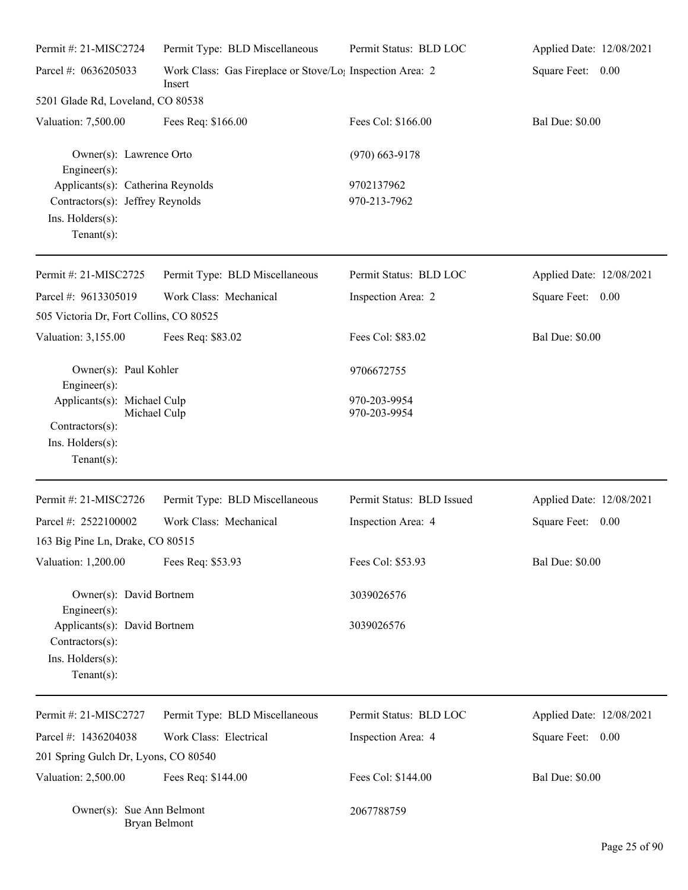Permit #: 21-MISC2724 | Permit Type: BLD Miscellaneous | Permit Status: BLD LOC | Applied Date: 12/08/2021

Parcel #: 0636205033 | Work Class: Gas Fireplace or Stove/Log Insert | Inspection Area: 2 | Square Feet: 0.00

5201 Glade Rd, Loveland, CO 80538

Valuation: 7,500.00 | Fees Req: $166.00 | Fees Col: $166.00 | Bal Due: $0.00

Owner(s): Lawrence Orto (970) 663-9178
Engineer(s):
Applicants(s): Catherina Reynolds 9702137962
Contractors(s): Jeffrey Reynolds 970-213-7962
Ins. Holders(s):
Tenant(s):

---

Permit #: 21-MISC2725 | Permit Type: BLD Miscellaneous | Permit Status: BLD LOC | Applied Date: 12/08/2021

Parcel #: 9613305019 | Work Class: Mechanical | Inspection Area: 2 | Square Feet: 0.00

505 Victoria Dr, Fort Collins, CO 80525

Valuation: 3,155.00 | Fees Req: $83.02 | Fees Col: $83.02 | Bal Due: $0.00

Owner(s): Paul Kohler 9706672755
Engineer(s):
Applicants(s): Michael Culp 970-203-9954
Michael Culp 970-203-9954
Contractors(s):
Ins. Holders(s):
Tenant(s):

---

Permit #: 21-MISC2726 | Permit Type: BLD Miscellaneous | Permit Status: BLD Issued | Applied Date: 12/08/2021

Parcel #: 2522100002 | Work Class: Mechanical | Inspection Area: 4 | Square Feet: 0.00

163 Big Pine Ln, Drake, CO 80515

Valuation: 1,200.00 | Fees Req: $53.93 | Fees Col: $53.93 | Bal Due: $0.00

Owner(s): David Bortnem 3039026576
Engineer(s):
Applicants(s): David Bortnem 3039026576
Contractors(s):
Ins. Holders(s):
Tenant(s):

---

Permit #: 21-MISC2727 | Permit Type: BLD Miscellaneous | Permit Status: BLD LOC | Applied Date: 12/08/2021

Parcel #: 1436204038 | Work Class: Electrical | Inspection Area: 4 | Square Feet: 0.00

201 Spring Gulch Dr, Lyons, CO 80540

Valuation: 2,500.00 | Fees Req: $144.00 | Fees Col: $144.00 | Bal Due: $0.00

Owner(s): Sue Ann Belmont 2067788759
Bryan Belmont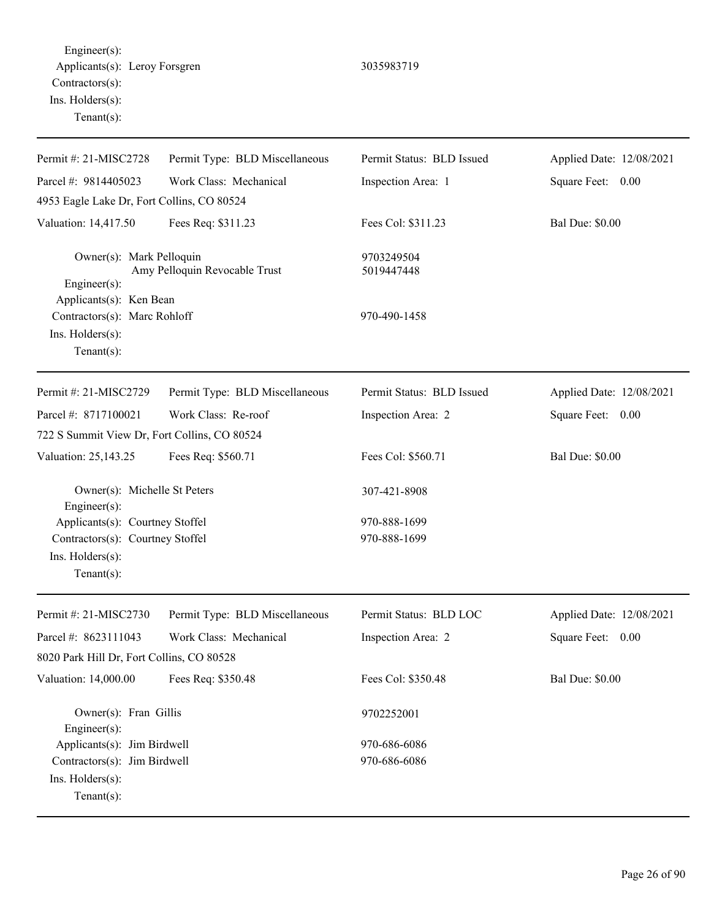Engineer(s):
Applicants(s): Leroy Forsgren 3035983719
Contractors(s):
Ins. Holders(s):
Tenant(s):

---

| Permit #: 21-MISC2728 | Permit Type: BLD Miscellaneous | Permit Status: BLD Issued | Applied Date: 12/08/2021 |
|---|---|---|---|
| Parcel #: 9814405023 | Work Class: Mechanical | Inspection Area: 1 | Square Feet: 0.00 |
| 4953 Eagle Lake Dr, Fort Collins, CO 80524 | | | |
| Valuation: 14,417.50 | Fees Req: $311.23 | Fees Col: $311.23 | Bal Due: $0.00 |

Owner(s): Mark Pelloquin 9703249504
Amy Pelloquin Revocable Trust 5019447448
Engineer(s):
Applicants(s): Ken Bean
Contractors(s): Marc Rohloff 970-490-1458
Ins. Holders(s):
Tenant(s):

---

| Permit #: 21-MISC2729 | Permit Type: BLD Miscellaneous | Permit Status: BLD Issued | Applied Date: 12/08/2021 |
|---|---|---|---|
| Parcel #: 8717100021 | Work Class: Re-roof | Inspection Area: 2 | Square Feet: 0.00 |
| 722 S Summit View Dr, Fort Collins, CO 80524 | | | |
| Valuation: 25,143.25 | Fees Req: $560.71 | Fees Col: $560.71 | Bal Due: $0.00 |

Owner(s): Michelle St Peters 307-421-8908
Engineer(s):
Applicants(s): Courtney Stoffel 970-888-1699
Contractors(s): Courtney Stoffel 970-888-1699
Ins. Holders(s):
Tenant(s):

---

| Permit #: 21-MISC2730 | Permit Type: BLD Miscellaneous | Permit Status: BLD LOC | Applied Date: 12/08/2021 |
|---|---|---|---|
| Parcel #: 8623111043 | Work Class: Mechanical | Inspection Area: 2 | Square Feet: 0.00 |
| 8020 Park Hill Dr, Fort Collins, CO 80528 | | | |
| Valuation: 14,000.00 | Fees Req: $350.48 | Fees Col: $350.48 | Bal Due: $0.00 |

Owner(s): Fran Gillis 9702252001
Engineer(s):
Applicants(s): Jim Birdwell 970-686-6086
Contractors(s): Jim Birdwell 970-686-6086
Ins. Holders(s):
Tenant(s):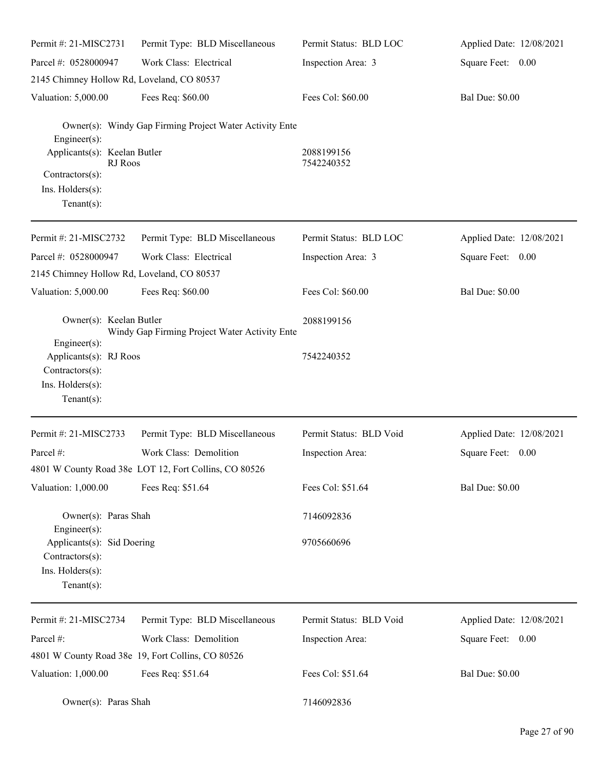Permit #: 21-MISC2731 | Permit Type: BLD Miscellaneous | Permit Status: BLD LOC | Applied Date: 12/08/2021
Parcel #: 0528000947 | Work Class: Electrical | Inspection Area: 3 | Square Feet: 0.00
2145 Chimney Hollow Rd, Loveland, CO 80537
Valuation: 5,000.00 | Fees Req: $60.00 | Fees Col: $60.00 | Bal Due: $0.00

Owner(s): Windy Gap Firming Project Water Activity Ente
Engineer(s):
Applicants(s): Keelan Butler 2088199156
RJ Roos 7542240352
Contractors(s):
Ins. Holders(s):
Tenant(s):

---

Permit #: 21-MISC2732 | Permit Type: BLD Miscellaneous | Permit Status: BLD LOC | Applied Date: 12/08/2021
Parcel #: 0528000947 | Work Class: Electrical | Inspection Area: 3 | Square Feet: 0.00
2145 Chimney Hollow Rd, Loveland, CO 80537
Valuation: 5,000.00 | Fees Req: $60.00 | Fees Col: $60.00 | Bal Due: $0.00

Owner(s): Keelan Butler 2088199156
Windy Gap Firming Project Water Activity Ente
Engineer(s):
Applicants(s): RJ Roos 7542240352
Contractors(s):
Ins. Holders(s):
Tenant(s):

---

Permit #: 21-MISC2733 | Permit Type: BLD Miscellaneous | Permit Status: BLD Void | Applied Date: 12/08/2021
Parcel #: | Work Class: Demolition | Inspection Area: | Square Feet: 0.00
4801 W County Road 38e LOT 12, Fort Collins, CO 80526
Valuation: 1,000.00 | Fees Req: $51.64 | Fees Col: $51.64 | Bal Due: $0.00

Owner(s): Paras Shah 7146092836
Engineer(s):
Applicants(s): Sid Doering 9705660696
Contractors(s):
Ins. Holders(s):
Tenant(s):

---

Permit #: 21-MISC2734 | Permit Type: BLD Miscellaneous | Permit Status: BLD Void | Applied Date: 12/08/2021
Parcel #: | Work Class: Demolition | Inspection Area: | Square Feet: 0.00
4801 W County Road 38e 19, Fort Collins, CO 80526
Valuation: 1,000.00 | Fees Req: $51.64 | Fees Col: $51.64 | Bal Due: $0.00

Owner(s): Paras Shah 7146092836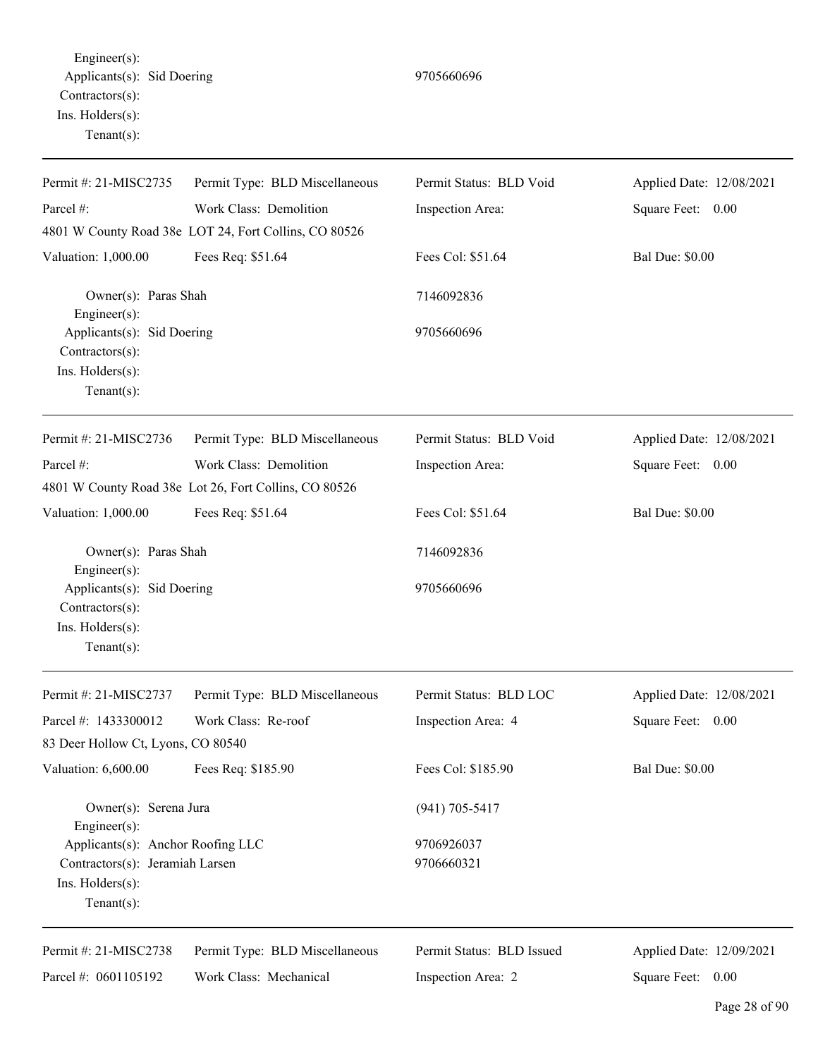Engineer(s):
Applicants(s): Sid Doering 9705660696
Contractors(s):
Ins. Holders(s):
Tenant(s):

---

| Permit #: 21-MISC2735 | Permit Type: BLD Miscellaneous | Permit Status: BLD Void | Applied Date: 12/08/2021 |
|---|---|---|---|
| Parcel #: | Work Class: Demolition | Inspection Area: | Square Feet: 0.00 |
| 4801 W County Road 38e LOT 24, Fort Collins, CO 80526 | | | |
| Valuation: 1,000.00 | Fees Req: $51.64 | Fees Col: $51.64 | Bal Due: $0.00 |

Owner(s): Paras Shah 7146092836
Engineer(s):
Applicants(s): Sid Doering 9705660696
Contractors(s):
Ins. Holders(s):
Tenant(s):

---

| Permit #: 21-MISC2736 | Permit Type: BLD Miscellaneous | Permit Status: BLD Void | Applied Date: 12/08/2021 |
|---|---|---|---|
| Parcel #: | Work Class: Demolition | Inspection Area: | Square Feet: 0.00 |
| 4801 W County Road 38e Lot 26, Fort Collins, CO 80526 | | | |
| Valuation: 1,000.00 | Fees Req: $51.64 | Fees Col: $51.64 | Bal Due: $0.00 |

Owner(s): Paras Shah 7146092836
Engineer(s):
Applicants(s): Sid Doering 9705660696
Contractors(s):
Ins. Holders(s):
Tenant(s):

---

| Permit #: 21-MISC2737 | Permit Type: BLD Miscellaneous | Permit Status: BLD LOC | Applied Date: 12/08/2021 |
|---|---|---|---|
| Parcel #: 1433300012 | Work Class: Re-roof | Inspection Area: 4 | Square Feet: 0.00 |
| 83 Deer Hollow Ct, Lyons, CO 80540 | | | |
| Valuation: 6,600.00 | Fees Req: $185.90 | Fees Col: $185.90 | Bal Due: $0.00 |

Owner(s): Serena Jura (941) 705-5417
Engineer(s):
Applicants(s): Anchor Roofing LLC 9706926037
Contractors(s): Jeramiah Larsen 9706660321
Ins. Holders(s):
Tenant(s):

---

| Permit #: 21-MISC2738 | Permit Type: BLD Miscellaneous | Permit Status: BLD Issued | Applied Date: 12/09/2021 |
|---|---|---|---|
| Parcel #: 0601105192 | Work Class: Mechanical | Inspection Area: 2 | Square Feet: 0.00 |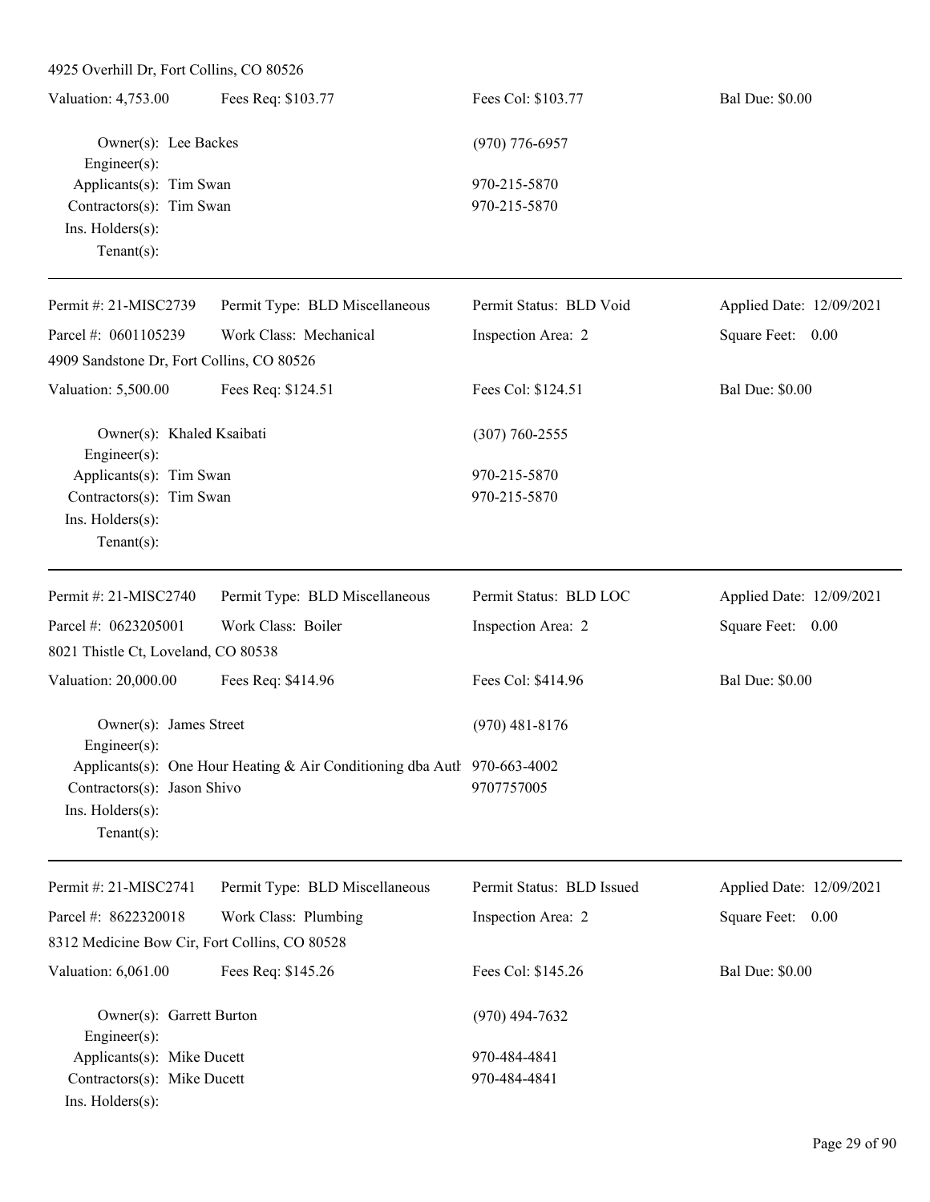4925 Overhill Dr, Fort Collins, CO 80526

| Valuation: 4,753.00 | Fees Req: $103.77 | Fees Col: $103.77 | Bal Due: $0.00 |
|---|---|---|---|

Owner(s): Lee Backes (970) 776-6957
Engineer(s):
Applicants(s): Tim Swan 970-215-5870
Contractors(s): Tim Swan 970-215-5870
Ins. Holders(s):
Tenant(s):

---

| Permit #: 21-MISC2739 | Permit Type: BLD Miscellaneous | Permit Status: BLD Void | Applied Date: 12/09/2021 |
|---|---|---|---|
| Parcel #: 0601105239 | Work Class: Mechanical | Inspection Area: 2 | Square Feet: 0.00 |
| 4909 Sandstone Dr, Fort Collins, CO 80526 | | | |
| Valuation: 5,500.00 | Fees Req: $124.51 | Fees Col: $124.51 | Bal Due: $0.00 |

Owner(s): Khaled Ksaibati (307) 760-2555
Engineer(s):
Applicants(s): Tim Swan 970-215-5870
Contractors(s): Tim Swan 970-215-5870
Ins. Holders(s):
Tenant(s):

---

| Permit #: 21-MISC2740 | Permit Type: BLD Miscellaneous | Permit Status: BLD LOC | Applied Date: 12/09/2021 |
|---|---|---|---|
| Parcel #: 0623205001 | Work Class: Boiler | Inspection Area: 2 | Square Feet: 0.00 |
| 8021 Thistle Ct, Loveland, CO 80538 | | | |
| Valuation: 20,000.00 | Fees Req: $414.96 | Fees Col: $414.96 | Bal Due: $0.00 |

Owner(s): James Street (970) 481-8176
Engineer(s):
Applicants(s): One Hour Heating & Air Conditioning dba Auth 970-663-4002
Contractors(s): Jason Shivo 9707757005
Ins. Holders(s):
Tenant(s):

---

| Permit #: 21-MISC2741 | Permit Type: BLD Miscellaneous | Permit Status: BLD Issued | Applied Date: 12/09/2021 |
|---|---|---|---|
| Parcel #: 8622320018 | Work Class: Plumbing | Inspection Area: 2 | Square Feet: 0.00 |
| 8312 Medicine Bow Cir, Fort Collins, CO 80528 | | | |
| Valuation: 6,061.00 | Fees Req: $145.26 | Fees Col: $145.26 | Bal Due: $0.00 |

Owner(s): Garrett Burton (970) 494-7632
Engineer(s):
Applicants(s): Mike Ducett 970-484-4841
Contractors(s): Mike Ducett 970-484-4841
Ins. Holders(s):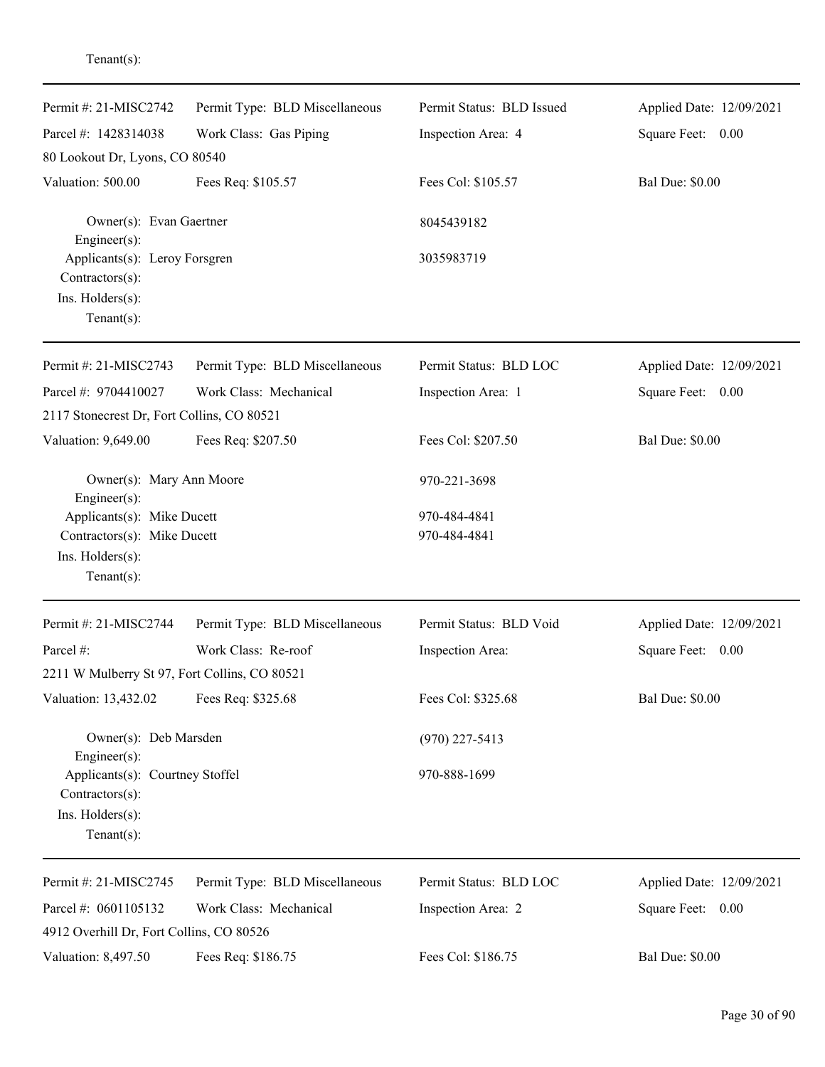Tenant(s):

---

| Permit #: 21-MISC2742 | Permit Type: BLD Miscellaneous | Permit Status: BLD Issued | Applied Date: 12/09/2021 |
|---|---|---|---|
| Parcel #: 1428314038 | Work Class: Gas Piping | Inspection Area: 4 | Square Feet: 0.00 |
| 80 Lookout Dr, Lyons, CO 80540 | | | |
| Valuation: 500.00 | Fees Req: $105.57 | Fees Col: $105.57 | Bal Due: $0.00 |

Owner(s): Evan Gaertner — 8045439182
Engineer(s):
Applicants(s): Leroy Forsgren — 3035983719
Contractors(s):
Ins. Holders(s):
Tenant(s):

---

| Permit #: 21-MISC2743 | Permit Type: BLD Miscellaneous | Permit Status: BLD LOC | Applied Date: 12/09/2021 |
|---|---|---|---|
| Parcel #: 9704410027 | Work Class: Mechanical | Inspection Area: 1 | Square Feet: 0.00 |
| 2117 Stonecrest Dr, Fort Collins, CO 80521 | | | |
| Valuation: 9,649.00 | Fees Req: $207.50 | Fees Col: $207.50 | Bal Due: $0.00 |

Owner(s): Mary Ann Moore — 970-221-3698
Engineer(s):
Applicants(s): Mike Ducett — 970-484-4841
Contractors(s): Mike Ducett — 970-484-4841
Ins. Holders(s):
Tenant(s):

---

| Permit #: 21-MISC2744 | Permit Type: BLD Miscellaneous | Permit Status: BLD Void | Applied Date: 12/09/2021 |
|---|---|---|---|
| Parcel #: | Work Class: Re-roof | Inspection Area: | Square Feet: 0.00 |
| 2211 W Mulberry St 97, Fort Collins, CO 80521 | | | |
| Valuation: 13,432.02 | Fees Req: $325.68 | Fees Col: $325.68 | Bal Due: $0.00 |

Owner(s): Deb Marsden — (970) 227-5413
Engineer(s):
Applicants(s): Courtney Stoffel — 970-888-1699
Contractors(s):
Ins. Holders(s):
Tenant(s):

---

| Permit #: 21-MISC2745 | Permit Type: BLD Miscellaneous | Permit Status: BLD LOC | Applied Date: 12/09/2021 |
|---|---|---|---|
| Parcel #: 0601105132 | Work Class: Mechanical | Inspection Area: 2 | Square Feet: 0.00 |
| 4912 Overhill Dr, Fort Collins, CO 80526 | | | |
| Valuation: 8,497.50 | Fees Req: $186.75 | Fees Col: $186.75 | Bal Due: $0.00 |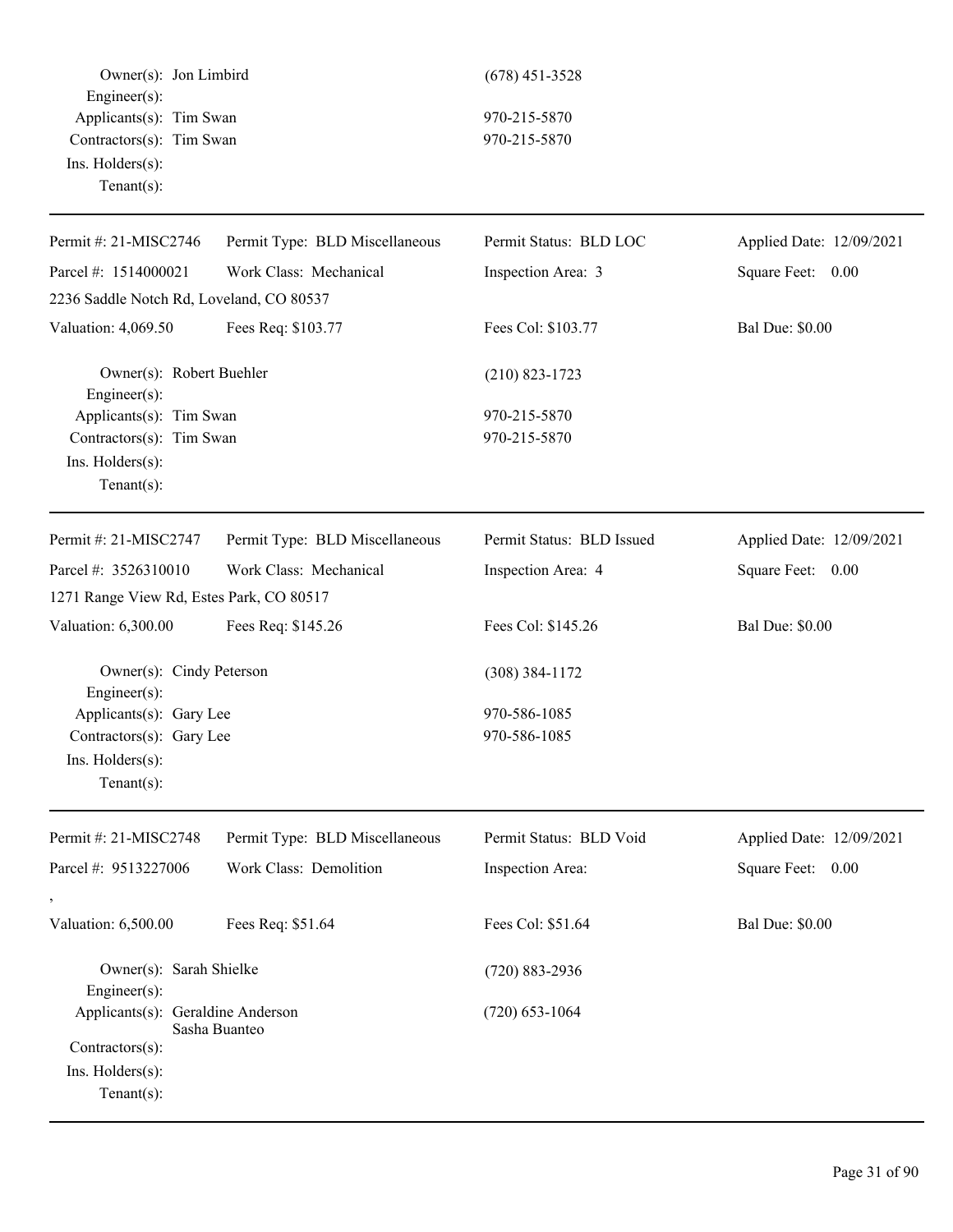Owner(s): Jon Limbird (678) 451-3528
Engineer(s):
Applicants(s): Tim Swan 970-215-5870
Contractors(s): Tim Swan 970-215-5870
Ins. Holders(s):
Tenant(s):

---

| Permit #: 21-MISC2746 | Permit Type: BLD Miscellaneous | Permit Status: BLD LOC | Applied Date: 12/09/2021 |
|---|---|---|---|
| Parcel #: 1514000021 | Work Class: Mechanical | Inspection Area: 3 | Square Feet: 0.00 |
| 2236 Saddle Notch Rd, Loveland, CO 80537 | | | |
| Valuation: 4,069.50 | Fees Req: $103.77 | Fees Col: $103.77 | Bal Due: $0.00 |

Owner(s): Robert Buehler (210) 823-1723
Engineer(s):
Applicants(s): Tim Swan 970-215-5870
Contractors(s): Tim Swan 970-215-5870
Ins. Holders(s):
Tenant(s):

---

| Permit #: 21-MISC2747 | Permit Type: BLD Miscellaneous | Permit Status: BLD Issued | Applied Date: 12/09/2021 |
|---|---|---|---|
| Parcel #: 3526310010 | Work Class: Mechanical | Inspection Area: 4 | Square Feet: 0.00 |
| 1271 Range View Rd, Estes Park, CO 80517 | | | |
| Valuation: 6,300.00 | Fees Req: $145.26 | Fees Col: $145.26 | Bal Due: $0.00 |

Owner(s): Cindy Peterson (308) 384-1172
Engineer(s):
Applicants(s): Gary Lee 970-586-1085
Contractors(s): Gary Lee 970-586-1085
Ins. Holders(s):
Tenant(s):

---

| Permit #: 21-MISC2748 | Permit Type: BLD Miscellaneous | Permit Status: BLD Void | Applied Date: 12/09/2021 |
|---|---|---|---|
| Parcel #: 9513227006 | Work Class: Demolition | Inspection Area: | Square Feet: 0.00 |
| , | | | |
| Valuation: 6,500.00 | Fees Req: $51.64 | Fees Col: $51.64 | Bal Due: $0.00 |

Owner(s): Sarah Shielke (720) 883-2936
Engineer(s):
Applicants(s): Geraldine Anderson (720) 653-1064
Sasha Buanteo
Contractors(s):
Ins. Holders(s):
Tenant(s):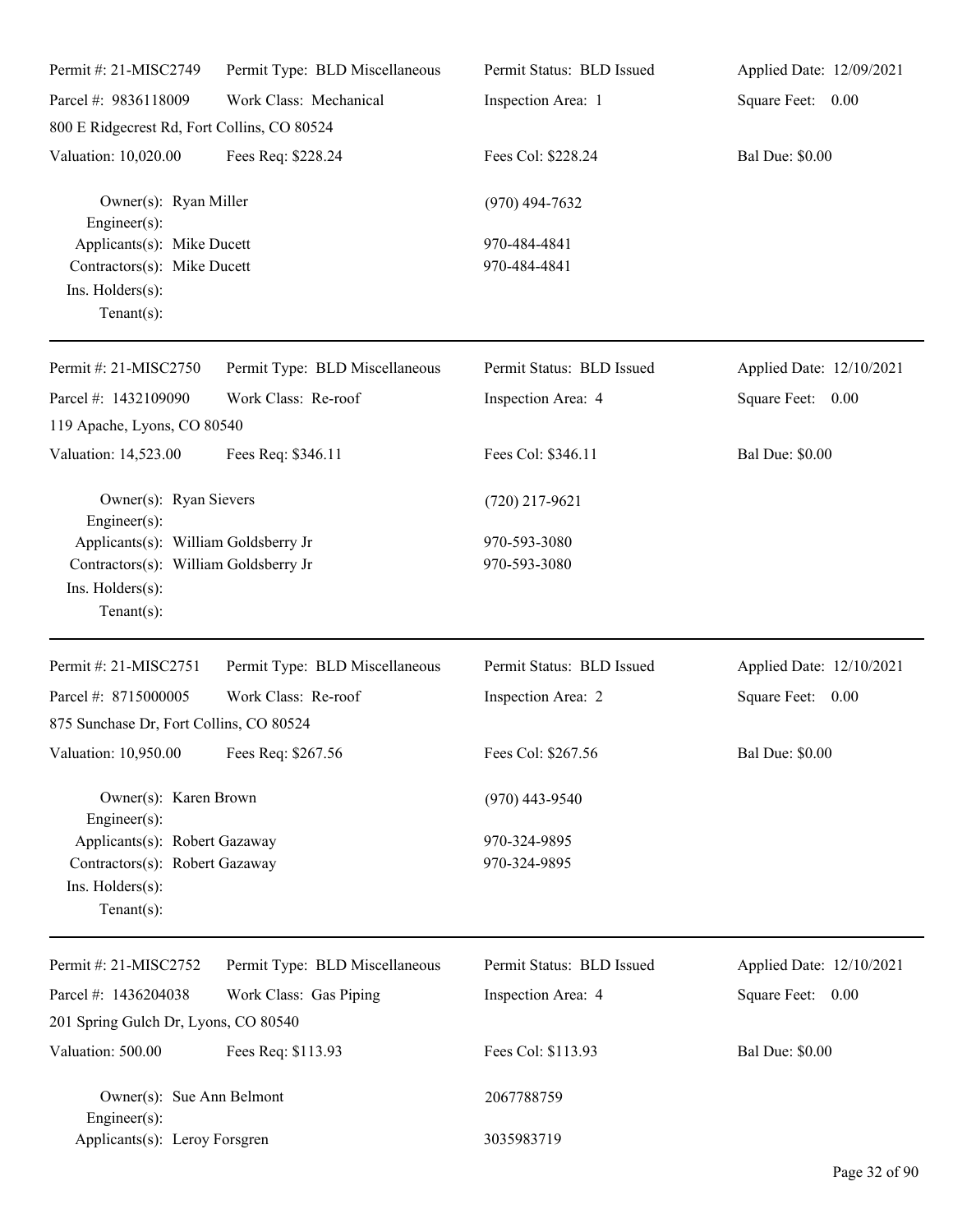Permit #: 21-MISC2749 | Permit Type: BLD Miscellaneous | Permit Status: BLD Issued | Applied Date: 12/09/2021
Parcel #: 9836118009 | Work Class: Mechanical | Inspection Area: 1 | Square Feet: 0.00
800 E Ridgecrest Rd, Fort Collins, CO 80524
Valuation: 10,020.00 | Fees Req: $228.24 | Fees Col: $228.24 | Bal Due: $0.00

Owner(s): Ryan Miller (970) 494-7632
Engineer(s):
Applicants(s): Mike Ducett 970-484-4841
Contractors(s): Mike Ducett 970-484-4841
Ins. Holders(s):
Tenant(s):

---

Permit #: 21-MISC2750 | Permit Type: BLD Miscellaneous | Permit Status: BLD Issued | Applied Date: 12/10/2021
Parcel #: 1432109090 | Work Class: Re-roof | Inspection Area: 4 | Square Feet: 0.00
119 Apache, Lyons, CO 80540
Valuation: 14,523.00 | Fees Req: $346.11 | Fees Col: $346.11 | Bal Due: $0.00

Owner(s): Ryan Sievers (720) 217-9621
Engineer(s):
Applicants(s): William Goldsberry Jr 970-593-3080
Contractors(s): William Goldsberry Jr 970-593-3080
Ins. Holders(s):
Tenant(s):

---

Permit #: 21-MISC2751 | Permit Type: BLD Miscellaneous | Permit Status: BLD Issued | Applied Date: 12/10/2021
Parcel #: 8715000005 | Work Class: Re-roof | Inspection Area: 2 | Square Feet: 0.00
875 Sunchase Dr, Fort Collins, CO 80524
Valuation: 10,950.00 | Fees Req: $267.56 | Fees Col: $267.56 | Bal Due: $0.00

Owner(s): Karen Brown (970) 443-9540
Engineer(s):
Applicants(s): Robert Gazaway 970-324-9895
Contractors(s): Robert Gazaway 970-324-9895
Ins. Holders(s):
Tenant(s):

---

Permit #: 21-MISC2752 | Permit Type: BLD Miscellaneous | Permit Status: BLD Issued | Applied Date: 12/10/2021
Parcel #: 1436204038 | Work Class: Gas Piping | Inspection Area: 4 | Square Feet: 0.00
201 Spring Gulch Dr, Lyons, CO 80540
Valuation: 500.00 | Fees Req: $113.93 | Fees Col: $113.93 | Bal Due: $0.00

Owner(s): Sue Ann Belmont 2067788759
Engineer(s):
Applicants(s): Leroy Forsgren 3035983719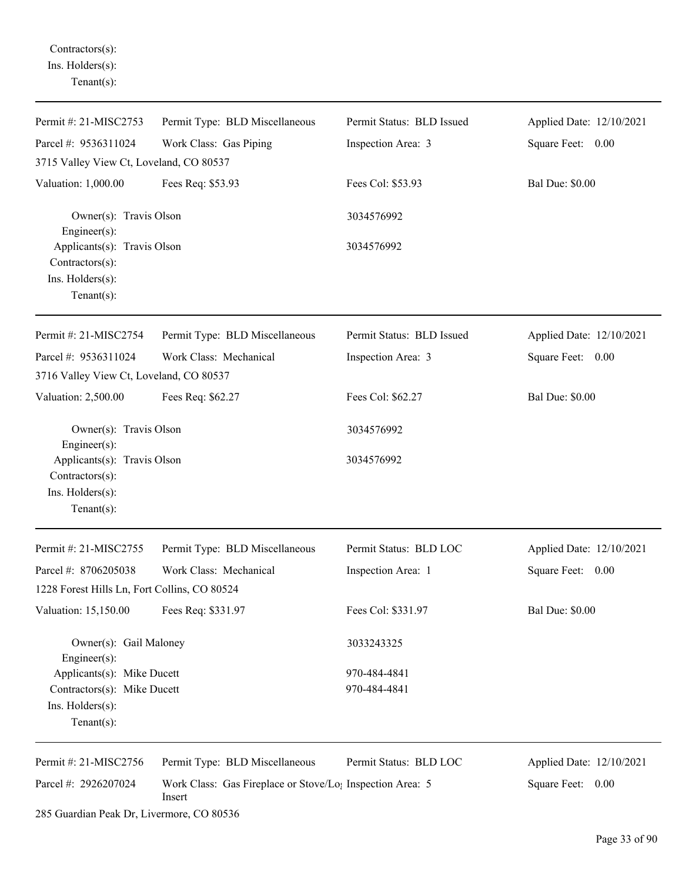Contractors(s):
Ins. Holders(s):
Tenant(s):

---

Permit #: 21-MISC2753 | Permit Type: BLD Miscellaneous | Permit Status: BLD Issued | Applied Date: 12/10/2021
Parcel #: 9536311024 | Work Class: Gas Piping | Inspection Area: 3 | Square Feet: 0.00
3715 Valley View Ct, Loveland, CO 80537
Valuation: 1,000.00 | Fees Req: $53.93 | Fees Col: $53.93 | Bal Due: $0.00

Owner(s): Travis Olson 3034576992
Engineer(s):
Applicants(s): Travis Olson 3034576992
Contractors(s):
Ins. Holders(s):
Tenant(s):

---

Permit #: 21-MISC2754 | Permit Type: BLD Miscellaneous | Permit Status: BLD Issued | Applied Date: 12/10/2021
Parcel #: 9536311024 | Work Class: Mechanical | Inspection Area: 3 | Square Feet: 0.00
3716 Valley View Ct, Loveland, CO 80537
Valuation: 2,500.00 | Fees Req: $62.27 | Fees Col: $62.27 | Bal Due: $0.00

Owner(s): Travis Olson 3034576992
Engineer(s):
Applicants(s): Travis Olson 3034576992
Contractors(s):
Ins. Holders(s):
Tenant(s):

---

Permit #: 21-MISC2755 | Permit Type: BLD Miscellaneous | Permit Status: BLD LOC | Applied Date: 12/10/2021
Parcel #: 8706205038 | Work Class: Mechanical | Inspection Area: 1 | Square Feet: 0.00
1228 Forest Hills Ln, Fort Collins, CO 80524
Valuation: 15,150.00 | Fees Req: $331.97 | Fees Col: $331.97 | Bal Due: $0.00

Owner(s): Gail Maloney 3033243325
Engineer(s):
Applicants(s): Mike Ducett 970-484-4841
Contractors(s): Mike Ducett 970-484-4841
Ins. Holders(s):
Tenant(s):

---

Permit #: 21-MISC2756 | Permit Type: BLD Miscellaneous | Permit Status: BLD LOC | Applied Date: 12/10/2021
Parcel #: 2926207024 | Work Class: Gas Fireplace or Stove/Log Insert | Inspection Area: 5 | Square Feet: 0.00
285 Guardian Peak Dr, Livermore, CO 80536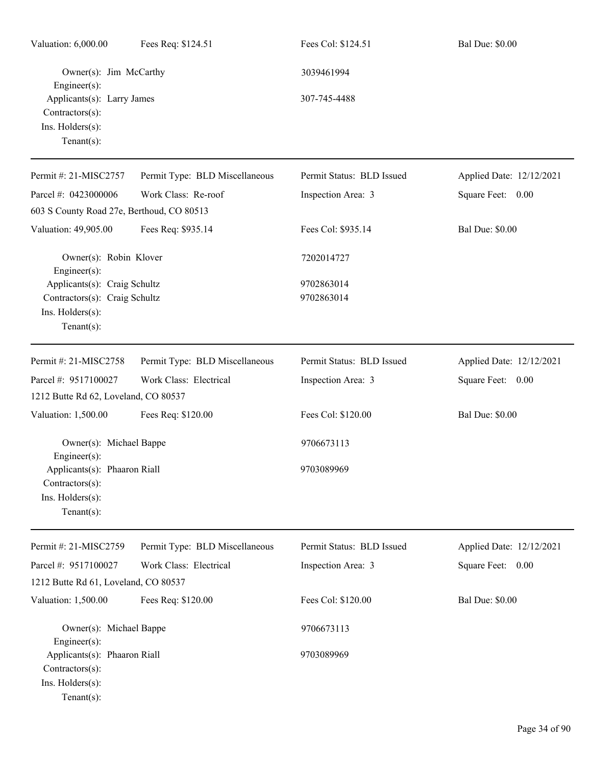Valuation: 6,000.00 Fees Req: $124.51 Fees Col: $124.51 Bal Due: $0.00

Owner(s): Jim McCarthy 3039461994
Engineer(s):
Applicants(s): Larry James 307-745-4488
Contractors(s):
Ins. Holders(s):
Tenant(s):

---

Permit #: 21-MISC2757 Permit Type: BLD Miscellaneous Permit Status: BLD Issued Applied Date: 12/12/2021
Parcel #: 0423000006 Work Class: Re-roof Inspection Area: 3 Square Feet: 0.00
603 S County Road 27e, Berthoud, CO 80513
Valuation: 49,905.00 Fees Req: $935.14 Fees Col: $935.14 Bal Due: $0.00

Owner(s): Robin Klover 7202014727
Engineer(s):
Applicants(s): Craig Schultz 9702863014
Contractors(s): Craig Schultz 9702863014
Ins. Holders(s):
Tenant(s):

---

Permit #: 21-MISC2758 Permit Type: BLD Miscellaneous Permit Status: BLD Issued Applied Date: 12/12/2021
Parcel #: 9517100027 Work Class: Electrical Inspection Area: 3 Square Feet: 0.00
1212 Butte Rd 62, Loveland, CO 80537
Valuation: 1,500.00 Fees Req: $120.00 Fees Col: $120.00 Bal Due: $0.00

Owner(s): Michael Bappe 9706673113
Engineer(s):
Applicants(s): Phaaron Riall 9703089969
Contractors(s):
Ins. Holders(s):
Tenant(s):

---

Permit #: 21-MISC2759 Permit Type: BLD Miscellaneous Permit Status: BLD Issued Applied Date: 12/12/2021
Parcel #: 9517100027 Work Class: Electrical Inspection Area: 3 Square Feet: 0.00
1212 Butte Rd 61, Loveland, CO 80537
Valuation: 1,500.00 Fees Req: $120.00 Fees Col: $120.00 Bal Due: $0.00

Owner(s): Michael Bappe 9706673113
Engineer(s):
Applicants(s): Phaaron Riall 9703089969
Contractors(s):
Ins. Holders(s):
Tenant(s):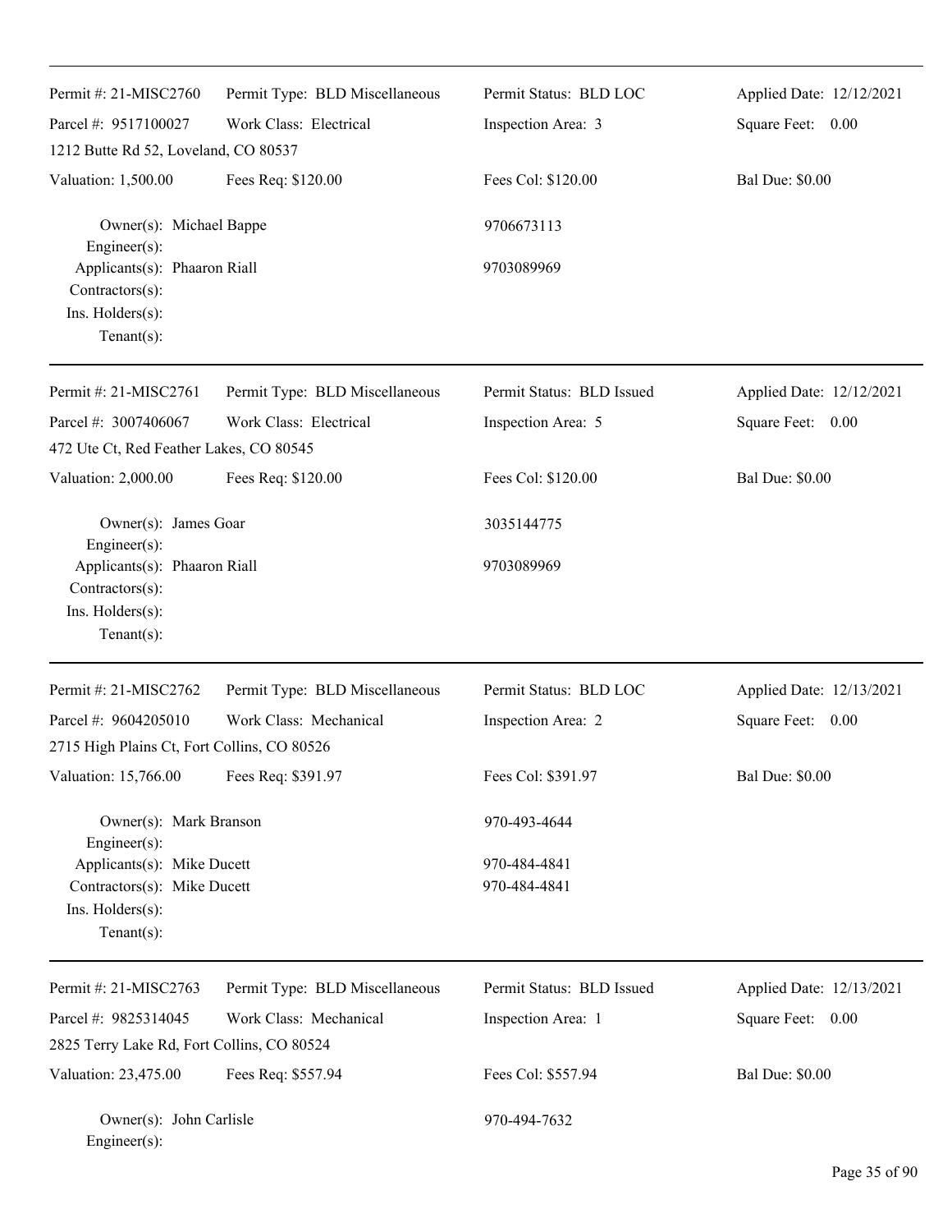| Permit #: 21-MISC2760 | Permit Type: BLD Miscellaneous | Permit Status: BLD LOC | Applied Date: 12/12/2021 |
|---|---|---|---|
| Parcel #: 9517100027 | Work Class: Electrical | Inspection Area: 3 | Square Feet: 0.00 |
| 1212 Butte Rd 52, Loveland, CO 80537 | | | |
| Valuation: 1,500.00 | Fees Req: $120.00 | Fees Col: $120.00 | Bal Due: $0.00 |

Owner(s): Michael Bappe 9706673113
Engineer(s):
Applicants(s): Phaaron Riall 9703089969
Contractors(s):
Ins. Holders(s):
Tenant(s):

---

| Permit #: 21-MISC2761 | Permit Type: BLD Miscellaneous | Permit Status: BLD Issued | Applied Date: 12/12/2021 |
|---|---|---|---|
| Parcel #: 3007406067 | Work Class: Electrical | Inspection Area: 5 | Square Feet: 0.00 |
| 472 Ute Ct, Red Feather Lakes, CO 80545 | | | |
| Valuation: 2,000.00 | Fees Req: $120.00 | Fees Col: $120.00 | Bal Due: $0.00 |

Owner(s): James Goar 3035144775
Engineer(s):
Applicants(s): Phaaron Riall 9703089969
Contractors(s):
Ins. Holders(s):
Tenant(s):

---

| Permit #: 21-MISC2762 | Permit Type: BLD Miscellaneous | Permit Status: BLD LOC | Applied Date: 12/13/2021 |
|---|---|---|---|
| Parcel #: 9604205010 | Work Class: Mechanical | Inspection Area: 2 | Square Feet: 0.00 |
| 2715 High Plains Ct, Fort Collins, CO 80526 | | | |
| Valuation: 15,766.00 | Fees Req: $391.97 | Fees Col: $391.97 | Bal Due: $0.00 |

Owner(s): Mark Branson 970-493-4644
Engineer(s):
Applicants(s): Mike Ducett 970-484-4841
Contractors(s): Mike Ducett 970-484-4841
Ins. Holders(s):
Tenant(s):

---

| Permit #: 21-MISC2763 | Permit Type: BLD Miscellaneous | Permit Status: BLD Issued | Applied Date: 12/13/2021 |
|---|---|---|---|
| Parcel #: 9825314045 | Work Class: Mechanical | Inspection Area: 1 | Square Feet: 0.00 |
| 2825 Terry Lake Rd, Fort Collins, CO 80524 | | | |
| Valuation: 23,475.00 | Fees Req: $557.94 | Fees Col: $557.94 | Bal Due: $0.00 |

Owner(s): John Carlisle 970-494-7632
Engineer(s):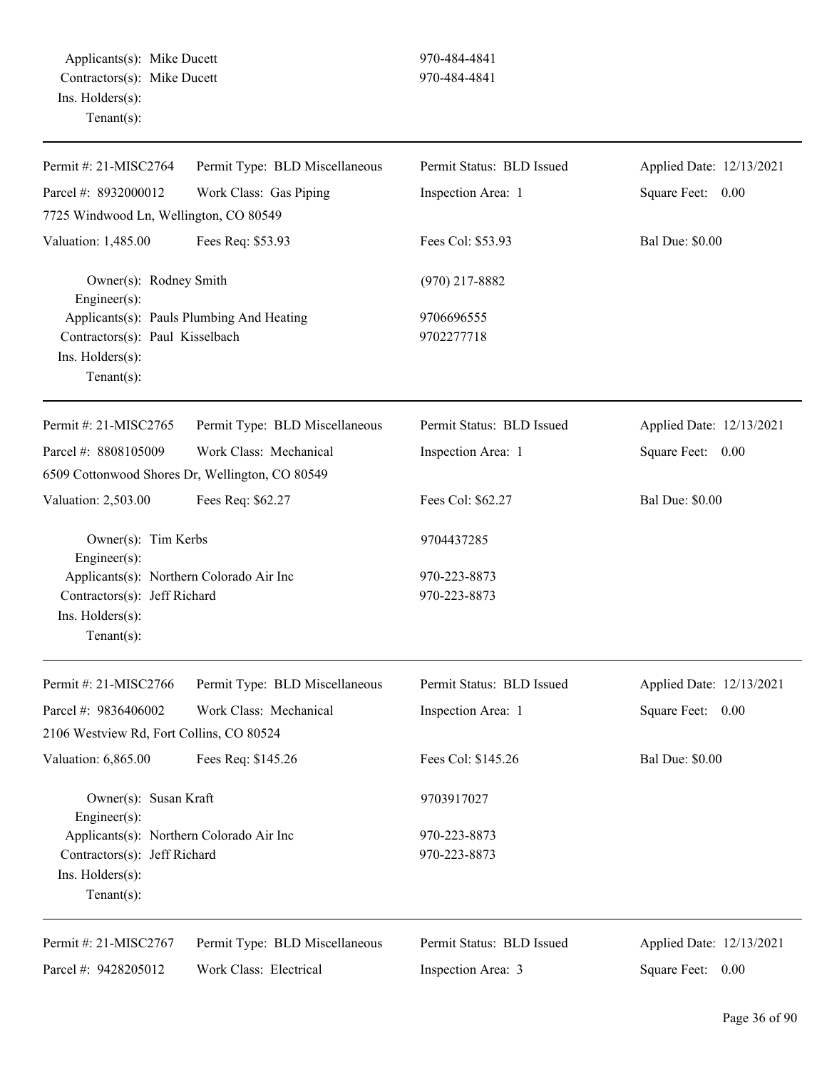Applicants(s): Mike Ducett 970-484-4841
Contractors(s): Mike Ducett 970-484-4841
Ins. Holders(s):
Tenant(s):

---

| Permit #: 21-MISC2764 | Permit Type: BLD Miscellaneous | Permit Status: BLD Issued | Applied Date: 12/13/2021 |
|---|---|---|---|
| Parcel #: 8932000012 | Work Class: Gas Piping | Inspection Area: 1 | Square Feet: 0.00 |
| 7725 Windwood Ln, Wellington, CO 80549 | | | |
| Valuation: 1,485.00 | Fees Req: $53.93 | Fees Col: $53.93 | Bal Due: $0.00 |

Owner(s): Rodney Smith (970) 217-8882
Engineer(s):
Applicants(s): Pauls Plumbing And Heating 9706696555
Contractors(s): Paul Kisselbach 9702277718
Ins. Holders(s):
Tenant(s):

---

| Permit #: 21-MISC2765 | Permit Type: BLD Miscellaneous | Permit Status: BLD Issued | Applied Date: 12/13/2021 |
|---|---|---|---|
| Parcel #: 8808105009 | Work Class: Mechanical | Inspection Area: 1 | Square Feet: 0.00 |
| 6509 Cottonwood Shores Dr, Wellington, CO 80549 | | | |
| Valuation: 2,503.00 | Fees Req: $62.27 | Fees Col: $62.27 | Bal Due: $0.00 |

Owner(s): Tim Kerbs 9704437285
Engineer(s):
Applicants(s): Northern Colorado Air Inc 970-223-8873
Contractors(s): Jeff Richard 970-223-8873
Ins. Holders(s):
Tenant(s):

---

| Permit #: 21-MISC2766 | Permit Type: BLD Miscellaneous | Permit Status: BLD Issued | Applied Date: 12/13/2021 |
|---|---|---|---|
| Parcel #: 9836406002 | Work Class: Mechanical | Inspection Area: 1 | Square Feet: 0.00 |
| 2106 Westview Rd, Fort Collins, CO 80524 | | | |
| Valuation: 6,865.00 | Fees Req: $145.26 | Fees Col: $145.26 | Bal Due: $0.00 |

Owner(s): Susan Kraft 9703917027
Engineer(s):
Applicants(s): Northern Colorado Air Inc 970-223-8873
Contractors(s): Jeff Richard 970-223-8873
Ins. Holders(s):
Tenant(s):

---

| Permit #: 21-MISC2767 | Permit Type: BLD Miscellaneous | Permit Status: BLD Issued | Applied Date: 12/13/2021 |
|---|---|---|---|
| Parcel #: 9428205012 | Work Class: Electrical | Inspection Area: 3 | Square Feet: 0.00 |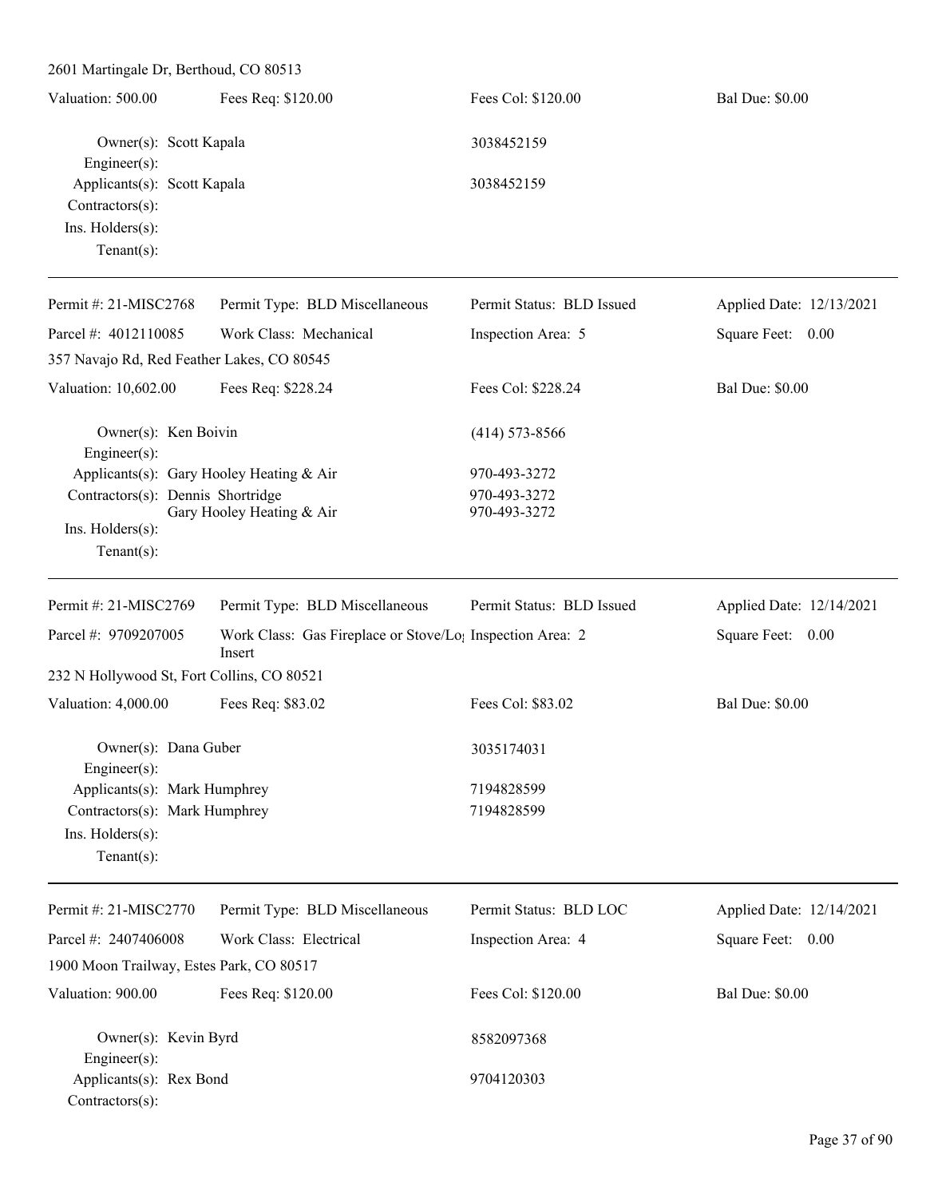2601 Martingale Dr, Berthoud, CO 80513

| Valuation: 500.00 | Fees Req: $120.00 | Fees Col: $120.00 | Bal Due: $0.00 |
|---|---|---|---|

Owner(s): Scott Kapala 3038452159
Engineer(s):
Applicants(s): Scott Kapala 3038452159
Contractors(s):
Ins. Holders(s):
Tenant(s):

---

| Permit #: 21-MISC2768 | Permit Type: BLD Miscellaneous | Permit Status: BLD Issued | Applied Date: 12/13/2021 |
|---|---|---|---|
| Parcel #: 4012110085 | Work Class: Mechanical | Inspection Area: 5 | Square Feet: 0.00 |

357 Navajo Rd, Red Feather Lakes, CO 80545

| Valuation: 10,602.00 | Fees Req: $228.24 | Fees Col: $228.24 | Bal Due: $0.00 |
|---|---|---|---|

Owner(s): Ken Boivin (414) 573-8566
Engineer(s):
Applicants(s): Gary Hooley Heating & Air 970-493-3272
Contractors(s): Dennis Shortridge 970-493-3272
Gary Hooley Heating & Air 970-493-3272
Ins. Holders(s):
Tenant(s):

---

| Permit #: 21-MISC2769 | Permit Type: BLD Miscellaneous | Permit Status: BLD Issued | Applied Date: 12/14/2021 |
|---|---|---|---|
| Parcel #: 9709207005 | Work Class: Gas Fireplace or Stove/Log Insert | Inspection Area: 2 | Square Feet: 0.00 |

232 N Hollywood St, Fort Collins, CO 80521

| Valuation: 4,000.00 | Fees Req: $83.02 | Fees Col: $83.02 | Bal Due: $0.00 |
|---|---|---|---|

Owner(s): Dana Guber 3035174031
Engineer(s):
Applicants(s): Mark Humphrey 7194828599
Contractors(s): Mark Humphrey 7194828599
Ins. Holders(s):
Tenant(s):

---

| Permit #: 21-MISC2770 | Permit Type: BLD Miscellaneous | Permit Status: BLD LOC | Applied Date: 12/14/2021 |
|---|---|---|---|
| Parcel #: 2407406008 | Work Class: Electrical | Inspection Area: 4 | Square Feet: 0.00 |

1900 Moon Trailway, Estes Park, CO 80517

| Valuation: 900.00 | Fees Req: $120.00 | Fees Col: $120.00 | Bal Due: $0.00 |
|---|---|---|---|

Owner(s): Kevin Byrd 8582097368
Engineer(s):
Applicants(s): Rex Bond 9704120303
Contractors(s):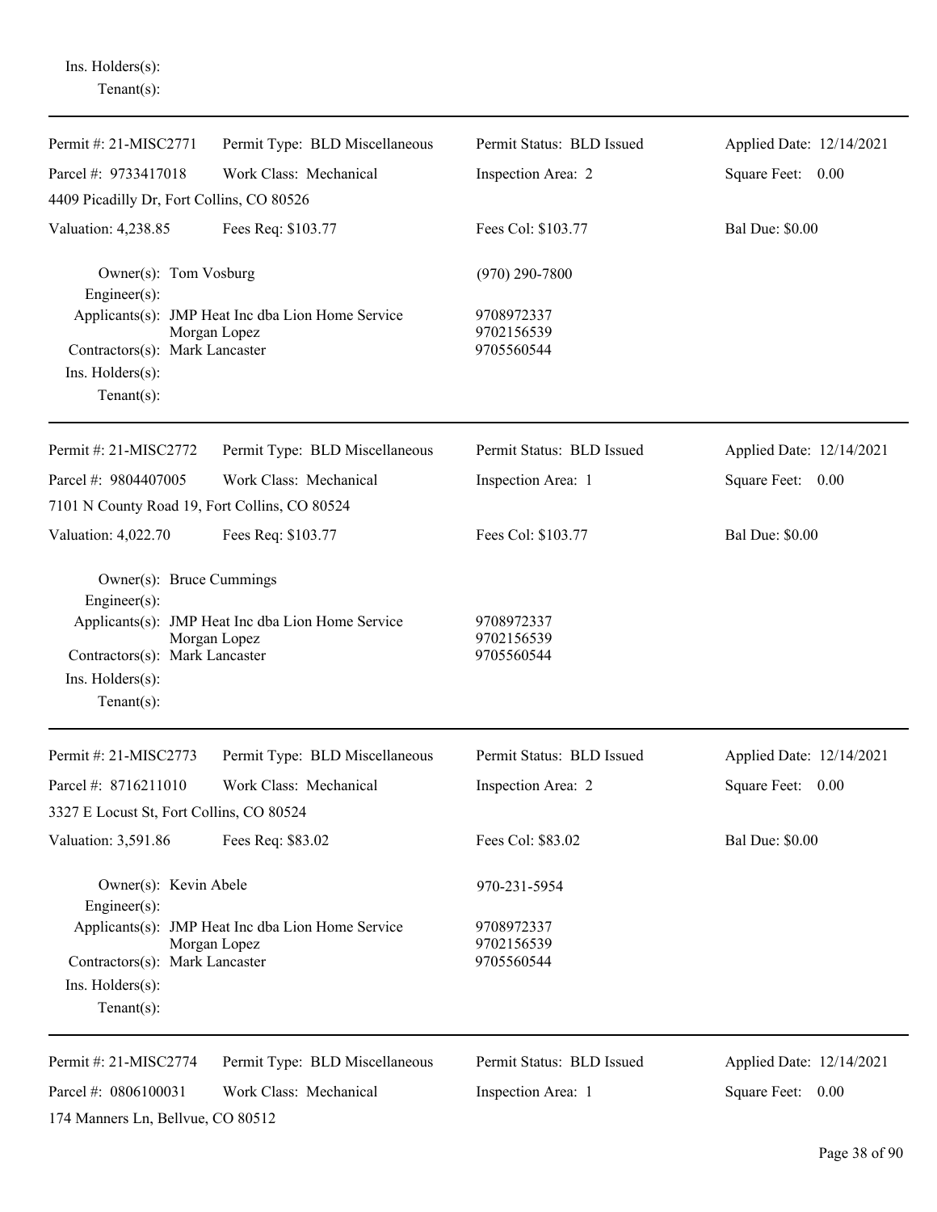Ins. Holders(s):
Tenant(s):

---

| Permit #: 21-MISC2771 | Permit Type: BLD Miscellaneous | Permit Status: BLD Issued | Applied Date: 12/14/2021 |
|---|---|---|---|
| Parcel #: 9733417018 | Work Class: Mechanical | Inspection Area: 2 | Square Feet: 0.00 |
| 4409 Picadilly Dr, Fort Collins, CO 80526 | | | |
| Valuation: 4,238.85 | Fees Req: $103.77 | Fees Col: $103.77 | Bal Due: $0.00 |

Owner(s): Tom Vosburg (970) 290-7800
Engineer(s):
Applicants(s): JMP Heat Inc dba Lion Home Service 9708972337
Morgan Lopez 9702156539
Contractors(s): Mark Lancaster 9705560544
Ins. Holders(s):
Tenant(s):

---

| Permit #: 21-MISC2772 | Permit Type: BLD Miscellaneous | Permit Status: BLD Issued | Applied Date: 12/14/2021 |
|---|---|---|---|
| Parcel #: 9804407005 | Work Class: Mechanical | Inspection Area: 1 | Square Feet: 0.00 |
| 7101 N County Road 19, Fort Collins, CO 80524 | | | |
| Valuation: 4,022.70 | Fees Req: $103.77 | Fees Col: $103.77 | Bal Due: $0.00 |

Owner(s): Bruce Cummings
Engineer(s):
Applicants(s): JMP Heat Inc dba Lion Home Service 9708972337
Morgan Lopez 9702156539
Contractors(s): Mark Lancaster 9705560544
Ins. Holders(s):
Tenant(s):

---

| Permit #: 21-MISC2773 | Permit Type: BLD Miscellaneous | Permit Status: BLD Issued | Applied Date: 12/14/2021 |
|---|---|---|---|
| Parcel #: 8716211010 | Work Class: Mechanical | Inspection Area: 2 | Square Feet: 0.00 |
| 3327 E Locust St, Fort Collins, CO 80524 | | | |
| Valuation: 3,591.86 | Fees Req: $83.02 | Fees Col: $83.02 | Bal Due: $0.00 |

Owner(s): Kevin Abele 970-231-5954
Engineer(s):
Applicants(s): JMP Heat Inc dba Lion Home Service 9708972337
Morgan Lopez 9702156539
Contractors(s): Mark Lancaster 9705560544
Ins. Holders(s):
Tenant(s):

---

| Permit #: 21-MISC2774 | Permit Type: BLD Miscellaneous | Permit Status: BLD Issued | Applied Date: 12/14/2021 |
|---|---|---|---|
| Parcel #: 0806100031 | Work Class: Mechanical | Inspection Area: 1 | Square Feet: 0.00 |
| 174 Manners Ln, Bellvue, CO 80512 | | | |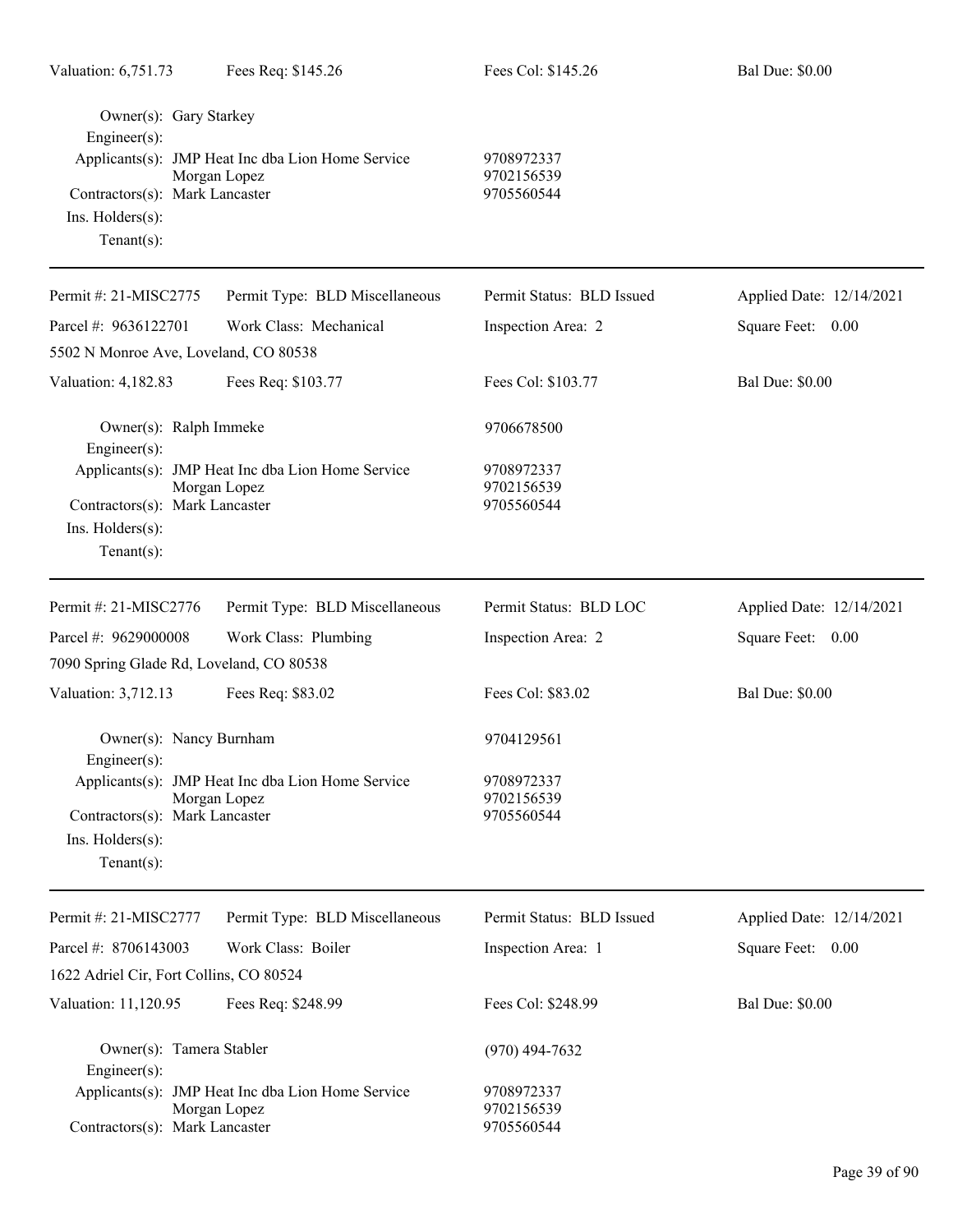Valuation: 6,751.73 | Fees Req: $145.26 | Fees Col: $145.26 | Bal Due: $0.00

Owner(s): Gary Starkey
Engineer(s):
Applicants(s): JMP Heat Inc dba Lion Home Service 9708972337
Morgan Lopez 9702156539
Contractors(s): Mark Lancaster 9705560544
Ins. Holders(s):
Tenant(s):

---

| Permit #: 21-MISC2775 | Permit Type: BLD Miscellaneous | Permit Status: BLD Issued | Applied Date: 12/14/2021 |
|---|---|---|---|
| Parcel #: 9636122701 | Work Class: Mechanical | Inspection Area: 2 | Square Feet: 0.00 |
| 5502 N Monroe Ave, Loveland, CO 80538 | | | |
| Valuation: 4,182.83 | Fees Req: $103.77 | Fees Col: $103.77 | Bal Due: $0.00 |

Owner(s): Ralph Immeke 9706678500
Engineer(s):
Applicants(s): JMP Heat Inc dba Lion Home Service 9708972337
Morgan Lopez 9702156539
Contractors(s): Mark Lancaster 9705560544
Ins. Holders(s):
Tenant(s):

---

| Permit #: 21-MISC2776 | Permit Type: BLD Miscellaneous | Permit Status: BLD LOC | Applied Date: 12/14/2021 |
|---|---|---|---|
| Parcel #: 9629000008 | Work Class: Plumbing | Inspection Area: 2 | Square Feet: 0.00 |
| 7090 Spring Glade Rd, Loveland, CO 80538 | | | |
| Valuation: 3,712.13 | Fees Req: $83.02 | Fees Col: $83.02 | Bal Due: $0.00 |

Owner(s): Nancy Burnham 9704129561
Engineer(s):
Applicants(s): JMP Heat Inc dba Lion Home Service 9708972337
Morgan Lopez 9702156539
Contractors(s): Mark Lancaster 9705560544
Ins. Holders(s):
Tenant(s):

---

| Permit #: 21-MISC2777 | Permit Type: BLD Miscellaneous | Permit Status: BLD Issued | Applied Date: 12/14/2021 |
|---|---|---|---|
| Parcel #: 8706143003 | Work Class: Boiler | Inspection Area: 1 | Square Feet: 0.00 |
| 1622 Adriel Cir, Fort Collins, CO 80524 | | | |
| Valuation: 11,120.95 | Fees Req: $248.99 | Fees Col: $248.99 | Bal Due: $0.00 |

Owner(s): Tamera Stabler (970) 494-7632
Engineer(s):
Applicants(s): JMP Heat Inc dba Lion Home Service 9708972337
Morgan Lopez 9702156539
Contractors(s): Mark Lancaster 9705560544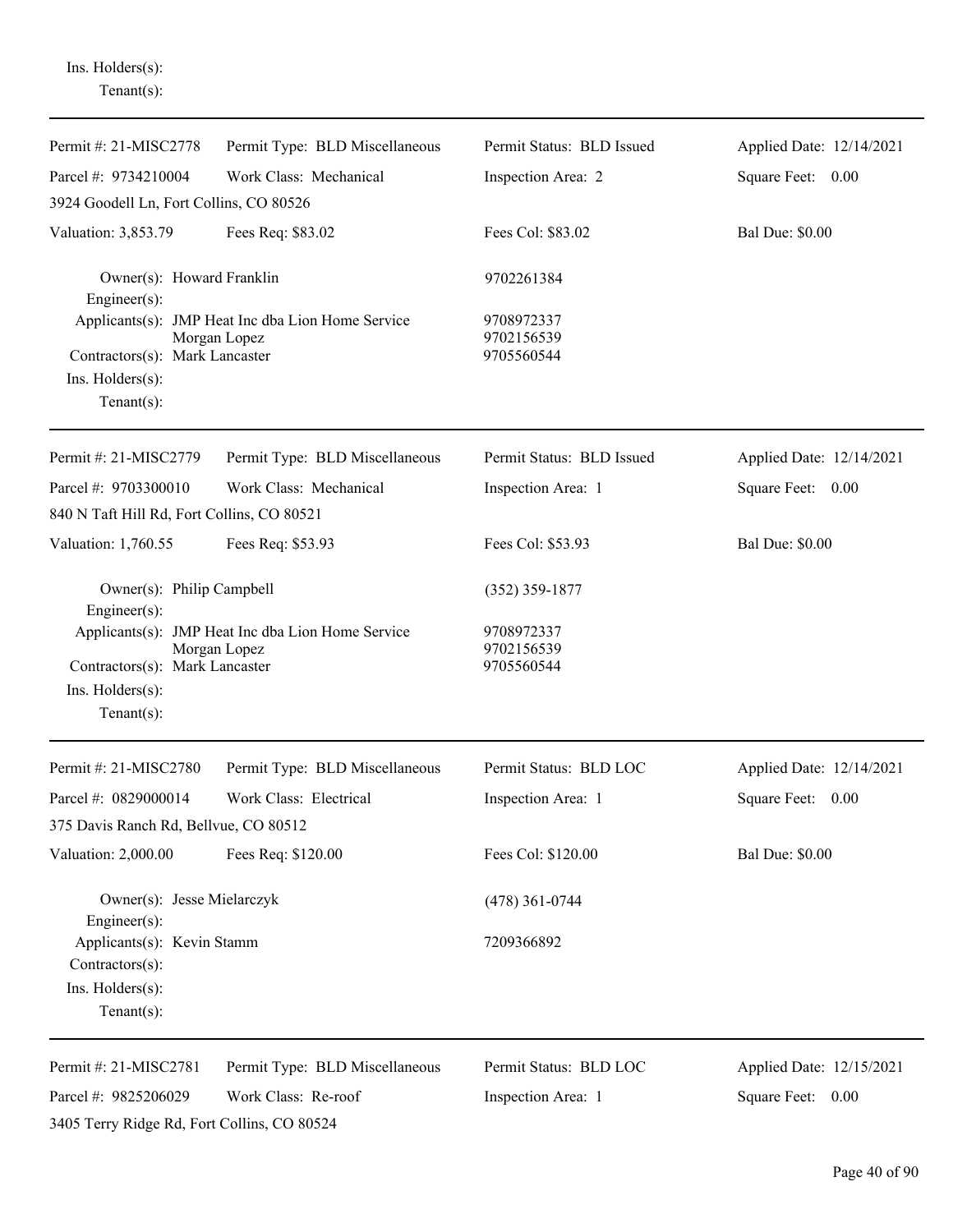Ins. Holders(s):
Tenant(s):

---

| Permit #: 21-MISC2778 | Permit Type: BLD Miscellaneous | Permit Status: BLD Issued | Applied Date: 12/14/2021 |
|---|---|---|---|
| Parcel #: 9734210004 | Work Class: Mechanical | Inspection Area: 2 | Square Feet: 0.00 |
| 3924 Goodell Ln, Fort Collins, CO 80526 | | | |
| Valuation: 3,853.79 | Fees Req: $83.02 | Fees Col: $83.02 | Bal Due: $0.00 |

Owner(s): Howard Franklin — 9702261384
Engineer(s):
Applicants(s): JMP Heat Inc dba Lion Home Service — 9708972337
Morgan Lopez — 9702156539
Contractors(s): Mark Lancaster — 9705560544
Ins. Holders(s):
Tenant(s):

---

| Permit #: 21-MISC2779 | Permit Type: BLD Miscellaneous | Permit Status: BLD Issued | Applied Date: 12/14/2021 |
|---|---|---|---|
| Parcel #: 9703300010 | Work Class: Mechanical | Inspection Area: 1 | Square Feet: 0.00 |
| 840 N Taft Hill Rd, Fort Collins, CO 80521 | | | |
| Valuation: 1,760.55 | Fees Req: $53.93 | Fees Col: $53.93 | Bal Due: $0.00 |

Owner(s): Philip Campbell — (352) 359-1877
Engineer(s):
Applicants(s): JMP Heat Inc dba Lion Home Service — 9708972337
Morgan Lopez — 9702156539
Contractors(s): Mark Lancaster — 9705560544
Ins. Holders(s):
Tenant(s):

---

| Permit #: 21-MISC2780 | Permit Type: BLD Miscellaneous | Permit Status: BLD LOC | Applied Date: 12/14/2021 |
|---|---|---|---|
| Parcel #: 0829000014 | Work Class: Electrical | Inspection Area: 1 | Square Feet: 0.00 |
| 375 Davis Ranch Rd, Bellvue, CO 80512 | | | |
| Valuation: 2,000.00 | Fees Req: $120.00 | Fees Col: $120.00 | Bal Due: $0.00 |

Owner(s): Jesse Mielarczyk — (478) 361-0744
Engineer(s):
Applicants(s): Kevin Stamm — 7209366892
Contractors(s):
Ins. Holders(s):
Tenant(s):

---

| Permit #: 21-MISC2781 | Permit Type: BLD Miscellaneous | Permit Status: BLD LOC | Applied Date: 12/15/2021 |
|---|---|---|---|
| Parcel #: 9825206029 | Work Class: Re-roof | Inspection Area: 1 | Square Feet: 0.00 |
| 3405 Terry Ridge Rd, Fort Collins, CO 80524 | | | |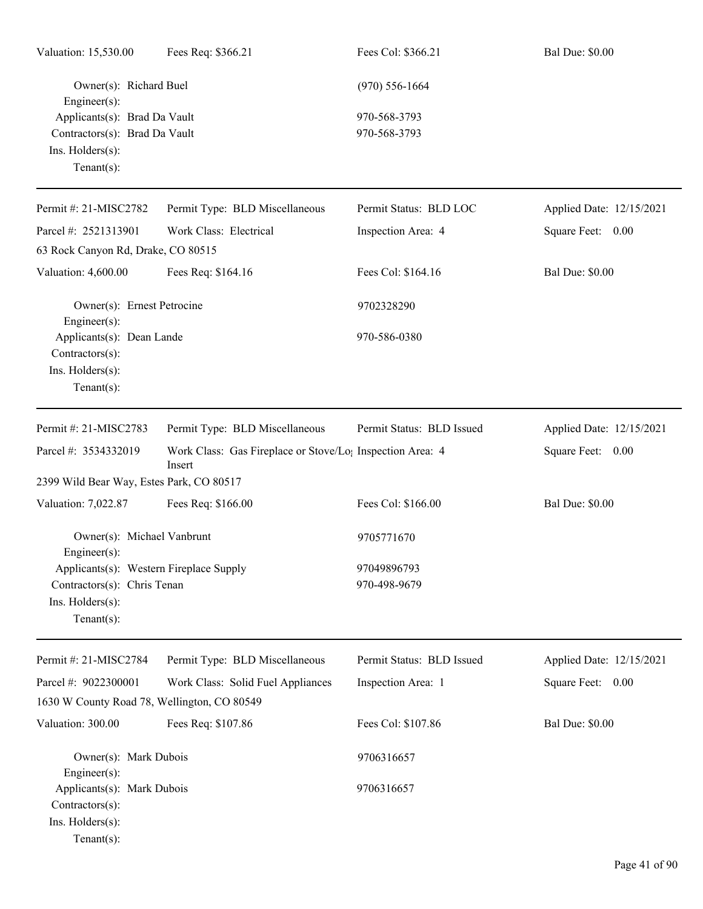| Valuation: 15,530.00 | Fees Req: $366.21 | Fees Col: $366.21 | Bal Due: $0.00 |
|---|---|---|---|

Owner(s): Richard Buel — (970) 556-1664
Engineer(s):
Applicants(s): Brad Da Vault — 970-568-3793
Contractors(s): Brad Da Vault — 970-568-3793
Ins. Holders(s):
Tenant(s):

---

| Permit #: 21-MISC2782 | Permit Type: BLD Miscellaneous | Permit Status: BLD LOC | Applied Date: 12/15/2021 |
|---|---|---|---|
| Parcel #: 2521313901 | Work Class: Electrical | Inspection Area: 4 | Square Feet: 0.00 |
| 63 Rock Canyon Rd, Drake, CO 80515 | | | |
| Valuation: 4,600.00 | Fees Req: $164.16 | Fees Col: $164.16 | Bal Due: $0.00 |

Owner(s): Ernest Petrocine — 9702328290
Engineer(s):
Applicants(s): Dean Lande — 970-586-0380
Contractors(s):
Ins. Holders(s):
Tenant(s):

---

| Permit #: 21-MISC2783 | Permit Type: BLD Miscellaneous | Permit Status: BLD Issued | Applied Date: 12/15/2021 |
|---|---|---|---|
| Parcel #: 3534332019 | Work Class: Gas Fireplace or Stove/Log Insert | Inspection Area: 4 | Square Feet: 0.00 |
| 2399 Wild Bear Way, Estes Park, CO 80517 | | | |
| Valuation: 7,022.87 | Fees Req: $166.00 | Fees Col: $166.00 | Bal Due: $0.00 |

Owner(s): Michael Vanbrunt — 9705771670
Engineer(s):
Applicants(s): Western Fireplace Supply — 97049896793
Contractors(s): Chris Tenan — 970-498-9679
Ins. Holders(s):
Tenant(s):

---

| Permit #: 21-MISC2784 | Permit Type: BLD Miscellaneous | Permit Status: BLD Issued | Applied Date: 12/15/2021 |
|---|---|---|---|
| Parcel #: 9022300001 | Work Class: Solid Fuel Appliances | Inspection Area: 1 | Square Feet: 0.00 |
| 1630 W County Road 78, Wellington, CO 80549 | | | |
| Valuation: 300.00 | Fees Req: $107.86 | Fees Col: $107.86 | Bal Due: $0.00 |

Owner(s): Mark Dubois — 9706316657
Engineer(s):
Applicants(s): Mark Dubois — 9706316657
Contractors(s):
Ins. Holders(s):
Tenant(s):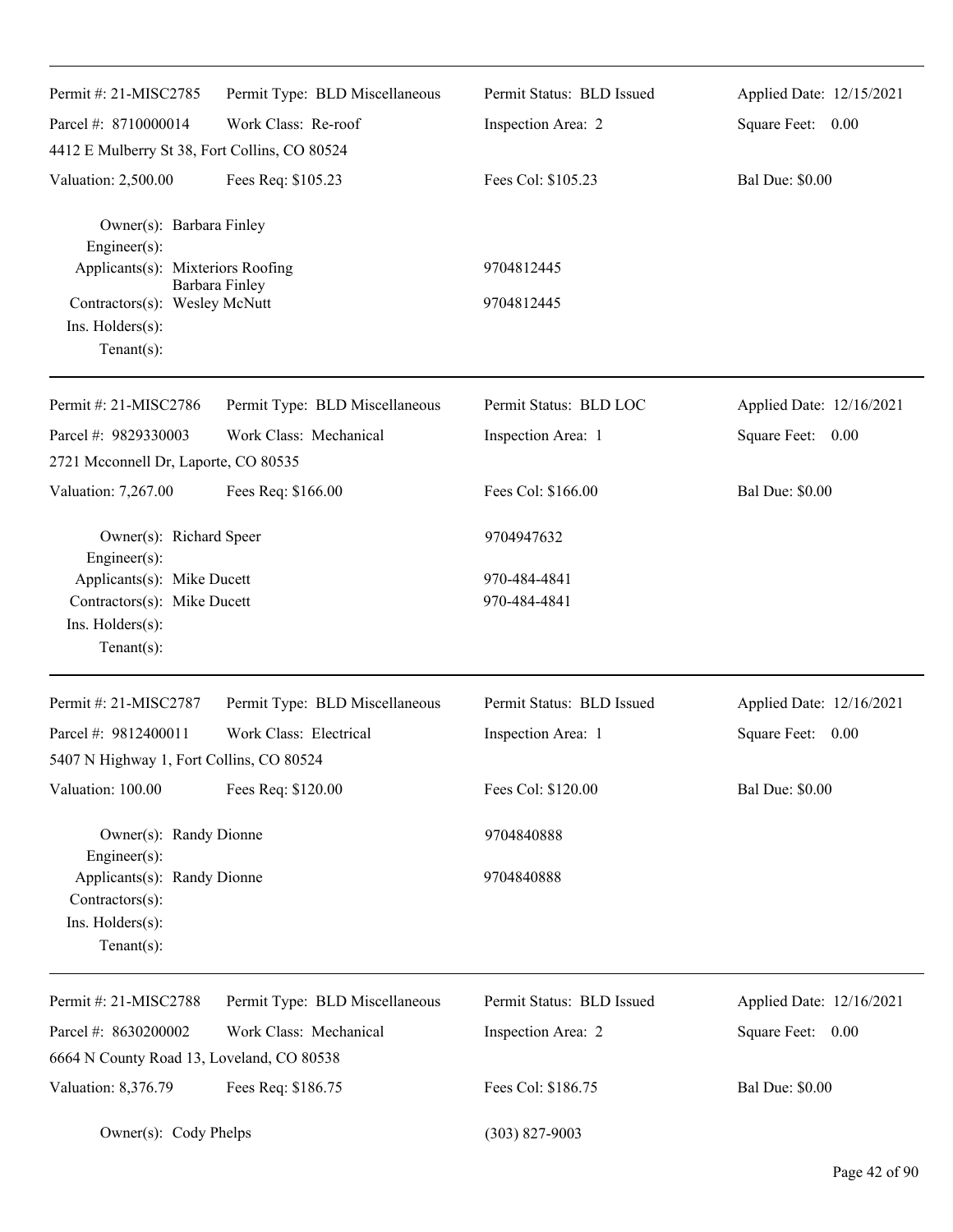Permit #: 21-MISC2785 | Permit Type: BLD Miscellaneous | Permit Status: BLD Issued | Applied Date: 12/15/2021

Parcel #: 8710000014 | Work Class: Re-roof | Inspection Area: 2 | Square Feet: 0.00

4412 E Mulberry St 38, Fort Collins, CO 80524

Valuation: 2,500.00 | Fees Req: $105.23 | Fees Col: $105.23 | Bal Due: $0.00

Owner(s): Barbara Finley
Engineer(s):
Applicants(s): Mixteriors Roofing 9704812445
Barbara Finley
Contractors(s): Wesley McNutt 9704812445
Ins. Holders(s):
Tenant(s):

---

Permit #: 21-MISC2786 | Permit Type: BLD Miscellaneous | Permit Status: BLD LOC | Applied Date: 12/16/2021

Parcel #: 9829330003 | Work Class: Mechanical | Inspection Area: 1 | Square Feet: 0.00

2721 Mcconnell Dr, Laporte, CO 80535

Valuation: 7,267.00 | Fees Req: $166.00 | Fees Col: $166.00 | Bal Due: $0.00

Owner(s): Richard Speer 9704947632
Engineer(s):
Applicants(s): Mike Ducett 970-484-4841
Contractors(s): Mike Ducett 970-484-4841
Ins. Holders(s):
Tenant(s):

---

Permit #: 21-MISC2787 | Permit Type: BLD Miscellaneous | Permit Status: BLD Issued | Applied Date: 12/16/2021

Parcel #: 9812400011 | Work Class: Electrical | Inspection Area: 1 | Square Feet: 0.00

5407 N Highway 1, Fort Collins, CO 80524

Valuation: 100.00 | Fees Req: $120.00 | Fees Col: $120.00 | Bal Due: $0.00

Owner(s): Randy Dionne 9704840888
Engineer(s):
Applicants(s): Randy Dionne 9704840888
Contractors(s):
Ins. Holders(s):
Tenant(s):

---

Permit #: 21-MISC2788 | Permit Type: BLD Miscellaneous | Permit Status: BLD Issued | Applied Date: 12/16/2021

Parcel #: 8630200002 | Work Class: Mechanical | Inspection Area: 2 | Square Feet: 0.00

6664 N County Road 13, Loveland, CO 80538

Valuation: 8,376.79 | Fees Req: $186.75 | Fees Col: $186.75 | Bal Due: $0.00

Owner(s): Cody Phelps (303) 827-9003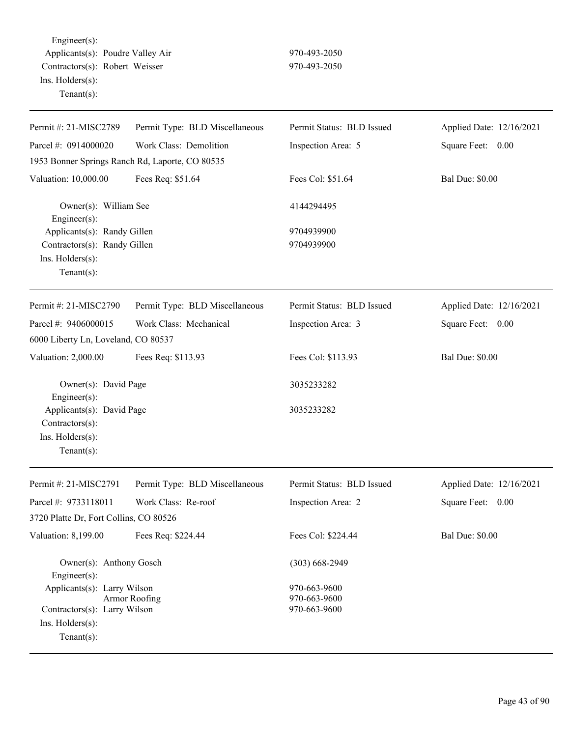Engineer(s):
Applicants(s): Poudre Valley Air 970-493-2050
Contractors(s): Robert Weisser 970-493-2050
Ins. Holders(s):
Tenant(s):

---

| Permit #: 21-MISC2789 | Permit Type: BLD Miscellaneous | Permit Status: BLD Issued | Applied Date: 12/16/2021 |
|---|---|---|---|
| Parcel #: 0914000020 | Work Class: Demolition | Inspection Area: 5 | Square Feet: 0.00 |
| 1953 Bonner Springs Ranch Rd, Laporte, CO 80535 | | | |
| Valuation: 10,000.00 | Fees Req: $51.64 | Fees Col: $51.64 | Bal Due: $0.00 |

Owner(s): William See 4144294495
Engineer(s):
Applicants(s): Randy Gillen 9704939900
Contractors(s): Randy Gillen 9704939900
Ins. Holders(s):
Tenant(s):

---

| Permit #: 21-MISC2790 | Permit Type: BLD Miscellaneous | Permit Status: BLD Issued | Applied Date: 12/16/2021 |
|---|---|---|---|
| Parcel #: 9406000015 | Work Class: Mechanical | Inspection Area: 3 | Square Feet: 0.00 |
| 6000 Liberty Ln, Loveland, CO 80537 | | | |
| Valuation: 2,000.00 | Fees Req: $113.93 | Fees Col: $113.93 | Bal Due: $0.00 |

Owner(s): David Page 3035233282
Engineer(s):
Applicants(s): David Page 3035233282
Contractors(s):
Ins. Holders(s):
Tenant(s):

---

| Permit #: 21-MISC2791 | Permit Type: BLD Miscellaneous | Permit Status: BLD Issued | Applied Date: 12/16/2021 |
|---|---|---|---|
| Parcel #: 9733118011 | Work Class: Re-roof | Inspection Area: 2 | Square Feet: 0.00 |
| 3720 Platte Dr, Fort Collins, CO 80526 | | | |
| Valuation: 8,199.00 | Fees Req: $224.44 | Fees Col: $224.44 | Bal Due: $0.00 |

Owner(s): Anthony Gosch (303) 668-2949
Engineer(s):
Applicants(s): Larry Wilson 970-663-9600
Armor Roofing 970-663-9600
Contractors(s): Larry Wilson 970-663-9600
Ins. Holders(s):
Tenant(s):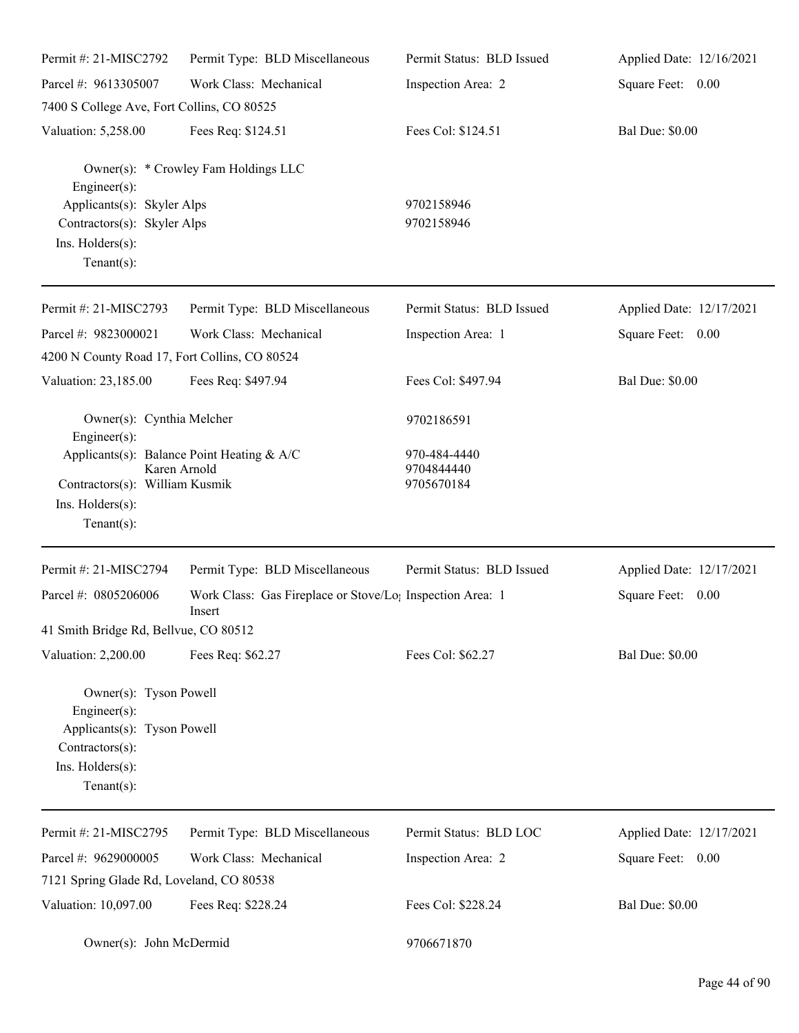| Permit #: 21-MISC2792 | Permit Type: BLD Miscellaneous | Permit Status: BLD Issued | Applied Date: 12/16/2021 |
|---|---|---|---|
| Parcel #: 9613305007 | Work Class: Mechanical | Inspection Area: 2 | Square Feet: 0.00 |
| 7400 S College Ave, Fort Collins, CO 80525 | | | |
| Valuation: 5,258.00 | Fees Req: $124.51 | Fees Col: $124.51 | Bal Due: $0.00 |

Owner(s): * Crowley Fam Holdings LLC
Engineer(s):
Applicants(s): Skyler Alps 9702158946
Contractors(s): Skyler Alps 9702158946
Ins. Holders(s):
Tenant(s):

---

| Permit #: 21-MISC2793 | Permit Type: BLD Miscellaneous | Permit Status: BLD Issued | Applied Date: 12/17/2021 |
|---|---|---|---|
| Parcel #: 9823000021 | Work Class: Mechanical | Inspection Area: 1 | Square Feet: 0.00 |
| 4200 N County Road 17, Fort Collins, CO 80524 | | | |
| Valuation: 23,185.00 | Fees Req: $497.94 | Fees Col: $497.94 | Bal Due: $0.00 |

Owner(s): Cynthia Melcher 9702186591
Engineer(s):
Applicants(s): Balance Point Heating & A/C 970-484-4440
Karen Arnold 9704844440
Contractors(s): William Kusmik 9705670184
Ins. Holders(s):
Tenant(s):

---

| Permit #: 21-MISC2794 | Permit Type: BLD Miscellaneous | Permit Status: BLD Issued | Applied Date: 12/17/2021 |
|---|---|---|---|
| Parcel #: 0805206006 | Work Class: Gas Fireplace or Stove/Log Insert | Inspection Area: 1 | Square Feet: 0.00 |
| 41 Smith Bridge Rd, Bellvue, CO 80512 | | | |
| Valuation: 2,200.00 | Fees Req: $62.27 | Fees Col: $62.27 | Bal Due: $0.00 |

Owner(s): Tyson Powell
Engineer(s):
Applicants(s): Tyson Powell
Contractors(s):
Ins. Holders(s):
Tenant(s):

---

| Permit #: 21-MISC2795 | Permit Type: BLD Miscellaneous | Permit Status: BLD LOC | Applied Date: 12/17/2021 |
|---|---|---|---|
| Parcel #: 9629000005 | Work Class: Mechanical | Inspection Area: 2 | Square Feet: 0.00 |
| 7121 Spring Glade Rd, Loveland, CO 80538 | | | |
| Valuation: 10,097.00 | Fees Req: $228.24 | Fees Col: $228.24 | Bal Due: $0.00 |

Owner(s): John McDermid 9706671870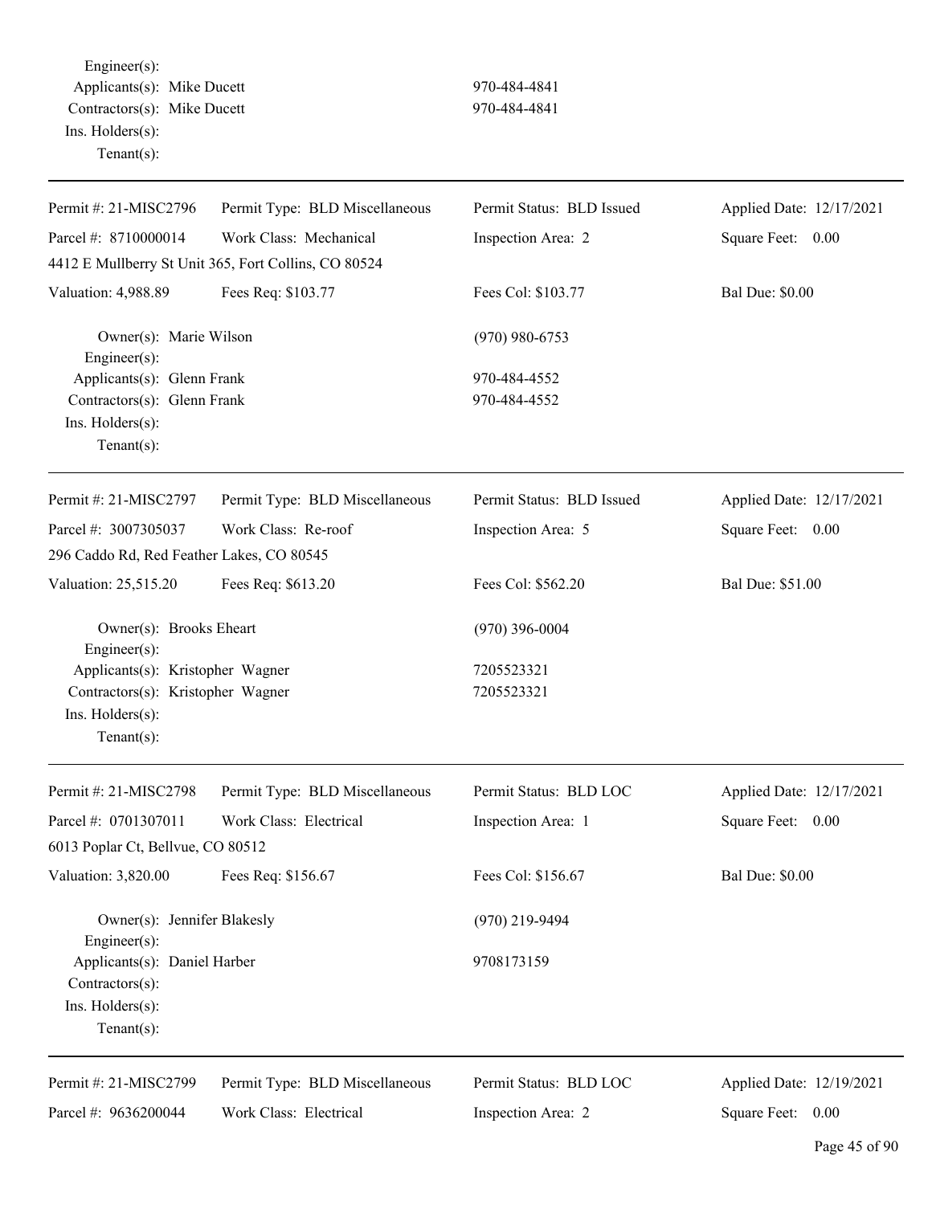Engineer(s):
Applicants(s): Mike Ducett 970-484-4841
Contractors(s): Mike Ducett 970-484-4841
Ins. Holders(s):
Tenant(s):

---

| Permit #: 21-MISC2796 | Permit Type: BLD Miscellaneous | Permit Status: BLD Issued | Applied Date: 12/17/2021 |
|---|---|---|---|
| Parcel #: 8710000014 | Work Class: Mechanical | Inspection Area: 2 | Square Feet: 0.00 |
| 4412 E Mullberry St Unit 365, Fort Collins, CO 80524 | | | |
| Valuation: 4,988.89 | Fees Req: $103.77 | Fees Col: $103.77 | Bal Due: $0.00 |

Owner(s): Marie Wilson (970) 980-6753
Engineer(s):
Applicants(s): Glenn Frank 970-484-4552
Contractors(s): Glenn Frank 970-484-4552
Ins. Holders(s):
Tenant(s):

---

| Permit #: 21-MISC2797 | Permit Type: BLD Miscellaneous | Permit Status: BLD Issued | Applied Date: 12/17/2021 |
|---|---|---|---|
| Parcel #: 3007305037 | Work Class: Re-roof | Inspection Area: 5 | Square Feet: 0.00 |
| 296 Caddo Rd, Red Feather Lakes, CO 80545 | | | |
| Valuation: 25,515.20 | Fees Req: $613.20 | Fees Col: $562.20 | Bal Due: $51.00 |

Owner(s): Brooks Eheart (970) 396-0004
Engineer(s):
Applicants(s): Kristopher Wagner 7205523321
Contractors(s): Kristopher Wagner 7205523321
Ins. Holders(s):
Tenant(s):

---

| Permit #: 21-MISC2798 | Permit Type: BLD Miscellaneous | Permit Status: BLD LOC | Applied Date: 12/17/2021 |
|---|---|---|---|
| Parcel #: 0701307011 | Work Class: Electrical | Inspection Area: 1 | Square Feet: 0.00 |
| 6013 Poplar Ct, Bellvue, CO 80512 | | | |
| Valuation: 3,820.00 | Fees Req: $156.67 | Fees Col: $156.67 | Bal Due: $0.00 |

Owner(s): Jennifer Blakesly (970) 219-9494
Engineer(s):
Applicants(s): Daniel Harber 9708173159
Contractors(s):
Ins. Holders(s):
Tenant(s):

---

| Permit #: 21-MISC2799 | Permit Type: BLD Miscellaneous | Permit Status: BLD LOC | Applied Date: 12/19/2021 |
|---|---|---|---|
| Parcel #: 9636200044 | Work Class: Electrical | Inspection Area: 2 | Square Feet: 0.00 |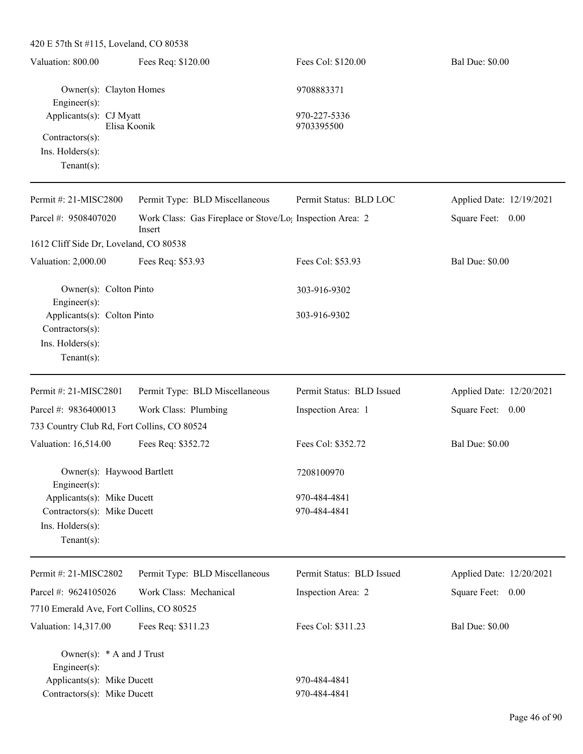420 E 57th St #115, Loveland, CO 80538

| Valuation: 800.00 | Fees Req: $120.00 | Fees Col: $120.00 | Bal Due: $0.00 |
|---|---|---|---|

Owner(s): Clayton Homes — 9708883371
Engineer(s):
Applicants(s): CJ Myatt — 970-227-5336
Elisa Koonik — 9703395500
Contractors(s):
Ins. Holders(s):
Tenant(s):

---

| Permit #: 21-MISC2800 | Permit Type: BLD Miscellaneous | Permit Status: BLD LOC | Applied Date: 12/19/2021 |
|---|---|---|---|
| Parcel #: 9508407020 | Work Class: Gas Fireplace or Stove/Log Insert | Inspection Area: 2 | Square Feet: 0.00 |

1612 Cliff Side Dr, Loveland, CO 80538

| Valuation: 2,000.00 | Fees Req: $53.93 | Fees Col: $53.93 | Bal Due: $0.00 |
|---|---|---|---|

Owner(s): Colton Pinto — 303-916-9302
Engineer(s):
Applicants(s): Colton Pinto — 303-916-9302
Contractors(s):
Ins. Holders(s):
Tenant(s):

---

| Permit #: 21-MISC2801 | Permit Type: BLD Miscellaneous | Permit Status: BLD Issued | Applied Date: 12/20/2021 |
|---|---|---|---|
| Parcel #: 9836400013 | Work Class: Plumbing | Inspection Area: 1 | Square Feet: 0.00 |

733 Country Club Rd, Fort Collins, CO 80524

| Valuation: 16,514.00 | Fees Req: $352.72 | Fees Col: $352.72 | Bal Due: $0.00 |
|---|---|---|---|

Owner(s): Haywood Bartlett — 7208100970
Engineer(s):
Applicants(s): Mike Ducett — 970-484-4841
Contractors(s): Mike Ducett — 970-484-4841
Ins. Holders(s):
Tenant(s):

---

| Permit #: 21-MISC2802 | Permit Type: BLD Miscellaneous | Permit Status: BLD Issued | Applied Date: 12/20/2021 |
|---|---|---|---|
| Parcel #: 9624105026 | Work Class: Mechanical | Inspection Area: 2 | Square Feet: 0.00 |

7710 Emerald Ave, Fort Collins, CO 80525

| Valuation: 14,317.00 | Fees Req: $311.23 | Fees Col: $311.23 | Bal Due: $0.00 |
|---|---|---|---|

Owner(s): * A and J Trust
Engineer(s):
Applicants(s): Mike Ducett — 970-484-4841
Contractors(s): Mike Ducett — 970-484-4841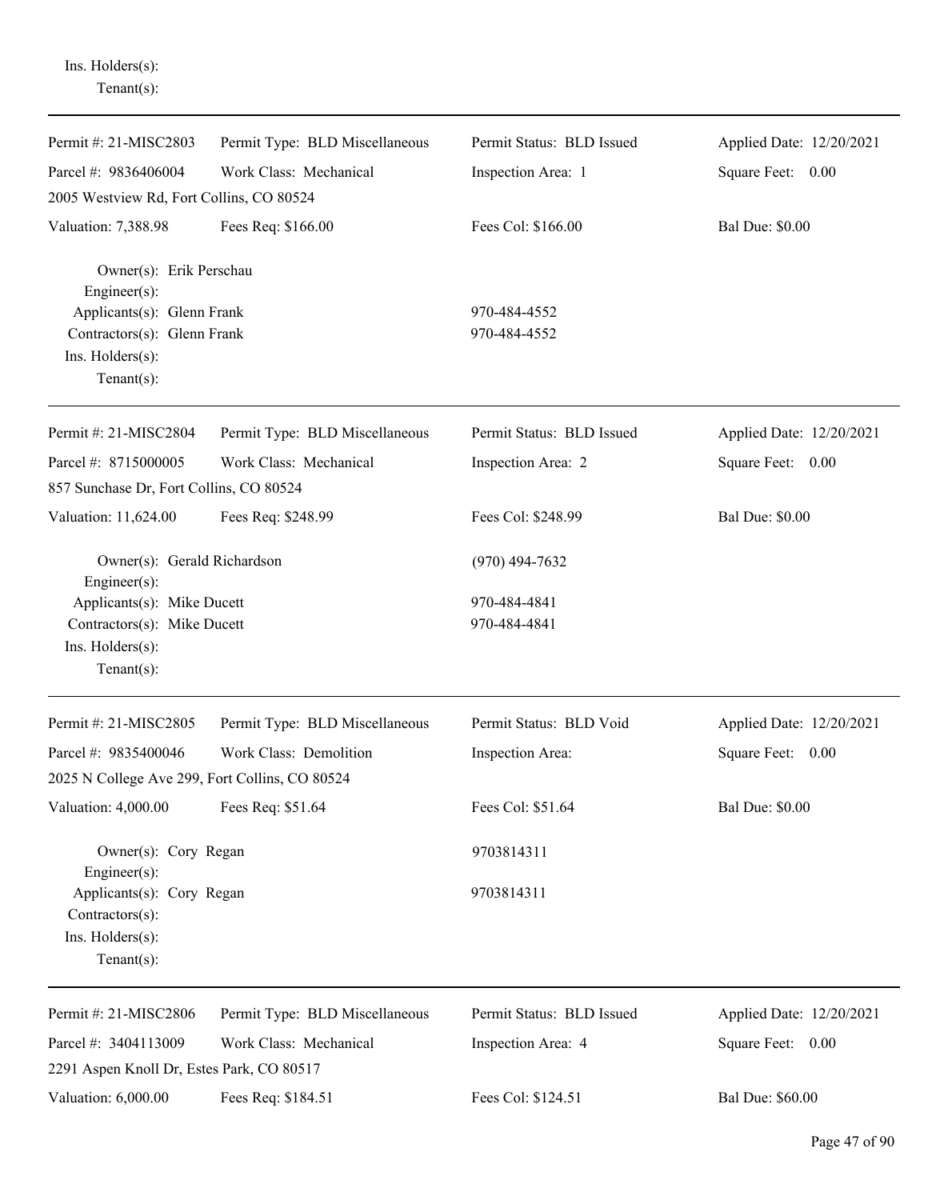Ins. Holders(s):
Tenant(s):

---

| | | | |
|---|---|---|---|
| Permit #: 21-MISC2803 | Permit Type: BLD Miscellaneous | Permit Status: BLD Issued | Applied Date: 12/20/2021 |
| Parcel #: 9836406004 | Work Class: Mechanical | Inspection Area: 1 | Square Feet: 0.00 |
| 2005 Westview Rd, Fort Collins, CO 80524 | | | |
| Valuation: 7,388.98 | Fees Req: $166.00 | Fees Col: $166.00 | Bal Due: $0.00 |

Owner(s): Erik Perschau
Engineer(s):
Applicants(s): Glenn Frank 970-484-4552
Contractors(s): Glenn Frank 970-484-4552
Ins. Holders(s):
Tenant(s):

---

| | | | |
|---|---|---|---|
| Permit #: 21-MISC2804 | Permit Type: BLD Miscellaneous | Permit Status: BLD Issued | Applied Date: 12/20/2021 |
| Parcel #: 8715000005 | Work Class: Mechanical | Inspection Area: 2 | Square Feet: 0.00 |
| 857 Sunchase Dr, Fort Collins, CO 80524 | | | |
| Valuation: 11,624.00 | Fees Req: $248.99 | Fees Col: $248.99 | Bal Due: $0.00 |

Owner(s): Gerald Richardson (970) 494-7632
Engineer(s):
Applicants(s): Mike Ducett 970-484-4841
Contractors(s): Mike Ducett 970-484-4841
Ins. Holders(s):
Tenant(s):

---

| | | | |
|---|---|---|---|
| Permit #: 21-MISC2805 | Permit Type: BLD Miscellaneous | Permit Status: BLD Void | Applied Date: 12/20/2021 |
| Parcel #: 9835400046 | Work Class: Demolition | Inspection Area: | Square Feet: 0.00 |
| 2025 N College Ave 299, Fort Collins, CO 80524 | | | |
| Valuation: 4,000.00 | Fees Req: $51.64 | Fees Col: $51.64 | Bal Due: $0.00 |

Owner(s): Cory Regan 9703814311
Engineer(s):
Applicants(s): Cory Regan 9703814311
Contractors(s):
Ins. Holders(s):
Tenant(s):

---

| | | | |
|---|---|---|---|
| Permit #: 21-MISC2806 | Permit Type: BLD Miscellaneous | Permit Status: BLD Issued | Applied Date: 12/20/2021 |
| Parcel #: 3404113009 | Work Class: Mechanical | Inspection Area: 4 | Square Feet: 0.00 |
| 2291 Aspen Knoll Dr, Estes Park, CO 80517 | | | |
| Valuation: 6,000.00 | Fees Req: $184.51 | Fees Col: $124.51 | Bal Due: $60.00 |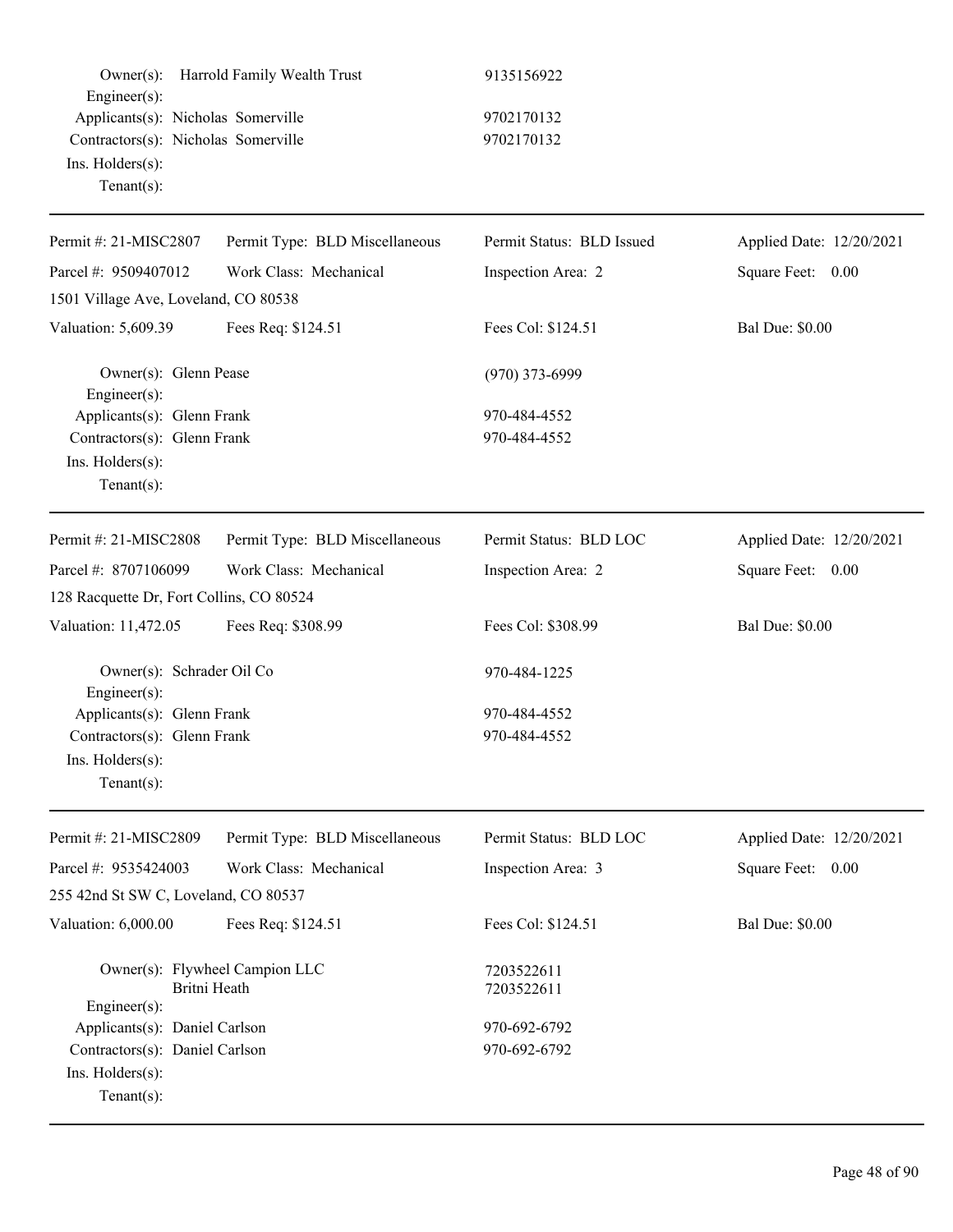Owner(s): Harrold Family Wealth Trust 9135156922
Engineer(s):
Applicants(s): Nicholas Somerville 9702170132
Contractors(s): Nicholas Somerville 9702170132
Ins. Holders(s):
Tenant(s):

---

| Permit #: 21-MISC2807 | Permit Type: BLD Miscellaneous | Permit Status: BLD Issued | Applied Date: 12/20/2021 |
|---|---|---|---|
| Parcel #: 9509407012 | Work Class: Mechanical | Inspection Area: 2 | Square Feet: 0.00 |
| 1501 Village Ave, Loveland, CO 80538 | | | |
| Valuation: 5,609.39 | Fees Req: $124.51 | Fees Col: $124.51 | Bal Due: $0.00 |

Owner(s): Glenn Pease (970) 373-6999
Engineer(s):
Applicants(s): Glenn Frank 970-484-4552
Contractors(s): Glenn Frank 970-484-4552
Ins. Holders(s):
Tenant(s):

---

| Permit #: 21-MISC2808 | Permit Type: BLD Miscellaneous | Permit Status: BLD LOC | Applied Date: 12/20/2021 |
|---|---|---|---|
| Parcel #: 8707106099 | Work Class: Mechanical | Inspection Area: 2 | Square Feet: 0.00 |
| 128 Racquette Dr, Fort Collins, CO 80524 | | | |
| Valuation: 11,472.05 | Fees Req: $308.99 | Fees Col: $308.99 | Bal Due: $0.00 |

Owner(s): Schrader Oil Co 970-484-1225
Engineer(s):
Applicants(s): Glenn Frank 970-484-4552
Contractors(s): Glenn Frank 970-484-4552
Ins. Holders(s):
Tenant(s):

---

| Permit #: 21-MISC2809 | Permit Type: BLD Miscellaneous | Permit Status: BLD LOC | Applied Date: 12/20/2021 |
|---|---|---|---|
| Parcel #: 9535424003 | Work Class: Mechanical | Inspection Area: 3 | Square Feet: 0.00 |
| 255 42nd St SW C, Loveland, CO 80537 | | | |
| Valuation: 6,000.00 | Fees Req: $124.51 | Fees Col: $124.51 | Bal Due: $0.00 |

Owner(s): Flywheel Campion LLC 7203522611
Britni Heath 7203522611
Engineer(s):
Applicants(s): Daniel Carlson 970-692-6792
Contractors(s): Daniel Carlson 970-692-6792
Ins. Holders(s):
Tenant(s):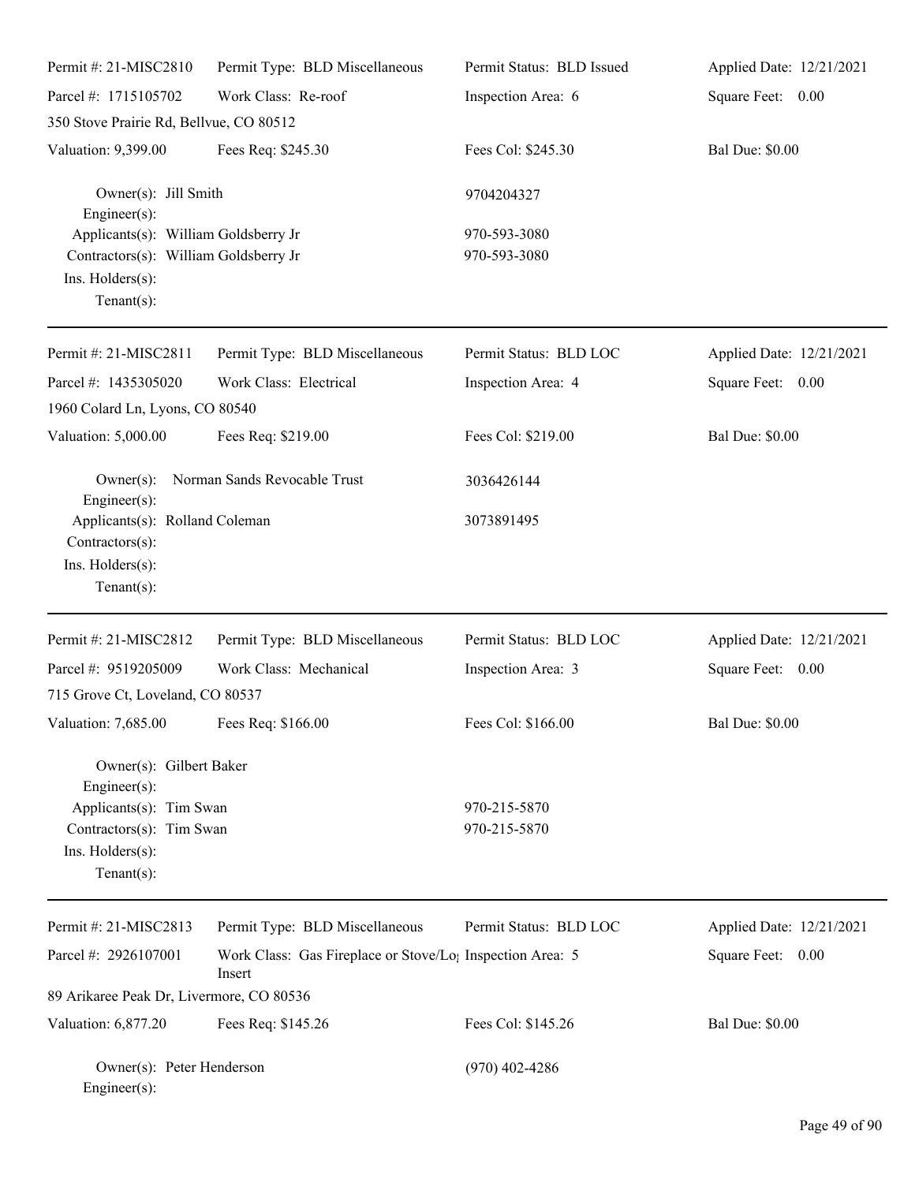| Permit #: 21-MISC2810 | Permit Type: BLD Miscellaneous | Permit Status: BLD Issued | Applied Date: 12/21/2021 |
|---|---|---|---|
| Parcel #: 1715105702 | Work Class: Re-roof | Inspection Area: 6 | Square Feet: 0.00 |
| 350 Stove Prairie Rd, Bellvue, CO 80512 | | | |
| Valuation: 9,399.00 | Fees Req: $245.30 | Fees Col: $245.30 | Bal Due: $0.00 |

Owner(s): Jill Smith — 9704204327
Engineer(s):
Applicants(s): William Goldsberry Jr — 970-593-3080
Contractors(s): William Goldsberry Jr — 970-593-3080
Ins. Holders(s):
Tenant(s):

---

| Permit #: 21-MISC2811 | Permit Type: BLD Miscellaneous | Permit Status: BLD LOC | Applied Date: 12/21/2021 |
|---|---|---|---|
| Parcel #: 1435305020 | Work Class: Electrical | Inspection Area: 4 | Square Feet: 0.00 |
| 1960 Colard Ln, Lyons, CO 80540 | | | |
| Valuation: 5,000.00 | Fees Req: $219.00 | Fees Col: $219.00 | Bal Due: $0.00 |

Owner(s): Norman Sands Revocable Trust — 3036426144
Engineer(s):
Applicants(s): Rolland Coleman — 3073891495
Contractors(s):
Ins. Holders(s):
Tenant(s):

---

| Permit #: 21-MISC2812 | Permit Type: BLD Miscellaneous | Permit Status: BLD LOC | Applied Date: 12/21/2021 |
|---|---|---|---|
| Parcel #: 9519205009 | Work Class: Mechanical | Inspection Area: 3 | Square Feet: 0.00 |
| 715 Grove Ct, Loveland, CO 80537 | | | |
| Valuation: 7,685.00 | Fees Req: $166.00 | Fees Col: $166.00 | Bal Due: $0.00 |

Owner(s): Gilbert Baker
Engineer(s):
Applicants(s): Tim Swan — 970-215-5870
Contractors(s): Tim Swan — 970-215-5870
Ins. Holders(s):
Tenant(s):

---

| Permit #: 21-MISC2813 | Permit Type: BLD Miscellaneous | Permit Status: BLD LOC | Applied Date: 12/21/2021 |
|---|---|---|---|
| Parcel #: 2926107001 | Work Class: Gas Fireplace or Stove/Log Insert | Inspection Area: 5 | Square Feet: 0.00 |
| 89 Arikaree Peak Dr, Livermore, CO 80536 | | | |
| Valuation: 6,877.20 | Fees Req: $145.26 | Fees Col: $145.26 | Bal Due: $0.00 |

Owner(s): Peter Henderson — (970) 402-4286
Engineer(s):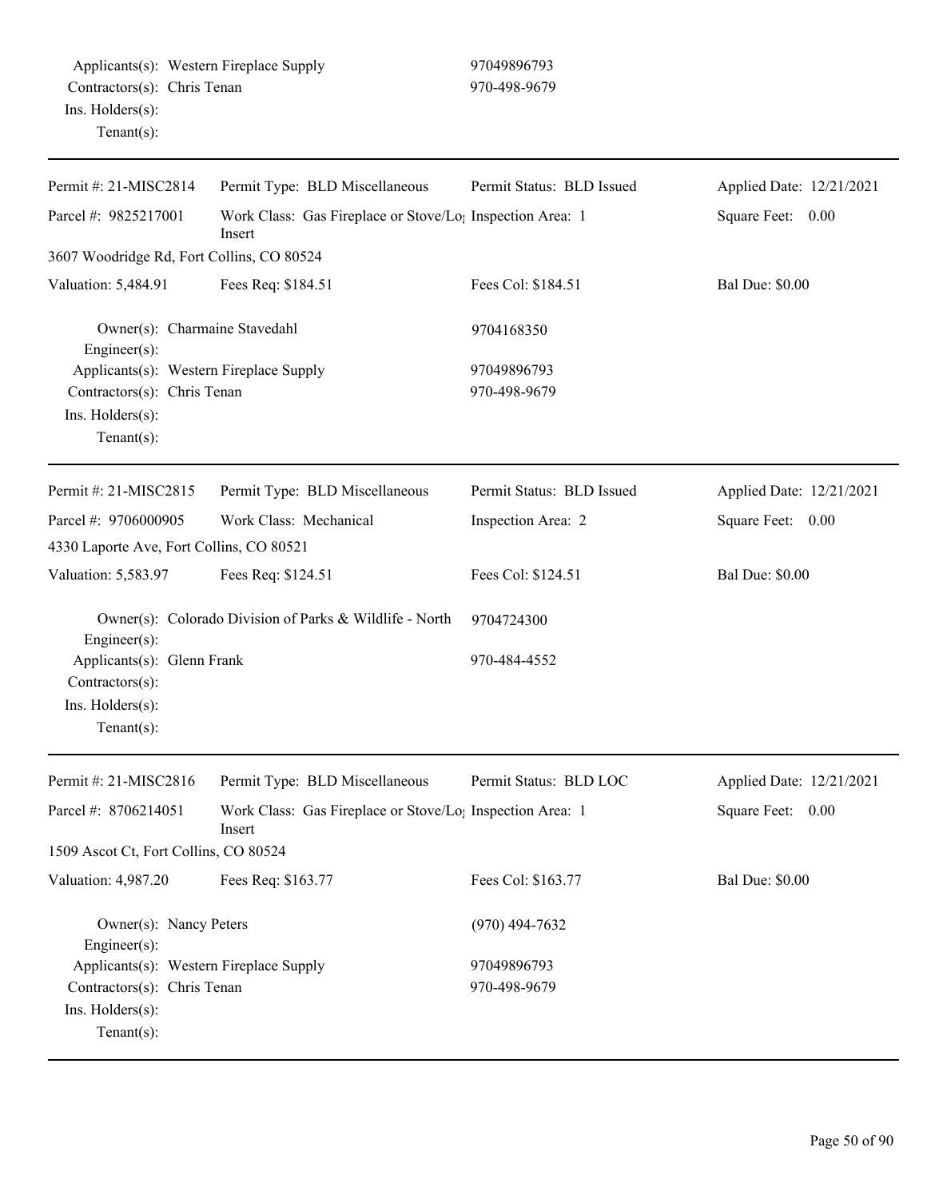Applicants(s): Western Fireplace Supply 97049896793
Contractors(s): Chris Tenan 970-498-9679
Ins. Holders(s):
Tenant(s):

---

Permit #: 21-MISC2814 | Permit Type: BLD Miscellaneous | Permit Status: BLD Issued | Applied Date: 12/21/2021

Parcel #: 9825217001 | Work Class: Gas Fireplace or Stove/Log Insert | Inspection Area: 1 | Square Feet: 0.00

3607 Woodridge Rd, Fort Collins, CO 80524

Valuation: 5,484.91 | Fees Req: $184.51 | Fees Col: $184.51 | Bal Due: $0.00

Owner(s): Charmaine Stavedahl 9704168350
Engineer(s):
Applicants(s): Western Fireplace Supply 97049896793
Contractors(s): Chris Tenan 970-498-9679
Ins. Holders(s):
Tenant(s):

---

Permit #: 21-MISC2815 | Permit Type: BLD Miscellaneous | Permit Status: BLD Issued | Applied Date: 12/21/2021

Parcel #: 9706000905 | Work Class: Mechanical | Inspection Area: 2 | Square Feet: 0.00

4330 Laporte Ave, Fort Collins, CO 80521

Valuation: 5,583.97 | Fees Req: $124.51 | Fees Col: $124.51 | Bal Due: $0.00

Owner(s): Colorado Division of Parks & Wildlife - North 9704724300
Engineer(s):
Applicants(s): Glenn Frank 970-484-4552
Contractors(s):
Ins. Holders(s):
Tenant(s):

---

Permit #: 21-MISC2816 | Permit Type: BLD Miscellaneous | Permit Status: BLD LOC | Applied Date: 12/21/2021

Parcel #: 8706214051 | Work Class: Gas Fireplace or Stove/Log Insert | Inspection Area: 1 | Square Feet: 0.00

1509 Ascot Ct, Fort Collins, CO 80524

Valuation: 4,987.20 | Fees Req: $163.77 | Fees Col: $163.77 | Bal Due: $0.00

Owner(s): Nancy Peters (970) 494-7632
Engineer(s):
Applicants(s): Western Fireplace Supply 97049896793
Contractors(s): Chris Tenan 970-498-9679
Ins. Holders(s):
Tenant(s):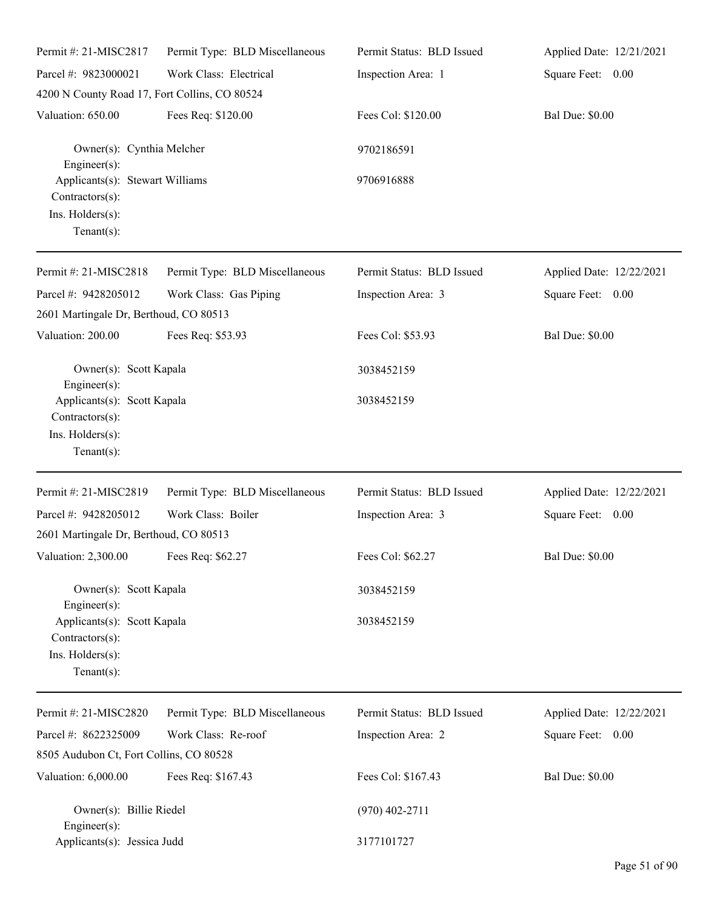| Permit #: 21-MISC2817 | Permit Type: BLD Miscellaneous | Permit Status: BLD Issued | Applied Date: 12/21/2021 |
|---|---|---|---|
| Parcel #: 9823000021 | Work Class: Electrical | Inspection Area: 1 | Square Feet: 0.00 |
| 4200 N County Road 17, Fort Collins, CO 80524 | | | |
| Valuation: 650.00 | Fees Req: $120.00 | Fees Col: $120.00 | Bal Due: $0.00 |

Owner(s): Cynthia Melcher — 9702186591
Engineer(s):
Applicants(s): Stewart Williams — 9706916888
Contractors(s):
Ins. Holders(s):
Tenant(s):

---

| Permit #: 21-MISC2818 | Permit Type: BLD Miscellaneous | Permit Status: BLD Issued | Applied Date: 12/22/2021 |
|---|---|---|---|
| Parcel #: 9428205012 | Work Class: Gas Piping | Inspection Area: 3 | Square Feet: 0.00 |
| 2601 Martingale Dr, Berthoud, CO 80513 | | | |
| Valuation: 200.00 | Fees Req: $53.93 | Fees Col: $53.93 | Bal Due: $0.00 |

Owner(s): Scott Kapala — 3038452159
Engineer(s):
Applicants(s): Scott Kapala — 3038452159
Contractors(s):
Ins. Holders(s):
Tenant(s):

---

| Permit #: 21-MISC2819 | Permit Type: BLD Miscellaneous | Permit Status: BLD Issued | Applied Date: 12/22/2021 |
|---|---|---|---|
| Parcel #: 9428205012 | Work Class: Boiler | Inspection Area: 3 | Square Feet: 0.00 |
| 2601 Martingale Dr, Berthoud, CO 80513 | | | |
| Valuation: 2,300.00 | Fees Req: $62.27 | Fees Col: $62.27 | Bal Due: $0.00 |

Owner(s): Scott Kapala — 3038452159
Engineer(s):
Applicants(s): Scott Kapala — 3038452159
Contractors(s):
Ins. Holders(s):
Tenant(s):

---

| Permit #: 21-MISC2820 | Permit Type: BLD Miscellaneous | Permit Status: BLD Issued | Applied Date: 12/22/2021 |
|---|---|---|---|
| Parcel #: 8622325009 | Work Class: Re-roof | Inspection Area: 2 | Square Feet: 0.00 |
| 8505 Audubon Ct, Fort Collins, CO 80528 | | | |
| Valuation: 6,000.00 | Fees Req: $167.43 | Fees Col: $167.43 | Bal Due: $0.00 |

Owner(s): Billie Riedel — (970) 402-2711
Engineer(s):
Applicants(s): Jessica Judd — 3177101727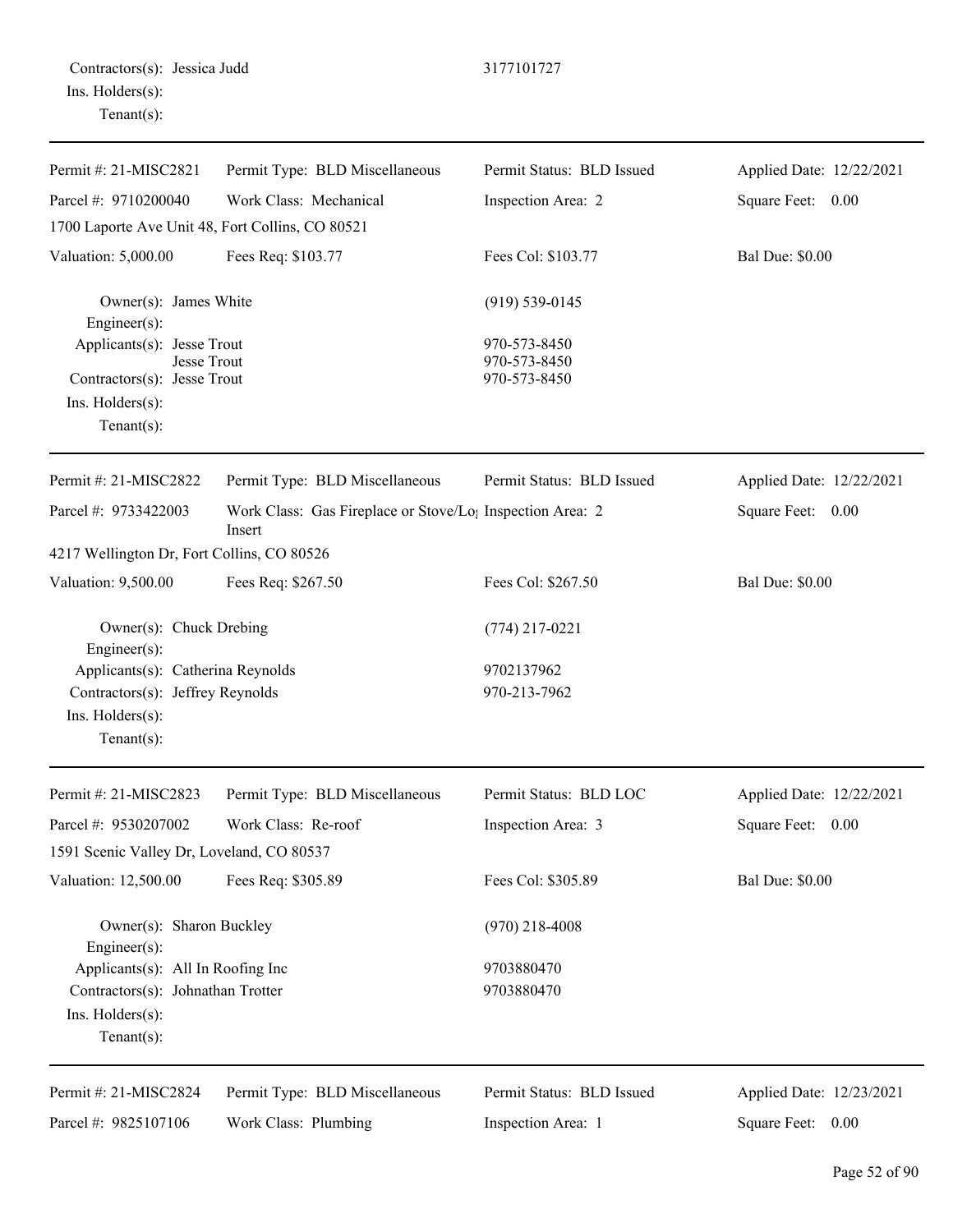Contractors(s): Jessica Judd 3177101727
Ins. Holders(s):
Tenant(s):

---

| Permit #: 21-MISC2821 | Permit Type: BLD Miscellaneous | Permit Status: BLD Issued | Applied Date: 12/22/2021 |
|---|---|---|---|
| Parcel #: 9710200040 | Work Class: Mechanical | Inspection Area: 2 | Square Feet: 0.00 |
| 1700 Laporte Ave Unit 48, Fort Collins, CO 80521 | | | |
| Valuation: 5,000.00 | Fees Req: $103.77 | Fees Col: $103.77 | Bal Due: $0.00 |

Owner(s): James White (919) 539-0145
Engineer(s):
Applicants(s): Jesse Trout 970-573-8450
Jesse Trout 970-573-8450
Contractors(s): Jesse Trout 970-573-8450
Ins. Holders(s):
Tenant(s):

---

| Permit #: 21-MISC2822 | Permit Type: BLD Miscellaneous | Permit Status: BLD Issued | Applied Date: 12/22/2021 |
|---|---|---|---|
| Parcel #: 9733422003 | Work Class: Gas Fireplace or Stove/Log Insert | Inspection Area: 2 | Square Feet: 0.00 |
| 4217 Wellington Dr, Fort Collins, CO 80526 | | | |
| Valuation: 9,500.00 | Fees Req: $267.50 | Fees Col: $267.50 | Bal Due: $0.00 |

Owner(s): Chuck Drebing (774) 217-0221
Engineer(s):
Applicants(s): Catherina Reynolds 9702137962
Contractors(s): Jeffrey Reynolds 970-213-7962
Ins. Holders(s):
Tenant(s):

---

| Permit #: 21-MISC2823 | Permit Type: BLD Miscellaneous | Permit Status: BLD LOC | Applied Date: 12/22/2021 |
|---|---|---|---|
| Parcel #: 9530207002 | Work Class: Re-roof | Inspection Area: 3 | Square Feet: 0.00 |
| 1591 Scenic Valley Dr, Loveland, CO 80537 | | | |
| Valuation: 12,500.00 | Fees Req: $305.89 | Fees Col: $305.89 | Bal Due: $0.00 |

Owner(s): Sharon Buckley (970) 218-4008
Engineer(s):
Applicants(s): All In Roofing Inc 9703880470
Contractors(s): Johnathan Trotter 9703880470
Ins. Holders(s):
Tenant(s):

---

| Permit #: 21-MISC2824 | Permit Type: BLD Miscellaneous | Permit Status: BLD Issued | Applied Date: 12/23/2021 |
|---|---|---|---|
| Parcel #: 9825107106 | Work Class: Plumbing | Inspection Area: 1 | Square Feet: 0.00 |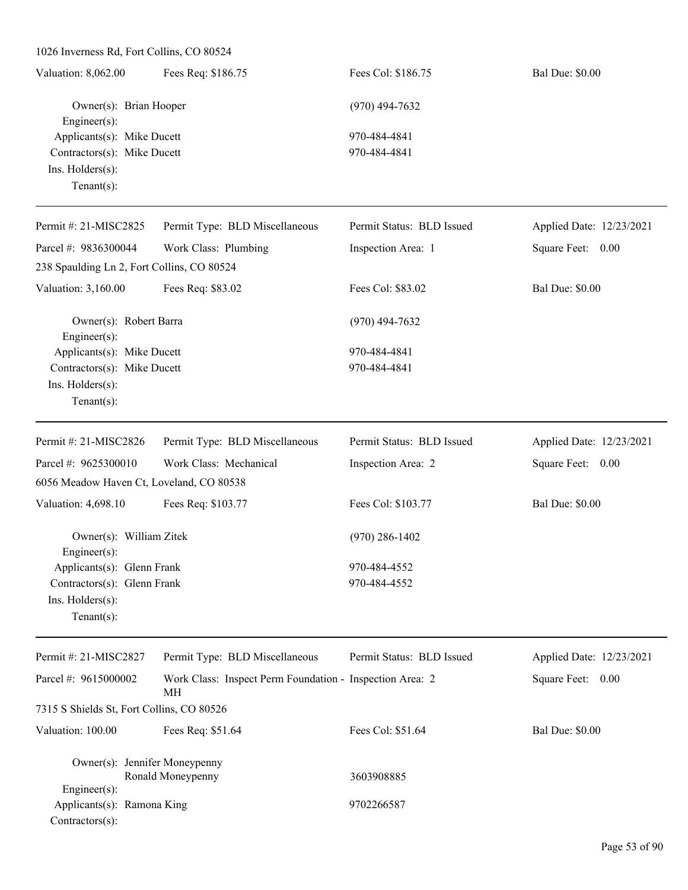1026 Inverness Rd, Fort Collins, CO 80524

| Valuation: 8,062.00 | Fees Req: $186.75 | Fees Col: $186.75 | Bal Due: $0.00 |
|---|---|---|---|

Owner(s): Brian Hooper — (970) 494-7632
Engineer(s):
Applicants(s): Mike Ducett — 970-484-4841
Contractors(s): Mike Ducett — 970-484-4841
Ins. Holders(s):
Tenant(s):

---

| Permit #: 21-MISC2825 | Permit Type: BLD Miscellaneous | Permit Status: BLD Issued | Applied Date: 12/23/2021 |
|---|---|---|---|
| Parcel #: 9836300044 | Work Class: Plumbing | Inspection Area: 1 | Square Feet: 0.00 |

238 Spaulding Ln 2, Fort Collins, CO 80524

| Valuation: 3,160.00 | Fees Req: $83.02 | Fees Col: $83.02 | Bal Due: $0.00 |
|---|---|---|---|

Owner(s): Robert Barra — (970) 494-7632
Engineer(s):
Applicants(s): Mike Ducett — 970-484-4841
Contractors(s): Mike Ducett — 970-484-4841
Ins. Holders(s):
Tenant(s):

---

| Permit #: 21-MISC2826 | Permit Type: BLD Miscellaneous | Permit Status: BLD Issued | Applied Date: 12/23/2021 |
|---|---|---|---|
| Parcel #: 9625300010 | Work Class: Mechanical | Inspection Area: 2 | Square Feet: 0.00 |

6056 Meadow Haven Ct, Loveland, CO 80538

| Valuation: 4,698.10 | Fees Req: $103.77 | Fees Col: $103.77 | Bal Due: $0.00 |
|---|---|---|---|

Owner(s): William Zitek — (970) 286-1402
Engineer(s):
Applicants(s): Glenn Frank — 970-484-4552
Contractors(s): Glenn Frank — 970-484-4552
Ins. Holders(s):
Tenant(s):

---

| Permit #: 21-MISC2827 | Permit Type: BLD Miscellaneous | Permit Status: BLD Issued | Applied Date: 12/23/2021 |
|---|---|---|---|
| Parcel #: 9615000002 | Work Class: Inspect Perm Foundation - MH | Inspection Area: 2 | Square Feet: 0.00 |

7315 S Shields St, Fort Collins, CO 80526

| Valuation: 100.00 | Fees Req: $51.64 | Fees Col: $51.64 | Bal Due: $0.00 |
|---|---|---|---|

Owner(s): Jennifer Moneypenny
Ronald Moneypenny — 3603908885
Engineer(s):
Applicants(s): Ramona King — 9702266587
Contractors(s):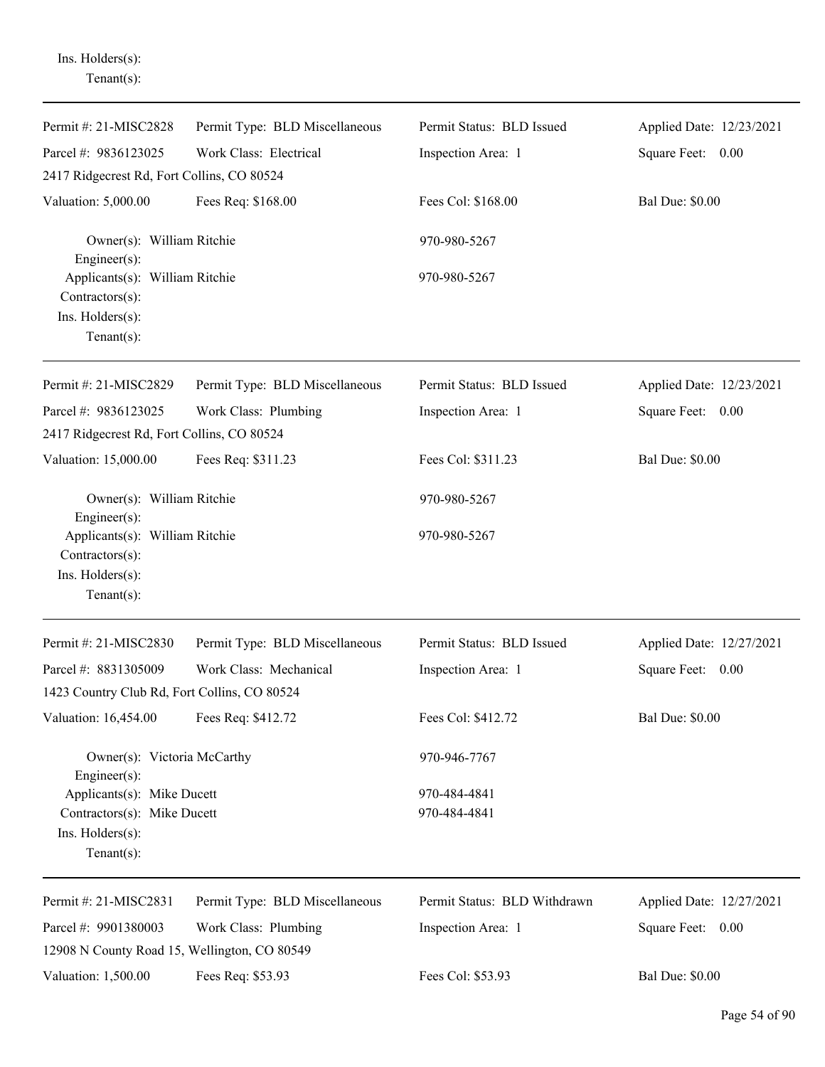Ins. Holders(s):
Tenant(s):

---

| Permit #: 21-MISC2828 | Permit Type: BLD Miscellaneous | Permit Status: BLD Issued | Applied Date: 12/23/2021 |
|---|---|---|---|
| Parcel #: 9836123025 | Work Class: Electrical | Inspection Area: 1 | Square Feet: 0.00 |
| 2417 Ridgecrest Rd, Fort Collins, CO 80524 | | | |
| Valuation: 5,000.00 | Fees Req: $168.00 | Fees Col: $168.00 | Bal Due: $0.00 |

Owner(s): William Ritchie — 970-980-5267
Engineer(s):
Applicants(s): William Ritchie — 970-980-5267
Contractors(s):
Ins. Holders(s):
Tenant(s):

---

| Permit #: 21-MISC2829 | Permit Type: BLD Miscellaneous | Permit Status: BLD Issued | Applied Date: 12/23/2021 |
|---|---|---|---|
| Parcel #: 9836123025 | Work Class: Plumbing | Inspection Area: 1 | Square Feet: 0.00 |
| 2417 Ridgecrest Rd, Fort Collins, CO 80524 | | | |
| Valuation: 15,000.00 | Fees Req: $311.23 | Fees Col: $311.23 | Bal Due: $0.00 |

Owner(s): William Ritchie — 970-980-5267
Engineer(s):
Applicants(s): William Ritchie — 970-980-5267
Contractors(s):
Ins. Holders(s):
Tenant(s):

---

| Permit #: 21-MISC2830 | Permit Type: BLD Miscellaneous | Permit Status: BLD Issued | Applied Date: 12/27/2021 |
|---|---|---|---|
| Parcel #: 8831305009 | Work Class: Mechanical | Inspection Area: 1 | Square Feet: 0.00 |
| 1423 Country Club Rd, Fort Collins, CO 80524 | | | |
| Valuation: 16,454.00 | Fees Req: $412.72 | Fees Col: $412.72 | Bal Due: $0.00 |

Owner(s): Victoria McCarthy — 970-946-7767
Engineer(s):
Applicants(s): Mike Ducett — 970-484-4841
Contractors(s): Mike Ducett — 970-484-4841
Ins. Holders(s):
Tenant(s):

---

| Permit #: 21-MISC2831 | Permit Type: BLD Miscellaneous | Permit Status: BLD Withdrawn | Applied Date: 12/27/2021 |
|---|---|---|---|
| Parcel #: 9901380003 | Work Class: Plumbing | Inspection Area: 1 | Square Feet: 0.00 |
| 12908 N County Road 15, Wellington, CO 80549 | | | |
| Valuation: 1,500.00 | Fees Req: $53.93 | Fees Col: $53.93 | Bal Due: $0.00 |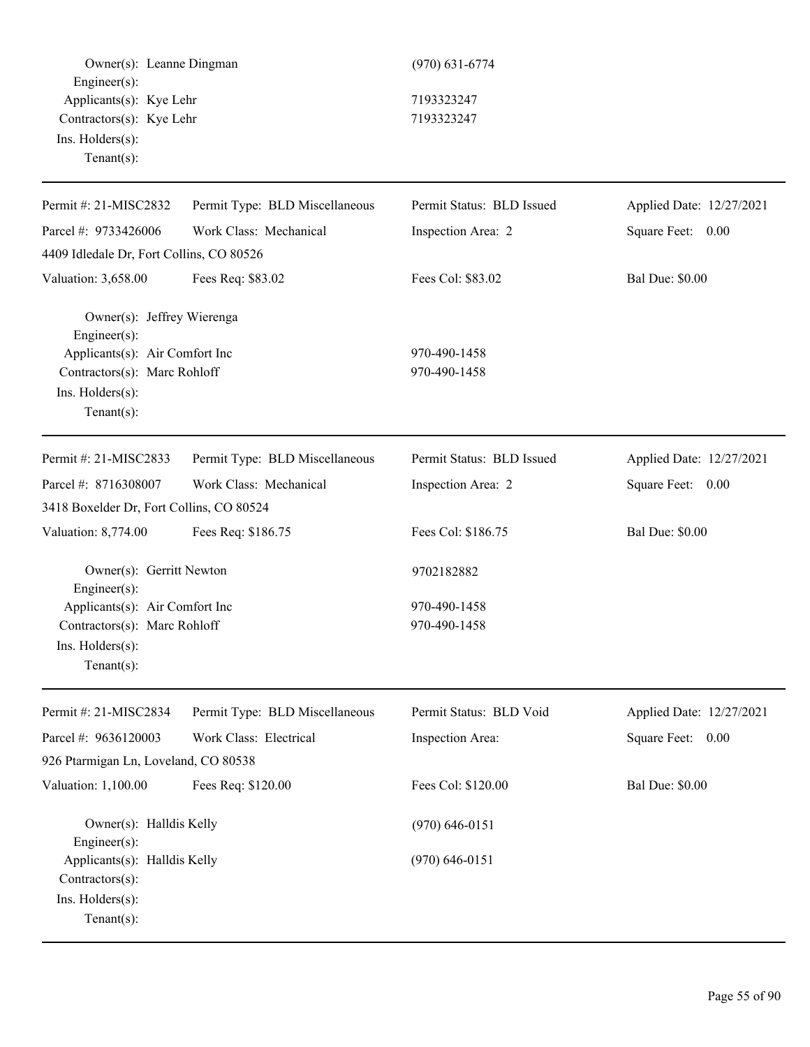Owner(s): Leanne Dingman (970) 631-6774
Engineer(s):
Applicants(s): Kye Lehr 7193323247
Contractors(s): Kye Lehr 7193323247
Ins. Holders(s):
Tenant(s):

---

| Permit #: 21-MISC2832 | Permit Type: BLD Miscellaneous | Permit Status: BLD Issued | Applied Date: 12/27/2021 |
|---|---|---|---|
| Parcel #: 9733426006 | Work Class: Mechanical | Inspection Area: 2 | Square Feet: 0.00 |
| 4409 Idledale Dr, Fort Collins, CO 80526 | | | |
| Valuation: 3,658.00 | Fees Req: $83.02 | Fees Col: $83.02 | Bal Due: $0.00 |

Owner(s): Jeffrey Wierenga
Engineer(s):
Applicants(s): Air Comfort Inc 970-490-1458
Contractors(s): Marc Rohloff 970-490-1458
Ins. Holders(s):
Tenant(s):

---

| Permit #: 21-MISC2833 | Permit Type: BLD Miscellaneous | Permit Status: BLD Issued | Applied Date: 12/27/2021 |
|---|---|---|---|
| Parcel #: 8716308007 | Work Class: Mechanical | Inspection Area: 2 | Square Feet: 0.00 |
| 3418 Boxelder Dr, Fort Collins, CO 80524 | | | |
| Valuation: 8,774.00 | Fees Req: $186.75 | Fees Col: $186.75 | Bal Due: $0.00 |

Owner(s): Gerritt Newton 9702182882
Engineer(s):
Applicants(s): Air Comfort Inc 970-490-1458
Contractors(s): Marc Rohloff 970-490-1458
Ins. Holders(s):
Tenant(s):

---

| Permit #: 21-MISC2834 | Permit Type: BLD Miscellaneous | Permit Status: BLD Void | Applied Date: 12/27/2021 |
|---|---|---|---|
| Parcel #: 9636120003 | Work Class: Electrical | Inspection Area: | Square Feet: 0.00 |
| 926 Ptarmigan Ln, Loveland, CO 80538 | | | |
| Valuation: 1,100.00 | Fees Req: $120.00 | Fees Col: $120.00 | Bal Due: $0.00 |

Owner(s): Halldis Kelly (970) 646-0151
Engineer(s):
Applicants(s): Halldis Kelly (970) 646-0151
Contractors(s):
Ins. Holders(s):
Tenant(s):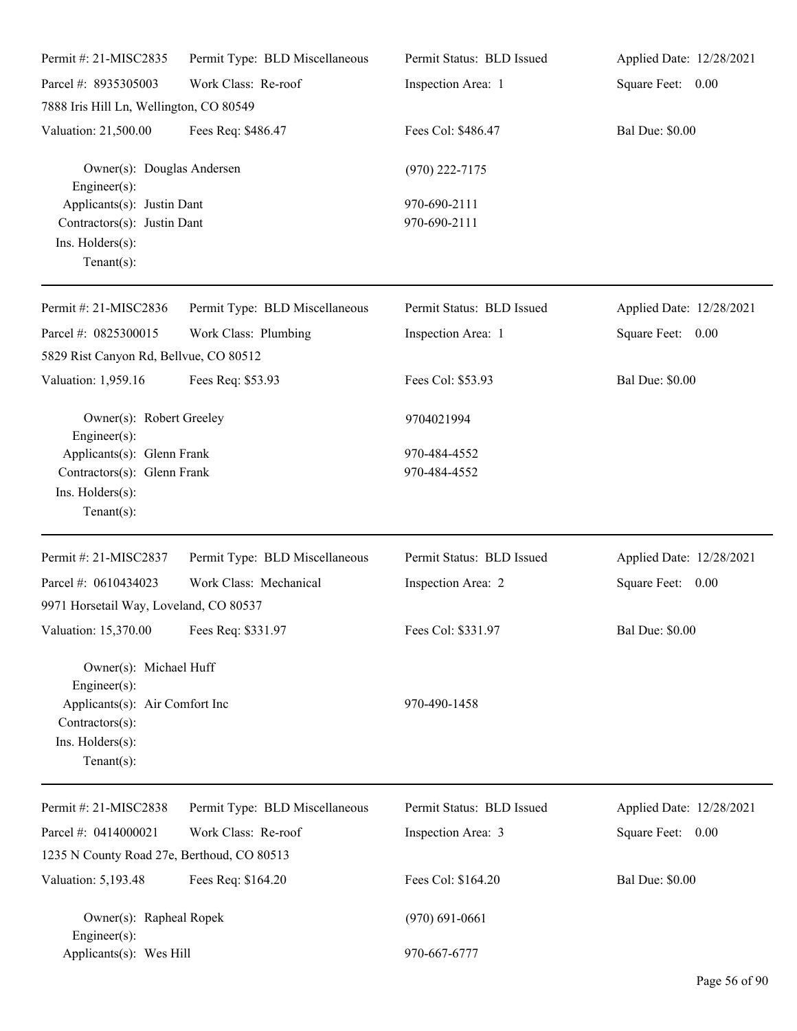Permit #: 21-MISC2835 | Permit Type: BLD Miscellaneous | Permit Status: BLD Issued | Applied Date: 12/28/2021
Parcel #: 8935305003 | Work Class: Re-roof | Inspection Area: 1 | Square Feet: 0.00
7888 Iris Hill Ln, Wellington, CO 80549
Valuation: 21,500.00 | Fees Req: $486.47 | Fees Col: $486.47 | Bal Due: $0.00

Owner(s): Douglas Andersen — (970) 222-7175
Engineer(s):
Applicants(s): Justin Dant — 970-690-2111
Contractors(s): Justin Dant — 970-690-2111
Ins. Holders(s):
Tenant(s):

---

Permit #: 21-MISC2836 | Permit Type: BLD Miscellaneous | Permit Status: BLD Issued | Applied Date: 12/28/2021
Parcel #: 0825300015 | Work Class: Plumbing | Inspection Area: 1 | Square Feet: 0.00
5829 Rist Canyon Rd, Bellvue, CO 80512
Valuation: 1,959.16 | Fees Req: $53.93 | Fees Col: $53.93 | Bal Due: $0.00

Owner(s): Robert Greeley — 9704021994
Engineer(s):
Applicants(s): Glenn Frank — 970-484-4552
Contractors(s): Glenn Frank — 970-484-4552
Ins. Holders(s):
Tenant(s):

---

Permit #: 21-MISC2837 | Permit Type: BLD Miscellaneous | Permit Status: BLD Issued | Applied Date: 12/28/2021
Parcel #: 0610434023 | Work Class: Mechanical | Inspection Area: 2 | Square Feet: 0.00
9971 Horsetail Way, Loveland, CO 80537
Valuation: 15,370.00 | Fees Req: $331.97 | Fees Col: $331.97 | Bal Due: $0.00

Owner(s): Michael Huff
Engineer(s):
Applicants(s): Air Comfort Inc — 970-490-1458
Contractors(s):
Ins. Holders(s):
Tenant(s):

---

Permit #: 21-MISC2838 | Permit Type: BLD Miscellaneous | Permit Status: BLD Issued | Applied Date: 12/28/2021
Parcel #: 0414000021 | Work Class: Re-roof | Inspection Area: 3 | Square Feet: 0.00
1235 N County Road 27e, Berthoud, CO 80513
Valuation: 5,193.48 | Fees Req: $164.20 | Fees Col: $164.20 | Bal Due: $0.00

Owner(s): Rapheal Ropek — (970) 691-0661
Engineer(s):
Applicants(s): Wes Hill — 970-667-6777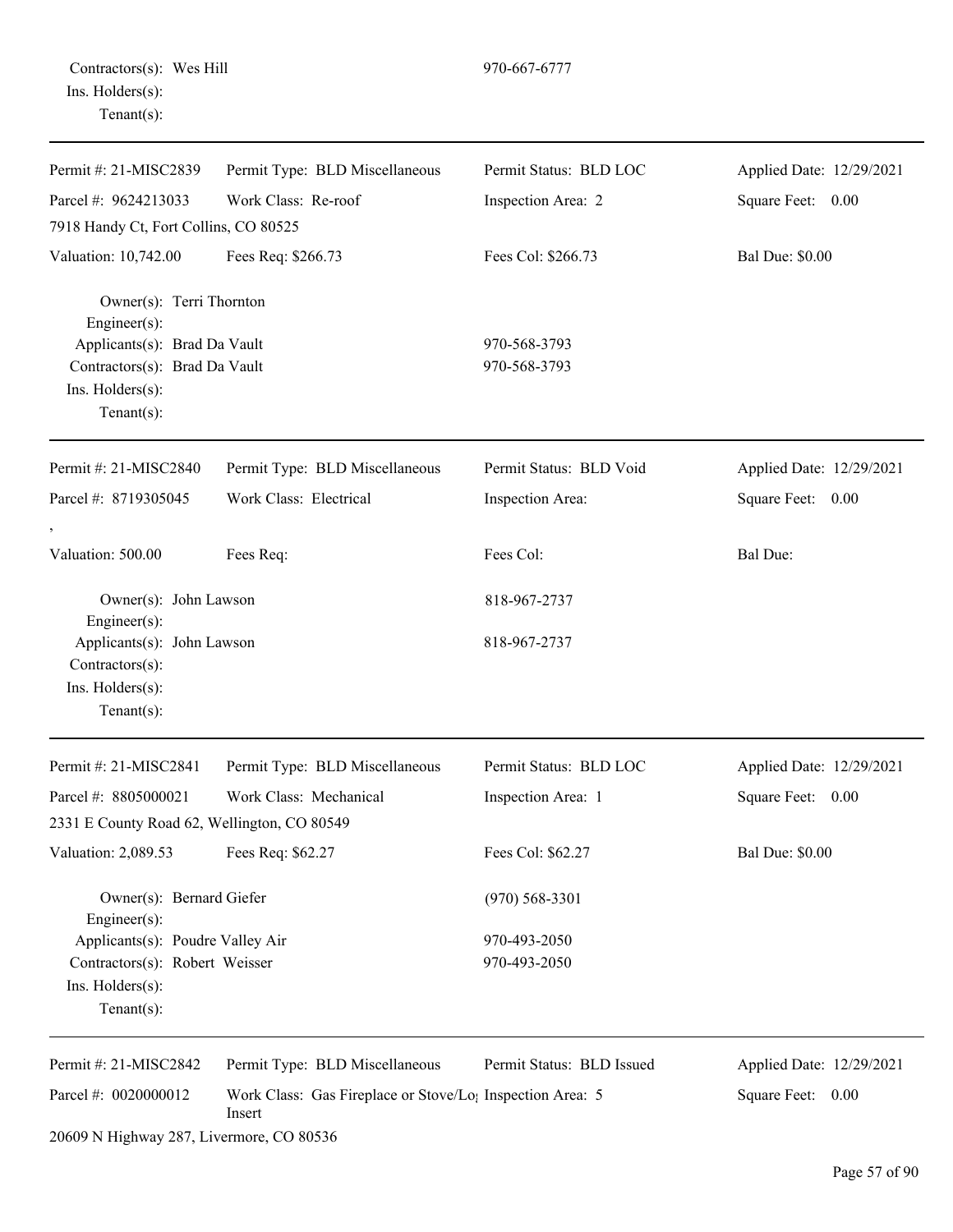Contractors(s): Wes Hill 970-667-6777
Ins. Holders(s):
Tenant(s):

---

| Permit #: 21-MISC2839 | Permit Type: BLD Miscellaneous | Permit Status: BLD LOC | Applied Date: 12/29/2021 |
|---|---|---|---|
| Parcel #: 9624213033 | Work Class: Re-roof | Inspection Area: 2 | Square Feet: 0.00 |
| 7918 Handy Ct, Fort Collins, CO 80525 | | | |
| Valuation: 10,742.00 | Fees Req: $266.73 | Fees Col: $266.73 | Bal Due: $0.00 |

Owner(s): Terri Thornton
Engineer(s):
Applicants(s): Brad Da Vault 970-568-3793
Contractors(s): Brad Da Vault 970-568-3793
Ins. Holders(s):
Tenant(s):

---

| Permit #: 21-MISC2840 | Permit Type: BLD Miscellaneous | Permit Status: BLD Void | Applied Date: 12/29/2021 |
|---|---|---|---|
| Parcel #: 8719305045 | Work Class: Electrical | Inspection Area: | Square Feet: 0.00 |
| , | | | |
| Valuation: 500.00 | Fees Req: | Fees Col: | Bal Due: |

Owner(s): John Lawson 818-967-2737
Engineer(s):
Applicants(s): John Lawson 818-967-2737
Contractors(s):
Ins. Holders(s):
Tenant(s):

---

| Permit #: 21-MISC2841 | Permit Type: BLD Miscellaneous | Permit Status: BLD LOC | Applied Date: 12/29/2021 |
|---|---|---|---|
| Parcel #: 8805000021 | Work Class: Mechanical | Inspection Area: 1 | Square Feet: 0.00 |
| 2331 E County Road 62, Wellington, CO 80549 | | | |
| Valuation: 2,089.53 | Fees Req: $62.27 | Fees Col: $62.27 | Bal Due: $0.00 |

Owner(s): Bernard Giefer (970) 568-3301
Engineer(s):
Applicants(s): Poudre Valley Air 970-493-2050
Contractors(s): Robert Weisser 970-493-2050
Ins. Holders(s):
Tenant(s):

---

| Permit #: 21-MISC2842 | Permit Type: BLD Miscellaneous | Permit Status: BLD Issued | Applied Date: 12/29/2021 |
|---|---|---|---|
| Parcel #: 0020000012 | Work Class: Gas Fireplace or Stove/Log Insert | Inspection Area: 5 | Square Feet: 0.00 |
| 20609 N Highway 287, Livermore, CO 80536 | | | |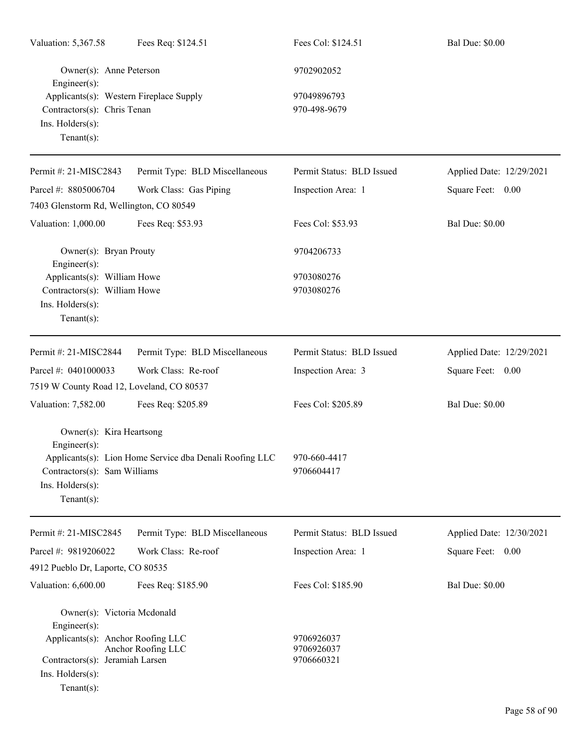Valuation: 5,367.58 | Fees Req: $124.51 | Fees Col: $124.51 | Bal Due: $0.00

Owner(s): Anne Peterson — 9702902052
Engineer(s):
Applicants(s): Western Fireplace Supply — 97049896793
Contractors(s): Chris Tenan — 970-498-9679
Ins. Holders(s):
Tenant(s):

---

Permit #: 21-MISC2843 | Permit Type: BLD Miscellaneous | Permit Status: BLD Issued | Applied Date: 12/29/2021
Parcel #: 8805006704 | Work Class: Gas Piping | Inspection Area: 1 | Square Feet: 0.00
7403 Glenstorm Rd, Wellington, CO 80549
Valuation: 1,000.00 | Fees Req: $53.93 | Fees Col: $53.93 | Bal Due: $0.00

Owner(s): Bryan Prouty — 9704206733
Engineer(s):
Applicants(s): William Howe — 9703080276
Contractors(s): William Howe — 9703080276
Ins. Holders(s):
Tenant(s):

---

Permit #: 21-MISC2844 | Permit Type: BLD Miscellaneous | Permit Status: BLD Issued | Applied Date: 12/29/2021
Parcel #: 0401000033 | Work Class: Re-roof | Inspection Area: 3 | Square Feet: 0.00
7519 W County Road 12, Loveland, CO 80537
Valuation: 7,582.00 | Fees Req: $205.89 | Fees Col: $205.89 | Bal Due: $0.00

Owner(s): Kira Heartsong
Engineer(s):
Applicants(s): Lion Home Service dba Denali Roofing LLC — 970-660-4417
Contractors(s): Sam Williams — 9706604417
Ins. Holders(s):
Tenant(s):

---

Permit #: 21-MISC2845 | Permit Type: BLD Miscellaneous | Permit Status: BLD Issued | Applied Date: 12/30/2021
Parcel #: 9819206022 | Work Class: Re-roof | Inspection Area: 1 | Square Feet: 0.00
4912 Pueblo Dr, Laporte, CO 80535
Valuation: 6,600.00 | Fees Req: $185.90 | Fees Col: $185.90 | Bal Due: $0.00

Owner(s): Victoria Mcdonald
Engineer(s):
Applicants(s): Anchor Roofing LLC — 9706926037
Anchor Roofing LLC — 9706926037
Contractors(s): Jeramiah Larsen — 9706660321
Ins. Holders(s):
Tenant(s):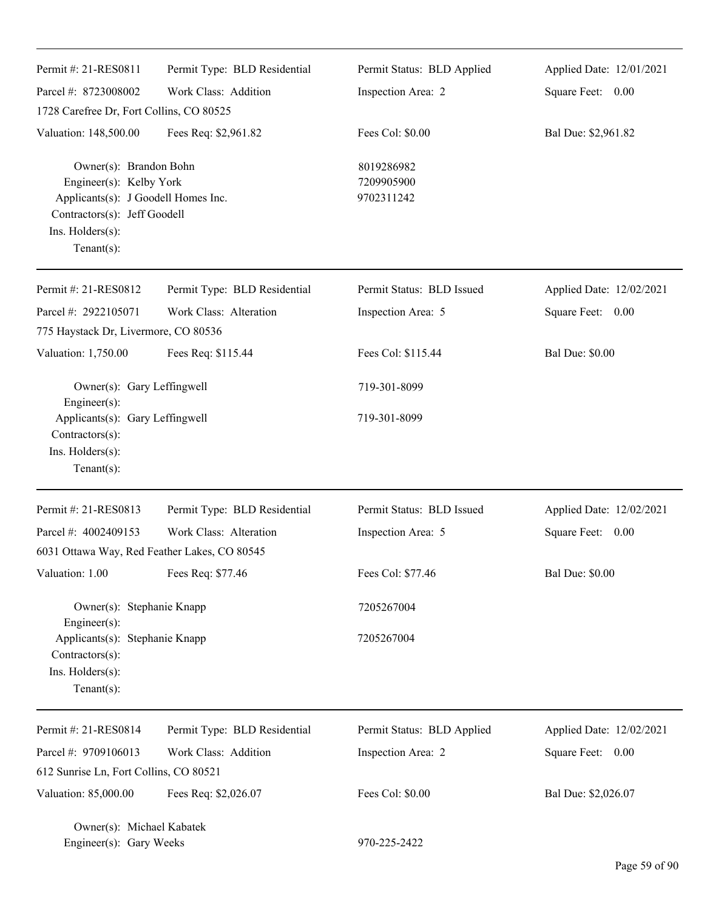Permit #: 21-RES0811 | Permit Type: BLD Residential | Permit Status: BLD Applied | Applied Date: 12/01/2021
Parcel #: 8723008002 | Work Class: Addition | Inspection Area: 2 | Square Feet: 0.00
1728 Carefree Dr, Fort Collins, CO 80525
Valuation: 148,500.00 | Fees Req: $2,961.82 | Fees Col: $0.00 | Bal Due: $2,961.82

Owner(s): Brandon Bohn — 8019286982
Engineer(s): Kelby York — 7209905900
Applicants(s): J Goodell Homes Inc. — 9702311242
Contractors(s): Jeff Goodell
Ins. Holders(s):
Tenant(s):

---

Permit #: 21-RES0812 | Permit Type: BLD Residential | Permit Status: BLD Issued | Applied Date: 12/02/2021
Parcel #: 2922105071 | Work Class: Alteration | Inspection Area: 5 | Square Feet: 0.00
775 Haystack Dr, Livermore, CO 80536
Valuation: 1,750.00 | Fees Req: $115.44 | Fees Col: $115.44 | Bal Due: $0.00

Owner(s): Gary Leffingwell — 719-301-8099
Engineer(s):
Applicants(s): Gary Leffingwell — 719-301-8099
Contractors(s):
Ins. Holders(s):
Tenant(s):

---

Permit #: 21-RES0813 | Permit Type: BLD Residential | Permit Status: BLD Issued | Applied Date: 12/02/2021
Parcel #: 4002409153 | Work Class: Alteration | Inspection Area: 5 | Square Feet: 0.00
6031 Ottawa Way, Red Feather Lakes, CO 80545
Valuation: 1.00 | Fees Req: $77.46 | Fees Col: $77.46 | Bal Due: $0.00

Owner(s): Stephanie Knapp — 7205267004
Engineer(s):
Applicants(s): Stephanie Knapp — 7205267004
Contractors(s):
Ins. Holders(s):
Tenant(s):

---

Permit #: 21-RES0814 | Permit Type: BLD Residential | Permit Status: BLD Applied | Applied Date: 12/02/2021
Parcel #: 9709106013 | Work Class: Addition | Inspection Area: 2 | Square Feet: 0.00
612 Sunrise Ln, Fort Collins, CO 80521
Valuation: 85,000.00 | Fees Req: $2,026.07 | Fees Col: $0.00 | Bal Due: $2,026.07

Owner(s): Michael Kabatek
Engineer(s): Gary Weeks — 970-225-2422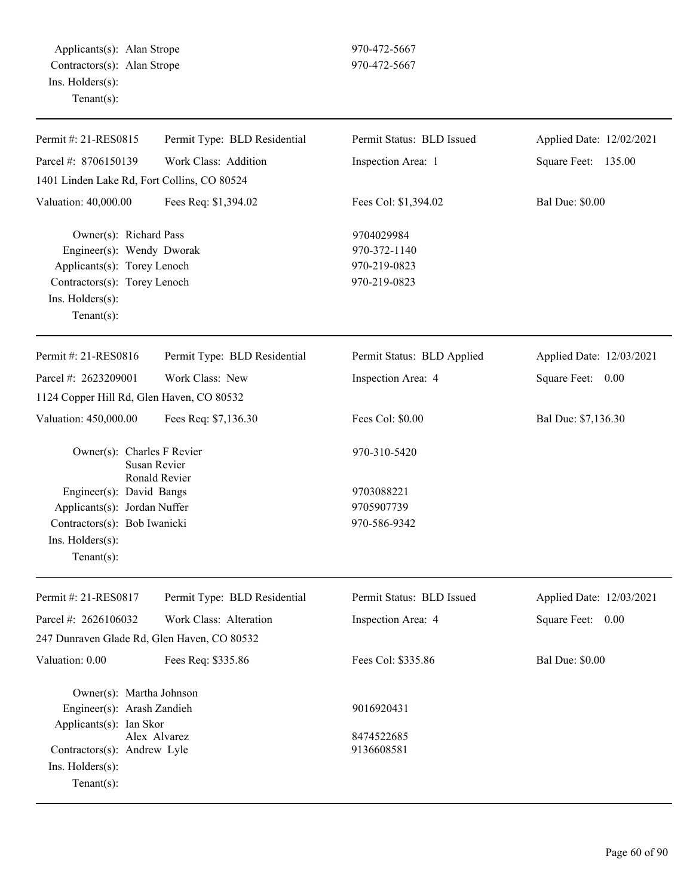Applicants(s): Alan Strope 970-472-5667
Contractors(s): Alan Strope 970-472-5667
Ins. Holders(s):
Tenant(s):

---

| Permit #: 21-RES0815 | Permit Type: BLD Residential | Permit Status: BLD Issued | Applied Date: 12/02/2021 |
|---|---|---|---|
| Parcel #: 8706150139 | Work Class: Addition | Inspection Area: 1 | Square Feet: 135.00 |
| 1401 Linden Lake Rd, Fort Collins, CO 80524 | | | |
| Valuation: 40,000.00 | Fees Req: $1,394.02 | Fees Col: $1,394.02 | Bal Due: $0.00 |

Owner(s): Richard Pass 9704029984
Engineer(s): Wendy Dworak 970-372-1140
Applicants(s): Torey Lenoch 970-219-0823
Contractors(s): Torey Lenoch 970-219-0823
Ins. Holders(s):
Tenant(s):

---

| Permit #: 21-RES0816 | Permit Type: BLD Residential | Permit Status: BLD Applied | Applied Date: 12/03/2021 |
|---|---|---|---|
| Parcel #: 2623209001 | Work Class: New | Inspection Area: 4 | Square Feet: 0.00 |
| 1124 Copper Hill Rd, Glen Haven, CO 80532 | | | |
| Valuation: 450,000.00 | Fees Req: $7,136.30 | Fees Col: $0.00 | Bal Due: $7,136.30 |

Owner(s): Charles F Revier 970-310-5420
Susan Revier
Ronald Revier
Engineer(s): David Bangs 9703088221
Applicants(s): Jordan Nuffer 9705907739
Contractors(s): Bob Iwanicki 970-586-9342
Ins. Holders(s):
Tenant(s):

---

| Permit #: 21-RES0817 | Permit Type: BLD Residential | Permit Status: BLD Issued | Applied Date: 12/03/2021 |
|---|---|---|---|
| Parcel #: 2626106032 | Work Class: Alteration | Inspection Area: 4 | Square Feet: 0.00 |
| 247 Dunraven Glade Rd, Glen Haven, CO 80532 | | | |
| Valuation: 0.00 | Fees Req: $335.86 | Fees Col: $335.86 | Bal Due: $0.00 |

Owner(s): Martha Johnson
Engineer(s): Arash Zandieh 9016920431
Applicants(s): Ian Skor
Alex Alvarez 8474522685
Contractors(s): Andrew Lyle 9136608581
Ins. Holders(s):
Tenant(s):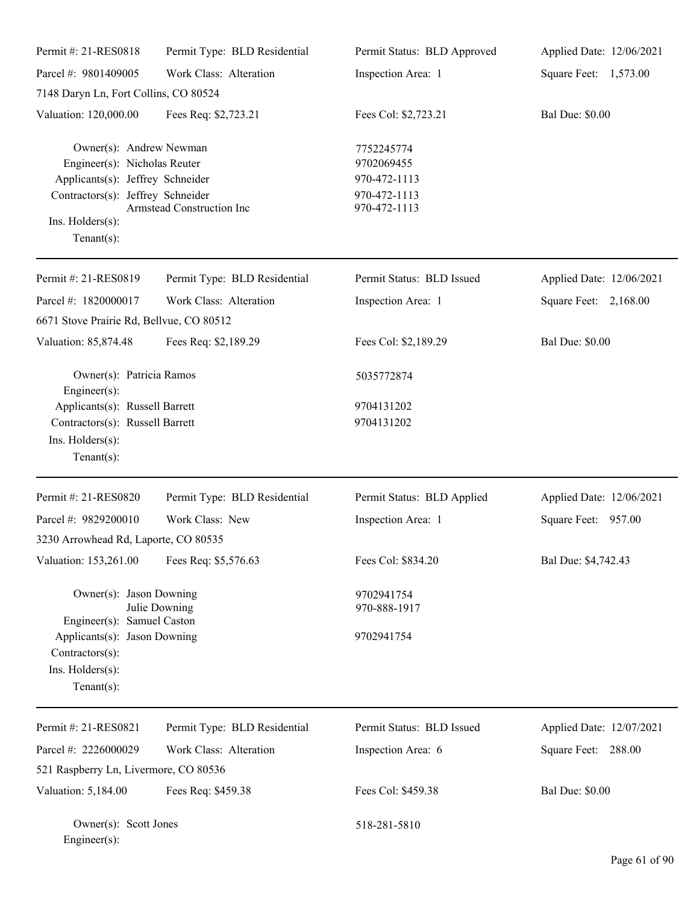| | | | |
|---|---|---|---|
| Permit #: 21-RES0818 | Permit Type: BLD Residential | Permit Status: BLD Approved | Applied Date: 12/06/2021 |
| Parcel #: 9801409005 | Work Class: Alteration | Inspection Area: 1 | Square Feet: 1,573.00 |
| 7148 Daryn Ln, Fort Collins, CO 80524 | | | |
| Valuation: 120,000.00 | Fees Req: $2,723.21 | Fees Col: $2,723.21 | Bal Due: $0.00 |

Owner(s): Andrew Newman — 7752245774
Engineer(s): Nicholas Reuter — 9702069455
Applicants(s): Jeffrey Schneider — 970-472-1113
Contractors(s): Jeffrey Schneider — 970-472-1113
Armstead Construction Inc — 970-472-1113
Ins. Holders(s):
Tenant(s):

---

| | | | |
|---|---|---|---|
| Permit #: 21-RES0819 | Permit Type: BLD Residential | Permit Status: BLD Issued | Applied Date: 12/06/2021 |
| Parcel #: 1820000017 | Work Class: Alteration | Inspection Area: 1 | Square Feet: 2,168.00 |
| 6671 Stove Prairie Rd, Bellvue, CO 80512 | | | |
| Valuation: 85,874.48 | Fees Req: $2,189.29 | Fees Col: $2,189.29 | Bal Due: $0.00 |

Owner(s): Patricia Ramos — 5035772874
Engineer(s):
Applicants(s): Russell Barrett — 9704131202
Contractors(s): Russell Barrett — 9704131202
Ins. Holders(s):
Tenant(s):

---

| | | | |
|---|---|---|---|
| Permit #: 21-RES0820 | Permit Type: BLD Residential | Permit Status: BLD Applied | Applied Date: 12/06/2021 |
| Parcel #: 9829200010 | Work Class: New | Inspection Area: 1 | Square Feet: 957.00 |
| 3230 Arrowhead Rd, Laporte, CO 80535 | | | |
| Valuation: 153,261.00 | Fees Req: $5,576.63 | Fees Col: $834.20 | Bal Due: $4,742.43 |

Owner(s): Jason Downing — 9702941754
Julie Downing — 970-888-1917
Engineer(s): Samuel Caston
Applicants(s): Jason Downing — 9702941754
Contractors(s):
Ins. Holders(s):
Tenant(s):

---

| | | | |
|---|---|---|---|
| Permit #: 21-RES0821 | Permit Type: BLD Residential | Permit Status: BLD Issued | Applied Date: 12/07/2021 |
| Parcel #: 2226000029 | Work Class: Alteration | Inspection Area: 6 | Square Feet: 288.00 |
| 521 Raspberry Ln, Livermore, CO 80536 | | | |
| Valuation: 5,184.00 | Fees Req: $459.38 | Fees Col: $459.38 | Bal Due: $0.00 |

Owner(s): Scott Jones — 518-281-5810
Engineer(s):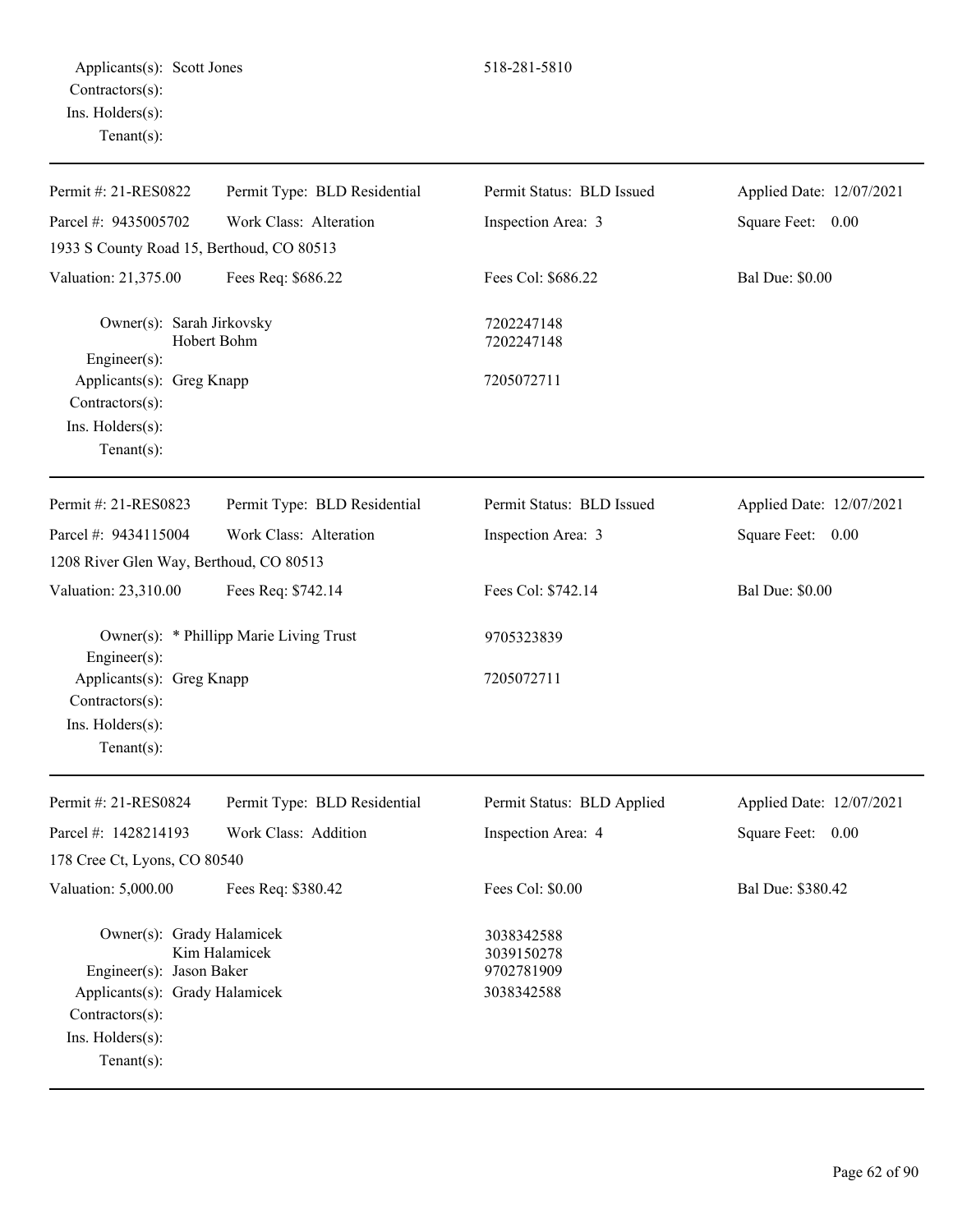Applicants(s): Scott Jones 518-281-5810
Contractors(s):
Ins. Holders(s):
Tenant(s):

---

| Permit #: 21-RES0822 | Permit Type: BLD Residential | Permit Status: BLD Issued | Applied Date: 12/07/2021 |
|---|---|---|---|
| Parcel #: 9435005702 | Work Class: Alteration | Inspection Area: 3 | Square Feet: 0.00 |
| 1933 S County Road 15, Berthoud, CO 80513 | | | |
| Valuation: 21,375.00 | Fees Req: $686.22 | Fees Col: $686.22 | Bal Due: $0.00 |

Owner(s): Sarah Jirkovsky 7202247148
Hobert Bohm 7202247148
Engineer(s):
Applicants(s): Greg Knapp 7205072711
Contractors(s):
Ins. Holders(s):
Tenant(s):

---

| Permit #: 21-RES0823 | Permit Type: BLD Residential | Permit Status: BLD Issued | Applied Date: 12/07/2021 |
|---|---|---|---|
| Parcel #: 9434115004 | Work Class: Alteration | Inspection Area: 3 | Square Feet: 0.00 |
| 1208 River Glen Way, Berthoud, CO 80513 | | | |
| Valuation: 23,310.00 | Fees Req: $742.14 | Fees Col: $742.14 | Bal Due: $0.00 |

Owner(s): * Phillipp Marie Living Trust 9705323839
Engineer(s):
Applicants(s): Greg Knapp 7205072711
Contractors(s):
Ins. Holders(s):
Tenant(s):

---

| Permit #: 21-RES0824 | Permit Type: BLD Residential | Permit Status: BLD Applied | Applied Date: 12/07/2021 |
|---|---|---|---|
| Parcel #: 1428214193 | Work Class: Addition | Inspection Area: 4 | Square Feet: 0.00 |
| 178 Cree Ct, Lyons, CO 80540 | | | |
| Valuation: 5,000.00 | Fees Req: $380.42 | Fees Col: $0.00 | Bal Due: $380.42 |

Owner(s): Grady Halamicek 3038342588
Kim Halamicek 3039150278
Engineer(s): Jason Baker 9702781909
Applicants(s): Grady Halamicek 3038342588
Contractors(s):
Ins. Holders(s):
Tenant(s):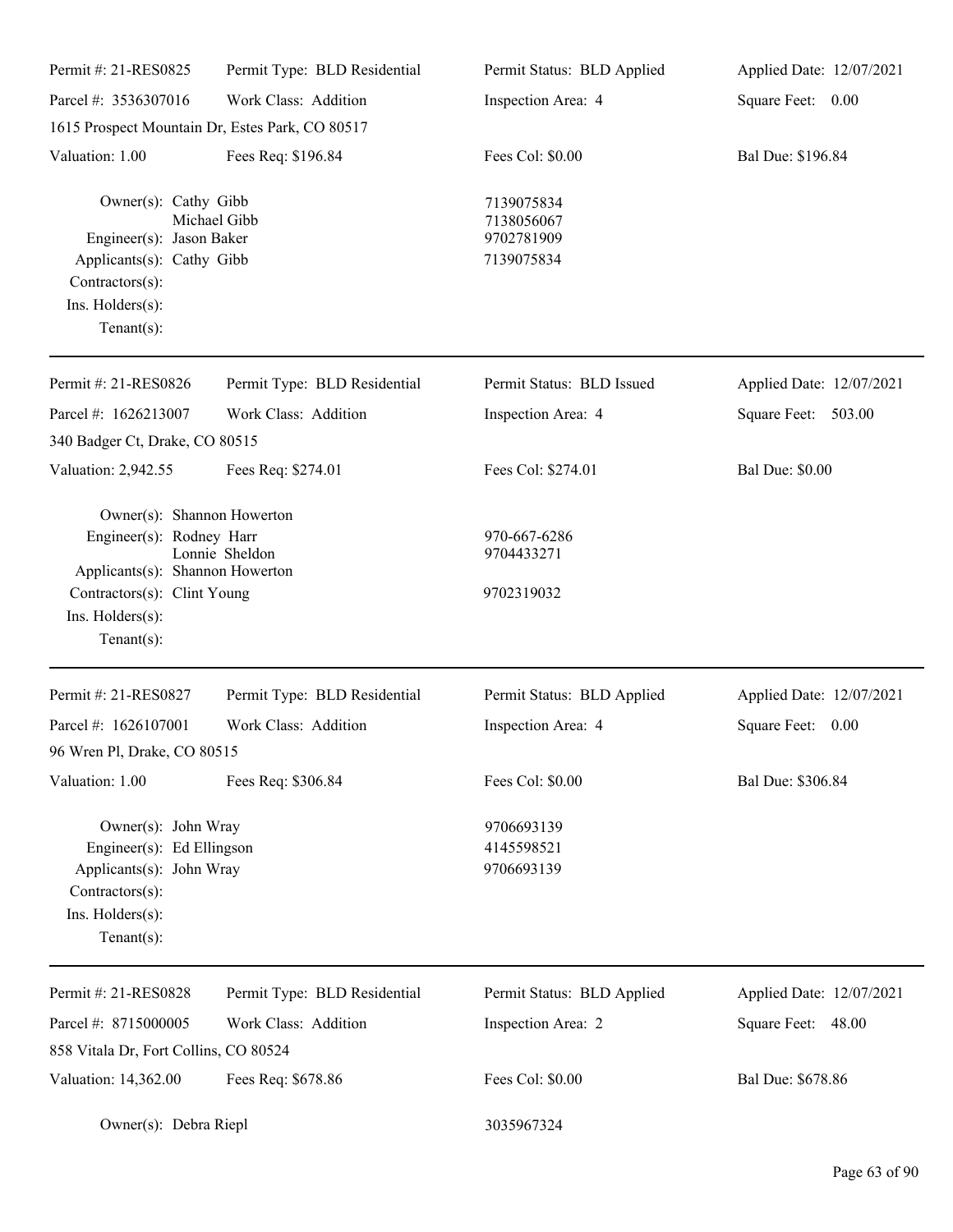| | | | |
|---|---|---|---|
| Permit #: 21-RES0825 | Permit Type: BLD Residential | Permit Status: BLD Applied | Applied Date: 12/07/2021 |
| Parcel #: 3536307016 | Work Class: Addition | Inspection Area: 4 | Square Feet: 0.00 |
| 1615 Prospect Mountain Dr, Estes Park, CO 80517 | | | |
| Valuation: 1.00 | Fees Req: $196.84 | Fees Col: $0.00 | Bal Due: $196.84 |

Owner(s): Cathy Gibb 7139075834
Michael Gibb 7138056067
Engineer(s): Jason Baker 9702781909
Applicants(s): Cathy Gibb 7139075834
Contractors(s):
Ins. Holders(s):
Tenant(s):

---

| | | | |
|---|---|---|---|
| Permit #: 21-RES0826 | Permit Type: BLD Residential | Permit Status: BLD Issued | Applied Date: 12/07/2021 |
| Parcel #: 1626213007 | Work Class: Addition | Inspection Area: 4 | Square Feet: 503.00 |
| 340 Badger Ct, Drake, CO 80515 | | | |
| Valuation: 2,942.55 | Fees Req: $274.01 | Fees Col: $274.01 | Bal Due: $0.00 |

Owner(s): Shannon Howerton
Engineer(s): Rodney Harr 970-667-6286
Lonnie Sheldon 9704433271
Applicants(s): Shannon Howerton
Contractors(s): Clint Young 9702319032
Ins. Holders(s):
Tenant(s):

---

| | | | |
|---|---|---|---|
| Permit #: 21-RES0827 | Permit Type: BLD Residential | Permit Status: BLD Applied | Applied Date: 12/07/2021 |
| Parcel #: 1626107001 | Work Class: Addition | Inspection Area: 4 | Square Feet: 0.00 |
| 96 Wren Pl, Drake, CO 80515 | | | |
| Valuation: 1.00 | Fees Req: $306.84 | Fees Col: $0.00 | Bal Due: $306.84 |

Owner(s): John Wray 9706693139
Engineer(s): Ed Ellingson 4145598521
Applicants(s): John Wray 9706693139
Contractors(s):
Ins. Holders(s):
Tenant(s):

---

| | | | |
|---|---|---|---|
| Permit #: 21-RES0828 | Permit Type: BLD Residential | Permit Status: BLD Applied | Applied Date: 12/07/2021 |
| Parcel #: 8715000005 | Work Class: Addition | Inspection Area: 2 | Square Feet: 48.00 |
| 858 Vitala Dr, Fort Collins, CO 80524 | | | |
| Valuation: 14,362.00 | Fees Req: $678.86 | Fees Col: $0.00 | Bal Due: $678.86 |

Owner(s): Debra Riepl 3035967324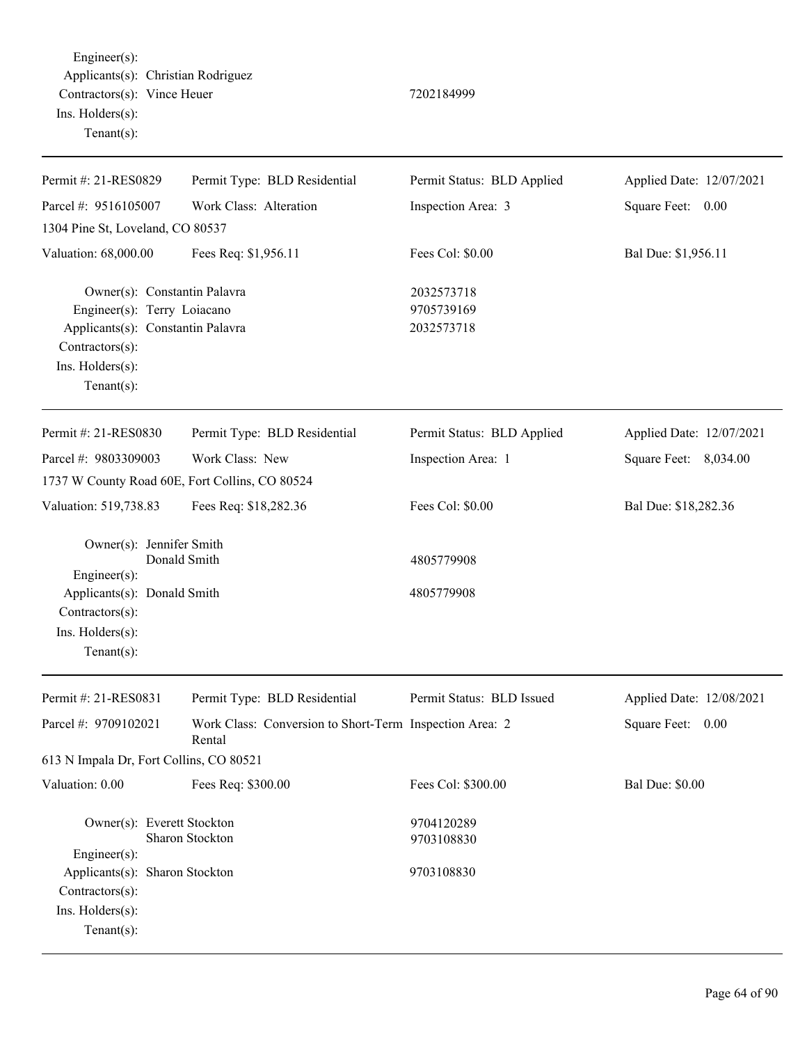Engineer(s):
Applicants(s): Christian Rodriguez
Contractors(s): Vince Heuer 7202184999
Ins. Holders(s):
Tenant(s):

---

| Permit #: 21-RES0829 | Permit Type: BLD Residential | Permit Status: BLD Applied | Applied Date: 12/07/2021 |
|---|---|---|---|
| Parcel #: 9516105007 | Work Class: Alteration | Inspection Area: 3 | Square Feet: 0.00 |
| 1304 Pine St, Loveland, CO 80537 | | | |
| Valuation: 68,000.00 | Fees Req: $1,956.11 | Fees Col: $0.00 | Bal Due: $1,956.11 |

Owner(s): Constantin Palavra 2032573718
Engineer(s): Terry Loiacano 9705739169
Applicants(s): Constantin Palavra 2032573718
Contractors(s):
Ins. Holders(s):
Tenant(s):

---

| Permit #: 21-RES0830 | Permit Type: BLD Residential | Permit Status: BLD Applied | Applied Date: 12/07/2021 |
|---|---|---|---|
| Parcel #: 9803309003 | Work Class: New | Inspection Area: 1 | Square Feet: 8,034.00 |
| 1737 W County Road 60E, Fort Collins, CO 80524 | | | |
| Valuation: 519,738.83 | Fees Req: $18,282.36 | Fees Col: $0.00 | Bal Due: $18,282.36 |

Owner(s): Jennifer Smith
Donald Smith 4805779908
Engineer(s):
Applicants(s): Donald Smith 4805779908
Contractors(s):
Ins. Holders(s):
Tenant(s):

---

| Permit #: 21-RES0831 | Permit Type: BLD Residential | Permit Status: BLD Issued | Applied Date: 12/08/2021 |
|---|---|---|---|
| Parcel #: 9709102021 | Work Class: Conversion to Short-Term Rental | Inspection Area: 2 | Square Feet: 0.00 |
| 613 N Impala Dr, Fort Collins, CO 80521 | | | |
| Valuation: 0.00 | Fees Req: $300.00 | Fees Col: $300.00 | Bal Due: $0.00 |

Owner(s): Everett Stockton 9704120289
Sharon Stockton 9703108830
Engineer(s):
Applicants(s): Sharon Stockton 9703108830
Contractors(s):
Ins. Holders(s):
Tenant(s):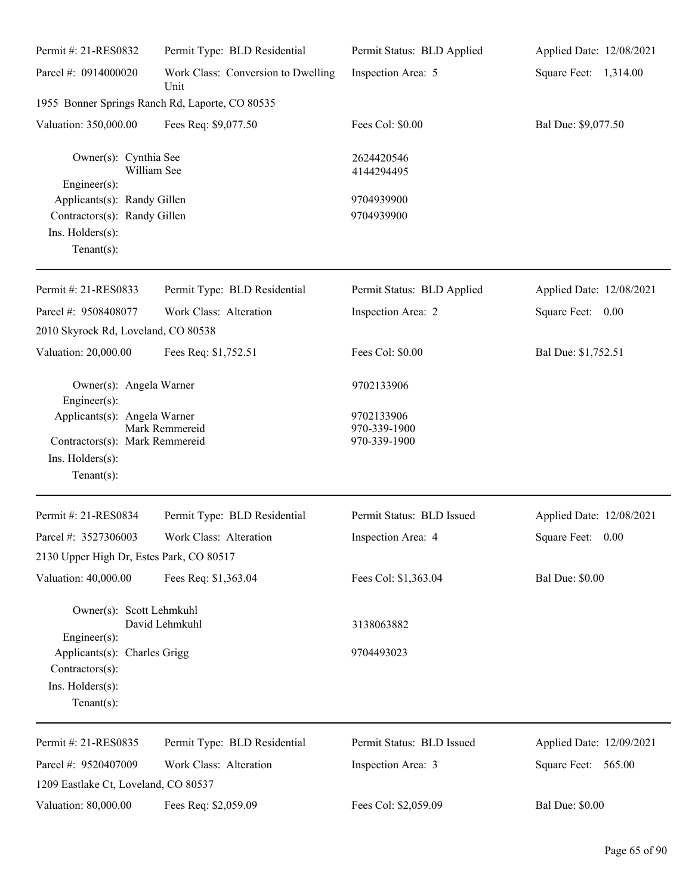| Permit #: 21-RES0832 | Permit Type: BLD Residential | Permit Status: BLD Applied | Applied Date: 12/08/2021 |
|---|---|---|---|
| Parcel #: 0914000020 | Work Class: Conversion to Dwelling Unit | Inspection Area: 5 | Square Feet: 1,314.00 |
| 1955 Bonner Springs Ranch Rd, Laporte, CO 80535 | | | |
| Valuation: 350,000.00 | Fees Req: $9,077.50 | Fees Col: $0.00 | Bal Due: $9,077.50 |

Owner(s): Cynthia See — 2624420546
William See — 4144294495
Engineer(s):
Applicants(s): Randy Gillen — 9704939900
Contractors(s): Randy Gillen — 9704939900
Ins. Holders(s):
Tenant(s):

---

| Permit #: 21-RES0833 | Permit Type: BLD Residential | Permit Status: BLD Applied | Applied Date: 12/08/2021 |
|---|---|---|---|
| Parcel #: 9508408077 | Work Class: Alteration | Inspection Area: 2 | Square Feet: 0.00 |
| 2010 Skyrock Rd, Loveland, CO 80538 | | | |
| Valuation: 20,000.00 | Fees Req: $1,752.51 | Fees Col: $0.00 | Bal Due: $1,752.51 |

Owner(s): Angela Warner — 9702133906
Engineer(s):
Applicants(s): Angela Warner — 9702133906
Mark Remmereid — 970-339-1900
Contractors(s): Mark Remmereid — 970-339-1900
Ins. Holders(s):
Tenant(s):

---

| Permit #: 21-RES0834 | Permit Type: BLD Residential | Permit Status: BLD Issued | Applied Date: 12/08/2021 |
|---|---|---|---|
| Parcel #: 3527306003 | Work Class: Alteration | Inspection Area: 4 | Square Feet: 0.00 |
| 2130 Upper High Dr, Estes Park, CO 80517 | | | |
| Valuation: 40,000.00 | Fees Req: $1,363.04 | Fees Col: $1,363.04 | Bal Due: $0.00 |

Owner(s): Scott Lehmkuhl
David Lehmkuhl — 3138063882
Engineer(s):
Applicants(s): Charles Grigg — 9704493023
Contractors(s):
Ins. Holders(s):
Tenant(s):

---

| Permit #: 21-RES0835 | Permit Type: BLD Residential | Permit Status: BLD Issued | Applied Date: 12/09/2021 |
|---|---|---|---|
| Parcel #: 9520407009 | Work Class: Alteration | Inspection Area: 3 | Square Feet: 565.00 |
| 1209 Eastlake Ct, Loveland, CO 80537 | | | |
| Valuation: 80,000.00 | Fees Req: $2,059.09 | Fees Col: $2,059.09 | Bal Due: $0.00 |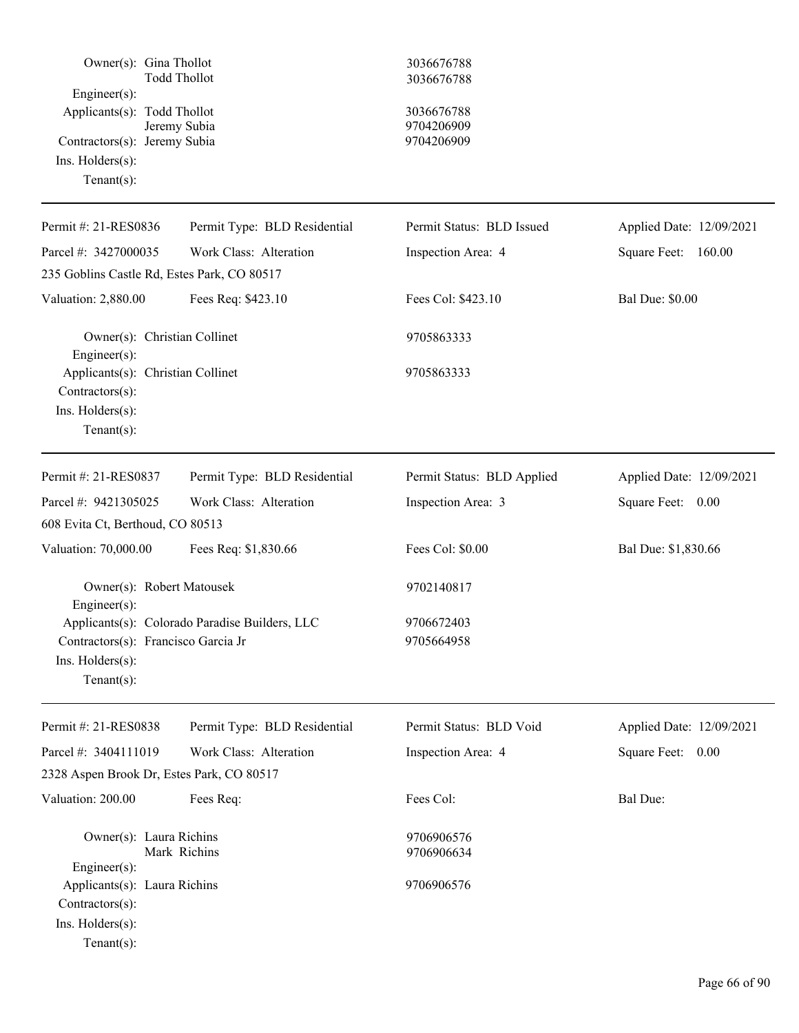Owner(s): Gina Thollot 3036676788
Todd Thollot 3036676788
Engineer(s):
Applicants(s): Todd Thollot 3036676788
Jeremy Subia 9704206909
Contractors(s): Jeremy Subia 9704206909
Ins. Holders(s):
Tenant(s):

---

Permit #: 21-RES0836 | Permit Type: BLD Residential | Permit Status: BLD Issued | Applied Date: 12/09/2021

Parcel #: 3427000035 | Work Class: Alteration | Inspection Area: 4 | Square Feet: 160.00

235 Goblins Castle Rd, Estes Park, CO 80517

Valuation: 2,880.00 | Fees Req: $423.10 | Fees Col: $423.10 | Bal Due: $0.00

Owner(s): Christian Collinet 9705863333
Engineer(s):
Applicants(s): Christian Collinet 9705863333
Contractors(s):
Ins. Holders(s):
Tenant(s):

---

Permit #: 21-RES0837 | Permit Type: BLD Residential | Permit Status: BLD Applied | Applied Date: 12/09/2021

Parcel #: 9421305025 | Work Class: Alteration | Inspection Area: 3 | Square Feet: 0.00

608 Evita Ct, Berthoud, CO 80513

Valuation: 70,000.00 | Fees Req: $1,830.66 | Fees Col: $0.00 | Bal Due: $1,830.66

Owner(s): Robert Matousek 9702140817
Engineer(s):
Applicants(s): Colorado Paradise Builders, LLC 9706672403
Contractors(s): Francisco Garcia Jr 9705664958
Ins. Holders(s):
Tenant(s):

---

Permit #: 21-RES0838 | Permit Type: BLD Residential | Permit Status: BLD Void | Applied Date: 12/09/2021

Parcel #: 3404111019 | Work Class: Alteration | Inspection Area: 4 | Square Feet: 0.00

2328 Aspen Brook Dr, Estes Park, CO 80517

Valuation: 200.00 | Fees Req: | Fees Col: | Bal Due:

Owner(s): Laura Richins 9706906576
Mark Richins 9706906634
Engineer(s):
Applicants(s): Laura Richins 9706906576
Contractors(s):
Ins. Holders(s):
Tenant(s):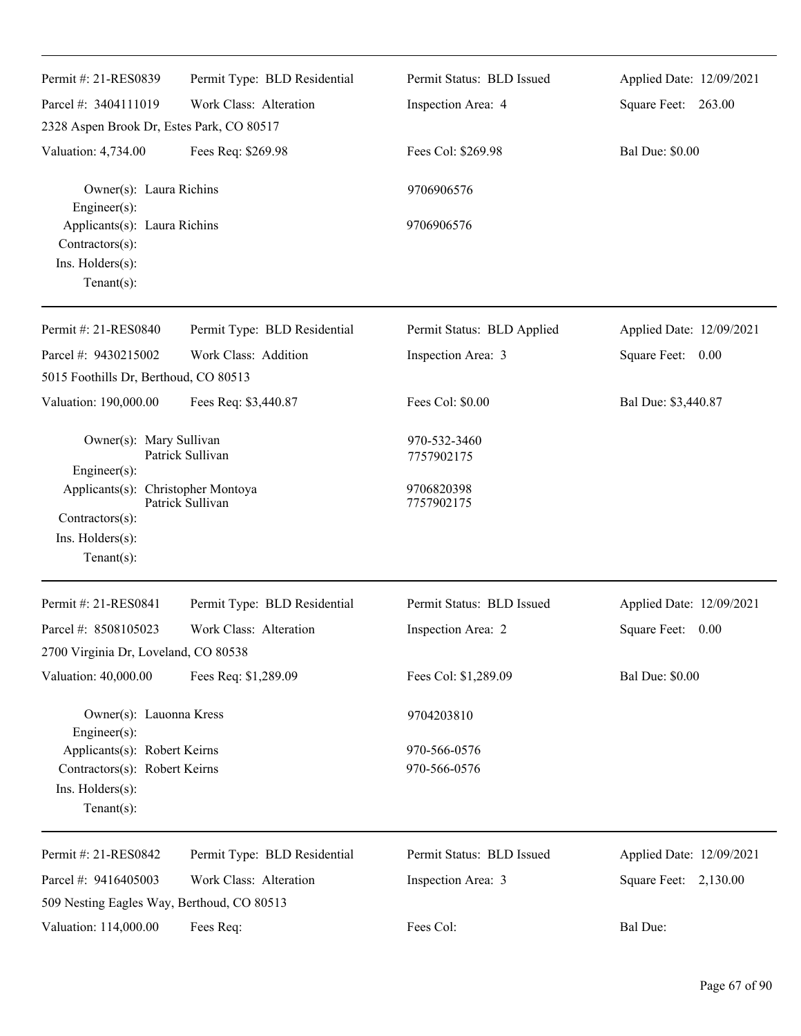| Permit #: 21-RES0839 | Permit Type: BLD Residential | Permit Status: BLD Issued | Applied Date: 12/09/2021 |
|---|---|---|---|
| Parcel #: 3404111019 | Work Class: Alteration | Inspection Area: 4 | Square Feet: 263.00 |
| 2328 Aspen Brook Dr, Estes Park, CO 80517 | | | |
| Valuation: 4,734.00 | Fees Req: $269.98 | Fees Col: $269.98 | Bal Due: $0.00 |

Owner(s): Laura Richins — 9706906576
Engineer(s):
Applicants(s): Laura Richins — 9706906576
Contractors(s):
Ins. Holders(s):
Tenant(s):

---

| Permit #: 21-RES0840 | Permit Type: BLD Residential | Permit Status: BLD Applied | Applied Date: 12/09/2021 |
|---|---|---|---|
| Parcel #: 9430215002 | Work Class: Addition | Inspection Area: 3 | Square Feet: 0.00 |
| 5015 Foothills Dr, Berthoud, CO 80513 | | | |
| Valuation: 190,000.00 | Fees Req: $3,440.87 | Fees Col: $0.00 | Bal Due: $3,440.87 |

Owner(s): Mary Sullivan — 970-532-3460
Patrick Sullivan — 7757902175
Engineer(s):
Applicants(s): Christopher Montoya — 9706820398
Patrick Sullivan — 7757902175
Contractors(s):
Ins. Holders(s):
Tenant(s):

---

| Permit #: 21-RES0841 | Permit Type: BLD Residential | Permit Status: BLD Issued | Applied Date: 12/09/2021 |
|---|---|---|---|
| Parcel #: 8508105023 | Work Class: Alteration | Inspection Area: 2 | Square Feet: 0.00 |
| 2700 Virginia Dr, Loveland, CO 80538 | | | |
| Valuation: 40,000.00 | Fees Req: $1,289.09 | Fees Col: $1,289.09 | Bal Due: $0.00 |

Owner(s): Lauonna Kress — 9704203810
Engineer(s):
Applicants(s): Robert Keirns — 970-566-0576
Contractors(s): Robert Keirns — 970-566-0576
Ins. Holders(s):
Tenant(s):

---

| Permit #: 21-RES0842 | Permit Type: BLD Residential | Permit Status: BLD Issued | Applied Date: 12/09/2021 |
|---|---|---|---|
| Parcel #: 9416405003 | Work Class: Alteration | Inspection Area: 3 | Square Feet: 2,130.00 |
| 509 Nesting Eagles Way, Berthoud, CO 80513 | | | |
| Valuation: 114,000.00 | Fees Req: | Fees Col: | Bal Due: |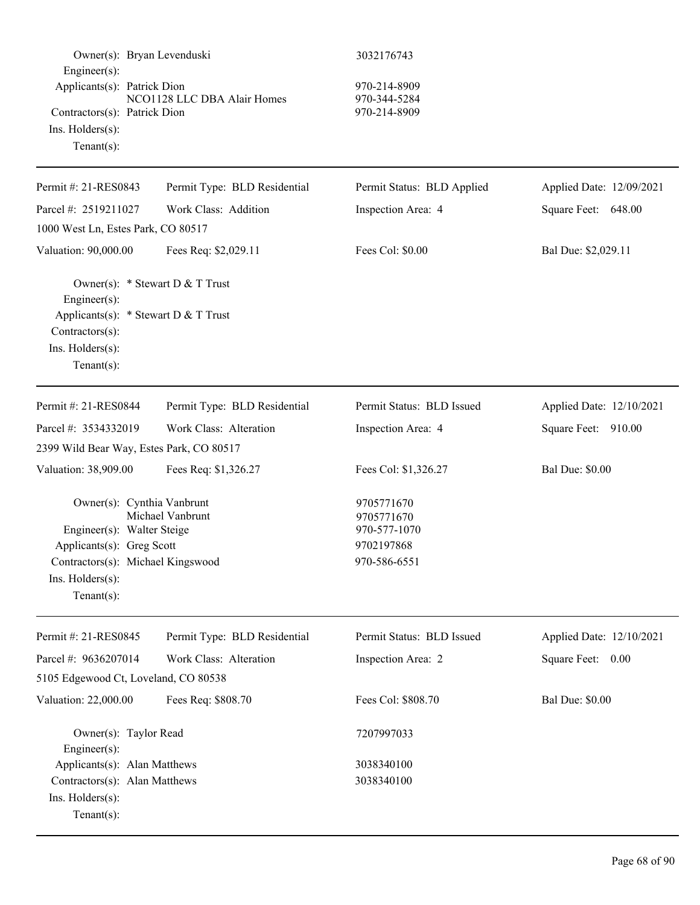Owner(s): Bryan Levenduski 3032176743
Engineer(s):
Applicants(s): Patrick Dion 970-214-8909
NCO1128 LLC DBA Alair Homes 970-344-5284
Contractors(s): Patrick Dion 970-214-8909
Ins. Holders(s):
Tenant(s):

---

| Permit #: 21-RES0843 | Permit Type: BLD Residential | Permit Status: BLD Applied | Applied Date: 12/09/2021 |
|---|---|---|---|
| Parcel #: 2519211027 | Work Class: Addition | Inspection Area: 4 | Square Feet: 648.00 |
| 1000 West Ln, Estes Park, CO 80517 | | | |
| Valuation: 90,000.00 | Fees Req: $2,029.11 | Fees Col: $0.00 | Bal Due: $2,029.11 |

Owner(s): * Stewart D & T Trust
Engineer(s):
Applicants(s): * Stewart D & T Trust
Contractors(s):
Ins. Holders(s):
Tenant(s):

---

| Permit #: 21-RES0844 | Permit Type: BLD Residential | Permit Status: BLD Issued | Applied Date: 12/10/2021 |
|---|---|---|---|
| Parcel #: 3534332019 | Work Class: Alteration | Inspection Area: 4 | Square Feet: 910.00 |
| 2399 Wild Bear Way, Estes Park, CO 80517 | | | |
| Valuation: 38,909.00 | Fees Req: $1,326.27 | Fees Col: $1,326.27 | Bal Due: $0.00 |

Owner(s): Cynthia Vanbrunt 9705771670
Michael Vanbrunt 9705771670
Engineer(s): Walter Steige 970-577-1070
Applicants(s): Greg Scott 9702197868
Contractors(s): Michael Kingswood 970-586-6551
Ins. Holders(s):
Tenant(s):

---

| Permit #: 21-RES0845 | Permit Type: BLD Residential | Permit Status: BLD Issued | Applied Date: 12/10/2021 |
|---|---|---|---|
| Parcel #: 9636207014 | Work Class: Alteration | Inspection Area: 2 | Square Feet: 0.00 |
| 5105 Edgewood Ct, Loveland, CO 80538 | | | |
| Valuation: 22,000.00 | Fees Req: $808.70 | Fees Col: $808.70 | Bal Due: $0.00 |

Owner(s): Taylor Read 7207997033
Engineer(s):
Applicants(s): Alan Matthews 3038340100
Contractors(s): Alan Matthews 3038340100
Ins. Holders(s):
Tenant(s):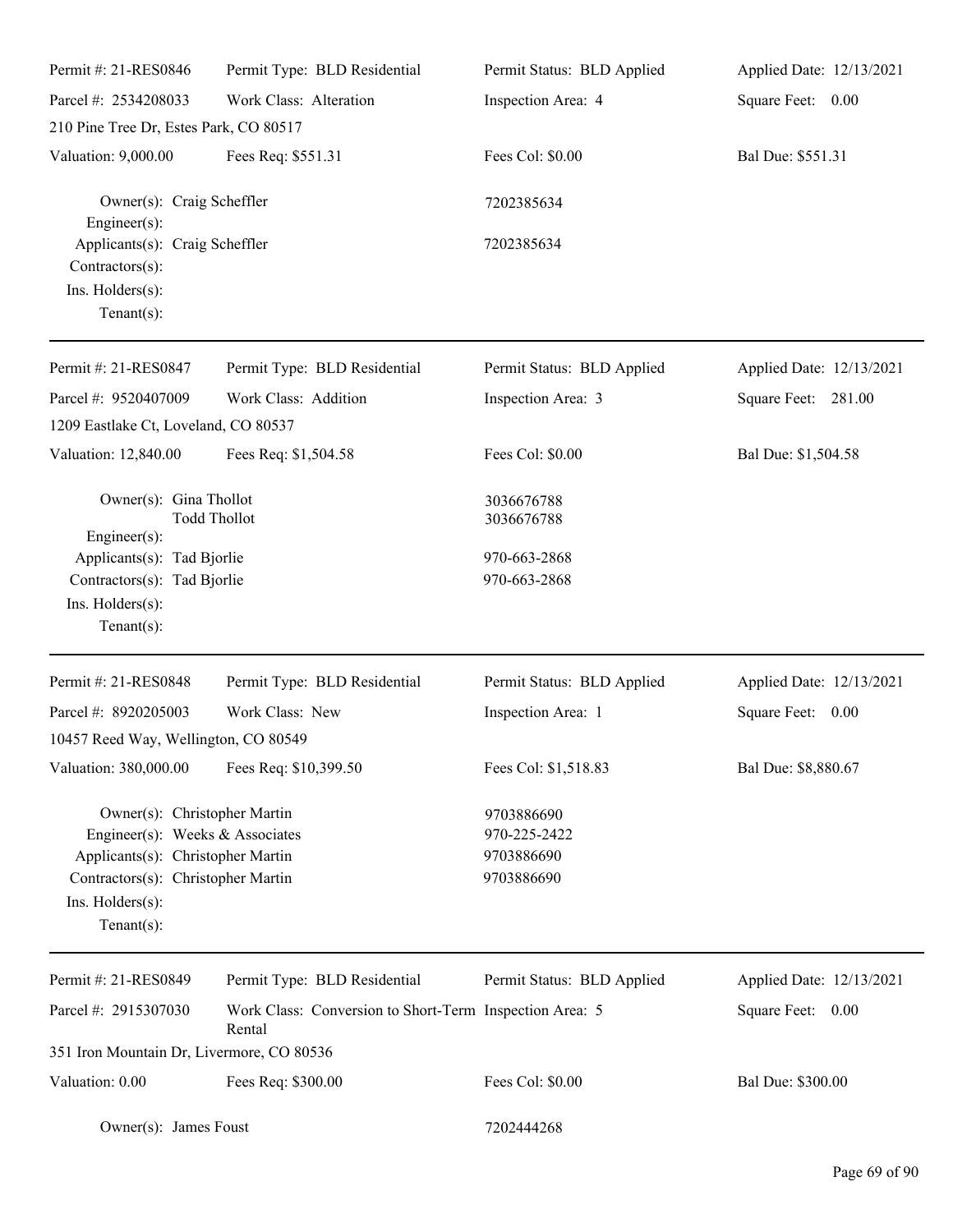| Permit #: 21-RES0846 | Permit Type: BLD Residential | Permit Status: BLD Applied | Applied Date: 12/13/2021 |
|---|---|---|---|
| Parcel #: 2534208033 | Work Class: Alteration | Inspection Area: 4 | Square Feet: 0.00 |
| 210 Pine Tree Dr, Estes Park, CO 80517 | | | |
| Valuation: 9,000.00 | Fees Req: $551.31 | Fees Col: $0.00 | Bal Due: $551.31 |

Owner(s): Craig Scheffler — 7202385634
Engineer(s):
Applicants(s): Craig Scheffler — 7202385634
Contractors(s):
Ins. Holders(s):
Tenant(s):

---

| Permit #: 21-RES0847 | Permit Type: BLD Residential | Permit Status: BLD Applied | Applied Date: 12/13/2021 |
|---|---|---|---|
| Parcel #: 9520407009 | Work Class: Addition | Inspection Area: 3 | Square Feet: 281.00 |
| 1209 Eastlake Ct, Loveland, CO 80537 | | | |
| Valuation: 12,840.00 | Fees Req: $1,504.58 | Fees Col: $0.00 | Bal Due: $1,504.58 |

Owner(s): Gina Thollot — 3036676788
Todd Thollot — 3036676788
Engineer(s):
Applicants(s): Tad Bjorlie — 970-663-2868
Contractors(s): Tad Bjorlie — 970-663-2868
Ins. Holders(s):
Tenant(s):

---

| Permit #: 21-RES0848 | Permit Type: BLD Residential | Permit Status: BLD Applied | Applied Date: 12/13/2021 |
|---|---|---|---|
| Parcel #: 8920205003 | Work Class: New | Inspection Area: 1 | Square Feet: 0.00 |
| 10457 Reed Way, Wellington, CO 80549 | | | |
| Valuation: 380,000.00 | Fees Req: $10,399.50 | Fees Col: $1,518.83 | Bal Due: $8,880.67 |

Owner(s): Christopher Martin — 9703886690
Engineer(s): Weeks & Associates — 970-225-2422
Applicants(s): Christopher Martin — 9703886690
Contractors(s): Christopher Martin — 9703886690
Ins. Holders(s):
Tenant(s):

---

| Permit #: 21-RES0849 | Permit Type: BLD Residential | Permit Status: BLD Applied | Applied Date: 12/13/2021 |
|---|---|---|---|
| Parcel #: 2915307030 | Work Class: Conversion to Short-Term Rental | Inspection Area: 5 | Square Feet: 0.00 |
| 351 Iron Mountain Dr, Livermore, CO 80536 | | | |
| Valuation: 0.00 | Fees Req: $300.00 | Fees Col: $0.00 | Bal Due: $300.00 |

Owner(s): James Foust — 7202444268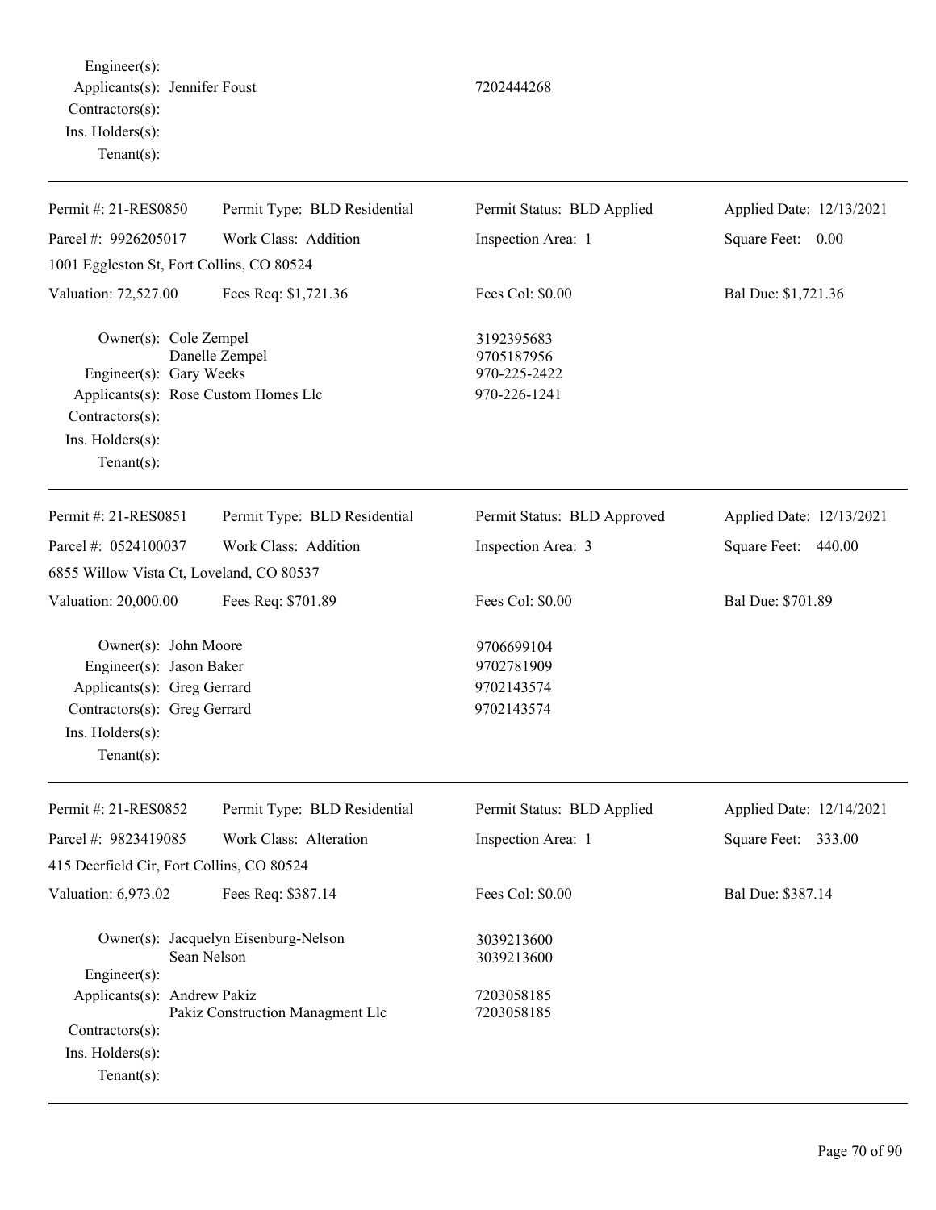Engineer(s):
Applicants(s): Jennifer Foust 7202444268
Contractors(s):
Ins. Holders(s):
Tenant(s):

---

| Permit #: 21-RES0850 | Permit Type: BLD Residential | Permit Status: BLD Applied | Applied Date: 12/13/2021 |
|---|---|---|---|
| Parcel #: 9926205017 | Work Class: Addition | Inspection Area: 1 | Square Feet: 0.00 |
| 1001 Eggleston St, Fort Collins, CO 80524 | | | |
| Valuation: 72,527.00 | Fees Req: $1,721.36 | Fees Col: $0.00 | Bal Due: $1,721.36 |

Owner(s): Cole Zempel 3192395683
Danelle Zempel 9705187956
Engineer(s): Gary Weeks 970-225-2422
Applicants(s): Rose Custom Homes Llc 970-226-1241
Contractors(s):
Ins. Holders(s):
Tenant(s):

---

| Permit #: 21-RES0851 | Permit Type: BLD Residential | Permit Status: BLD Approved | Applied Date: 12/13/2021 |
|---|---|---|---|
| Parcel #: 0524100037 | Work Class: Addition | Inspection Area: 3 | Square Feet: 440.00 |
| 6855 Willow Vista Ct, Loveland, CO 80537 | | | |
| Valuation: 20,000.00 | Fees Req: $701.89 | Fees Col: $0.00 | Bal Due: $701.89 |

Owner(s): John Moore 9706699104
Engineer(s): Jason Baker 9702781909
Applicants(s): Greg Gerrard 9702143574
Contractors(s): Greg Gerrard 9702143574
Ins. Holders(s):
Tenant(s):

---

| Permit #: 21-RES0852 | Permit Type: BLD Residential | Permit Status: BLD Applied | Applied Date: 12/14/2021 |
|---|---|---|---|
| Parcel #: 9823419085 | Work Class: Alteration | Inspection Area: 1 | Square Feet: 333.00 |
| 415 Deerfield Cir, Fort Collins, CO 80524 | | | |
| Valuation: 6,973.02 | Fees Req: $387.14 | Fees Col: $0.00 | Bal Due: $387.14 |

Owner(s): Jacquelyn Eisenburg-Nelson 3039213600
Sean Nelson 3039213600
Engineer(s):
Applicants(s): Andrew Pakiz 7203058185
Pakiz Construction Managment Llc 7203058185
Contractors(s):
Ins. Holders(s):
Tenant(s):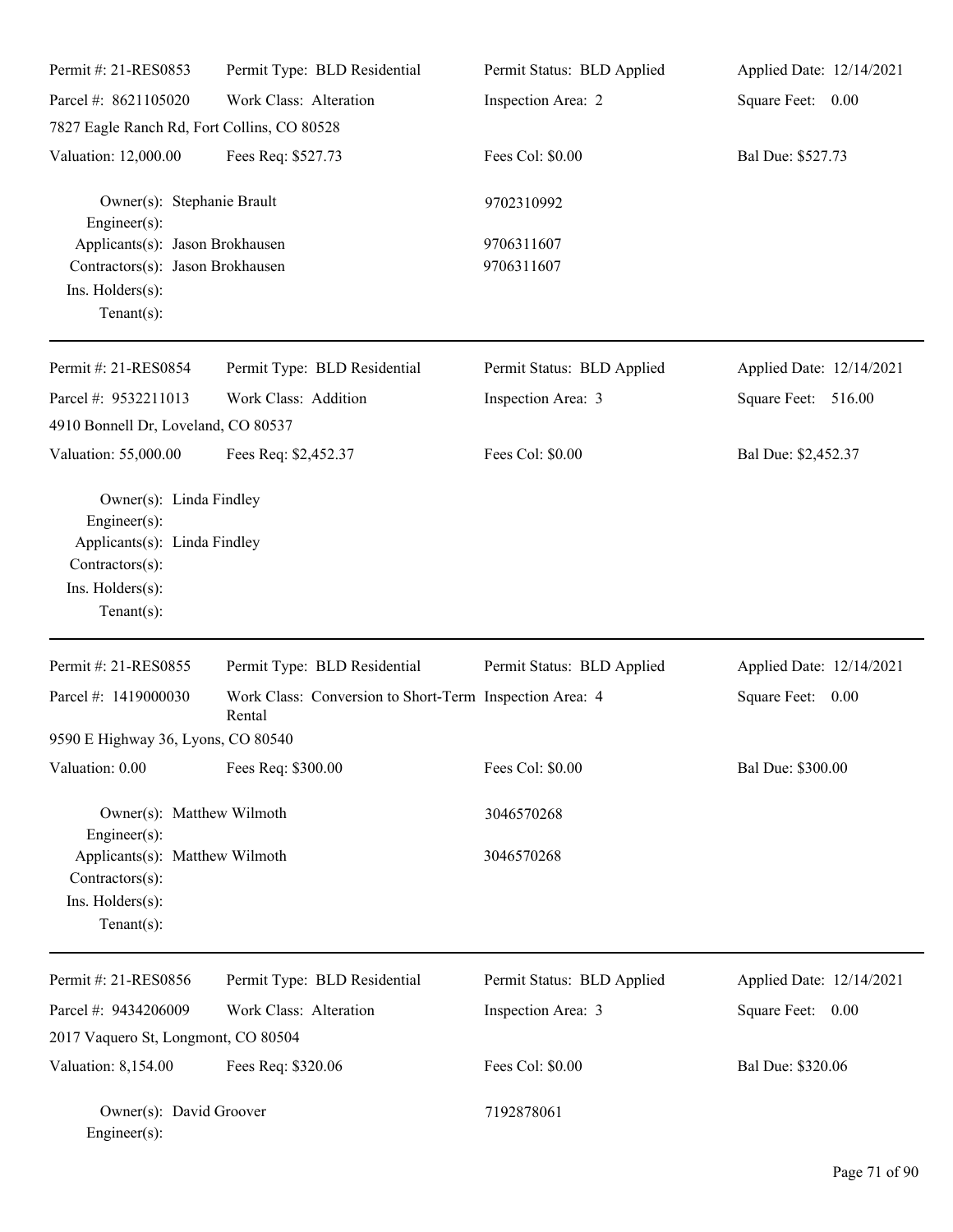| Permit #: 21-RES0853 | Permit Type: BLD Residential | Permit Status: BLD Applied | Applied Date: 12/14/2021 |
|---|---|---|---|
| Parcel #: 8621105020 | Work Class: Alteration | Inspection Area: 2 | Square Feet: 0.00 |
| 7827 Eagle Ranch Rd, Fort Collins, CO 80528 | | | |
| Valuation: 12,000.00 | Fees Req: $527.73 | Fees Col: $0.00 | Bal Due: $527.73 |

Owner(s): Stephanie Brault — 9702310992
Engineer(s):
Applicants(s): Jason Brokhausen — 9706311607
Contractors(s): Jason Brokhausen — 9706311607
Ins. Holders(s):
Tenant(s):

---

| Permit #: 21-RES0854 | Permit Type: BLD Residential | Permit Status: BLD Applied | Applied Date: 12/14/2021 |
|---|---|---|---|
| Parcel #: 9532211013 | Work Class: Addition | Inspection Area: 3 | Square Feet: 516.00 |
| 4910 Bonnell Dr, Loveland, CO 80537 | | | |
| Valuation: 55,000.00 | Fees Req: $2,452.37 | Fees Col: $0.00 | Bal Due: $2,452.37 |

Owner(s): Linda Findley
Engineer(s):
Applicants(s): Linda Findley
Contractors(s):
Ins. Holders(s):
Tenant(s):

---

| Permit #: 21-RES0855 | Permit Type: BLD Residential | Permit Status: BLD Applied | Applied Date: 12/14/2021 |
|---|---|---|---|
| Parcel #: 1419000030 | Work Class: Conversion to Short-Term Rental | Inspection Area: 4 | Square Feet: 0.00 |
| 9590 E Highway 36, Lyons, CO 80540 | | | |
| Valuation: 0.00 | Fees Req: $300.00 | Fees Col: $0.00 | Bal Due: $300.00 |

Owner(s): Matthew Wilmoth — 3046570268
Engineer(s):
Applicants(s): Matthew Wilmoth — 3046570268
Contractors(s):
Ins. Holders(s):
Tenant(s):

---

| Permit #: 21-RES0856 | Permit Type: BLD Residential | Permit Status: BLD Applied | Applied Date: 12/14/2021 |
|---|---|---|---|
| Parcel #: 9434206009 | Work Class: Alteration | Inspection Area: 3 | Square Feet: 0.00 |
| 2017 Vaquero St, Longmont, CO 80504 | | | |
| Valuation: 8,154.00 | Fees Req: $320.06 | Fees Col: $0.00 | Bal Due: $320.06 |

Owner(s): David Groover — 7192878061
Engineer(s):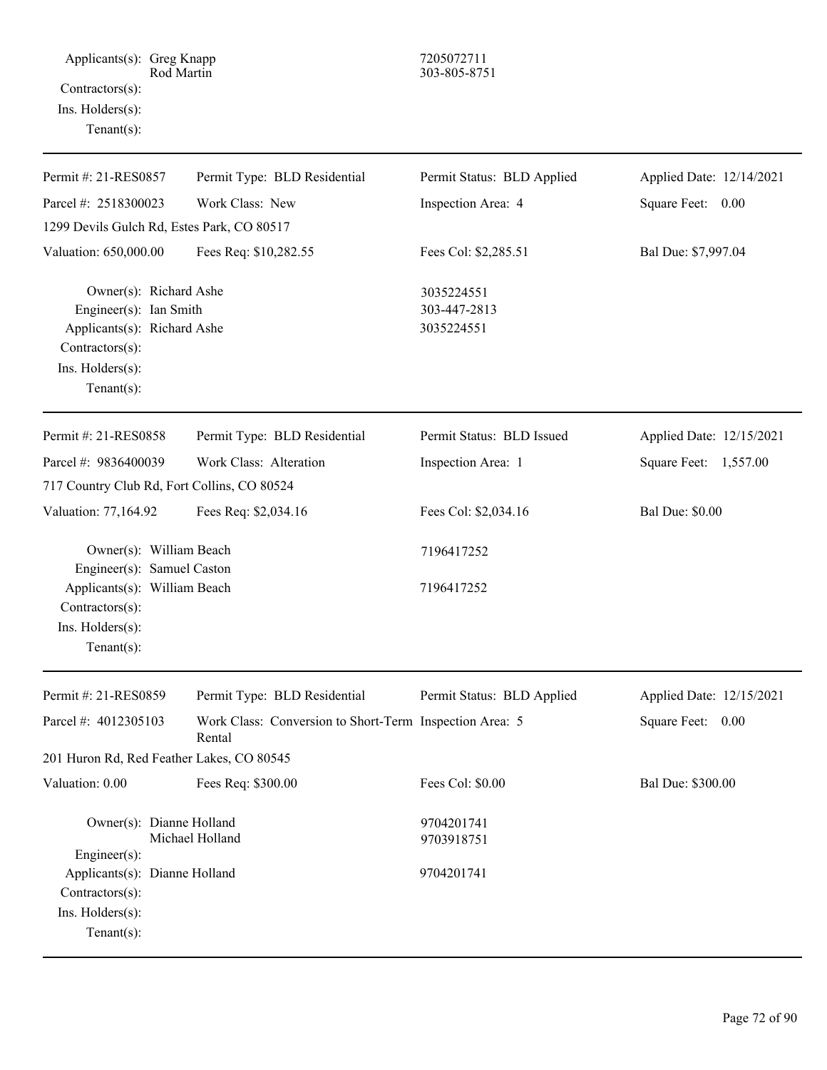Applicants(s): Greg Knapp 7205072711
Rod Martin 303-805-8751
Contractors(s):
Ins. Holders(s):
Tenant(s):

---

| Permit #: 21-RES0857 | Permit Type: BLD Residential | Permit Status: BLD Applied | Applied Date: 12/14/2021 |
|---|---|---|---|
| Parcel #: 2518300023 | Work Class: New | Inspection Area: 4 | Square Feet: 0.00 |
| 1299 Devils Gulch Rd, Estes Park, CO 80517 | | | |
| Valuation: 650,000.00 | Fees Req: $10,282.55 | Fees Col: $2,285.51 | Bal Due: $7,997.04 |

Owner(s): Richard Ashe 3035224551
Engineer(s): Ian Smith 303-447-2813
Applicants(s): Richard Ashe 3035224551
Contractors(s):
Ins. Holders(s):
Tenant(s):

---

| Permit #: 21-RES0858 | Permit Type: BLD Residential | Permit Status: BLD Issued | Applied Date: 12/15/2021 |
|---|---|---|---|
| Parcel #: 9836400039 | Work Class: Alteration | Inspection Area: 1 | Square Feet: 1,557.00 |
| 717 Country Club Rd, Fort Collins, CO 80524 | | | |
| Valuation: 77,164.92 | Fees Req: $2,034.16 | Fees Col: $2,034.16 | Bal Due: $0.00 |

Owner(s): William Beach 7196417252
Engineer(s): Samuel Caston
Applicants(s): William Beach 7196417252
Contractors(s):
Ins. Holders(s):
Tenant(s):

---

| Permit #: 21-RES0859 | Permit Type: BLD Residential | Permit Status: BLD Applied | Applied Date: 12/15/2021 |
|---|---|---|---|
| Parcel #: 4012305103 | Work Class: Conversion to Short-Term Rental | Inspection Area: 5 | Square Feet: 0.00 |
| 201 Huron Rd, Red Feather Lakes, CO 80545 | | | |
| Valuation: 0.00 | Fees Req: $300.00 | Fees Col: $0.00 | Bal Due: $300.00 |

Owner(s): Dianne Holland 9704201741
Michael Holland 9703918751
Engineer(s):
Applicants(s): Dianne Holland 9704201741
Contractors(s):
Ins. Holders(s):
Tenant(s):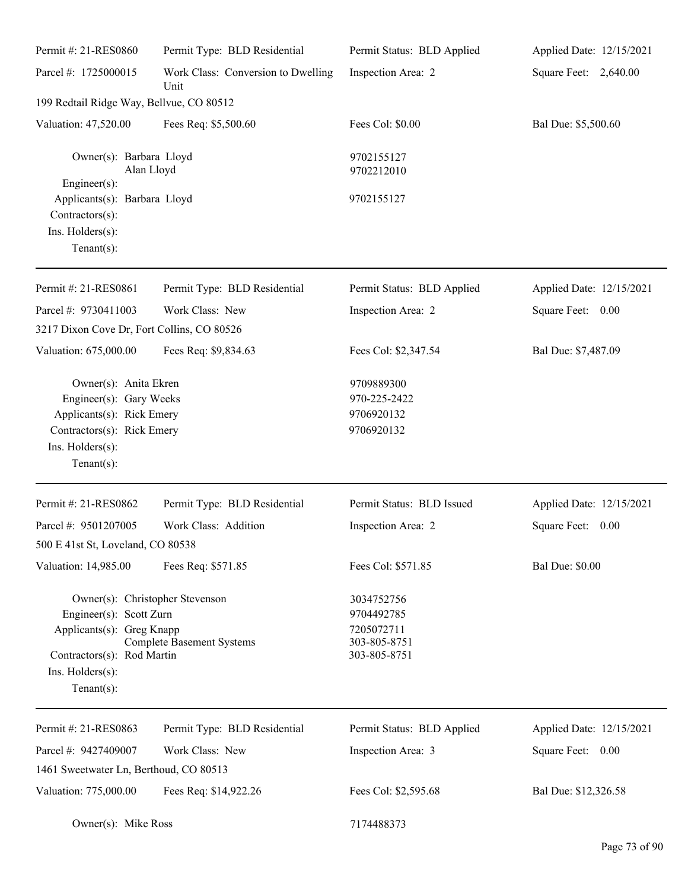Permit #: 21-RES0860 | Permit Type: BLD Residential | Permit Status: BLD Applied | Applied Date: 12/15/2021

Parcel #: 1725000015 | Work Class: Conversion to Dwelling Unit | Inspection Area: 2 | Square Feet: 2,640.00

199 Redtail Ridge Way, Bellvue, CO 80512

Valuation: 47,520.00 | Fees Req: $5,500.60 | Fees Col: $0.00 | Bal Due: $5,500.60

Owner(s): Barbara Lloyd 9702155127
Alan Lloyd 9702212010
Engineer(s):
Applicants(s): Barbara Lloyd 9702155127
Contractors(s):
Ins. Holders(s):
Tenant(s):

---

Permit #: 21-RES0861 | Permit Type: BLD Residential | Permit Status: BLD Applied | Applied Date: 12/15/2021

Parcel #: 9730411003 | Work Class: New | Inspection Area: 2 | Square Feet: 0.00

3217 Dixon Cove Dr, Fort Collins, CO 80526

Valuation: 675,000.00 | Fees Req: $9,834.63 | Fees Col: $2,347.54 | Bal Due: $7,487.09

Owner(s): Anita Ekren 9709889300
Engineer(s): Gary Weeks 970-225-2422
Applicants(s): Rick Emery 9706920132
Contractors(s): Rick Emery 9706920132
Ins. Holders(s):
Tenant(s):

---

Permit #: 21-RES0862 | Permit Type: BLD Residential | Permit Status: BLD Issued | Applied Date: 12/15/2021

Parcel #: 9501207005 | Work Class: Addition | Inspection Area: 2 | Square Feet: 0.00

500 E 41st St, Loveland, CO 80538

Valuation: 14,985.00 | Fees Req: $571.85 | Fees Col: $571.85 | Bal Due: $0.00

Owner(s): Christopher Stevenson 3034752756
Engineer(s): Scott Zurn 9704492785
Applicants(s): Greg Knapp 7205072711
Complete Basement Systems 303-805-8751
Contractors(s): Rod Martin 303-805-8751
Ins. Holders(s):
Tenant(s):

---

Permit #: 21-RES0863 | Permit Type: BLD Residential | Permit Status: BLD Applied | Applied Date: 12/15/2021

Parcel #: 9427409007 | Work Class: New | Inspection Area: 3 | Square Feet: 0.00

1461 Sweetwater Ln, Berthoud, CO 80513

Valuation: 775,000.00 | Fees Req: $14,922.26 | Fees Col: $2,595.68 | Bal Due: $12,326.58

Owner(s): Mike Ross 7174488373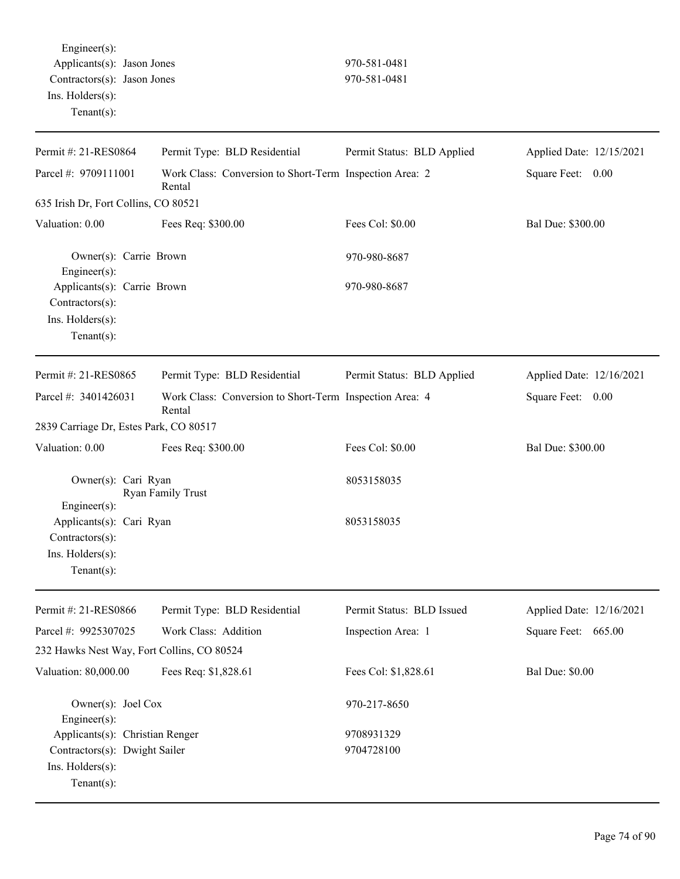Engineer(s):
Applicants(s): Jason Jones 970-581-0481
Contractors(s): Jason Jones 970-581-0481
Ins. Holders(s):
Tenant(s):

---

| Permit #: 21-RES0864 | Permit Type: BLD Residential | Permit Status: BLD Applied | Applied Date: 12/15/2021 |
|---|---|---|---|
| Parcel #: 9709111001 | Work Class: Conversion to Short-Term Rental | Inspection Area: 2 | Square Feet: 0.00 |
| 635 Irish Dr, Fort Collins, CO 80521 | | | |
| Valuation: 0.00 | Fees Req: $300.00 | Fees Col: $0.00 | Bal Due: $300.00 |

Owner(s): Carrie Brown 970-980-8687
Engineer(s):
Applicants(s): Carrie Brown 970-980-8687
Contractors(s):
Ins. Holders(s):
Tenant(s):

---

| Permit #: 21-RES0865 | Permit Type: BLD Residential | Permit Status: BLD Applied | Applied Date: 12/16/2021 |
|---|---|---|---|
| Parcel #: 3401426031 | Work Class: Conversion to Short-Term Rental | Inspection Area: 4 | Square Feet: 0.00 |
| 2839 Carriage Dr, Estes Park, CO 80517 | | | |
| Valuation: 0.00 | Fees Req: $300.00 | Fees Col: $0.00 | Bal Due: $300.00 |

Owner(s): Cari Ryan 8053158035
Ryan Family Trust
Engineer(s):
Applicants(s): Cari Ryan 8053158035
Contractors(s):
Ins. Holders(s):
Tenant(s):

---

| Permit #: 21-RES0866 | Permit Type: BLD Residential | Permit Status: BLD Issued | Applied Date: 12/16/2021 |
|---|---|---|---|
| Parcel #: 9925307025 | Work Class: Addition | Inspection Area: 1 | Square Feet: 665.00 |
| 232 Hawks Nest Way, Fort Collins, CO 80524 | | | |
| Valuation: 80,000.00 | Fees Req: $1,828.61 | Fees Col: $1,828.61 | Bal Due: $0.00 |

Owner(s): Joel Cox 970-217-8650
Engineer(s):
Applicants(s): Christian Renger 9708931329
Contractors(s): Dwight Sailer 9704728100
Ins. Holders(s):
Tenant(s):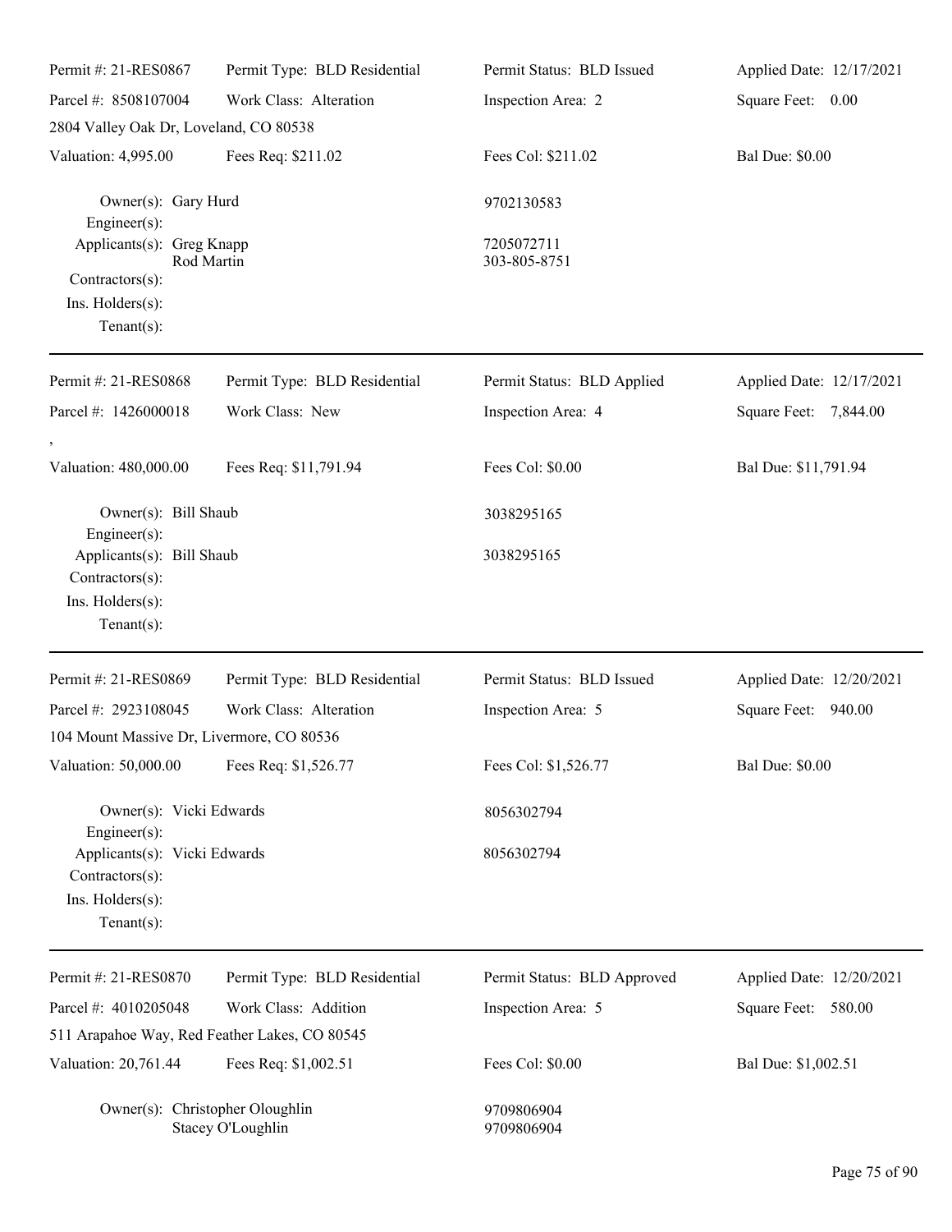| Permit #: 21-RES0867 | Permit Type: BLD Residential | Permit Status: BLD Issued | Applied Date: 12/17/2021 |
|---|---|---|---|
| Parcel #: 8508107004 | Work Class: Alteration | Inspection Area: 2 | Square Feet: 0.00 |
| 2804 Valley Oak Dr, Loveland, CO 80538 | | | |
| Valuation: 4,995.00 | Fees Req: $211.02 | Fees Col: $211.02 | Bal Due: $0.00 |

Owner(s): Gary Hurd — 9702130583
Engineer(s):
Applicants(s): Greg Knapp — 7205072711
Rod Martin — 303-805-8751
Contractors(s):
Ins. Holders(s):
Tenant(s):

---

| Permit #: 21-RES0868 | Permit Type: BLD Residential | Permit Status: BLD Applied | Applied Date: 12/17/2021 |
|---|---|---|---|
| Parcel #: 1426000018 | Work Class: New | Inspection Area: 4 | Square Feet: 7,844.00 |
| , | | | |
| Valuation: 480,000.00 | Fees Req: $11,791.94 | Fees Col: $0.00 | Bal Due: $11,791.94 |

Owner(s): Bill Shaub — 3038295165
Engineer(s):
Applicants(s): Bill Shaub — 3038295165
Contractors(s):
Ins. Holders(s):
Tenant(s):

---

| Permit #: 21-RES0869 | Permit Type: BLD Residential | Permit Status: BLD Issued | Applied Date: 12/20/2021 |
|---|---|---|---|
| Parcel #: 2923108045 | Work Class: Alteration | Inspection Area: 5 | Square Feet: 940.00 |
| 104 Mount Massive Dr, Livermore, CO 80536 | | | |
| Valuation: 50,000.00 | Fees Req: $1,526.77 | Fees Col: $1,526.77 | Bal Due: $0.00 |

Owner(s): Vicki Edwards — 8056302794
Engineer(s):
Applicants(s): Vicki Edwards — 8056302794
Contractors(s):
Ins. Holders(s):
Tenant(s):

---

| Permit #: 21-RES0870 | Permit Type: BLD Residential | Permit Status: BLD Approved | Applied Date: 12/20/2021 |
|---|---|---|---|
| Parcel #: 4010205048 | Work Class: Addition | Inspection Area: 5 | Square Feet: 580.00 |
| 511 Arapahoe Way, Red Feather Lakes, CO 80545 | | | |
| Valuation: 20,761.44 | Fees Req: $1,002.51 | Fees Col: $0.00 | Bal Due: $1,002.51 |

Owner(s): Christopher Oloughlin — 9709806904
Stacey O'Loughlin — 9709806904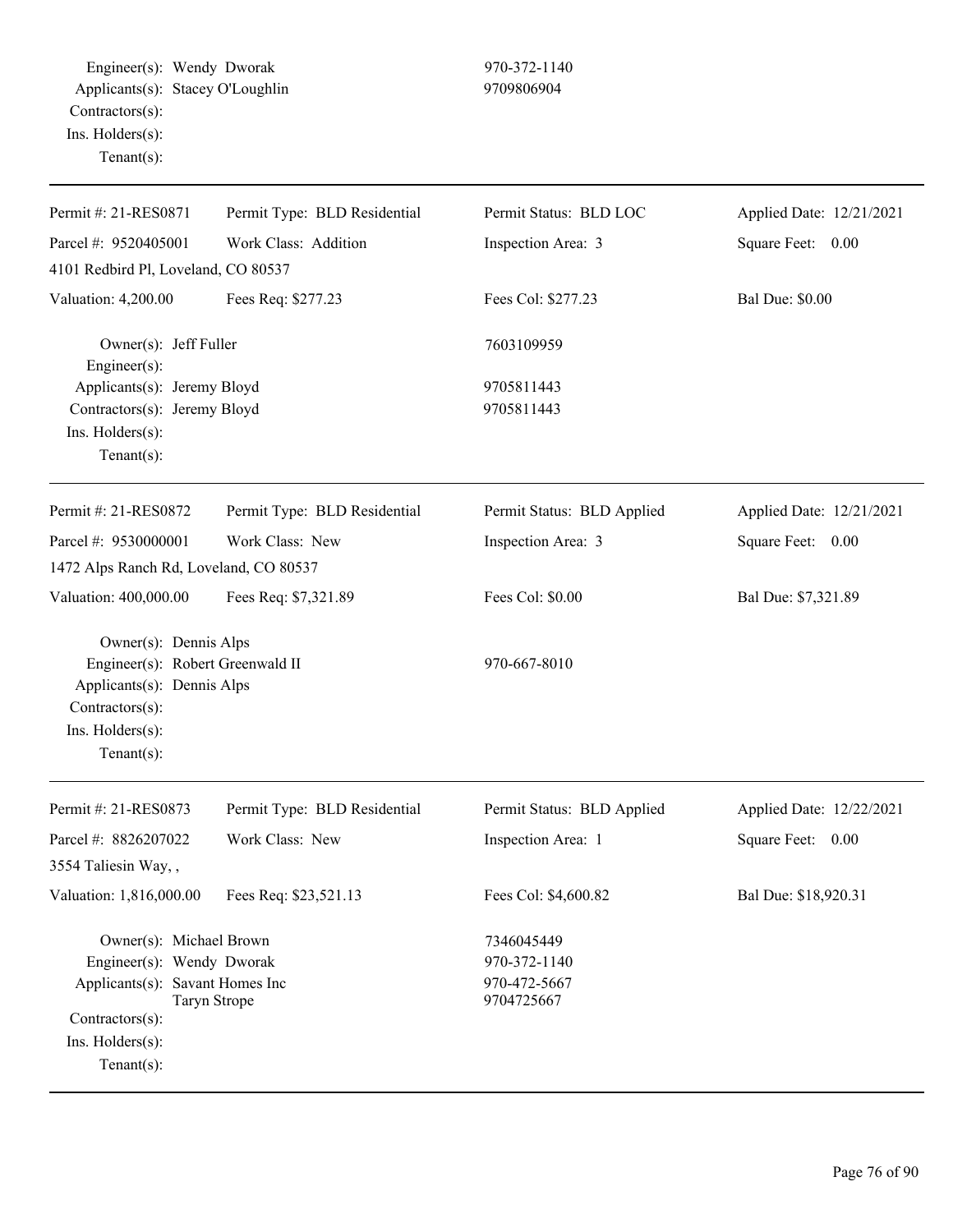Engineer(s): Wendy Dworak 970-372-1140
Applicants(s): Stacey O'Loughlin 9709806904
Contractors(s):
Ins. Holders(s):
Tenant(s):

---

| Permit #: 21-RES0871 | Permit Type: BLD Residential | Permit Status: BLD LOC | Applied Date: 12/21/2021 |
|---|---|---|---|
| Parcel #: 9520405001 | Work Class: Addition | Inspection Area: 3 | Square Feet: 0.00 |
| 4101 Redbird Pl, Loveland, CO 80537 | | | |
| Valuation: 4,200.00 | Fees Req: $277.23 | Fees Col: $277.23 | Bal Due: $0.00 |

Owner(s): Jeff Fuller 7603109959
Engineer(s):
Applicants(s): Jeremy Bloyd 9705811443
Contractors(s): Jeremy Bloyd 9705811443
Ins. Holders(s):
Tenant(s):

---

| Permit #: 21-RES0872 | Permit Type: BLD Residential | Permit Status: BLD Applied | Applied Date: 12/21/2021 |
|---|---|---|---|
| Parcel #: 9530000001 | Work Class: New | Inspection Area: 3 | Square Feet: 0.00 |
| 1472 Alps Ranch Rd, Loveland, CO 80537 | | | |
| Valuation: 400,000.00 | Fees Req: $7,321.89 | Fees Col: $0.00 | Bal Due: $7,321.89 |

Owner(s): Dennis Alps
Engineer(s): Robert Greenwald II 970-667-8010
Applicants(s): Dennis Alps
Contractors(s):
Ins. Holders(s):
Tenant(s):

---

| Permit #: 21-RES0873 | Permit Type: BLD Residential | Permit Status: BLD Applied | Applied Date: 12/22/2021 |
|---|---|---|---|
| Parcel #: 8826207022 | Work Class: New | Inspection Area: 1 | Square Feet: 0.00 |
| 3554 Taliesin Way, , | | | |
| Valuation: 1,816,000.00 | Fees Req: $23,521.13 | Fees Col: $4,600.82 | Bal Due: $18,920.31 |

Owner(s): Michael Brown 7346045449
Engineer(s): Wendy Dworak 970-372-1140
Applicants(s): Savant Homes Inc 970-472-5667
Taryn Strope 9704725667
Contractors(s):
Ins. Holders(s):
Tenant(s):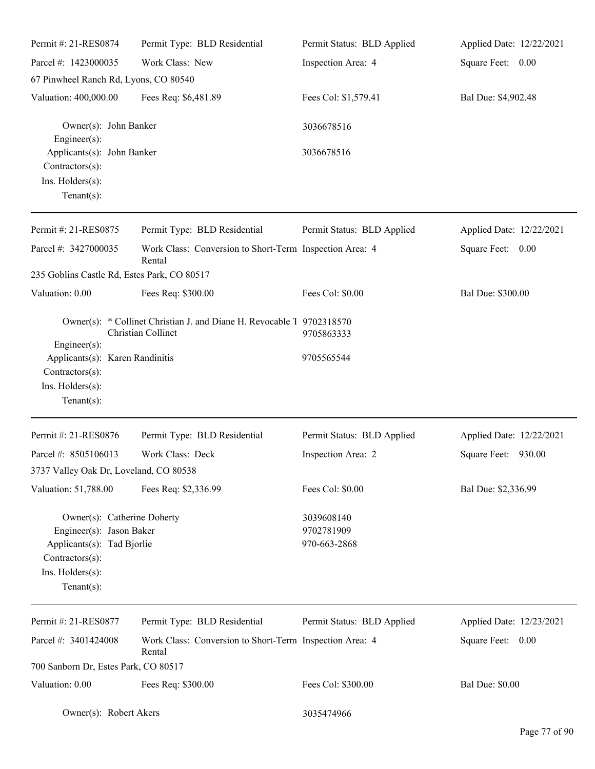| Permit #: 21-RES0874 | Permit Type: BLD Residential | Permit Status: BLD Applied | Applied Date: 12/22/2021 |
|---|---|---|---|
| Parcel #: 1423000035 | Work Class: New | Inspection Area: 4 | Square Feet: 0.00 |
| 67 Pinwheel Ranch Rd, Lyons, CO 80540 | | | |
| Valuation: 400,000.00 | Fees Req: $6,481.89 | Fees Col: $1,579.41 | Bal Due: $4,902.48 |

Owner(s): John Banker — 3036678516
Engineer(s):
Applicants(s): John Banker — 3036678516
Contractors(s):
Ins. Holders(s):
Tenant(s):

---

| Permit #: 21-RES0875 | Permit Type: BLD Residential | Permit Status: BLD Applied | Applied Date: 12/22/2021 |
|---|---|---|---|
| Parcel #: 3427000035 | Work Class: Conversion to Short-Term Rental | Inspection Area: 4 | Square Feet: 0.00 |
| 235 Goblins Castle Rd, Estes Park, CO 80517 | | | |
| Valuation: 0.00 | Fees Req: $300.00 | Fees Col: $0.00 | Bal Due: $300.00 |

Owner(s): * Collinet Christian J. and Diane H. Revocable T — 9702318570
Christian Collinet — 9705863333
Engineer(s):
Applicants(s): Karen Randinitis — 9705565544
Contractors(s):
Ins. Holders(s):
Tenant(s):

---

| Permit #: 21-RES0876 | Permit Type: BLD Residential | Permit Status: BLD Applied | Applied Date: 12/22/2021 |
|---|---|---|---|
| Parcel #: 8505106013 | Work Class: Deck | Inspection Area: 2 | Square Feet: 930.00 |
| 3737 Valley Oak Dr, Loveland, CO 80538 | | | |
| Valuation: 51,788.00 | Fees Req: $2,336.99 | Fees Col: $0.00 | Bal Due: $2,336.99 |

Owner(s): Catherine Doherty — 3039608140
Engineer(s): Jason Baker — 9702781909
Applicants(s): Tad Bjorlie — 970-663-2868
Contractors(s):
Ins. Holders(s):
Tenant(s):

---

| Permit #: 21-RES0877 | Permit Type: BLD Residential | Permit Status: BLD Applied | Applied Date: 12/23/2021 |
|---|---|---|---|
| Parcel #: 3401424008 | Work Class: Conversion to Short-Term Rental | Inspection Area: 4 | Square Feet: 0.00 |
| 700 Sanborn Dr, Estes Park, CO 80517 | | | |
| Valuation: 0.00 | Fees Req: $300.00 | Fees Col: $300.00 | Bal Due: $0.00 |

Owner(s): Robert Akers — 3035474966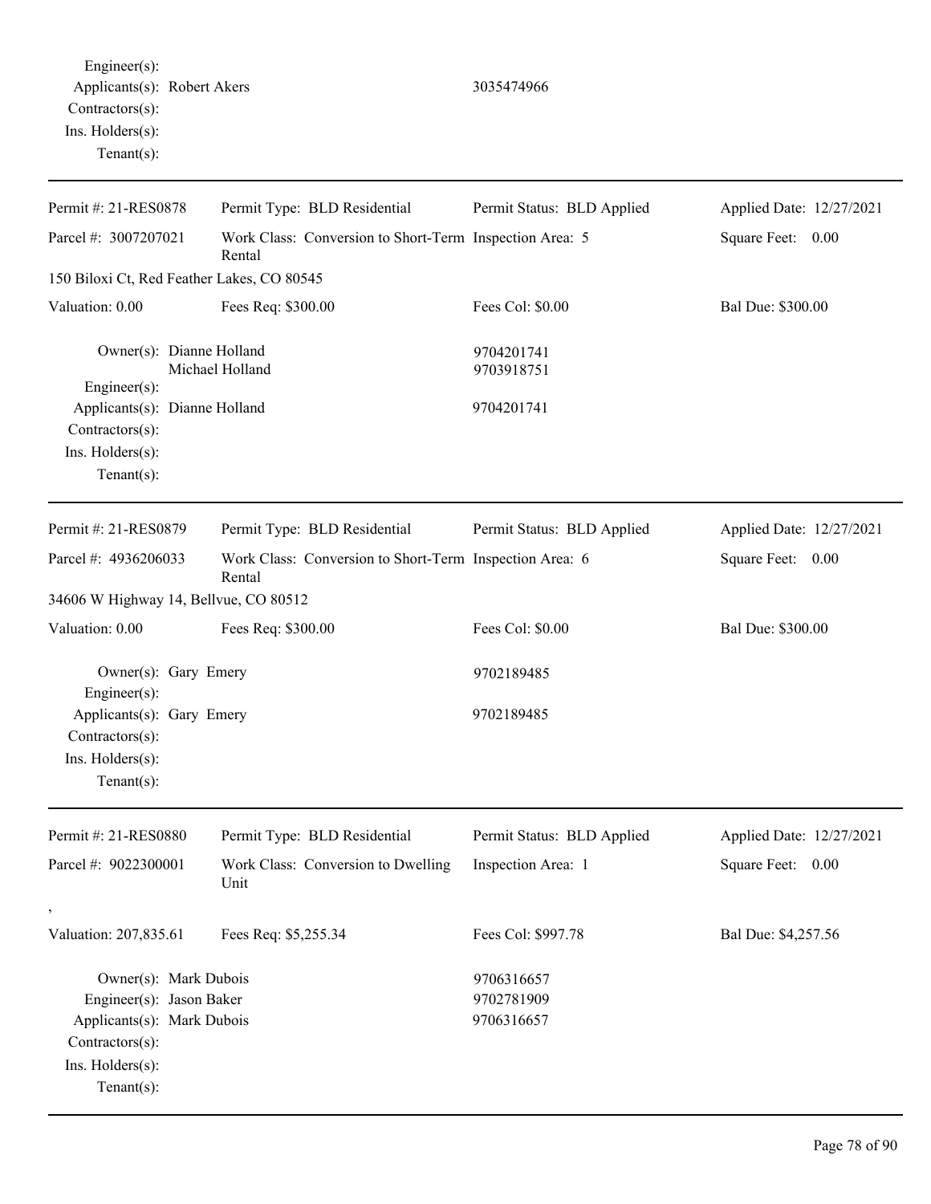Engineer(s):
Applicants(s): Robert Akers 3035474966
Contractors(s):
Ins. Holders(s):
Tenant(s):

---

| Permit #: 21-RES0878 | Permit Type: BLD Residential | Permit Status: BLD Applied | Applied Date: 12/27/2021 |
|---|---|---|---|
| Parcel #: 3007207021 | Work Class: Conversion to Short-Term Rental | Inspection Area: 5 | Square Feet: 0.00 |
| 150 Biloxi Ct, Red Feather Lakes, CO 80545 | | | |
| Valuation: 0.00 | Fees Req: $300.00 | Fees Col: $0.00 | Bal Due: $300.00 |

Owner(s): Dianne Holland 9704201741
Michael Holland 9703918751
Engineer(s):
Applicants(s): Dianne Holland 9704201741
Contractors(s):
Ins. Holders(s):
Tenant(s):

---

| Permit #: 21-RES0879 | Permit Type: BLD Residential | Permit Status: BLD Applied | Applied Date: 12/27/2021 |
|---|---|---|---|
| Parcel #: 4936206033 | Work Class: Conversion to Short-Term Rental | Inspection Area: 6 | Square Feet: 0.00 |
| 34606 W Highway 14, Bellvue, CO 80512 | | | |
| Valuation: 0.00 | Fees Req: $300.00 | Fees Col: $0.00 | Bal Due: $300.00 |

Owner(s): Gary Emery 9702189485
Engineer(s):
Applicants(s): Gary Emery 9702189485
Contractors(s):
Ins. Holders(s):
Tenant(s):

---

| Permit #: 21-RES0880 | Permit Type: BLD Residential | Permit Status: BLD Applied | Applied Date: 12/27/2021 |
|---|---|---|---|
| Parcel #: 9022300001 | Work Class: Conversion to Dwelling Unit | Inspection Area: 1 | Square Feet: 0.00 |
| , | | | |
| Valuation: 207,835.61 | Fees Req: $5,255.34 | Fees Col: $997.78 | Bal Due: $4,257.56 |

Owner(s): Mark Dubois 9706316657
Engineer(s): Jason Baker 9702781909
Applicants(s): Mark Dubois 9706316657
Contractors(s):
Ins. Holders(s):
Tenant(s):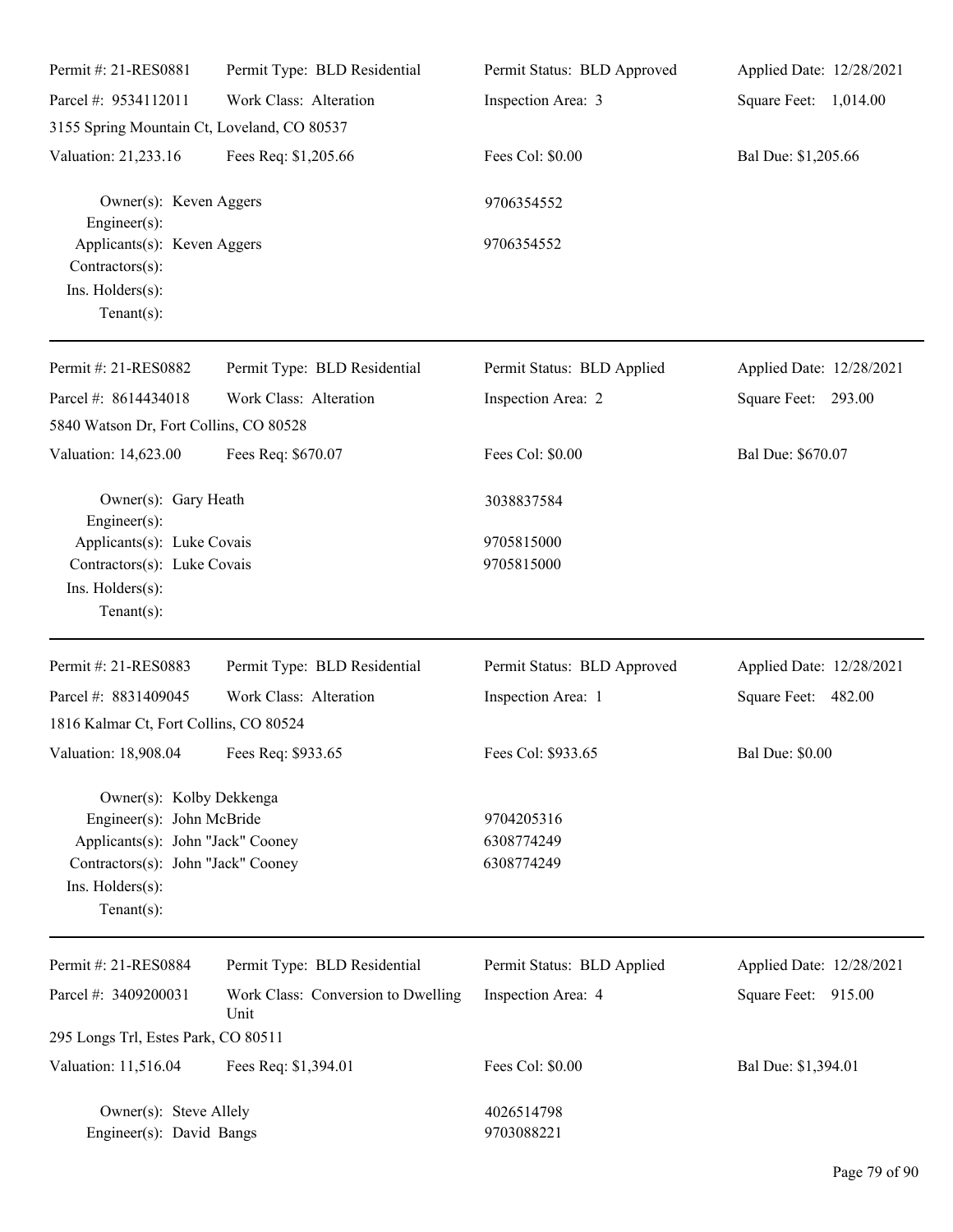| Permit #: 21-RES0881 | Permit Type: BLD Residential | Permit Status: BLD Approved | Applied Date: 12/28/2021 |
|---|---|---|---|
| Parcel #: 9534112011 | Work Class: Alteration | Inspection Area: 3 | Square Feet: 1,014.00 |
| 3155 Spring Mountain Ct, Loveland, CO 80537 | | | |
| Valuation: 21,233.16 | Fees Req: $1,205.66 | Fees Col: $0.00 | Bal Due: $1,205.66 |

Owner(s): Keven Aggers 9706354552
Engineer(s):
Applicants(s): Keven Aggers 9706354552
Contractors(s):
Ins. Holders(s):
Tenant(s):

---

| Permit #: 21-RES0882 | Permit Type: BLD Residential | Permit Status: BLD Applied | Applied Date: 12/28/2021 |
|---|---|---|---|
| Parcel #: 8614434018 | Work Class: Alteration | Inspection Area: 2 | Square Feet: 293.00 |
| 5840 Watson Dr, Fort Collins, CO 80528 | | | |
| Valuation: 14,623.00 | Fees Req: $670.07 | Fees Col: $0.00 | Bal Due: $670.07 |

Owner(s): Gary Heath 3038837584
Engineer(s):
Applicants(s): Luke Covais 9705815000
Contractors(s): Luke Covais 9705815000
Ins. Holders(s):
Tenant(s):

---

| Permit #: 21-RES0883 | Permit Type: BLD Residential | Permit Status: BLD Approved | Applied Date: 12/28/2021 |
|---|---|---|---|
| Parcel #: 8831409045 | Work Class: Alteration | Inspection Area: 1 | Square Feet: 482.00 |
| 1816 Kalmar Ct, Fort Collins, CO 80524 | | | |
| Valuation: 18,908.04 | Fees Req: $933.65 | Fees Col: $933.65 | Bal Due: $0.00 |

Owner(s): Kolby Dekkenga
Engineer(s): John McBride 9704205316
Applicants(s): John "Jack" Cooney 6308774249
Contractors(s): John "Jack" Cooney 6308774249
Ins. Holders(s):
Tenant(s):

---

| Permit #: 21-RES0884 | Permit Type: BLD Residential | Permit Status: BLD Applied | Applied Date: 12/28/2021 |
|---|---|---|---|
| Parcel #: 3409200031 | Work Class: Conversion to Dwelling Unit | Inspection Area: 4 | Square Feet: 915.00 |
| 295 Longs Trl, Estes Park, CO 80511 | | | |
| Valuation: 11,516.04 | Fees Req: $1,394.01 | Fees Col: $0.00 | Bal Due: $1,394.01 |

Owner(s): Steve Allely 4026514798
Engineer(s): David Bangs 9703088221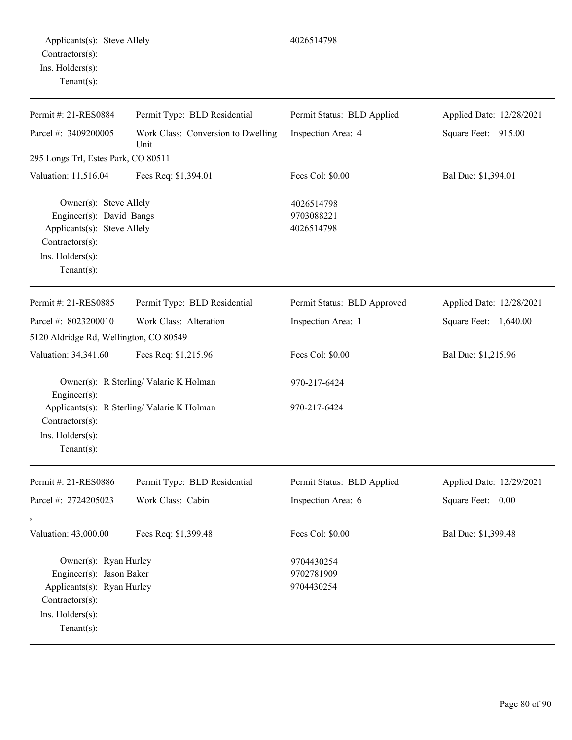| | | | |
|---|---|---|---|
| Applicants(s): Steve Allely | | 4026514798 | |
| Contractors(s): | | | |
| Ins. Holders(s): | | | |
| Tenant(s): | | | |

| | | | |
|---|---|---|---|
| Permit #: 21-RES0884 | Permit Type: BLD Residential | Permit Status: BLD Applied | Applied Date: 12/28/2021 |
| Parcel #: 3409200005 | Work Class: Conversion to Dwelling Unit | Inspection Area: 4 | Square Feet: 915.00 |
| 295 Longs Trl, Estes Park, CO 80511 | | | |
| Valuation: 11,516.04 | Fees Req: $1,394.01 | Fees Col: $0.00 | Bal Due: $1,394.01 |
| Owner(s): Steve Allely | | 4026514798 | |
| Engineer(s): David Bangs | | 9703088221 | |
| Applicants(s): Steve Allely | | 4026514798 | |
| Contractors(s): | | | |
| Ins. Holders(s): | | | |
| Tenant(s): | | | |

| | | | |
|---|---|---|---|
| Permit #: 21-RES0885 | Permit Type: BLD Residential | Permit Status: BLD Approved | Applied Date: 12/28/2021 |
| Parcel #: 8023200010 | Work Class: Alteration | Inspection Area: 1 | Square Feet: 1,640.00 |
| 5120 Aldridge Rd, Wellington, CO 80549 | | | |
| Valuation: 34,341.60 | Fees Req: $1,215.96 | Fees Col: $0.00 | Bal Due: $1,215.96 |
| Owner(s): R Sterling/ Valarie K Holman | | 970-217-6424 | |
| Engineer(s): | | | |
| Applicants(s): R Sterling/ Valarie K Holman | | 970-217-6424 | |
| Contractors(s): | | | |
| Ins. Holders(s): | | | |
| Tenant(s): | | | |

| | | | |
|---|---|---|---|
| Permit #: 21-RES0886 | Permit Type: BLD Residential | Permit Status: BLD Applied | Applied Date: 12/29/2021 |
| Parcel #: 2724205023 | Work Class: Cabin | Inspection Area: 6 | Square Feet: 0.00 |
| , | | | |
| Valuation: 43,000.00 | Fees Req: $1,399.48 | Fees Col: $0.00 | Bal Due: $1,399.48 |
| Owner(s): Ryan Hurley | | 9704430254 | |
| Engineer(s): Jason Baker | | 9702781909 | |
| Applicants(s): Ryan Hurley | | 9704430254 | |
| Contractors(s): | | | |
| Ins. Holders(s): | | | |
| Tenant(s): | | | |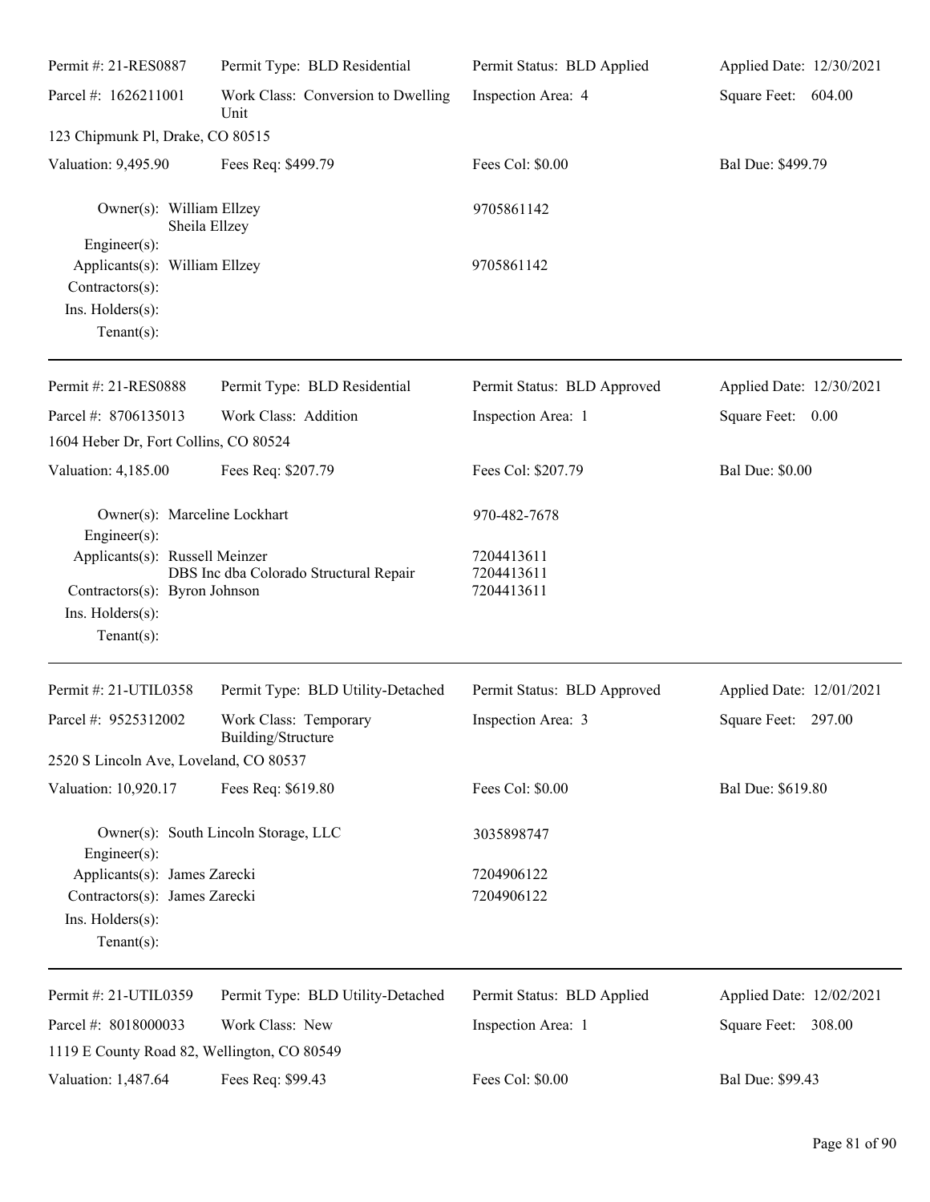| Permit #: 21-RES0887 | Permit Type: BLD Residential | Permit Status: BLD Applied | Applied Date: 12/30/2021 |
|---|---|---|---|
| Parcel #: 1626211001 | Work Class: Conversion to Dwelling Unit | Inspection Area: 4 | Square Feet: 604.00 |
| 123 Chipmunk Pl, Drake, CO 80515 | | | |
| Valuation: 9,495.90 | Fees Req: $499.79 | Fees Col: $0.00 | Bal Due: $499.79 |

Owner(s): William Ellzey, Sheila Ellzey — 9705861142
Engineer(s):
Applicants(s): William Ellzey — 9705861142
Contractors(s):
Ins. Holders(s):
Tenant(s):

---

| Permit #: 21-RES0888 | Permit Type: BLD Residential | Permit Status: BLD Approved | Applied Date: 12/30/2021 |
|---|---|---|---|
| Parcel #: 8706135013 | Work Class: Addition | Inspection Area: 1 | Square Feet: 0.00 |
| 1604 Heber Dr, Fort Collins, CO 80524 | | | |
| Valuation: 4,185.00 | Fees Req: $207.79 | Fees Col: $207.79 | Bal Due: $0.00 |

Owner(s): Marceline Lockhart — 970-482-7678
Engineer(s):
Applicants(s): Russell Meinzer — 7204413611
DBS Inc dba Colorado Structural Repair — 7204413611
Contractors(s): Byron Johnson — 7204413611
Ins. Holders(s):
Tenant(s):

---

| Permit #: 21-UTIL0358 | Permit Type: BLD Utility-Detached | Permit Status: BLD Approved | Applied Date: 12/01/2021 |
|---|---|---|---|
| Parcel #: 9525312002 | Work Class: Temporary Building/Structure | Inspection Area: 3 | Square Feet: 297.00 |
| 2520 S Lincoln Ave, Loveland, CO 80537 | | | |
| Valuation: 10,920.17 | Fees Req: $619.80 | Fees Col: $0.00 | Bal Due: $619.80 |

Owner(s): South Lincoln Storage, LLC — 3035898747
Engineer(s):
Applicants(s): James Zarecki — 7204906122
Contractors(s): James Zarecki — 7204906122
Ins. Holders(s):
Tenant(s):

---

| Permit #: 21-UTIL0359 | Permit Type: BLD Utility-Detached | Permit Status: BLD Applied | Applied Date: 12/02/2021 |
|---|---|---|---|
| Parcel #: 8018000033 | Work Class: New | Inspection Area: 1 | Square Feet: 308.00 |
| 1119 E County Road 82, Wellington, CO 80549 | | | |
| Valuation: 1,487.64 | Fees Req: $99.43 | Fees Col: $0.00 | Bal Due: $99.43 |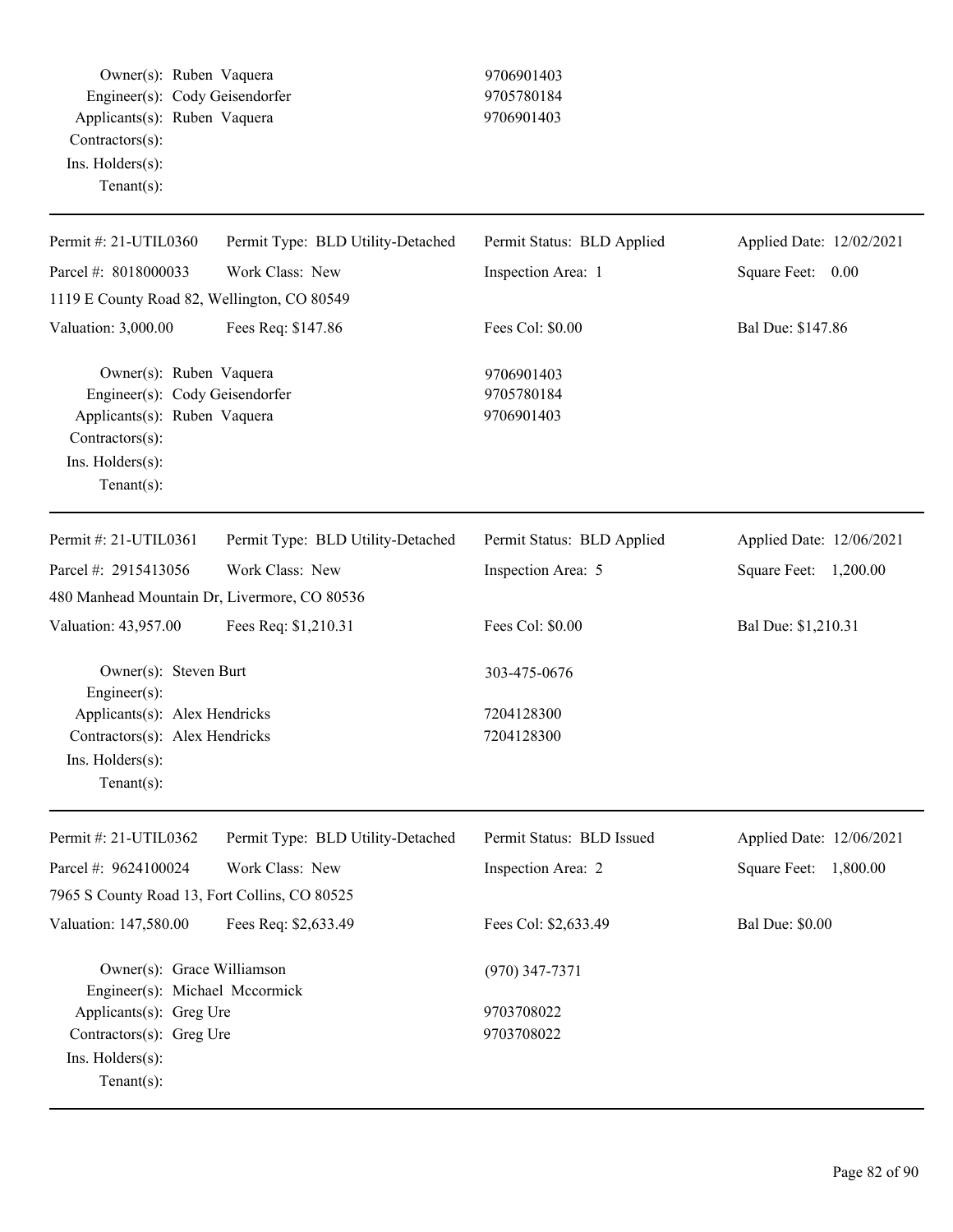Owner(s): Ruben Vaquera 9706901403
Engineer(s): Cody Geisendorfer 9705780184
Applicants(s): Ruben Vaquera 9706901403
Contractors(s):
Ins. Holders(s):
Tenant(s):

---

| Permit #: 21-UTIL0360 | Permit Type: BLD Utility-Detached | Permit Status: BLD Applied | Applied Date: 12/02/2021 |
|---|---|---|---|
| Parcel #: 8018000033 | Work Class: New | Inspection Area: 1 | Square Feet: 0.00 |
| 1119 E County Road 82, Wellington, CO 80549 | | | |
| Valuation: 3,000.00 | Fees Req: $147.86 | Fees Col: $0.00 | Bal Due: $147.86 |

Owner(s): Ruben Vaquera 9706901403
Engineer(s): Cody Geisendorfer 9705780184
Applicants(s): Ruben Vaquera 9706901403
Contractors(s):
Ins. Holders(s):
Tenant(s):

---

| Permit #: 21-UTIL0361 | Permit Type: BLD Utility-Detached | Permit Status: BLD Applied | Applied Date: 12/06/2021 |
|---|---|---|---|
| Parcel #: 2915413056 | Work Class: New | Inspection Area: 5 | Square Feet: 1,200.00 |
| 480 Manhead Mountain Dr, Livermore, CO 80536 | | | |
| Valuation: 43,957.00 | Fees Req: $1,210.31 | Fees Col: $0.00 | Bal Due: $1,210.31 |

Owner(s): Steven Burt 303-475-0676
Engineer(s):
Applicants(s): Alex Hendricks 7204128300
Contractors(s): Alex Hendricks 7204128300
Ins. Holders(s):
Tenant(s):

---

| Permit #: 21-UTIL0362 | Permit Type: BLD Utility-Detached | Permit Status: BLD Issued | Applied Date: 12/06/2021 |
|---|---|---|---|
| Parcel #: 9624100024 | Work Class: New | Inspection Area: 2 | Square Feet: 1,800.00 |
| 7965 S County Road 13, Fort Collins, CO 80525 | | | |
| Valuation: 147,580.00 | Fees Req: $2,633.49 | Fees Col: $2,633.49 | Bal Due: $0.00 |

Owner(s): Grace Williamson (970) 347-7371
Engineer(s): Michael Mccormick
Applicants(s): Greg Ure 9703708022
Contractors(s): Greg Ure 9703708022
Ins. Holders(s):
Tenant(s):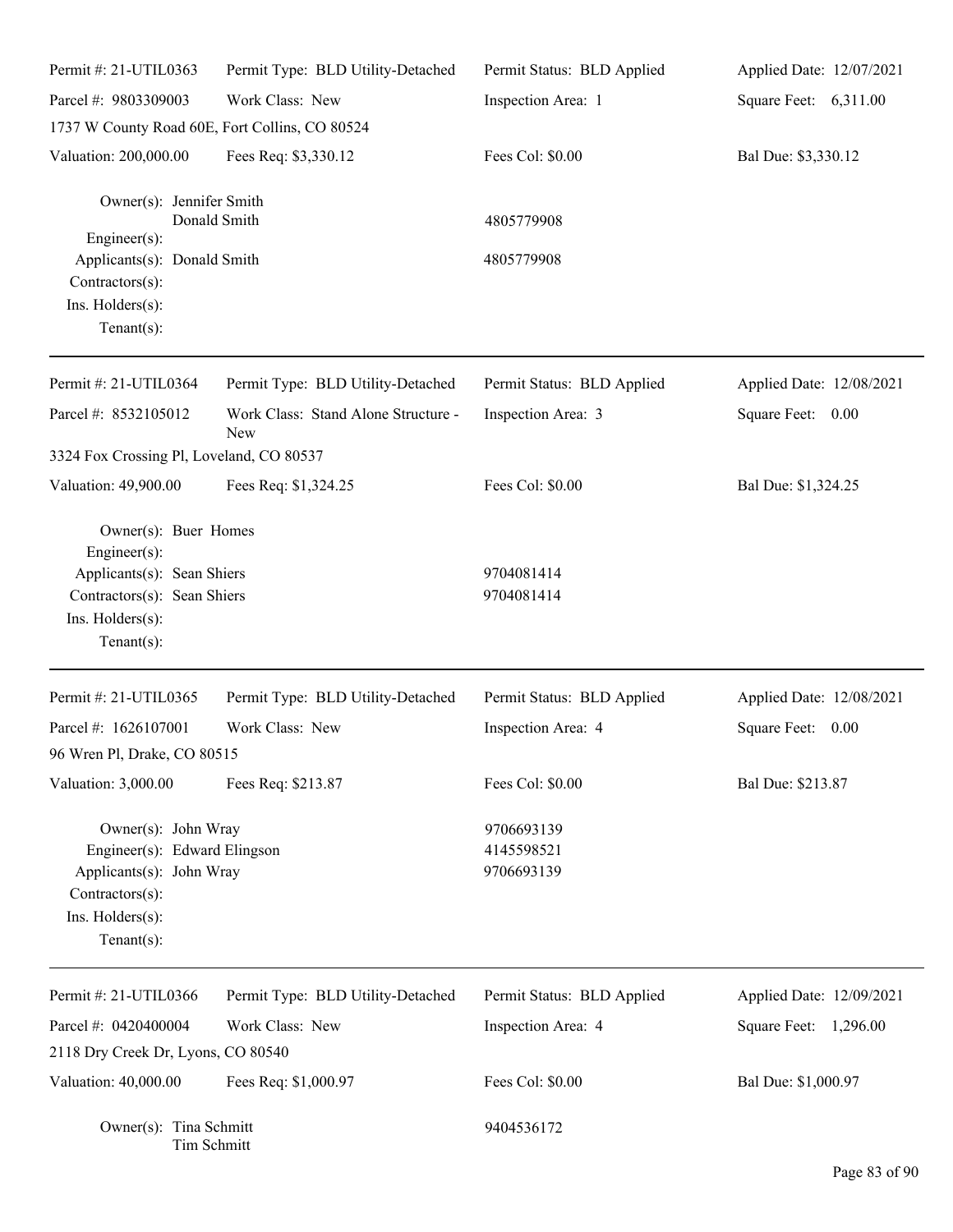| Permit #: 21-UTIL0363 | Permit Type: BLD Utility-Detached | Permit Status: BLD Applied | Applied Date: 12/07/2021 |
|---|---|---|---|
| Parcel #: 9803309003 | Work Class: New | Inspection Area: 1 | Square Feet: 6,311.00 |
| 1737 W County Road 60E, Fort Collins, CO 80524 | | | |
| Valuation: 200,000.00 | Fees Req: $3,330.12 | Fees Col: $0.00 | Bal Due: $3,330.12 |

Owner(s): Jennifer Smith
Donald Smith — 4805779908
Engineer(s):
Applicants(s): Donald Smith — 4805779908
Contractors(s):
Ins. Holders(s):
Tenant(s):

---

| Permit #: 21-UTIL0364 | Permit Type: BLD Utility-Detached | Permit Status: BLD Applied | Applied Date: 12/08/2021 |
|---|---|---|---|
| Parcel #: 8532105012 | Work Class: Stand Alone Structure - New | Inspection Area: 3 | Square Feet: 0.00 |
| 3324 Fox Crossing Pl, Loveland, CO 80537 | | | |
| Valuation: 49,900.00 | Fees Req: $1,324.25 | Fees Col: $0.00 | Bal Due: $1,324.25 |

Owner(s): Buer Homes
Engineer(s):
Applicants(s): Sean Shiers — 9704081414
Contractors(s): Sean Shiers — 9704081414
Ins. Holders(s):
Tenant(s):

---

| Permit #: 21-UTIL0365 | Permit Type: BLD Utility-Detached | Permit Status: BLD Applied | Applied Date: 12/08/2021 |
|---|---|---|---|
| Parcel #: 1626107001 | Work Class: New | Inspection Area: 4 | Square Feet: 0.00 |
| 96 Wren Pl, Drake, CO 80515 | | | |
| Valuation: 3,000.00 | Fees Req: $213.87 | Fees Col: $0.00 | Bal Due: $213.87 |

Owner(s): John Wray — 9706693139
Engineer(s): Edward Elingson — 4145598521
Applicants(s): John Wray — 9706693139
Contractors(s):
Ins. Holders(s):
Tenant(s):

---

| Permit #: 21-UTIL0366 | Permit Type: BLD Utility-Detached | Permit Status: BLD Applied | Applied Date: 12/09/2021 |
|---|---|---|---|
| Parcel #: 0420400004 | Work Class: New | Inspection Area: 4 | Square Feet: 1,296.00 |
| 2118 Dry Creek Dr, Lyons, CO 80540 | | | |
| Valuation: 40,000.00 | Fees Req: $1,000.97 | Fees Col: $0.00 | Bal Due: $1,000.97 |

Owner(s): Tina Schmitt — 9404536172
Tim Schmitt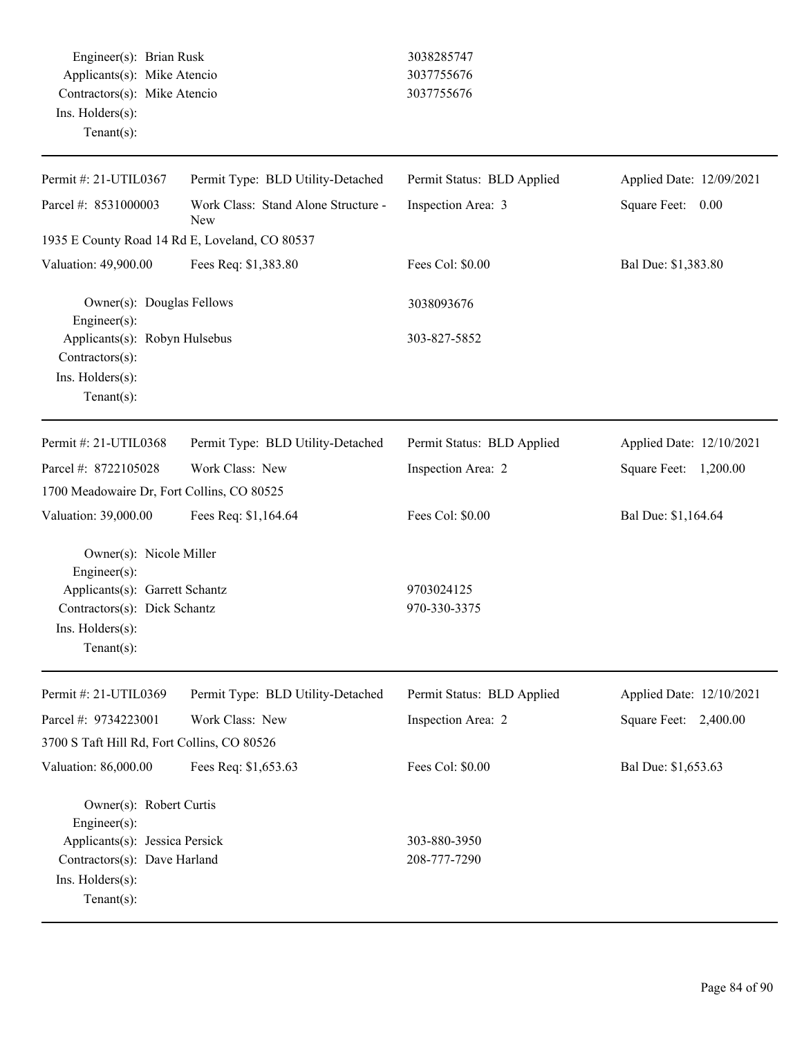Engineer(s): Brian Rusk 3038285747
Applicants(s): Mike Atencio 3037755676
Contractors(s): Mike Atencio 3037755676
Ins. Holders(s):
Tenant(s):

---

| Permit #: 21-UTIL0367 | Permit Type: BLD Utility-Detached | Permit Status: BLD Applied | Applied Date: 12/09/2021 |
|---|---|---|---|
| Parcel #: 8531000003 | Work Class: Stand Alone Structure - New | Inspection Area: 3 | Square Feet: 0.00 |
| 1935 E County Road 14 Rd E, Loveland, CO 80537 | | | |
| Valuation: 49,900.00 | Fees Req: $1,383.80 | Fees Col: $0.00 | Bal Due: $1,383.80 |

Owner(s): Douglas Fellows 3038093676
Engineer(s):
Applicants(s): Robyn Hulsebus 303-827-5852
Contractors(s):
Ins. Holders(s):
Tenant(s):

---

| Permit #: 21-UTIL0368 | Permit Type: BLD Utility-Detached | Permit Status: BLD Applied | Applied Date: 12/10/2021 |
|---|---|---|---|
| Parcel #: 8722105028 | Work Class: New | Inspection Area: 2 | Square Feet: 1,200.00 |
| 1700 Meadowaire Dr, Fort Collins, CO 80525 | | | |
| Valuation: 39,000.00 | Fees Req: $1,164.64 | Fees Col: $0.00 | Bal Due: $1,164.64 |

Owner(s): Nicole Miller
Engineer(s):
Applicants(s): Garrett Schantz 9703024125
Contractors(s): Dick Schantz 970-330-3375
Ins. Holders(s):
Tenant(s):

---

| Permit #: 21-UTIL0369 | Permit Type: BLD Utility-Detached | Permit Status: BLD Applied | Applied Date: 12/10/2021 |
|---|---|---|---|
| Parcel #: 9734223001 | Work Class: New | Inspection Area: 2 | Square Feet: 2,400.00 |
| 3700 S Taft Hill Rd, Fort Collins, CO 80526 | | | |
| Valuation: 86,000.00 | Fees Req: $1,653.63 | Fees Col: $0.00 | Bal Due: $1,653.63 |

Owner(s): Robert Curtis
Engineer(s):
Applicants(s): Jessica Persick 303-880-3950
Contractors(s): Dave Harland 208-777-7290
Ins. Holders(s):
Tenant(s):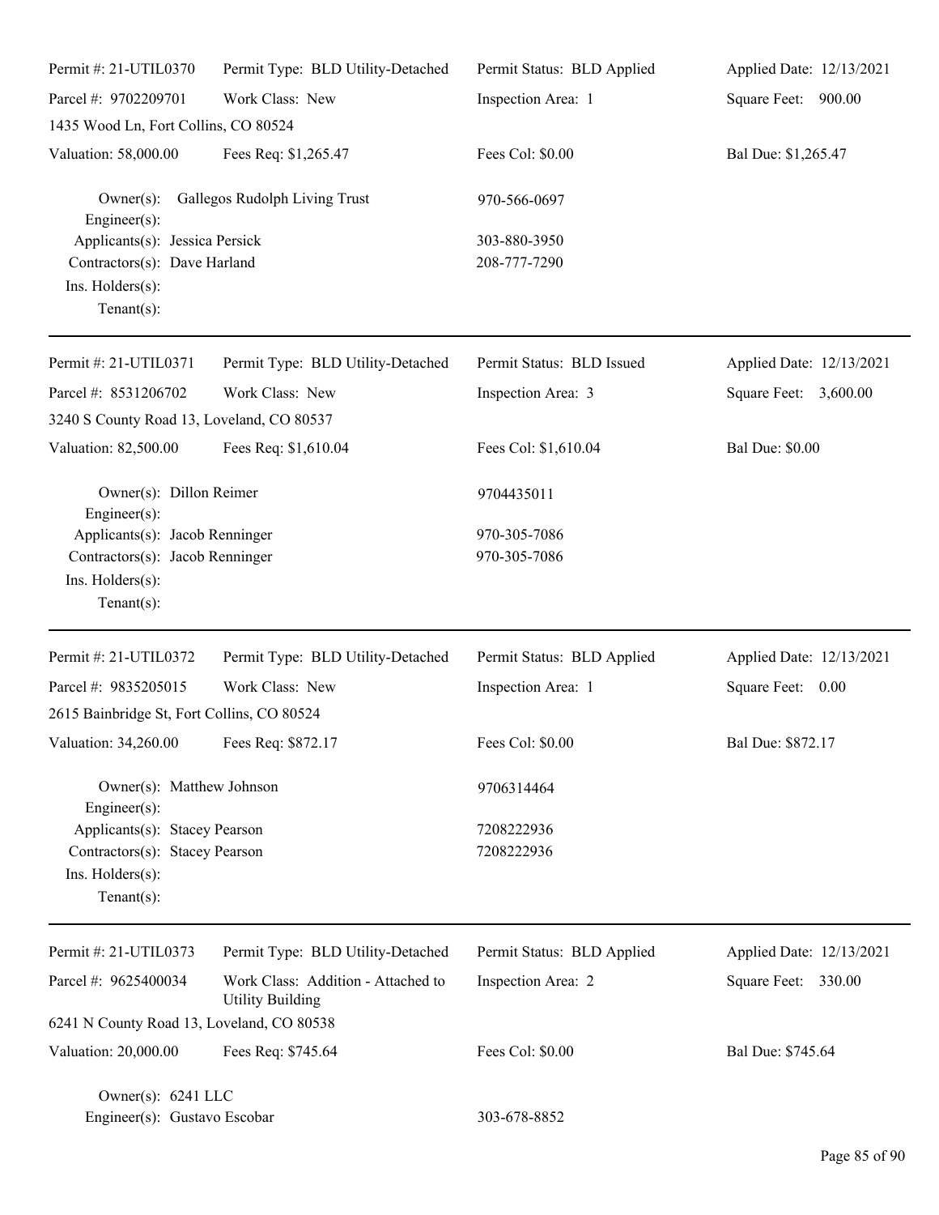Permit #: 21-UTIL0370 | Permit Type: BLD Utility-Detached | Permit Status: BLD Applied | Applied Date: 12/13/2021
Parcel #: 9702209701 | Work Class: New | Inspection Area: 1 | Square Feet: 900.00

1435 Wood Ln, Fort Collins, CO 80524

Valuation: 58,000.00 | Fees Req: $1,265.47 | Fees Col: $0.00 | Bal Due: $1,265.47

Owner(s): Gallegos Rudolph Living Trust 970-566-0697
Engineer(s):
Applicants(s): Jessica Persick 303-880-3950
Contractors(s): Dave Harland 208-777-7290
Ins. Holders(s):
Tenant(s):

---

Permit #: 21-UTIL0371 | Permit Type: BLD Utility-Detached | Permit Status: BLD Issued | Applied Date: 12/13/2021
Parcel #: 8531206702 | Work Class: New | Inspection Area: 3 | Square Feet: 3,600.00

3240 S County Road 13, Loveland, CO 80537

Valuation: 82,500.00 | Fees Req: $1,610.04 | Fees Col: $1,610.04 | Bal Due: $0.00

Owner(s): Dillon Reimer 9704435011
Engineer(s):
Applicants(s): Jacob Renninger 970-305-7086
Contractors(s): Jacob Renninger 970-305-7086
Ins. Holders(s):
Tenant(s):

---

Permit #: 21-UTIL0372 | Permit Type: BLD Utility-Detached | Permit Status: BLD Applied | Applied Date: 12/13/2021
Parcel #: 9835205015 | Work Class: New | Inspection Area: 1 | Square Feet: 0.00

2615 Bainbridge St, Fort Collins, CO 80524

Valuation: 34,260.00 | Fees Req: $872.17 | Fees Col: $0.00 | Bal Due: $872.17

Owner(s): Matthew Johnson 9706314464
Engineer(s):
Applicants(s): Stacey Pearson 7208222936
Contractors(s): Stacey Pearson 7208222936
Ins. Holders(s):
Tenant(s):

---

Permit #: 21-UTIL0373 | Permit Type: BLD Utility-Detached | Permit Status: BLD Applied | Applied Date: 12/13/2021
Parcel #: 9625400034 | Work Class: Addition - Attached to Utility Building | Inspection Area: 2 | Square Feet: 330.00

6241 N County Road 13, Loveland, CO 80538

Valuation: 20,000.00 | Fees Req: $745.64 | Fees Col: $0.00 | Bal Due: $745.64

Owner(s): 6241 LLC
Engineer(s): Gustavo Escobar 303-678-8852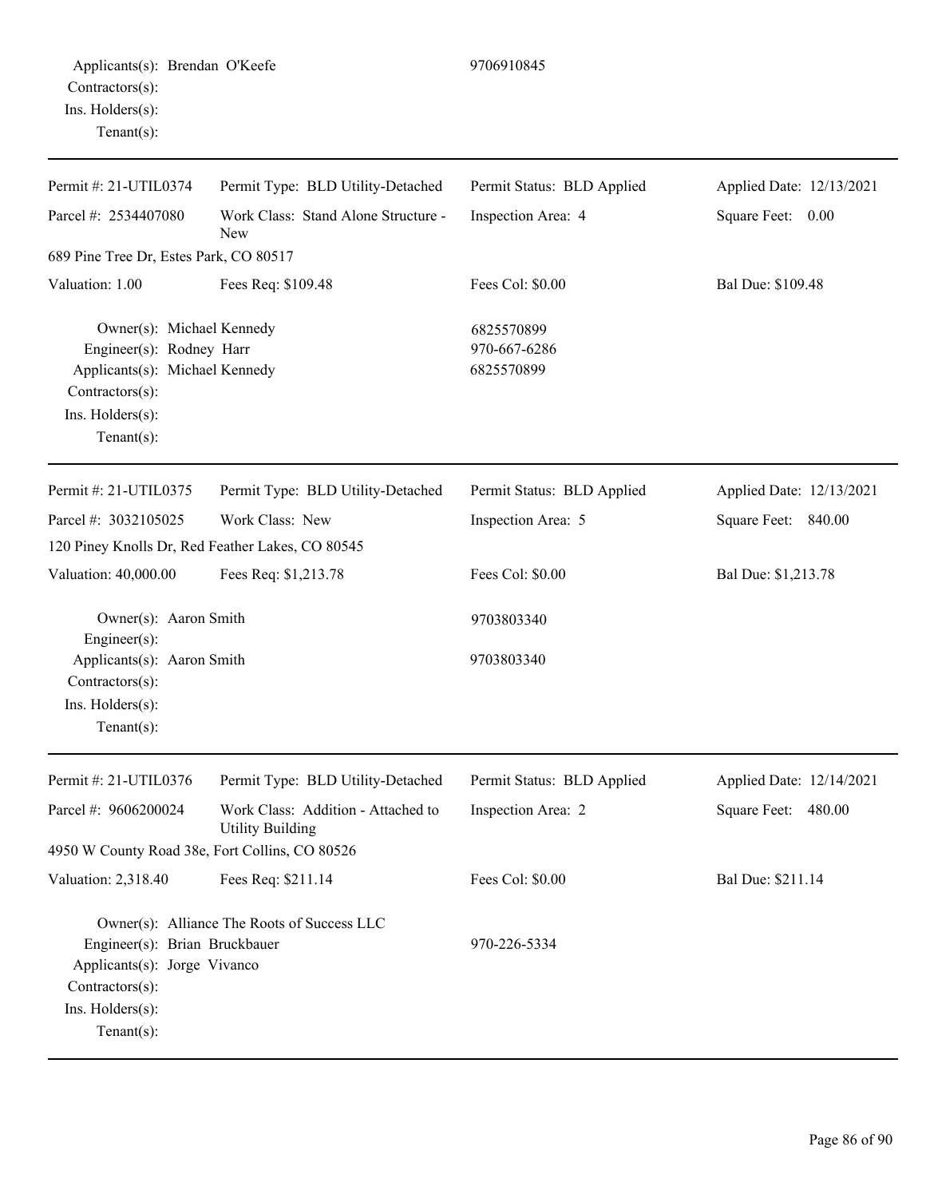Applicants(s): Brendan O'Keefe 9706910845
Contractors(s):
Ins. Holders(s):
Tenant(s):

---

| Permit #: 21-UTIL0374 | Permit Type: BLD Utility-Detached | Permit Status: BLD Applied | Applied Date: 12/13/2021 |
|---|---|---|---|
| Parcel #: 2534407080 | Work Class: Stand Alone Structure - New | Inspection Area: 4 | Square Feet: 0.00 |
| 689 Pine Tree Dr, Estes Park, CO 80517 | | | |
| Valuation: 1.00 | Fees Req: $109.48 | Fees Col: $0.00 | Bal Due: $109.48 |

Owner(s): Michael Kennedy 6825570899
Engineer(s): Rodney Harr 970-667-6286
Applicants(s): Michael Kennedy 6825570899
Contractors(s):
Ins. Holders(s):
Tenant(s):

---

| Permit #: 21-UTIL0375 | Permit Type: BLD Utility-Detached | Permit Status: BLD Applied | Applied Date: 12/13/2021 |
|---|---|---|---|
| Parcel #: 3032105025 | Work Class: New | Inspection Area: 5 | Square Feet: 840.00 |
| 120 Piney Knolls Dr, Red Feather Lakes, CO 80545 | | | |
| Valuation: 40,000.00 | Fees Req: $1,213.78 | Fees Col: $0.00 | Bal Due: $1,213.78 |

Owner(s): Aaron Smith 9703803340
Engineer(s):
Applicants(s): Aaron Smith 9703803340
Contractors(s):
Ins. Holders(s):
Tenant(s):

---

| Permit #: 21-UTIL0376 | Permit Type: BLD Utility-Detached | Permit Status: BLD Applied | Applied Date: 12/14/2021 |
|---|---|---|---|
| Parcel #: 9606200024 | Work Class: Addition - Attached to Utility Building | Inspection Area: 2 | Square Feet: 480.00 |
| 4950 W County Road 38e, Fort Collins, CO 80526 | | | |
| Valuation: 2,318.40 | Fees Req: $211.14 | Fees Col: $0.00 | Bal Due: $211.14 |

Owner(s): Alliance The Roots of Success LLC
Engineer(s): Brian Bruckbauer 970-226-5334
Applicants(s): Jorge Vivanco
Contractors(s):
Ins. Holders(s):
Tenant(s):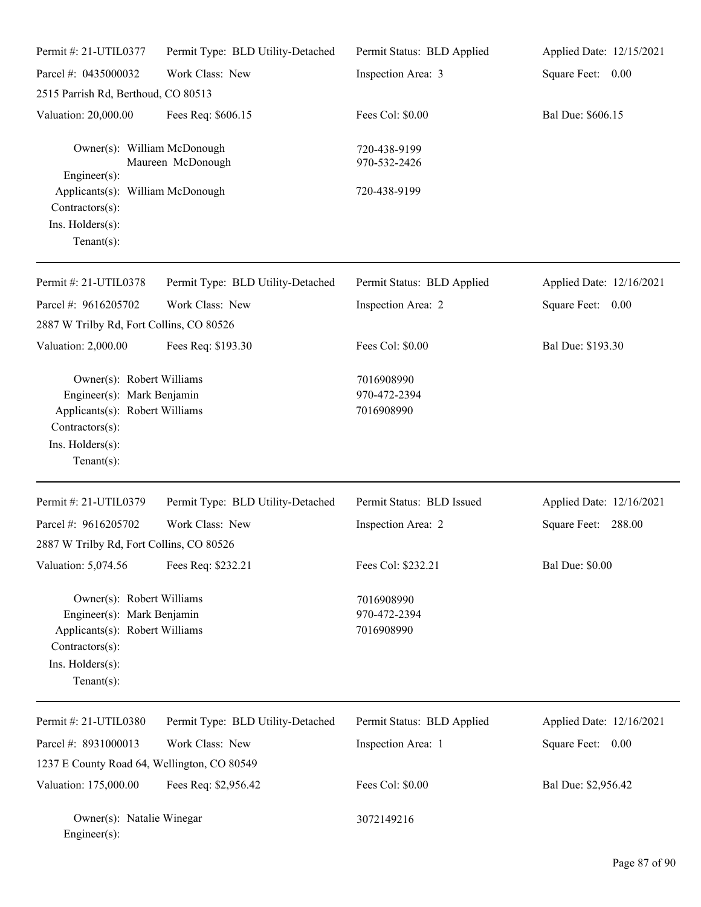| Permit #: 21-UTIL0377 | Permit Type: BLD Utility-Detached | Permit Status: BLD Applied | Applied Date: 12/15/2021 |
|---|---|---|---|
| Parcel #: 0435000032 | Work Class: New | Inspection Area: 3 | Square Feet: 0.00 |
| 2515 Parrish Rd, Berthoud, CO 80513 | | | |
| Valuation: 20,000.00 | Fees Req: $606.15 | Fees Col: $0.00 | Bal Due: $606.15 |

Owner(s): William McDonough — 720-438-9199
Maureen McDonough — 970-532-2426
Engineer(s):
Applicants(s): William McDonough — 720-438-9199
Contractors(s):
Ins. Holders(s):
Tenant(s):

---

| Permit #: 21-UTIL0378 | Permit Type: BLD Utility-Detached | Permit Status: BLD Applied | Applied Date: 12/16/2021 |
|---|---|---|---|
| Parcel #: 9616205702 | Work Class: New | Inspection Area: 2 | Square Feet: 0.00 |
| 2887 W Trilby Rd, Fort Collins, CO 80526 | | | |
| Valuation: 2,000.00 | Fees Req: $193.30 | Fees Col: $0.00 | Bal Due: $193.30 |

Owner(s): Robert Williams — 7016908990
Engineer(s): Mark Benjamin — 970-472-2394
Applicants(s): Robert Williams — 7016908990
Contractors(s):
Ins. Holders(s):
Tenant(s):

---

| Permit #: 21-UTIL0379 | Permit Type: BLD Utility-Detached | Permit Status: BLD Issued | Applied Date: 12/16/2021 |
|---|---|---|---|
| Parcel #: 9616205702 | Work Class: New | Inspection Area: 2 | Square Feet: 288.00 |
| 2887 W Trilby Rd, Fort Collins, CO 80526 | | | |
| Valuation: 5,074.56 | Fees Req: $232.21 | Fees Col: $232.21 | Bal Due: $0.00 |

Owner(s): Robert Williams — 7016908990
Engineer(s): Mark Benjamin — 970-472-2394
Applicants(s): Robert Williams — 7016908990
Contractors(s):
Ins. Holders(s):
Tenant(s):

---

| Permit #: 21-UTIL0380 | Permit Type: BLD Utility-Detached | Permit Status: BLD Applied | Applied Date: 12/16/2021 |
|---|---|---|---|
| Parcel #: 8931000013 | Work Class: New | Inspection Area: 1 | Square Feet: 0.00 |
| 1237 E County Road 64, Wellington, CO 80549 | | | |
| Valuation: 175,000.00 | Fees Req: $2,956.42 | Fees Col: $0.00 | Bal Due: $2,956.42 |

Owner(s): Natalie Winegar — 3072149216
Engineer(s):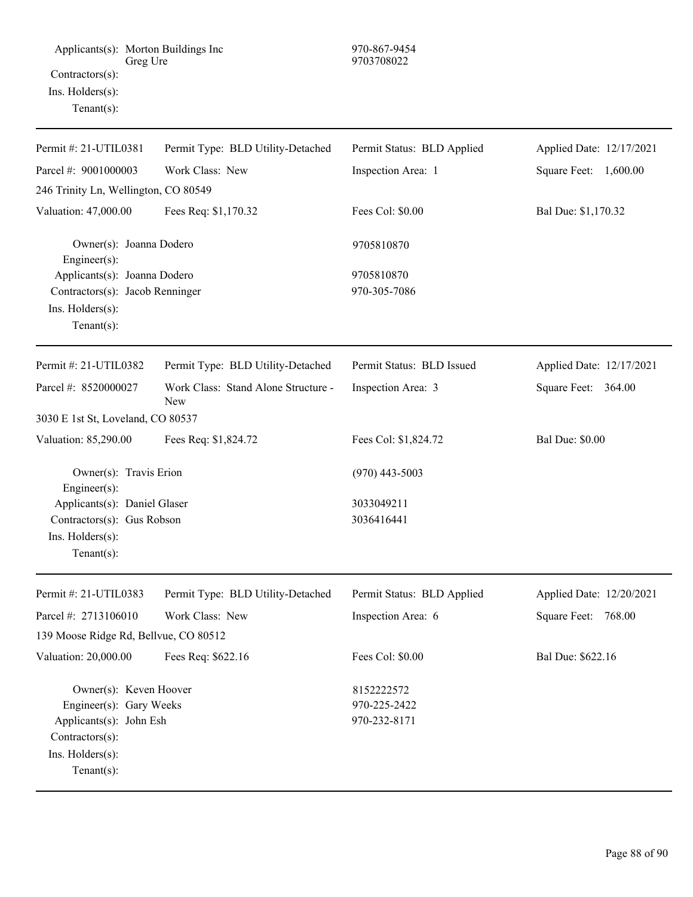Applicants(s): Morton Buildings Inc 970-867-9454
Greg Ure 9703708022
Contractors(s):
Ins. Holders(s):
Tenant(s):

---

| Permit #: 21-UTIL0381 | Permit Type: BLD Utility-Detached | Permit Status: BLD Applied | Applied Date: 12/17/2021 |
|---|---|---|---|
| Parcel #: 9001000003 | Work Class: New | Inspection Area: 1 | Square Feet: 1,600.00 |
| 246 Trinity Ln, Wellington, CO 80549 | | | |
| Valuation: 47,000.00 | Fees Req: $1,170.32 | Fees Col: $0.00 | Bal Due: $1,170.32 |

Owner(s): Joanna Dodero 9705810870
Engineer(s):
Applicants(s): Joanna Dodero 9705810870
Contractors(s): Jacob Renninger 970-305-7086
Ins. Holders(s):
Tenant(s):

---

| Permit #: 21-UTIL0382 | Permit Type: BLD Utility-Detached | Permit Status: BLD Issued | Applied Date: 12/17/2021 |
|---|---|---|---|
| Parcel #: 8520000027 | Work Class: Stand Alone Structure - New | Inspection Area: 3 | Square Feet: 364.00 |
| 3030 E 1st St, Loveland, CO 80537 | | | |
| Valuation: 85,290.00 | Fees Req: $1,824.72 | Fees Col: $1,824.72 | Bal Due: $0.00 |

Owner(s): Travis Erion (970) 443-5003
Engineer(s):
Applicants(s): Daniel Glaser 3033049211
Contractors(s): Gus Robson 3036416441
Ins. Holders(s):
Tenant(s):

---

| Permit #: 21-UTIL0383 | Permit Type: BLD Utility-Detached | Permit Status: BLD Applied | Applied Date: 12/20/2021 |
|---|---|---|---|
| Parcel #: 2713106010 | Work Class: New | Inspection Area: 6 | Square Feet: 768.00 |
| 139 Moose Ridge Rd, Bellvue, CO 80512 | | | |
| Valuation: 20,000.00 | Fees Req: $622.16 | Fees Col: $0.00 | Bal Due: $622.16 |

Owner(s): Keven Hoover 8152222572
Engineer(s): Gary Weeks 970-225-2422
Applicants(s): John Esh 970-232-8171
Contractors(s):
Ins. Holders(s):
Tenant(s):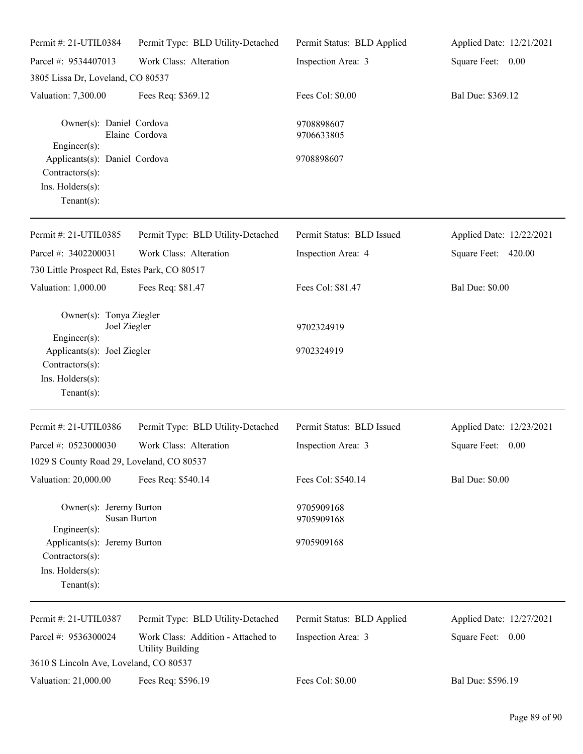Permit #: 21-UTIL0384 Permit Type: BLD Utility-Detached Permit Status: BLD Applied Applied Date: 12/21/2021

Parcel #: 9534407013 Work Class: Alteration Inspection Area: 3 Square Feet: 0.00

3805 Lissa Dr, Loveland, CO 80537

Valuation: 7,300.00 Fees Req: $369.12 Fees Col: $0.00 Bal Due: $369.12

Owner(s): Daniel Cordova 9708898607
Elaine Cordova 9706633805

Engineer(s):

Applicants(s): Daniel Cordova 9708898607

Contractors(s):

Ins. Holders(s):

Tenant(s):

---

Permit #: 21-UTIL0385 Permit Type: BLD Utility-Detached Permit Status: BLD Issued Applied Date: 12/22/2021

Parcel #: 3402200031 Work Class: Alteration Inspection Area: 4 Square Feet: 420.00

730 Little Prospect Rd, Estes Park, CO 80517

Valuation: 1,000.00 Fees Req: $81.47 Fees Col: $81.47 Bal Due: $0.00

Owner(s): Tonya Ziegler
Joel Ziegler 9702324919

Engineer(s):

Applicants(s): Joel Ziegler 9702324919

Contractors(s):

Ins. Holders(s):

Tenant(s):

---

Permit #: 21-UTIL0386 Permit Type: BLD Utility-Detached Permit Status: BLD Issued Applied Date: 12/23/2021

Parcel #: 0523000030 Work Class: Alteration Inspection Area: 3 Square Feet: 0.00

1029 S County Road 29, Loveland, CO 80537

Valuation: 20,000.00 Fees Req: $540.14 Fees Col: $540.14 Bal Due: $0.00

Owner(s): Jeremy Burton 9705909168
Susan Burton 9705909168

Engineer(s):

Applicants(s): Jeremy Burton 9705909168

Contractors(s):

Ins. Holders(s):

Tenant(s):

---

Permit #: 21-UTIL0387 Permit Type: BLD Utility-Detached Permit Status: BLD Applied Applied Date: 12/27/2021

Parcel #: 9536300024 Work Class: Addition - Attached to Utility Building Inspection Area: 3 Square Feet: 0.00

3610 S Lincoln Ave, Loveland, CO 80537

Valuation: 21,000.00 Fees Req: $596.19 Fees Col: $0.00 Bal Due: $596.19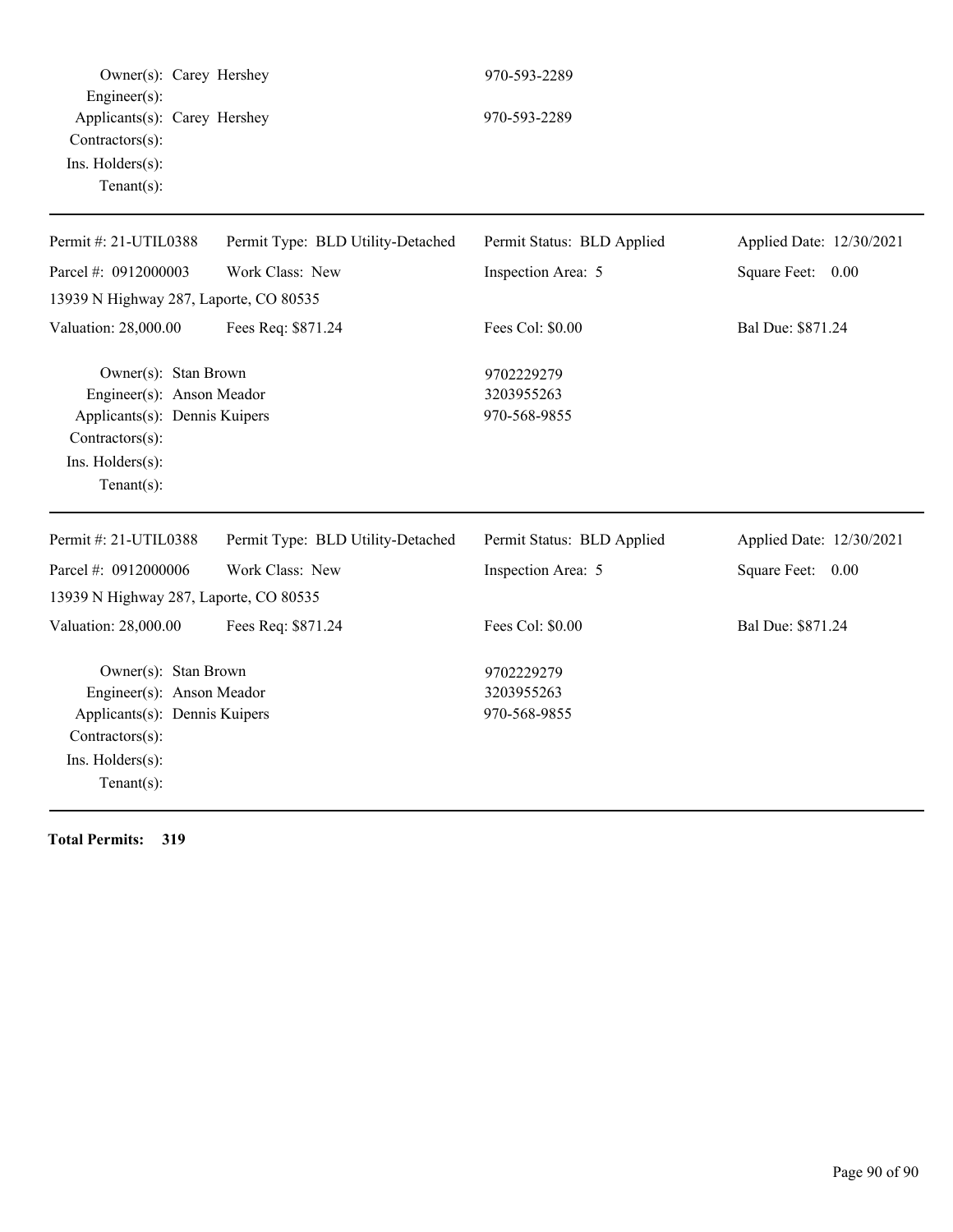Owner(s): Carey Hershey 970-593-2289
Engineer(s):
Applicants(s): Carey Hershey 970-593-2289
Contractors(s):
Ins. Holders(s):
Tenant(s):

---

| | | | |
|---|---|---|---|
| Permit #: 21-UTIL0388 | Permit Type: BLD Utility-Detached | Permit Status: BLD Applied | Applied Date: 12/30/2021 |
| Parcel #: 0912000003 | Work Class: New | Inspection Area: 5 | Square Feet: 0.00 |
| 13939 N Highway 287, Laporte, CO 80535 | | | |
| Valuation: 28,000.00 | Fees Req: $871.24 | Fees Col: $0.00 | Bal Due: $871.24 |

Owner(s): Stan Brown 9702229279
Engineer(s): Anson Meador 3203955263
Applicants(s): Dennis Kuipers 970-568-9855
Contractors(s):
Ins. Holders(s):
Tenant(s):

---

| | | | |
|---|---|---|---|
| Permit #: 21-UTIL0388 | Permit Type: BLD Utility-Detached | Permit Status: BLD Applied | Applied Date: 12/30/2021 |
| Parcel #: 0912000006 | Work Class: New | Inspection Area: 5 | Square Feet: 0.00 |
| 13939 N Highway 287, Laporte, CO 80535 | | | |
| Valuation: 28,000.00 | Fees Req: $871.24 | Fees Col: $0.00 | Bal Due: $871.24 |

Owner(s): Stan Brown 9702229279
Engineer(s): Anson Meador 3203955263
Applicants(s): Dennis Kuipers 970-568-9855
Contractors(s):
Ins. Holders(s):
Tenant(s):

---

**Total Permits: 319**